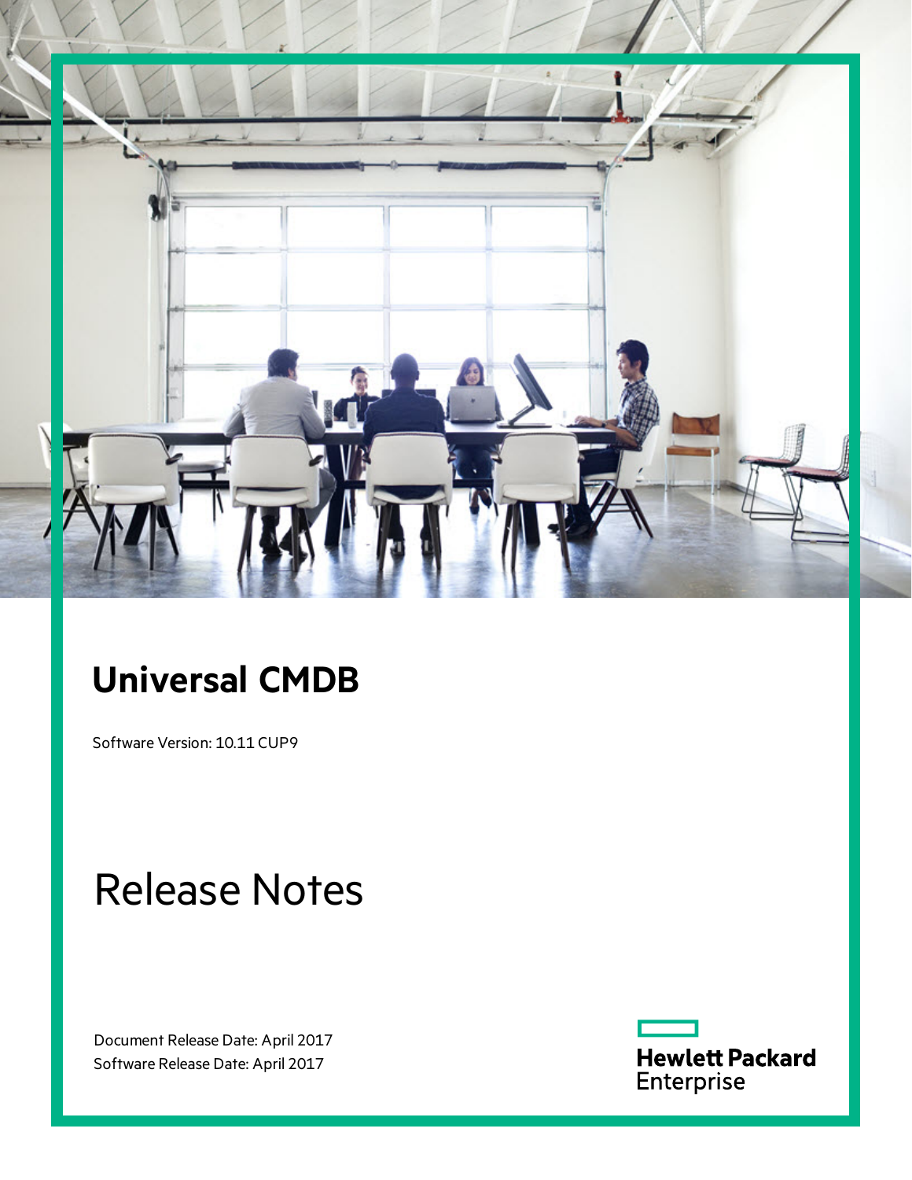# Universal CMDB

Software Version: 10.11 CUP9

# Release Notes

Document Release Date: April 2017
Software Release Date: April 2017

Hewlett Packard Enterprise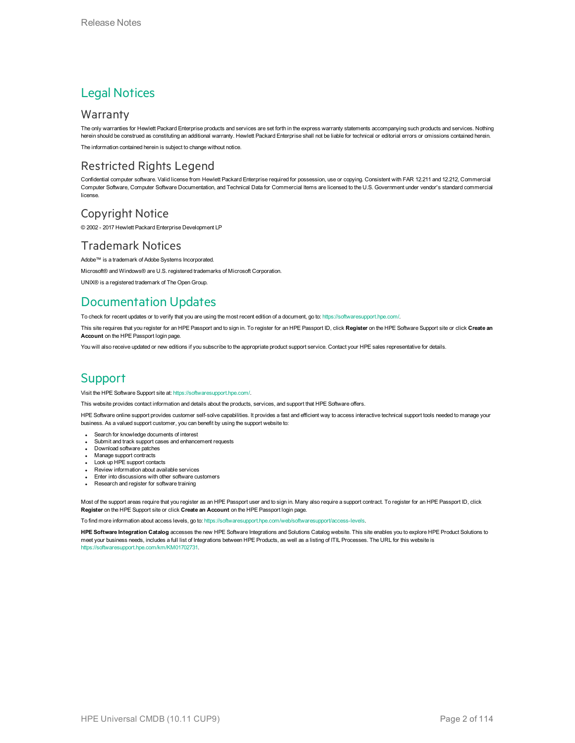# Legal Notices

## Warranty

The only warranties for Hewlett Packard Enterprise products and services are set forth in the express warranty statements accompanying such products and services. Nothing herein should be construed as constituting an additional warranty. Hewlett Packard Enterprise shall not be liable for technical or editorial errors or omissions contained herein.

The information contained herein is subject to change without notice.

## Restricted Rights Legend

Confidential computer software. Valid license from Hewlett Packard Enterprise required for possession, use or copying. Consistent with FAR 12.211 and 12.212, Commercial Computer Software, Computer Software Documentation, and Technical Data for Commercial Items are licensed to the U.S. Government under vendor's standard commercial license.

## Copyright Notice

© 2002 - 2017 Hewlett Packard Enterprise Development LP

## Trademark Notices

Adobe™ is a trademark of Adobe Systems Incorporated.

Microsoft® and Windows® are U.S. registered trademarks of Microsoft Corporation.

UNIX® is a registered trademark of The Open Group.

# Documentation Updates

To check for recent updates or to verify that you are using the most recent edition of a document, go to: https://softwaresupport.hpe.com/.

This site requires that you register for an HPE Passport and to sign in. To register for an HPE Passport ID, click **Register** on the HPE Software Support site or click **Create an Account** on the HPE Passport login page.

You will also receive updated or new editions if you subscribe to the appropriate product support service. Contact your HPE sales representative for details.

# Support

Visit the HPE Software Support site at: https://softwaresupport.hpe.com/.

This website provides contact information and details about the products, services, and support that HPE Software offers.

HPE Software online support provides customer self-solve capabilities. It provides a fast and efficient way to access interactive technical support tools needed to manage your business. As a valued support customer, you can benefit by using the support website to:

- Search for knowledge documents of interest
- Submit and track support cases and enhancement requests
- Download software patches
- Manage support contracts
- Look up HPE support contacts
- Review information about available services
- Enter into discussions with other software customers
- Research and register for software training

Most of the support areas require that you register as an HPE Passport user and to sign in. Many also require a support contract. To register for an HPE Passport ID, click **Register** on the HPE Support site or click **Create an Account** on the HPE Passport login page.

To find more information about access levels, go to: https://softwaresupport.hpe.com/web/softwaresupport/access-levels.

**HPE Software Integration Catalog** accesses the new HPE Software Integrations and Solutions Catalog website. This site enables you to explore HPE Product Solutions to meet your business needs, includes a full list of Integrations between HPE Products, as well as a listing of ITIL Processes. The URL for this website is https://softwaresupport.hpe.com/km/KM01702731.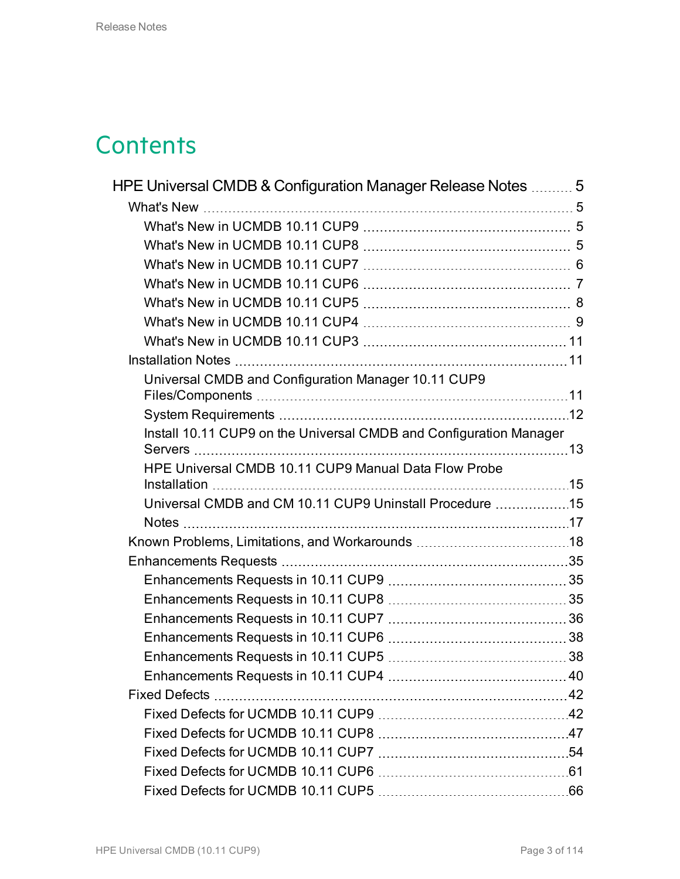# Contents

- HPE Universal CMDB & Configuration Manager Release Notes ... 5
  - What's New ... 5
    - What's New in UCMDB 10.11 CUP9 ... 5
    - What's New in UCMDB 10.11 CUP8 ... 5
    - What's New in UCMDB 10.11 CUP7 ... 6
    - What's New in UCMDB 10.11 CUP6 ... 7
    - What's New in UCMDB 10.11 CUP5 ... 8
    - What's New in UCMDB 10.11 CUP4 ... 9
    - What's New in UCMDB 10.11 CUP3 ... 11
  - Installation Notes ... 11
    - Universal CMDB and Configuration Manager 10.11 CUP9 Files/Components ... 11
    - System Requirements ... 12
    - Install 10.11 CUP9 on the Universal CMDB and Configuration Manager Servers ... 13
    - HPE Universal CMDB 10.11 CUP9 Manual Data Flow Probe Installation ... 15
    - Universal CMDB and CM 10.11 CUP9 Uninstall Procedure ... 15
    - Notes ... 17
  - Known Problems, Limitations, and Workarounds ... 18
  - Enhancements Requests ... 35
    - Enhancements Requests in 10.11 CUP9 ... 35
    - Enhancements Requests in 10.11 CUP8 ... 35
    - Enhancements Requests in 10.11 CUP7 ... 36
    - Enhancements Requests in 10.11 CUP6 ... 38
    - Enhancements Requests in 10.11 CUP5 ... 38
    - Enhancements Requests in 10.11 CUP4 ... 40
  - Fixed Defects ... 42
    - Fixed Defects for UCMDB 10.11 CUP9 ... 42
    - Fixed Defects for UCMDB 10.11 CUP8 ... 47
    - Fixed Defects for UCMDB 10.11 CUP7 ... 54
    - Fixed Defects for UCMDB 10.11 CUP6 ... 61
    - Fixed Defects for UCMDB 10.11 CUP5 ... 66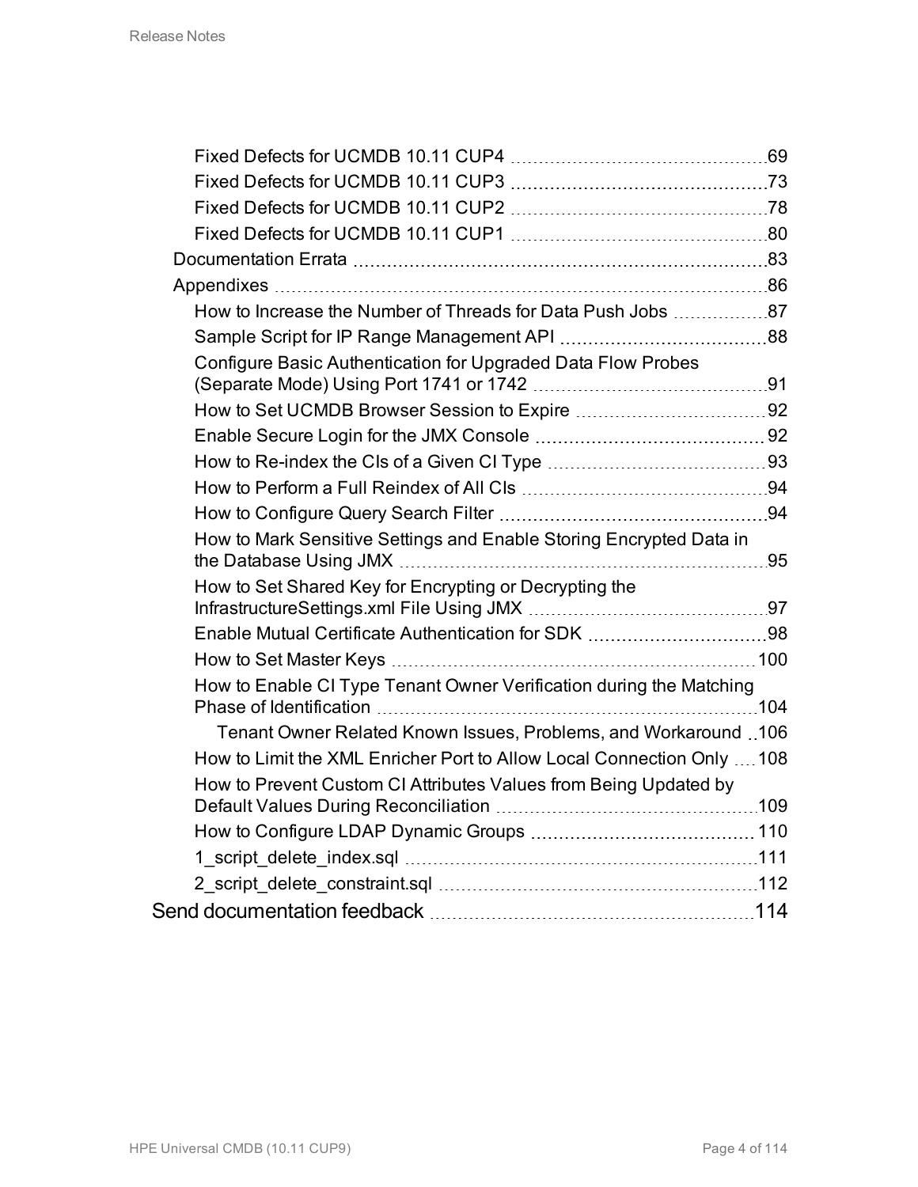- Fixed Defects for UCMDB 10.11 CUP4 69
- Fixed Defects for UCMDB 10.11 CUP3 73
- Fixed Defects for UCMDB 10.11 CUP2 78
- Fixed Defects for UCMDB 10.11 CUP1 80

Documentation Errata 83

Appendixes 86

- How to Increase the Number of Threads for Data Push Jobs 87
- Sample Script for IP Range Management API 88
- Configure Basic Authentication for Upgraded Data Flow Probes (Separate Mode) Using Port 1741 or 1742 91
- How to Set UCMDB Browser Session to Expire 92
- Enable Secure Login for the JMX Console 92
- How to Re-index the CIs of a Given CI Type 93
- How to Perform a Full Reindex of All CIs 94
- How to Configure Query Search Filter 94
- How to Mark Sensitive Settings and Enable Storing Encrypted Data in the Database Using JMX 95
- How to Set Shared Key for Encrypting or Decrypting the InfrastructureSettings.xml File Using JMX 97
- Enable Mutual Certificate Authentication for SDK 98
- How to Set Master Keys 100
- How to Enable CI Type Tenant Owner Verification during the Matching Phase of Identification 104
  - Tenant Owner Related Known Issues, Problems, and Workaround 106
- How to Limit the XML Enricher Port to Allow Local Connection Only 108
- How to Prevent Custom CI Attributes Values from Being Updated by Default Values During Reconciliation 109
- How to Configure LDAP Dynamic Groups 110
- 1_script_delete_index.sql 111
- 2_script_delete_constraint.sql 112

Send documentation feedback 114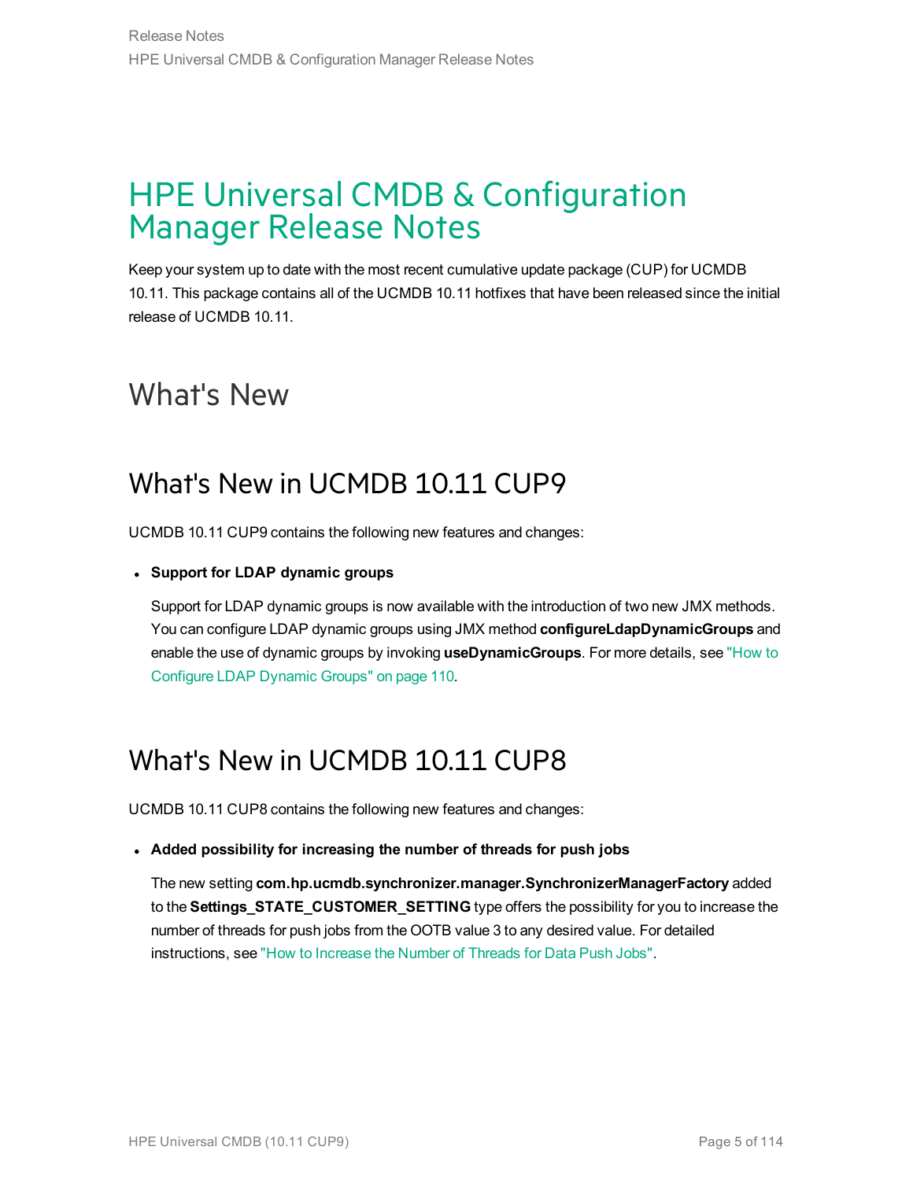# HPE Universal CMDB & Configuration Manager Release Notes

Keep your system up to date with the most recent cumulative update package (CUP) for UCMDB 10.11. This package contains all of the UCMDB 10.11 hotfixes that have been released since the initial release of UCMDB 10.11.

## What's New

### What's New in UCMDB 10.11 CUP9

UCMDB 10.11 CUP9 contains the following new features and changes:

- **Support for LDAP dynamic groups**

  Support for LDAP dynamic groups is now available with the introduction of two new JMX methods. You can configure LDAP dynamic groups using JMX method **configureLdapDynamicGroups** and enable the use of dynamic groups by invoking **useDynamicGroups**. For more details, see "How to Configure LDAP Dynamic Groups" on page 110.

### What's New in UCMDB 10.11 CUP8

UCMDB 10.11 CUP8 contains the following new features and changes:

- **Added possibility for increasing the number of threads for push jobs**

  The new setting **com.hp.ucmdb.synchronizer.manager.SynchronizerManagerFactory** added to the **Settings_STATE_CUSTOMER_SETTING** type offers the possibility for you to increase the number of threads for push jobs from the OOTB value 3 to any desired value. For detailed instructions, see "How to Increase the Number of Threads for Data Push Jobs".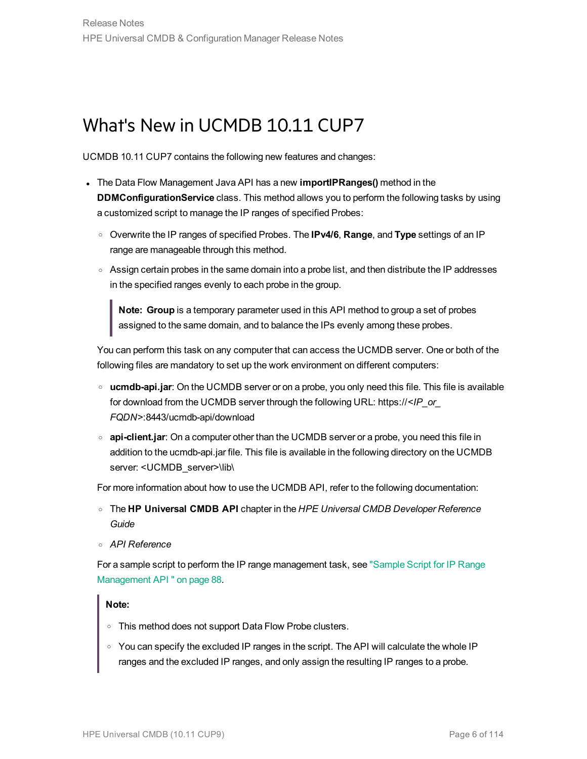# What's New in UCMDB 10.11 CUP7

UCMDB 10.11 CUP7 contains the following new features and changes:

- The Data Flow Management Java API has a new **importIPRanges()** method in the **DDMConfigurationService** class. This method allows you to perform the following tasks by using a customized script to manage the IP ranges of specified Probes:
  - Overwrite the IP ranges of specified Probes. The **IPv4/6**, **Range**, and **Type** settings of an IP range are manageable through this method.
  - Assign certain probes in the same domain into a probe list, and then distribute the IP addresses in the specified ranges evenly to each probe in the group.

    > **Note: Group** is a temporary parameter used in this API method to group a set of probes assigned to the same domain, and to balance the IPs evenly among these probes.

  You can perform this task on any computer that can access the UCMDB server. One or both of the following files are mandatory to set up the work environment on different computers:

  - **ucmdb-api.jar**: On the UCMDB server or on a probe, you only need this file. This file is available for download from the UCMDB server through the following URL: https://<*IP_or_FQDN*>:8443/ucmdb-api/download
  - **api-client.jar**: On a computer other than the UCMDB server or a probe, you need this file in addition to the ucmdb-api.jar file. This file is available in the following directory on the UCMDB server: <UCMDB_server>\lib\

  For more information about how to use the UCMDB API, refer to the following documentation:

  - The **HP Universal CMDB API** chapter in the *HPE Universal CMDB Developer Reference Guide*
  - *API Reference*

  For a sample script to perform the IP range management task, see "Sample Script for IP Range Management API " on page 88.

  > **Note:**
  >
  > - This method does not support Data Flow Probe clusters.
  > - You can specify the excluded IP ranges in the script. The API will calculate the whole IP ranges and the excluded IP ranges, and only assign the resulting IP ranges to a probe.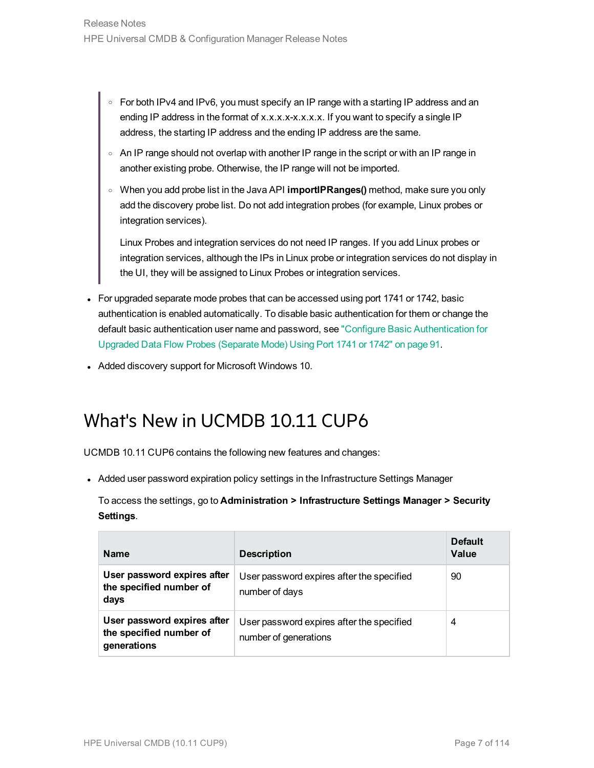- For both IPv4 and IPv6, you must specify an IP range with a starting IP address and an ending IP address in the format of x.x.x.x-x.x.x.x. If you want to specify a single IP address, the starting IP address and the ending IP address are the same.
- An IP range should not overlap with another IP range in the script or with an IP range in another existing probe. Otherwise, the IP range will not be imported.
- When you add probe list in the Java API **importIPRanges()** method, make sure you only add the discovery probe list. Do not add integration probes (for example, Linux probes or integration services).

  Linux Probes and integration services do not need IP ranges. If you add Linux probes or integration services, although the IPs in Linux probe or integration services do not display in the UI, they will be assigned to Linux Probes or integration services.

- For upgraded separate mode probes that can be accessed using port 1741 or 1742, basic authentication is enabled automatically. To disable basic authentication for them or change the default basic authentication user name and password, see "Configure Basic Authentication for Upgraded Data Flow Probes (Separate Mode) Using Port 1741 or 1742" on page 91.
- Added discovery support for Microsoft Windows 10.

# What's New in UCMDB 10.11 CUP6

UCMDB 10.11 CUP6 contains the following new features and changes:

- Added user password expiration policy settings in the Infrastructure Settings Manager

  To access the settings, go to **Administration > Infrastructure Settings Manager > Security Settings**.

| Name | Description | Default Value |
|---|---|---|
| **User password expires after the specified number of days** | User password expires after the specified number of days | 90 |
| **User password expires after the specified number of generations** | User password expires after the specified number of generations | 4 |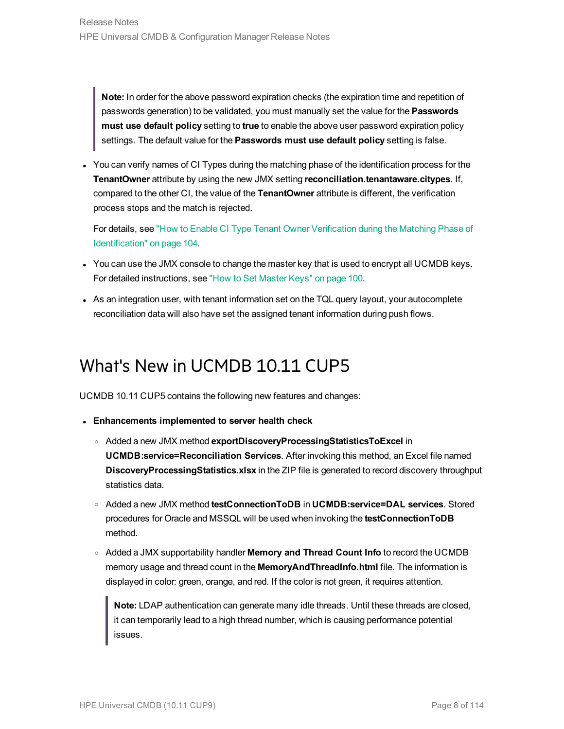> **Note:** In order for the above password expiration checks (the expiration time and repetition of passwords generation) to be validated, you must manually set the value for the **Passwords must use default policy** setting to **true** to enable the above user password expiration policy settings. The default value for the **Passwords must use default policy** setting is false.

- You can verify names of CI Types during the matching phase of the identification process for the **TenantOwner** attribute by using the new JMX setting **reconciliation.tenantaware.citypes**. If, compared to the other CI, the value of the **TenantOwner** attribute is different, the verification process stops and the match is rejected.

  For details, see "How to Enable CI Type Tenant Owner Verification during the Matching Phase of Identification" on page 104.

- You can use the JMX console to change the master key that is used to encrypt all UCMDB keys. For detailed instructions, see "How to Set Master Keys" on page 100.
- As an integration user, with tenant information set on the TQL query layout, your autocomplete reconciliation data will also have set the assigned tenant information during push flows.

# What's New in UCMDB 10.11 CUP5

UCMDB 10.11 CUP5 contains the following new features and changes:

- **Enhancements implemented to server health check**
  - Added a new JMX method **exportDiscoveryProcessingStatisticsToExcel** in **UCMDB:service=Reconciliation Services**. After invoking this method, an Excel file named **DiscoveryProcessingStatistics.xlsx** in the ZIP file is generated to record discovery throughput statistics data.
  - Added a new JMX method **testConnectionToDB** in **UCMDB:service=DAL services**. Stored procedures for Oracle and MSSQL will be used when invoking the **testConnectionToDB** method.
  - Added a JMX supportability handler **Memory and Thread Count Info** to record the UCMDB memory usage and thread count in the **MemoryAndThreadInfo.html** file. The information is displayed in color: green, orange, and red. If the color is not green, it requires attention.

    > **Note:** LDAP authentication can generate many idle threads. Until these threads are closed, it can temporarily lead to a high thread number, which is causing performance potential issues.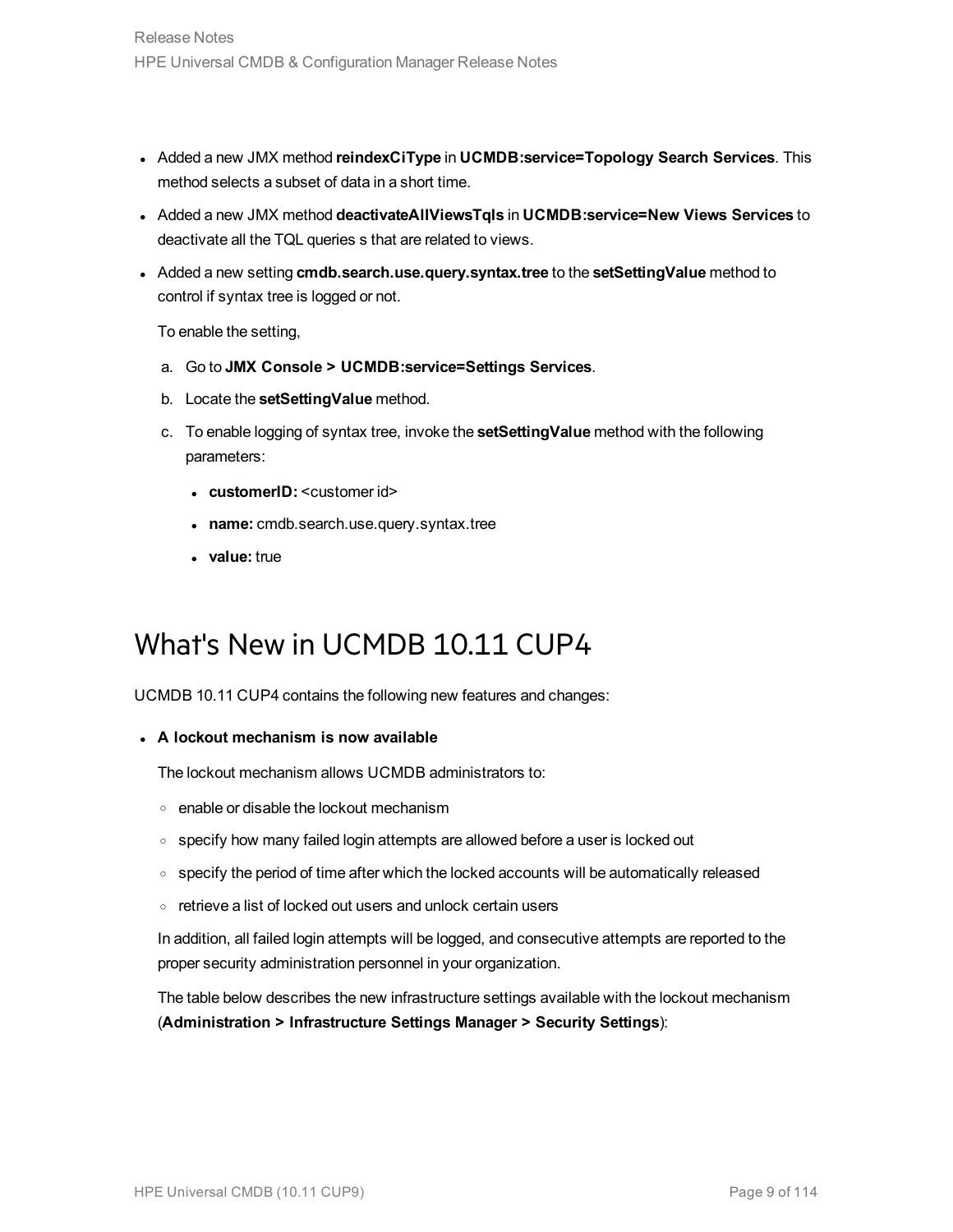- Added a new JMX method **reindexCiType** in **UCMDB:service=Topology Search Services**. This method selects a subset of data in a short time.
- Added a new JMX method **deactivateAllViewsTqls** in **UCMDB:service=New Views Services** to deactivate all the TQL queries s that are related to views.
- Added a new setting **cmdb.search.use.query.syntax.tree** to the **setSettingValue** method to control if syntax tree is logged or not.

  To enable the setting,

  a. Go to **JMX Console > UCMDB:service=Settings Services**.
  b. Locate the **setSettingValue** method.
  c. To enable logging of syntax tree, invoke the **setSettingValue** method with the following parameters:
     - **customerID:** <customer id>
     - **name:** cmdb.search.use.query.syntax.tree
     - **value:** true

# What's New in UCMDB 10.11 CUP4

UCMDB 10.11 CUP4 contains the following new features and changes:

- **A lockout mechanism is now available**

  The lockout mechanism allows UCMDB administrators to:

  - enable or disable the lockout mechanism
  - specify how many failed login attempts are allowed before a user is locked out
  - specify the period of time after which the locked accounts will be automatically released
  - retrieve a list of locked out users and unlock certain users

  In addition, all failed login attempts will be logged, and consecutive attempts are reported to the proper security administration personnel in your organization.

  The table below describes the new infrastructure settings available with the lockout mechanism (**Administration > Infrastructure Settings Manager > Security Settings**):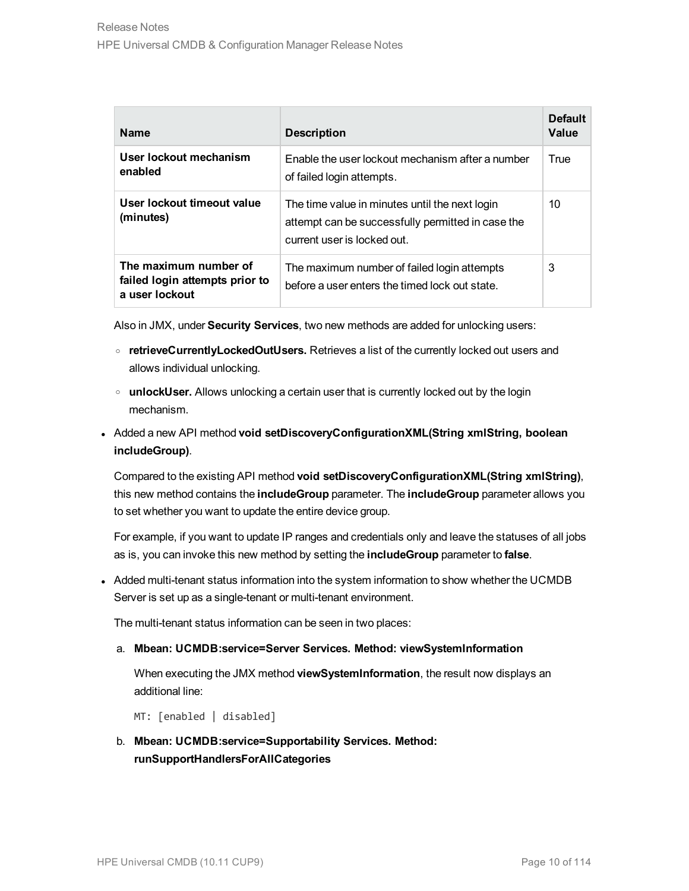| Name | Description | Default Value |
|---|---|---|
| **User lockout mechanism enabled** | Enable the user lockout mechanism after a number of failed login attempts. | True |
| **User lockout timeout value (minutes)** | The time value in minutes until the next login attempt can be successfully permitted in case the current user is locked out. | 10 |
| **The maximum number of failed login attempts prior to a user lockout** | The maximum number of failed login attempts before a user enters the timed lock out state. | 3 |

Also in JMX, under **Security Services**, two new methods are added for unlocking users:

- **retrieveCurrentlyLockedOutUsers.** Retrieves a list of the currently locked out users and allows individual unlocking.
- **unlockUser.** Allows unlocking a certain user that is currently locked out by the login mechanism.

- Added a new API method **void setDiscoveryConfigurationXML(String xmlString, boolean includeGroup)**.

  Compared to the existing API method **void setDiscoveryConfigurationXML(String xmlString)**, this new method contains the **includeGroup** parameter. The **includeGroup** parameter allows you to set whether you want to update the entire device group.

  For example, if you want to update IP ranges and credentials only and leave the statuses of all jobs as is, you can invoke this new method by setting the **includeGroup** parameter to **false**.

- Added multi-tenant status information into the system information to show whether the UCMDB Server is set up as a single-tenant or multi-tenant environment.

  The multi-tenant status information can be seen in two places:

  a. **Mbean: UCMDB:service=Server Services. Method: viewSystemInformation**

     When executing the JMX method **viewSystemInformation**, the result now displays an additional line:

     ```
     MT: [enabled | disabled]
     ```

  b. **Mbean: UCMDB:service=Supportability Services. Method: runSupportHandlersForAllCategories**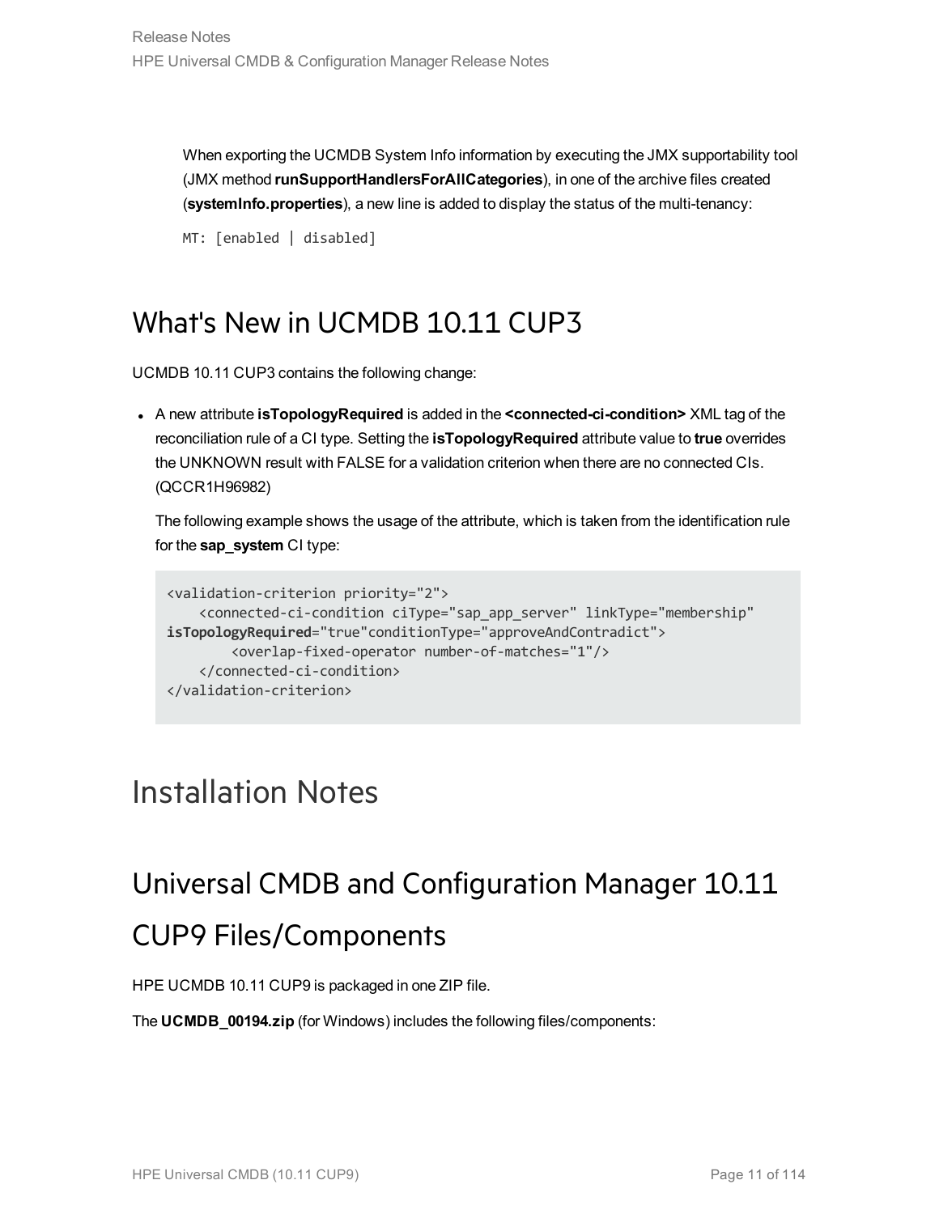When exporting the UCMDB System Info information by executing the JMX supportability tool (JMX method **runSupportHandlersForAllCategories**), in one of the archive files created (**systemInfo.properties**), a new line is added to display the status of the multi-tenancy:

```
MT: [enabled | disabled]
```

## What's New in UCMDB 10.11 CUP3

UCMDB 10.11 CUP3 contains the following change:

- A new attribute **isTopologyRequired** is added in the **<connected-ci-condition>** XML tag of the reconciliation rule of a CI type. Setting the **isTopologyRequired** attribute value to **true** overrides the UNKNOWN result with FALSE for a validation criterion when there are no connected CIs. (QCCR1H96982)

  The following example shows the usage of the attribute, which is taken from the identification rule for the **sap_system** CI type:

  ```
  <validation-criterion priority="2">
      <connected-ci-condition ciType="sap_app_server" linkType="membership"
  isTopologyRequired="true"conditionType="approveAndContradict">
          <overlap-fixed-operator number-of-matches="1"/>
      </connected-ci-condition>
  </validation-criterion>
  ```

# Installation Notes

## Universal CMDB and Configuration Manager 10.11 CUP9 Files/Components

HPE UCMDB 10.11 CUP9 is packaged in one ZIP file.

The **UCMDB_00194.zip** (for Windows) includes the following files/components: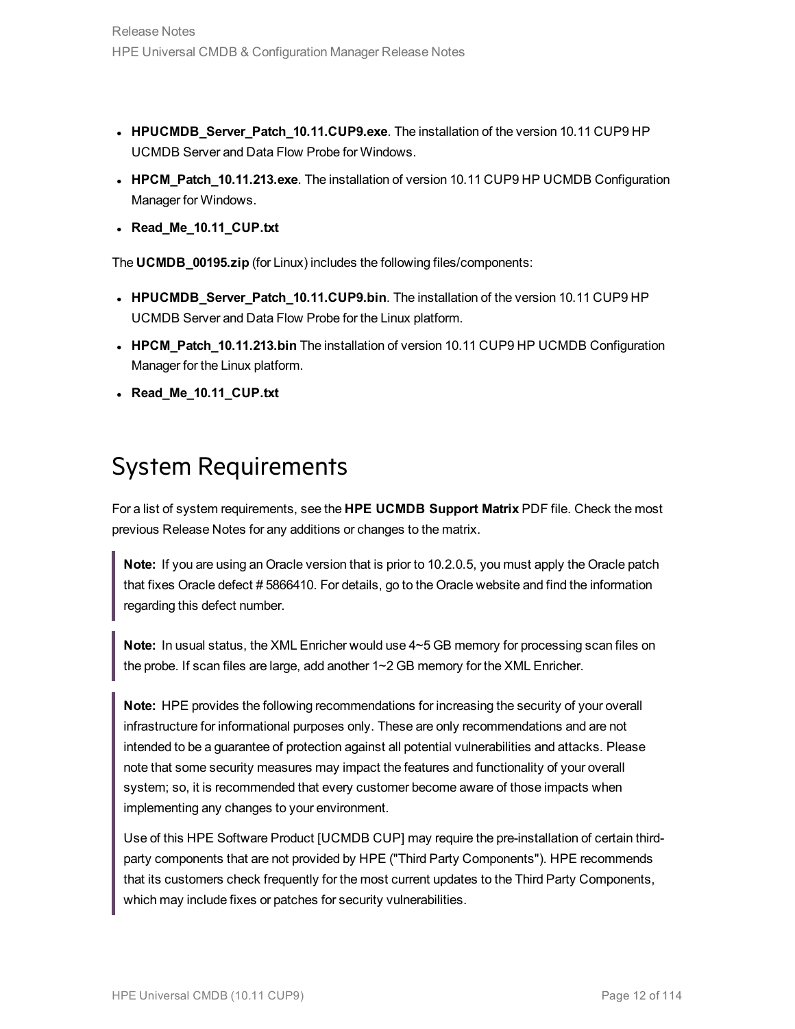- **HPUCMDB_Server_Patch_10.11.CUP9.exe**. The installation of the version 10.11 CUP9 HP UCMDB Server and Data Flow Probe for Windows.
- **HPCM_Patch_10.11.213.exe**. The installation of version 10.11 CUP9 HP UCMDB Configuration Manager for Windows.
- **Read_Me_10.11_CUP.txt**

The **UCMDB_00195.zip** (for Linux) includes the following files/components:

- **HPUCMDB_Server_Patch_10.11.CUP9.bin**. The installation of the version 10.11 CUP9 HP UCMDB Server and Data Flow Probe for the Linux platform.
- **HPCM_Patch_10.11.213.bin** The installation of version 10.11 CUP9 HP UCMDB Configuration Manager for the Linux platform.
- **Read_Me_10.11_CUP.txt**

# System Requirements

For a list of system requirements, see the **HPE UCMDB Support Matrix** PDF file. Check the most previous Release Notes for any additions or changes to the matrix.

> **Note:** If you are using an Oracle version that is prior to 10.2.0.5, you must apply the Oracle patch that fixes Oracle defect # 5866410. For details, go to the Oracle website and find the information regarding this defect number.

> **Note:** In usual status, the XML Enricher would use 4~5 GB memory for processing scan files on the probe. If scan files are large, add another 1~2 GB memory for the XML Enricher.

> **Note:** HPE provides the following recommendations for increasing the security of your overall infrastructure for informational purposes only. These are only recommendations and are not intended to be a guarantee of protection against all potential vulnerabilities and attacks. Please note that some security measures may impact the features and functionality of your overall system; so, it is recommended that every customer become aware of those impacts when implementing any changes to your environment.
>
> Use of this HPE Software Product [UCMDB CUP] may require the pre-installation of certain third-party components that are not provided by HPE ("Third Party Components"). HPE recommends that its customers check frequently for the most current updates to the Third Party Components, which may include fixes or patches for security vulnerabilities.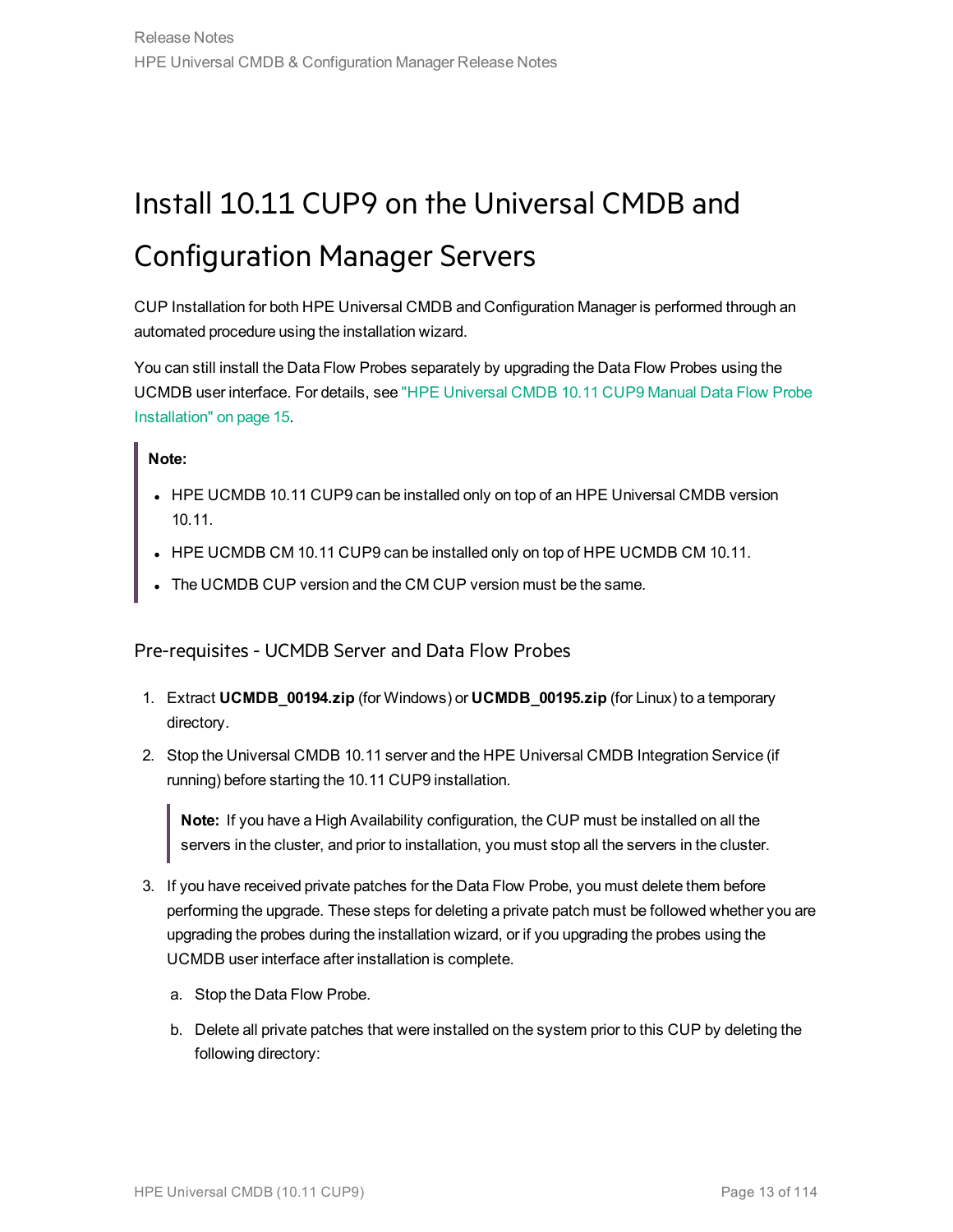# Install 10.11 CUP9 on the Universal CMDB and Configuration Manager Servers

CUP Installation for both HPE Universal CMDB and Configuration Manager is performed through an automated procedure using the installation wizard.

You can still install the Data Flow Probes separately by upgrading the Data Flow Probes using the UCMDB user interface. For details, see "HPE Universal CMDB 10.11 CUP9 Manual Data Flow Probe Installation" on page 15.

> **Note:**
>
> - HPE UCMDB 10.11 CUP9 can be installed only on top of an HPE Universal CMDB version 10.11.
> - HPE UCMDB CM 10.11 CUP9 can be installed only on top of HPE UCMDB CM 10.11.
> - The UCMDB CUP version and the CM CUP version must be the same.

## Pre-requisites - UCMDB Server and Data Flow Probes

1. Extract **UCMDB_00194.zip** (for Windows) or **UCMDB_00195.zip** (for Linux) to a temporary directory.
2. Stop the Universal CMDB 10.11 server and the HPE Universal CMDB Integration Service (if running) before starting the 10.11 CUP9 installation.

   > **Note:** If you have a High Availability configuration, the CUP must be installed on all the servers in the cluster, and prior to installation, you must stop all the servers in the cluster.

3. If you have received private patches for the Data Flow Probe, you must delete them before performing the upgrade. These steps for deleting a private patch must be followed whether you are upgrading the probes during the installation wizard, or if you upgrading the probes using the UCMDB user interface after installation is complete.

   a. Stop the Data Flow Probe.

   b. Delete all private patches that were installed on the system prior to this CUP by deleting the following directory: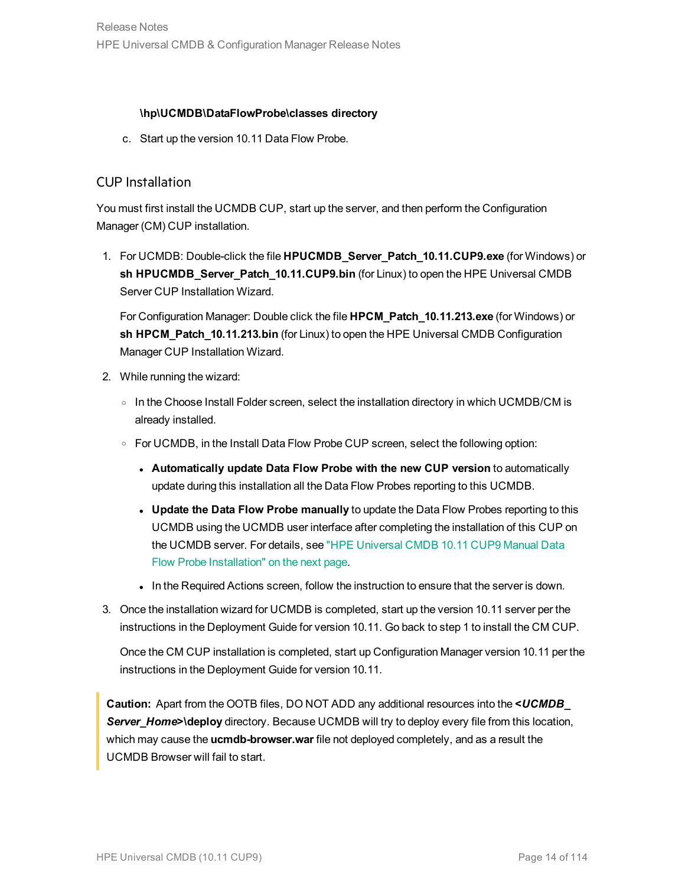**\hp\UCMDB\DataFlowProbe\classes directory**

c. Start up the version 10.11 Data Flow Probe.

### CUP Installation

You must first install the UCMDB CUP, start up the server, and then perform the Configuration Manager (CM) CUP installation.

1. For UCMDB: Double-click the file **HPUCMDB_Server_Patch_10.11.CUP9.exe** (for Windows) or **sh HPUCMDB_Server_Patch_10.11.CUP9.bin** (for Linux) to open the HPE Universal CMDB Server CUP Installation Wizard.

   For Configuration Manager: Double click the file **HPCM_Patch_10.11.213.exe** (for Windows) or **sh HPCM_Patch_10.11.213.bin** (for Linux) to open the HPE Universal CMDB Configuration Manager CUP Installation Wizard.

2. While running the wizard:
   - In the Choose Install Folder screen, select the installation directory in which UCMDB/CM is already installed.
   - For UCMDB, in the Install Data Flow Probe CUP screen, select the following option:
     - **Automatically update Data Flow Probe with the new CUP version** to automatically update during this installation all the Data Flow Probes reporting to this UCMDB.
     - **Update the Data Flow Probe manually** to update the Data Flow Probes reporting to this UCMDB using the UCMDB user interface after completing the installation of this CUP on the UCMDB server. For details, see "HPE Universal CMDB 10.11 CUP9 Manual Data Flow Probe Installation" on the next page.
     - In the Required Actions screen, follow the instruction to ensure that the server is down.

3. Once the installation wizard for UCMDB is completed, start up the version 10.11 server per the instructions in the Deployment Guide for version 10.11. Go back to step 1 to install the CM CUP.

   Once the CM CUP installation is completed, start up Configuration Manager version 10.11 per the instructions in the Deployment Guide for version 10.11.

> **Caution:** Apart from the OOTB files, DO NOT ADD any additional resources into the ***<UCMDB_Server_Home>*\deploy** directory. Because UCMDB will try to deploy every file from this location, which may cause the **ucmdb-browser.war** file not deployed completely, and as a result the UCMDB Browser will fail to start.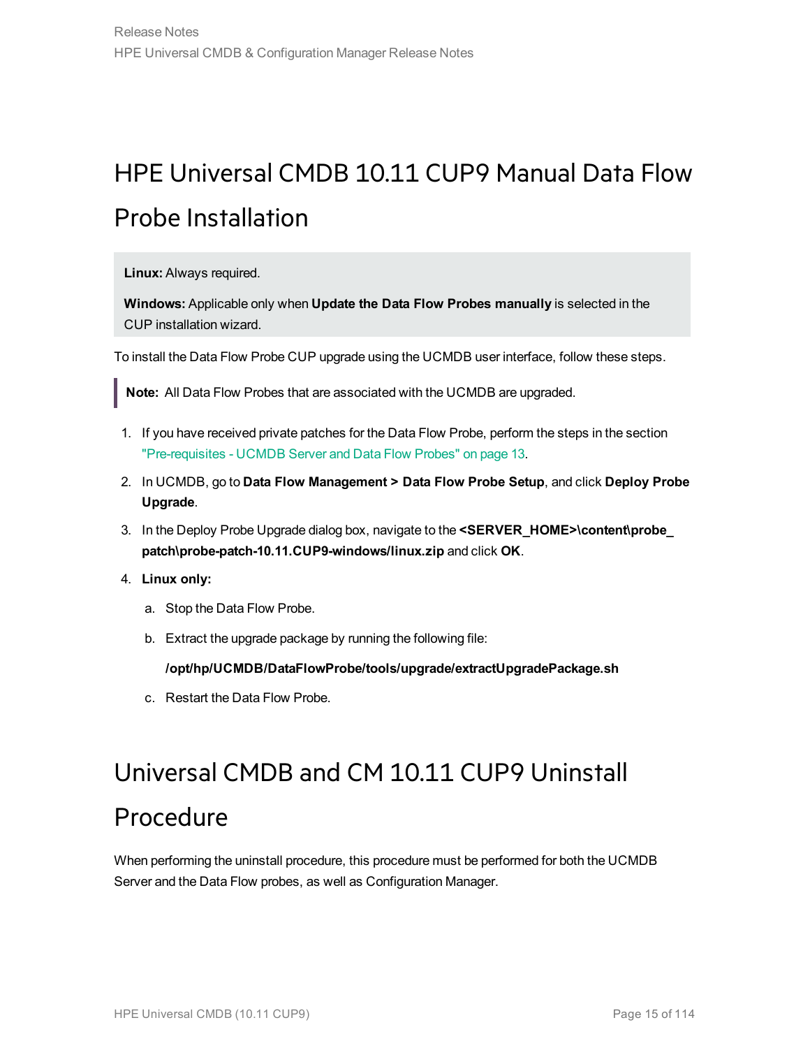# HPE Universal CMDB 10.11 CUP9 Manual Data Flow Probe Installation

**Linux:** Always required.

**Windows:** Applicable only when **Update the Data Flow Probes manually** is selected in the CUP installation wizard.

To install the Data Flow Probe CUP upgrade using the UCMDB user interface, follow these steps.

> **Note:** All Data Flow Probes that are associated with the UCMDB are upgraded.

1. If you have received private patches for the Data Flow Probe, perform the steps in the section "Pre-requisites - UCMDB Server and Data Flow Probes" on page 13.
2. In UCMDB, go to **Data Flow Management > Data Flow Probe Setup**, and click **Deploy Probe Upgrade**.
3. In the Deploy Probe Upgrade dialog box, navigate to the **<SERVER_HOME>\content\probe_patch\probe-patch-10.11.CUP9-windows/linux.zip** and click **OK**.
4. **Linux only:**
   1. Stop the Data Flow Probe.
   2. Extract the upgrade package by running the following file:

      **/opt/hp/UCMDB/DataFlowProbe/tools/upgrade/extractUpgradePackage.sh**
   3. Restart the Data Flow Probe.

# Universal CMDB and CM 10.11 CUP9 Uninstall Procedure

When performing the uninstall procedure, this procedure must be performed for both the UCMDB Server and the Data Flow probes, as well as Configuration Manager.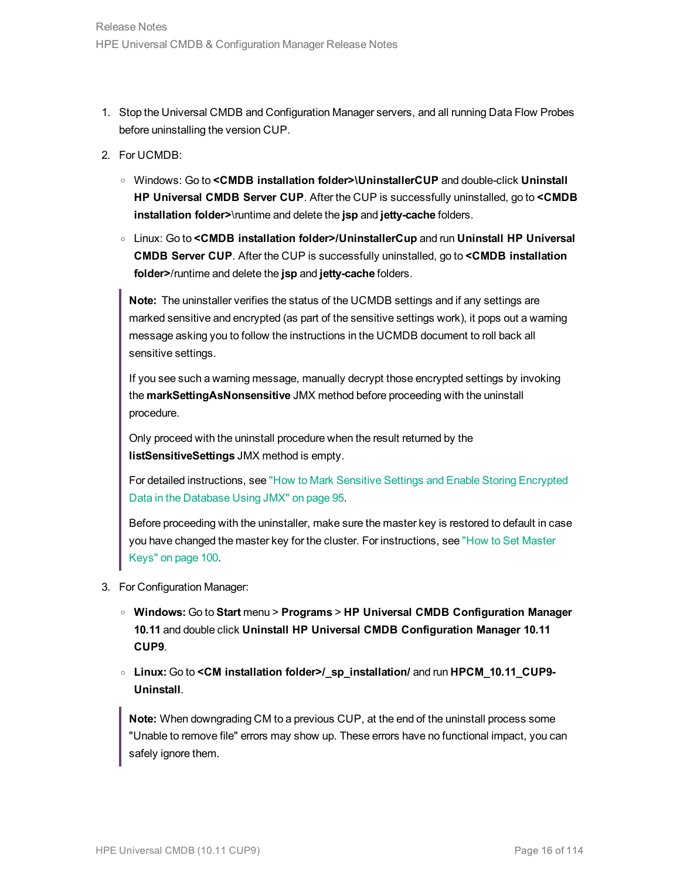1. Stop the Universal CMDB and Configuration Manager servers, and all running Data Flow Probes before uninstalling the version CUP.
2. For UCMDB:
   - Windows: Go to **<CMDB installation folder>\UninstallerCUP** and double-click **Uninstall HP Universal CMDB Server CUP**. After the CUP is successfully uninstalled, go to **<CMDB installation folder>**\runtime and delete the **jsp** and **jetty-cache** folders.
   - Linux: Go to **<CMDB installation folder>/UninstallerCup** and run **Uninstall HP Universal CMDB Server CUP**. After the CUP is successfully uninstalled, go to **<CMDB installation folder>**/runtime and delete the **jsp** and **jetty-cache** folders.

   > **Note:** The uninstaller verifies the status of the UCMDB settings and if any settings are marked sensitive and encrypted (as part of the sensitive settings work), it pops out a warning message asking you to follow the instructions in the UCMDB document to roll back all sensitive settings.
   >
   > If you see such a warning message, manually decrypt those encrypted settings by invoking the **markSettingAsNonsensitive** JMX method before proceeding with the uninstall procedure.
   >
   > Only proceed with the uninstall procedure when the result returned by the **listSensitiveSettings** JMX method is empty.
   >
   > For detailed instructions, see "How to Mark Sensitive Settings and Enable Storing Encrypted Data in the Database Using JMX" on page 95.
   >
   > Before proceeding with the uninstaller, make sure the master key is restored to default in case you have changed the master key for the cluster. For instructions, see "How to Set Master Keys" on page 100.

3. For Configuration Manager:
   - **Windows:** Go to **Start** menu > **Programs** > **HP Universal CMDB Configuration Manager 10.11** and double click **Uninstall HP Universal CMDB Configuration Manager 10.11 CUP9**.
   - **Linux:** Go to **<CM installation folder>/_sp_installation/** and run **HPCM_10.11_CUP9-Uninstall**.

   > **Note:** When downgrading CM to a previous CUP, at the end of the uninstall process some "Unable to remove file" errors may show up. These errors have no functional impact, you can safely ignore them.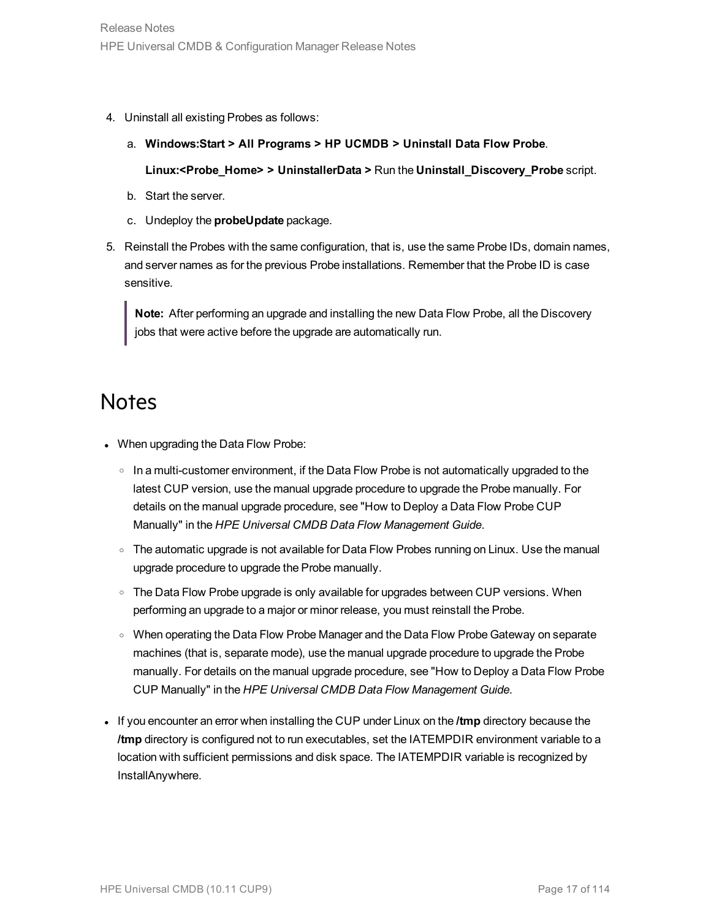4. Uninstall all existing Probes as follows:

   a. **Windows:Start > All Programs > HP UCMDB > Uninstall Data Flow Probe**.

      **Linux:<Probe_Home> > UninstallerData >** Run the **Uninstall_Discovery_Probe** script.

   b. Start the server.

   c. Undeploy the **probeUpdate** package.

5. Reinstall the Probes with the same configuration, that is, use the same Probe IDs, domain names, and server names as for the previous Probe installations. Remember that the Probe ID is case sensitive.

> **Note:** After performing an upgrade and installing the new Data Flow Probe, all the Discovery jobs that were active before the upgrade are automatically run.

## Notes

- When upgrading the Data Flow Probe:
  - In a multi-customer environment, if the Data Flow Probe is not automatically upgraded to the latest CUP version, use the manual upgrade procedure to upgrade the Probe manually. For details on the manual upgrade procedure, see "How to Deploy a Data Flow Probe CUP Manually" in the *HPE Universal CMDB Data Flow Management Guide*.
  - The automatic upgrade is not available for Data Flow Probes running on Linux. Use the manual upgrade procedure to upgrade the Probe manually.
  - The Data Flow Probe upgrade is only available for upgrades between CUP versions. When performing an upgrade to a major or minor release, you must reinstall the Probe.
  - When operating the Data Flow Probe Manager and the Data Flow Probe Gateway on separate machines (that is, separate mode), use the manual upgrade procedure to upgrade the Probe manually. For details on the manual upgrade procedure, see "How to Deploy a Data Flow Probe CUP Manually" in the *HPE Universal CMDB Data Flow Management Guide*.
- If you encounter an error when installing the CUP under Linux on the **/tmp** directory because the **/tmp** directory is configured not to run executables, set the IATEMPDIR environment variable to a location with sufficient permissions and disk space. The IATEMPDIR variable is recognized by InstallAnywhere.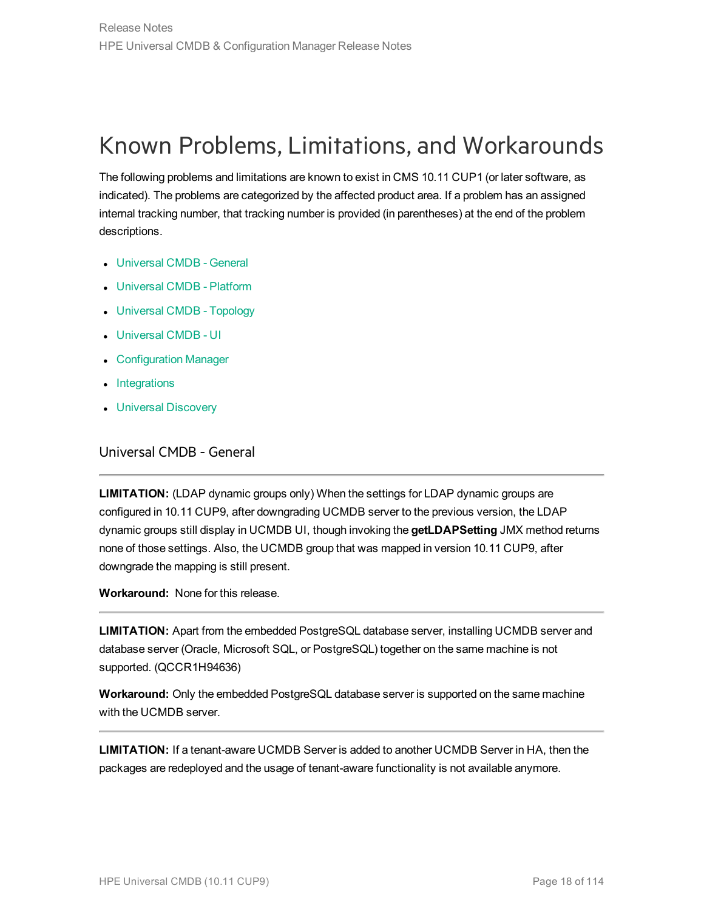# Known Problems, Limitations, and Workarounds

The following problems and limitations are known to exist in CMS 10.11 CUP1 (or later software, as indicated). The problems are categorized by the affected product area. If a problem has an assigned internal tracking number, that tracking number is provided (in parentheses) at the end of the problem descriptions.

- Universal CMDB - General
- Universal CMDB - Platform
- Universal CMDB - Topology
- Universal CMDB - UI
- Configuration Manager
- Integrations
- Universal Discovery

## Universal CMDB - General

---

**LIMITATION:** (LDAP dynamic groups only) When the settings for LDAP dynamic groups are configured in 10.11 CUP9, after downgrading UCMDB server to the previous version, the LDAP dynamic groups still display in UCMDB UI, though invoking the **getLDAPSetting** JMX method returns none of those settings. Also, the UCMDB group that was mapped in version 10.11 CUP9, after downgrade the mapping is still present.

**Workaround:** None for this release.

---

**LIMITATION:** Apart from the embedded PostgreSQL database server, installing UCMDB server and database server (Oracle, Microsoft SQL, or PostgreSQL) together on the same machine is not supported. (QCCR1H94636)

**Workaround:** Only the embedded PostgreSQL database server is supported on the same machine with the UCMDB server.

---

**LIMITATION:** If a tenant-aware UCMDB Server is added to another UCMDB Server in HA, then the packages are redeployed and the usage of tenant-aware functionality is not available anymore.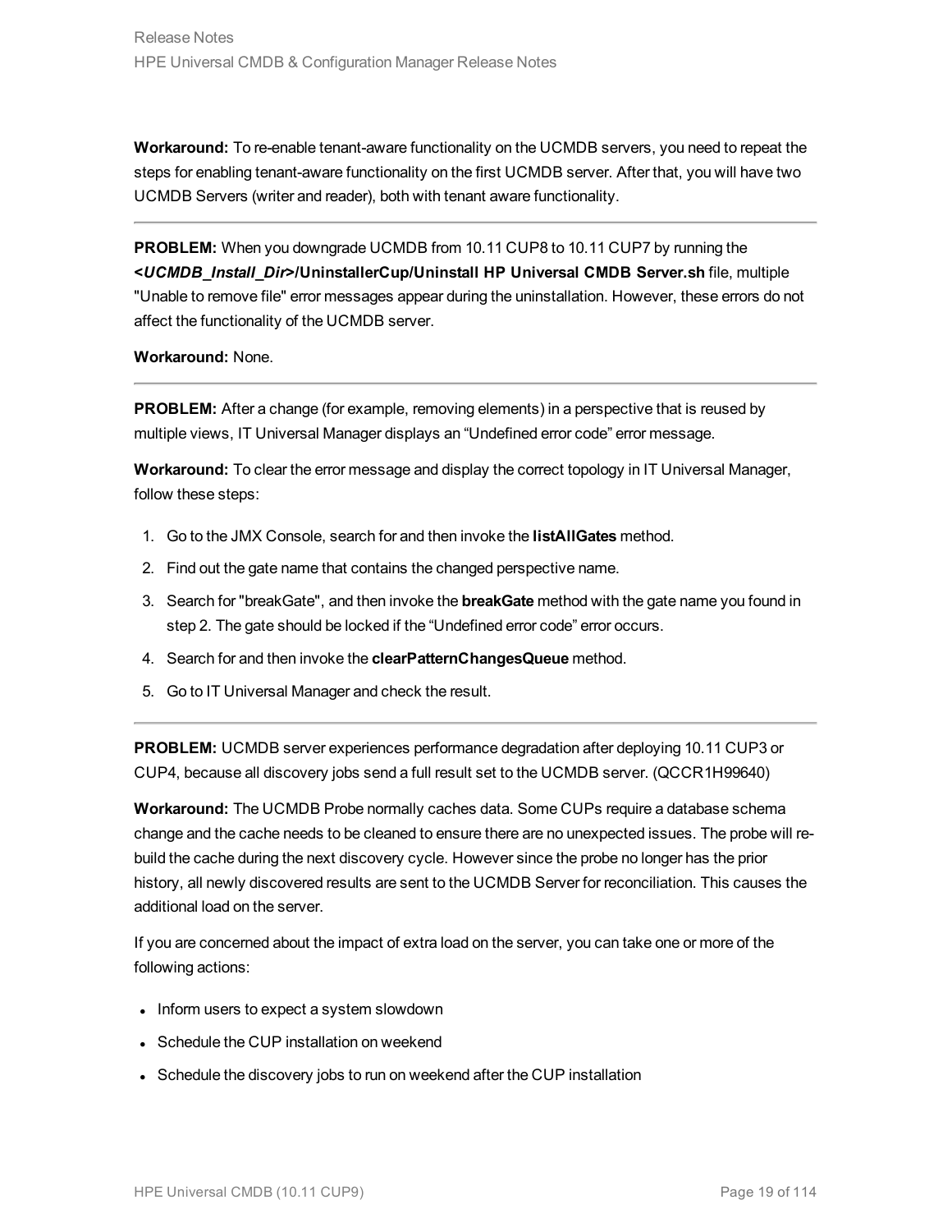**Workaround:** To re-enable tenant-aware functionality on the UCMDB servers, you need to repeat the steps for enabling tenant-aware functionality on the first UCMDB server. After that, you will have two UCMDB Servers (writer and reader), both with tenant aware functionality.

---

**PROBLEM:** When you downgrade UCMDB from 10.11 CUP8 to 10.11 CUP7 by running the **<*UCMDB_Install_Dir*>/UninstallerCup/Uninstall HP Universal CMDB Server.sh** file, multiple "Unable to remove file" error messages appear during the uninstallation. However, these errors do not affect the functionality of the UCMDB server.

**Workaround:** None.

---

**PROBLEM:** After a change (for example, removing elements) in a perspective that is reused by multiple views, IT Universal Manager displays an “Undefined error code” error message.

**Workaround:** To clear the error message and display the correct topology in IT Universal Manager, follow these steps:

1. Go to the JMX Console, search for and then invoke the **listAllGates** method.
2. Find out the gate name that contains the changed perspective name.
3. Search for "breakGate", and then invoke the **breakGate** method with the gate name you found in step 2. The gate should be locked if the “Undefined error code” error occurs.
4. Search for and then invoke the **clearPatternChangesQueue** method.
5. Go to IT Universal Manager and check the result.

---

**PROBLEM:** UCMDB server experiences performance degradation after deploying 10.11 CUP3 or CUP4, because all discovery jobs send a full result set to the UCMDB server. (QCCR1H99640)

**Workaround:** The UCMDB Probe normally caches data. Some CUPs require a database schema change and the cache needs to be cleaned to ensure there are no unexpected issues. The probe will re-build the cache during the next discovery cycle. However since the probe no longer has the prior history, all newly discovered results are sent to the UCMDB Server for reconciliation. This causes the additional load on the server.

If you are concerned about the impact of extra load on the server, you can take one or more of the following actions:

- Inform users to expect a system slowdown
- Schedule the CUP installation on weekend
- Schedule the discovery jobs to run on weekend after the CUP installation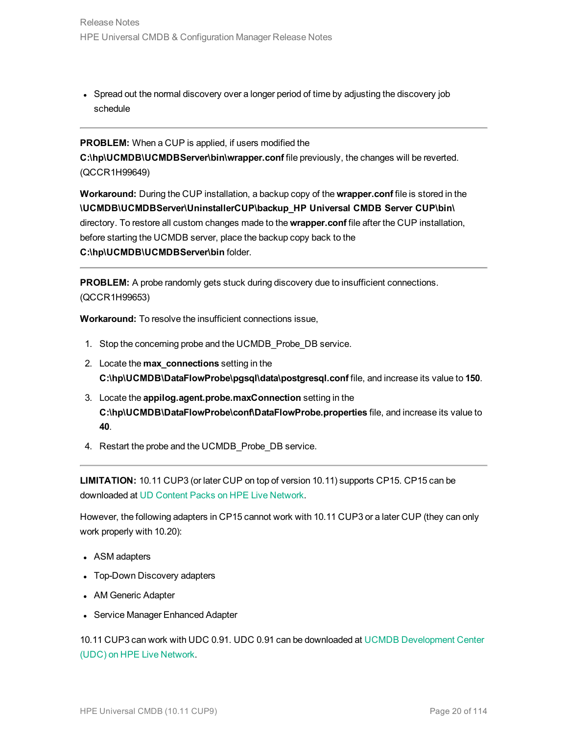- Spread out the normal discovery over a longer period of time by adjusting the discovery job schedule

---

**PROBLEM:** When a CUP is applied, if users modified the **C:\hp\UCMDB\UCMDBServer\bin\wrapper.conf** file previously, the changes will be reverted. (QCCR1H99649)

**Workaround:** During the CUP installation, a backup copy of the **wrapper.conf** file is stored in the **\UCMDB\UCMDBServer\UninstallerCUP\backup_HP Universal CMDB Server CUP\bin\** directory. To restore all custom changes made to the **wrapper.conf** file after the CUP installation, before starting the UCMDB server, place the backup copy back to the **C:\hp\UCMDB\UCMDBServer\bin** folder.

---

**PROBLEM:** A probe randomly gets stuck during discovery due to insufficient connections. (QCCR1H99653)

**Workaround:** To resolve the insufficient connections issue,

1. Stop the concerning probe and the UCMDB_Probe_DB service.
2. Locate the **max_connections** setting in the **C:\hp\UCMDB\DataFlowProbe\pgsql\data\postgresql.conf** file, and increase its value to **150**.
3. Locate the **appilog.agent.probe.maxConnection** setting in the **C:\hp\UCMDB\DataFlowProbe\conf\DataFlowProbe.properties** file, and increase its value to **40**.
4. Restart the probe and the UCMDB_Probe_DB service.

---

**LIMITATION:** 10.11 CUP3 (or later CUP on top of version 10.11) supports CP15. CP15 can be downloaded at UD Content Packs on HPE Live Network.

However, the following adapters in CP15 cannot work with 10.11 CUP3 or a later CUP (they can only work properly with 10.20):

- ASM adapters
- Top-Down Discovery adapters
- AM Generic Adapter
- Service Manager Enhanced Adapter

10.11 CUP3 can work with UDC 0.91. UDC 0.91 can be downloaded at UCMDB Development Center (UDC) on HPE Live Network.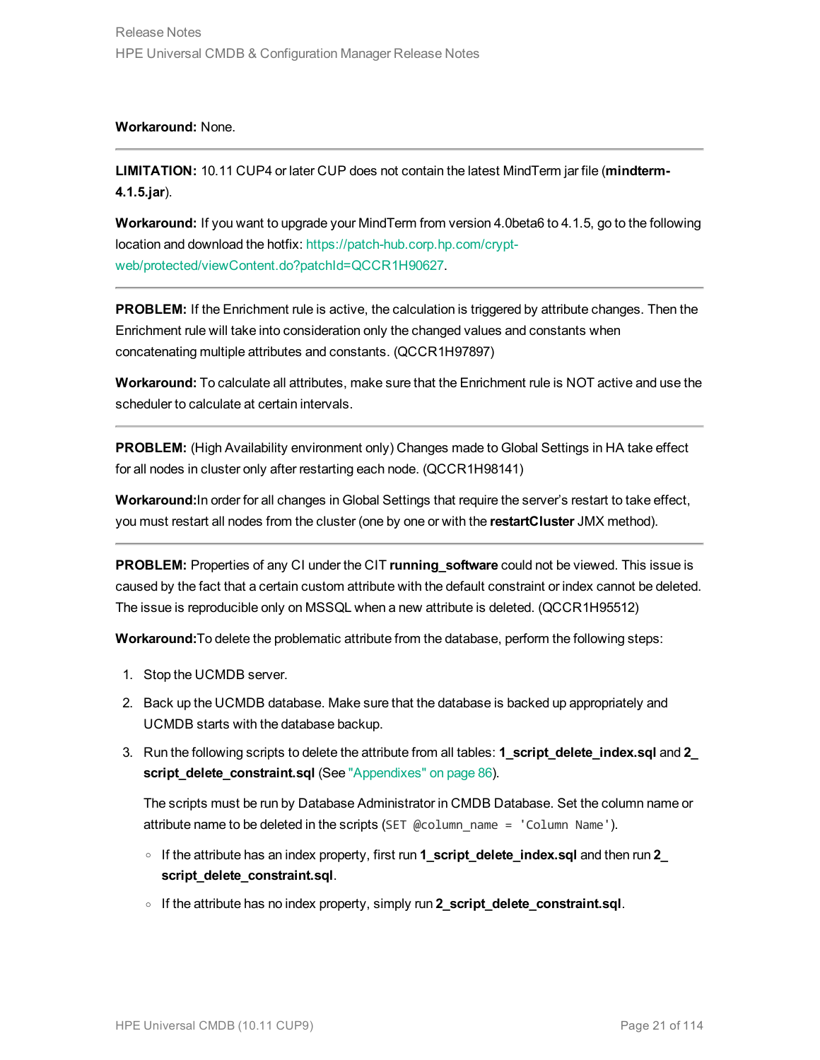**Workaround:** None.

---

**LIMITATION:** 10.11 CUP4 or later CUP does not contain the latest MindTerm jar file (**mindterm-4.1.5.jar**).

**Workaround:** If you want to upgrade your MindTerm from version 4.0beta6 to 4.1.5, go to the following location and download the hotfix: https://patch-hub.corp.hp.com/crypt-web/protected/viewContent.do?patchId=QCCR1H90627.

---

**PROBLEM:** If the Enrichment rule is active, the calculation is triggered by attribute changes. Then the Enrichment rule will take into consideration only the changed values and constants when concatenating multiple attributes and constants. (QCCR1H97897)

**Workaround:** To calculate all attributes, make sure that the Enrichment rule is NOT active and use the scheduler to calculate at certain intervals.

---

**PROBLEM:** (High Availability environment only) Changes made to Global Settings in HA take effect for all nodes in cluster only after restarting each node. (QCCR1H98141)

**Workaround:**In order for all changes in Global Settings that require the server's restart to take effect, you must restart all nodes from the cluster (one by one or with the **restartCluster** JMX method).

---

**PROBLEM:** Properties of any CI under the CIT **running_software** could not be viewed. This issue is caused by the fact that a certain custom attribute with the default constraint or index cannot be deleted. The issue is reproducible only on MSSQL when a new attribute is deleted. (QCCR1H95512)

**Workaround:**To delete the problematic attribute from the database, perform the following steps:

1. Stop the UCMDB server.
2. Back up the UCMDB database. Make sure that the database is backed up appropriately and UCMDB starts with the database backup.
3. Run the following scripts to delete the attribute from all tables: **1_script_delete_index.sql** and **2_script_delete_constraint.sql** (See "Appendixes" on page 86).

   The scripts must be run by Database Administrator in CMDB Database. Set the column name or attribute name to be deleted in the scripts (`SET @column_name = 'Column Name'`).

   - If the attribute has an index property, first run **1_script_delete_index.sql** and then run **2_script_delete_constraint.sql**.
   - If the attribute has no index property, simply run **2_script_delete_constraint.sql**.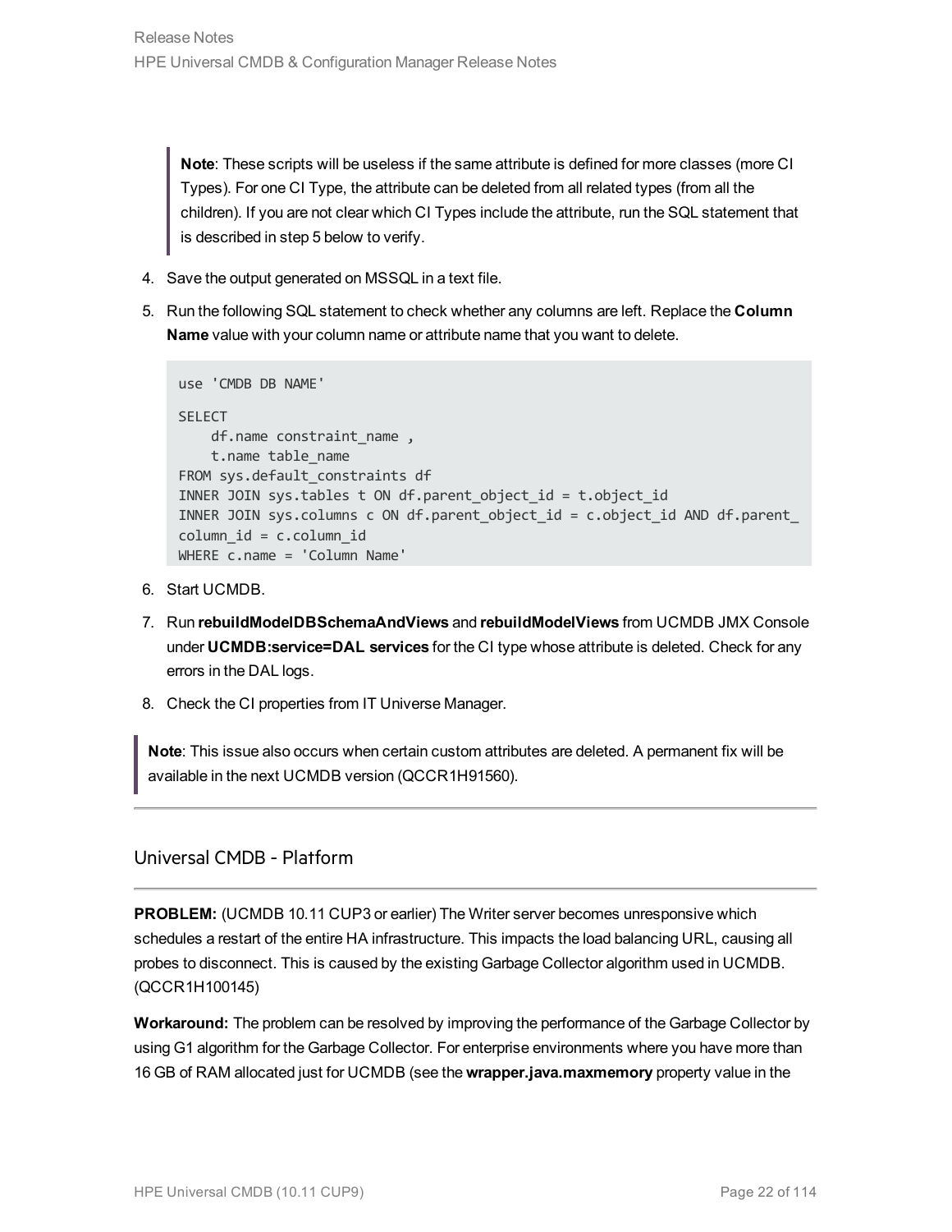> **Note**: These scripts will be useless if the same attribute is defined for more classes (more CI Types). For one CI Type, the attribute can be deleted from all related types (from all the children). If you are not clear which CI Types include the attribute, run the SQL statement that is described in step 5 below to verify.

4. Save the output generated on MSSQL in a text file.
5. Run the following SQL statement to check whether any columns are left. Replace the **Column Name** value with your column name or attribute name that you want to delete.

```
use 'CMDB DB NAME'

SELECT
    df.name constraint_name ,
    t.name table_name
FROM sys.default_constraints df
INNER JOIN sys.tables t ON df.parent_object_id = t.object_id
INNER JOIN sys.columns c ON df.parent_object_id = c.object_id AND df.parent_
column_id = c.column_id
WHERE c.name = 'Column Name'
```

6. Start UCMDB.
7. Run **rebuildModelDBSchemaAndViews** and **rebuildModelViews** from UCMDB JMX Console under **UCMDB:service=DAL services** for the CI type whose attribute is deleted. Check for any errors in the DAL logs.
8. Check the CI properties from IT Universe Manager.

> **Note**: This issue also occurs when certain custom attributes are deleted. A permanent fix will be available in the next UCMDB version (QCCR1H91560).

---

## Universal CMDB - Platform

---

**PROBLEM:** (UCMDB 10.11 CUP3 or earlier) The Writer server becomes unresponsive which schedules a restart of the entire HA infrastructure. This impacts the load balancing URL, causing all probes to disconnect. This is caused by the existing Garbage Collector algorithm used in UCMDB. (QCCR1H100145)

**Workaround:** The problem can be resolved by improving the performance of the Garbage Collector by using G1 algorithm for the Garbage Collector. For enterprise environments where you have more than 16 GB of RAM allocated just for UCMDB (see the **wrapper.java.maxmemory** property value in the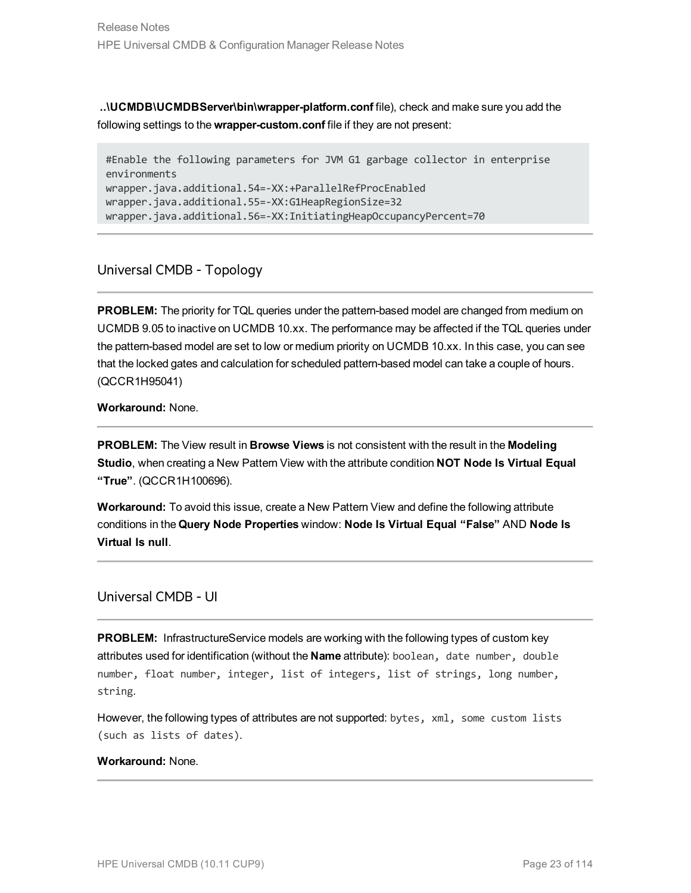**..\UCMDB\UCMDBServer\bin\wrapper-platform.conf** file), check and make sure you add the following settings to the **wrapper-custom.conf** file if they are not present:

```
#Enable the following parameters for JVM G1 garbage collector in enterprise
environments
wrapper.java.additional.54=-XX:+ParallelRefProcEnabled
wrapper.java.additional.55=-XX:G1HeapRegionSize=32
wrapper.java.additional.56=-XX:InitiatingHeapOccupancyPercent=70
```

---

## Universal CMDB - Topology

---

**PROBLEM:** The priority for TQL queries under the pattern-based model are changed from medium on UCMDB 9.05 to inactive on UCMDB 10.xx. The performance may be affected if the TQL queries under the pattern-based model are set to low or medium priority on UCMDB 10.xx. In this case, you can see that the locked gates and calculation for scheduled pattern-based model can take a couple of hours. (QCCR1H95041)

**Workaround:** None.

---

**PROBLEM:** The View result in **Browse Views** is not consistent with the result in the **Modeling Studio**, when creating a New Pattern View with the attribute condition **NOT Node Is Virtual Equal "True"**. (QCCR1H100696).

**Workaround:** To avoid this issue, create a New Pattern View and define the following attribute conditions in the **Query Node Properties** window: **Node Is Virtual Equal "False"** AND **Node Is Virtual Is null**.

---

## Universal CMDB - UI

---

**PROBLEM:** InfrastructureService models are working with the following types of custom key attributes used for identification (without the **Name** attribute): `boolean, date number, double number, float number, integer, list of integers, list of strings, long number, string`.

However, the following types of attributes are not supported: `bytes, xml, some custom lists (such as lists of dates)`.

**Workaround:** None.

---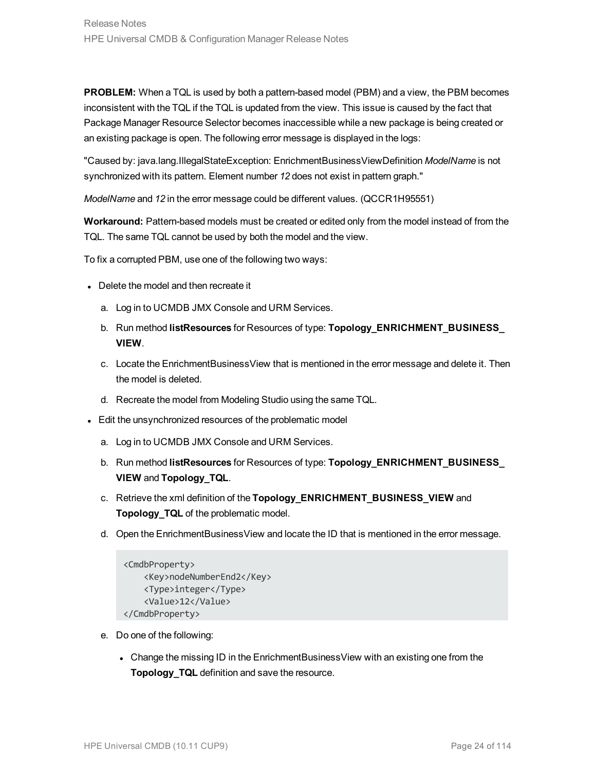**PROBLEM:** When a TQL is used by both a pattern-based model (PBM) and a view, the PBM becomes inconsistent with the TQL if the TQL is updated from the view. This issue is caused by the fact that Package Manager Resource Selector becomes inaccessible while a new package is being created or an existing package is open. The following error message is displayed in the logs:

"Caused by: java.lang.IllegalStateException: EnrichmentBusinessViewDefinition *ModelName* is not synchronized with its pattern. Element number *12* does not exist in pattern graph."

*ModelName* and *12* in the error message could be different values. (QCCR1H95551)

**Workaround:** Pattern-based models must be created or edited only from the model instead of from the TQL. The same TQL cannot be used by both the model and the view.

To fix a corrupted PBM, use one of the following two ways:

- Delete the model and then recreate it
    a. Log in to UCMDB JMX Console and URM Services.
    b. Run method **listResources** for Resources of type: **Topology_ENRICHMENT_BUSINESS_VIEW**.
    c. Locate the EnrichmentBusinessView that is mentioned in the error message and delete it. Then the model is deleted.
    d. Recreate the model from Modeling Studio using the same TQL.
- Edit the unsynchronized resources of the problematic model
    a. Log in to UCMDB JMX Console and URM Services.
    b. Run method **listResources** for Resources of type: **Topology_ENRICHMENT_BUSINESS_VIEW** and **Topology_TQL**.
    c. Retrieve the xml definition of the **Topology_ENRICHMENT_BUSINESS_VIEW** and **Topology_TQL** of the problematic model.
    d. Open the EnrichmentBusinessView and locate the ID that is mentioned in the error message.

    ```
    <CmdbProperty>
        <Key>nodeNumberEnd2</Key>
        <Type>integer</Type>
        <Value>12</Value>
    </CmdbProperty>
    ```

    e. Do one of the following:
        - Change the missing ID in the EnrichmentBusinessView with an existing one from the **Topology_TQL** definition and save the resource.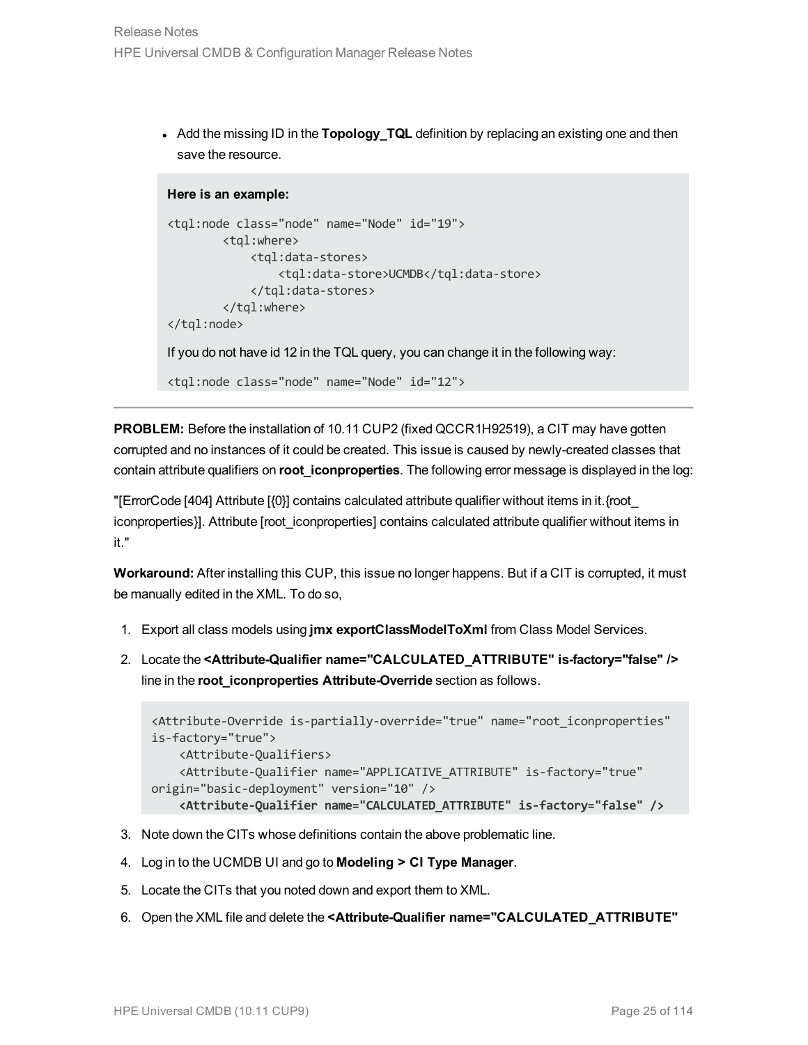- Add the missing ID in the **Topology_TQL** definition by replacing an existing one and then save the resource.

**Here is an example:**

```
<tql:node class="node" name="Node" id="19">
        <tql:where>
            <tql:data-stores>
                <tql:data-store>UCMDB</tql:data-store>
            </tql:data-stores>
        </tql:where>
</tql:node>
```

If you do not have id 12 in the TQL query, you can change it in the following way:

```
<tql:node class="node" name="Node" id="12">
```

---

**PROBLEM:** Before the installation of 10.11 CUP2 (fixed QCCR1H92519), a CIT may have gotten corrupted and no instances of it could be created. This issue is caused by newly-created classes that contain attribute qualifiers on **root_iconproperties**. The following error message is displayed in the log:

"[ErrorCode [404] Attribute [{0}] contains calculated attribute qualifier without items in it.{root_iconproperties}]. Attribute [root_iconproperties] contains calculated attribute qualifier without items in it."

**Workaround:** After installing this CUP, this issue no longer happens. But if a CIT is corrupted, it must be manually edited in the XML. To do so,

1. Export all class models using **jmx exportClassModelToXml** from Class Model Services.
2. Locate the **<Attribute-Qualifier name="CALCULATED_ATTRIBUTE" is-factory="false" />** line in the **root_iconproperties Attribute-Override** section as follows.

    ```
    <Attribute-Override is-partially-override="true" name="root_iconproperties"
    is-factory="true">
        <Attribute-Qualifiers>
        <Attribute-Qualifier name="APPLICATIVE_ATTRIBUTE" is-factory="true"
    origin="basic-deployment" version="10" />
        <Attribute-Qualifier name="CALCULATED_ATTRIBUTE" is-factory="false" />
    ```

3. Note down the CITs whose definitions contain the above problematic line.
4. Log in to the UCMDB UI and go to **Modeling > CI Type Manager**.
5. Locate the CITs that you noted down and export them to XML.
6. Open the XML file and delete the **<Attribute-Qualifier name="CALCULATED_ATTRIBUTE"**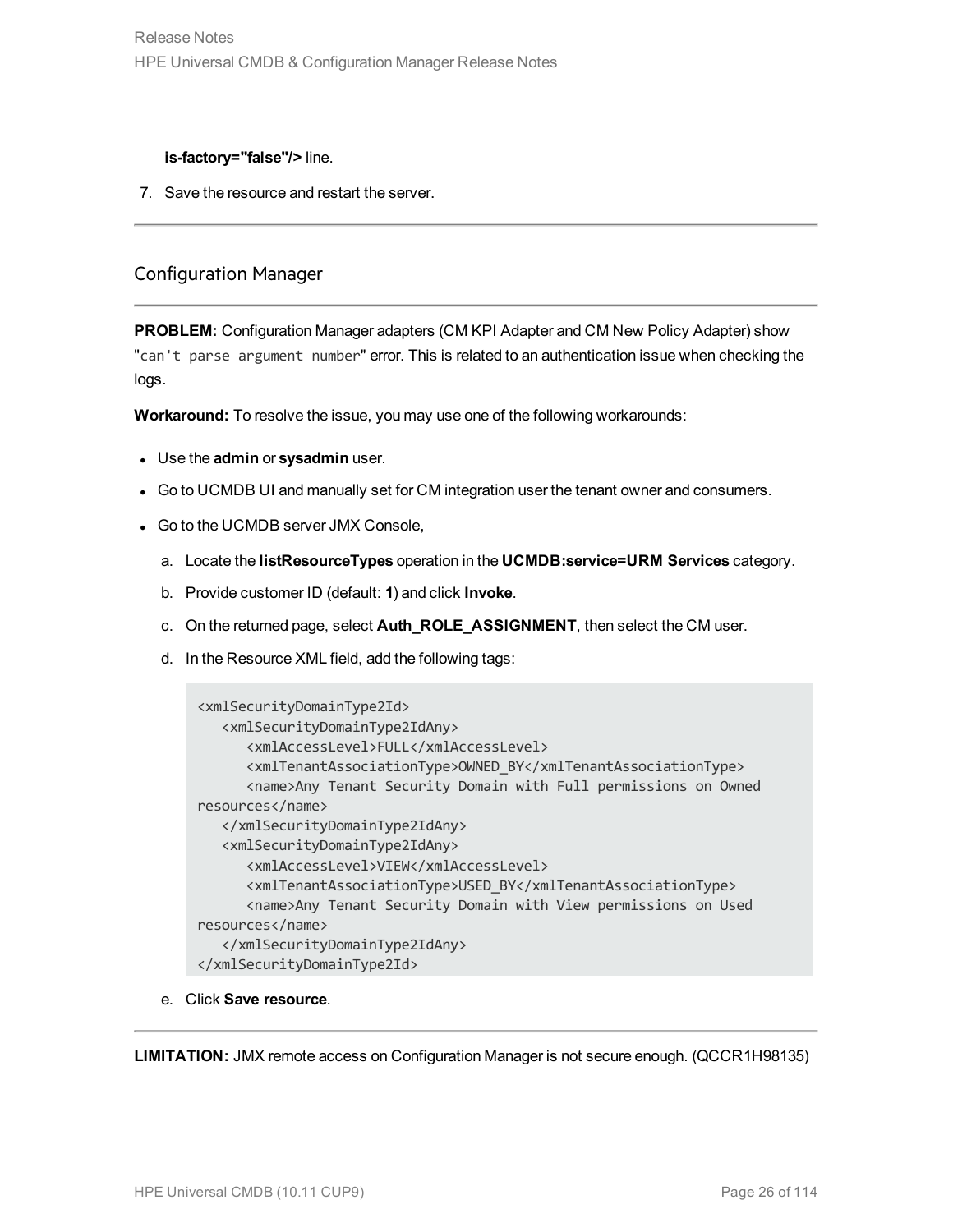**is-factory="false"/>** line.

7. Save the resource and restart the server.

---

## Configuration Manager

---

**PROBLEM:** Configuration Manager adapters (CM KPI Adapter and CM New Policy Adapter) show "`can't parse argument number`" error. This is related to an authentication issue when checking the logs.

**Workaround:** To resolve the issue, you may use one of the following workarounds:

- Use the **admin** or **sysadmin** user.
- Go to UCMDB UI and manually set for CM integration user the tenant owner and consumers.
- Go to the UCMDB server JMX Console,
  a. Locate the **listResourceTypes** operation in the **UCMDB:service=URM Services** category.
  b. Provide customer ID (default: **1**) and click **Invoke**.
  c. On the returned page, select **Auth_ROLE_ASSIGNMENT**, then select the CM user.
  d. In the Resource XML field, add the following tags:

```
<xmlSecurityDomainType2Id>
   <xmlSecurityDomainType2IdAny>
      <xmlAccessLevel>FULL</xmlAccessLevel>
      <xmlTenantAssociationType>OWNED_BY</xmlTenantAssociationType>
      <name>Any Tenant Security Domain with Full permissions on Owned
resources</name>
   </xmlSecurityDomainType2IdAny>
   <xmlSecurityDomainType2IdAny>
      <xmlAccessLevel>VIEW</xmlAccessLevel>
      <xmlTenantAssociationType>USED_BY</xmlTenantAssociationType>
      <name>Any Tenant Security Domain with View permissions on Used
resources</name>
   </xmlSecurityDomainType2IdAny>
</xmlSecurityDomainType2Id>
```

  e. Click **Save resource**.

---

**LIMITATION:** JMX remote access on Configuration Manager is not secure enough. (QCCR1H98135)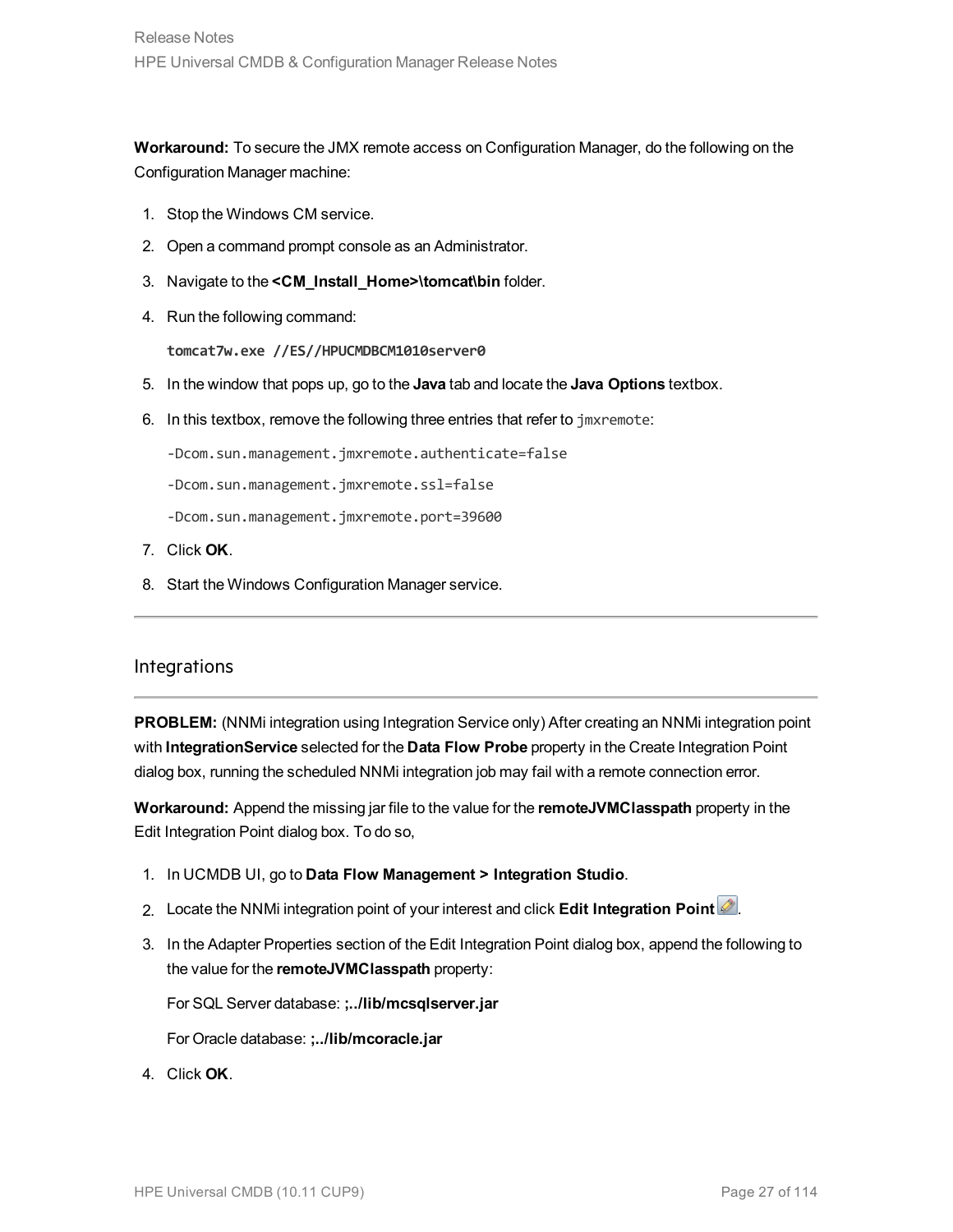**Workaround:** To secure the JMX remote access on Configuration Manager, do the following on the Configuration Manager machine:

1. Stop the Windows CM service.
2. Open a command prompt console as an Administrator.
3. Navigate to the **<CM_Install_Home>\tomcat\bin** folder.
4. Run the following command:

   `tomcat7w.exe //ES//HPUCMDBCM1010server0`

5. In the window that pops up, go to the **Java** tab and locate the **Java Options** textbox.
6. In this textbox, remove the following three entries that refer to `jmxremote`:

   `-Dcom.sun.management.jmxremote.authenticate=false`

   `-Dcom.sun.management.jmxremote.ssl=false`

   `-Dcom.sun.management.jmxremote.port=39600`

7. Click **OK**.
8. Start the Windows Configuration Manager service.

---

## Integrations

---

**PROBLEM:** (NNMi integration using Integration Service only) After creating an NNMi integration point with **IntegrationService** selected for the **Data Flow Probe** property in the Create Integration Point dialog box, running the scheduled NNMi integration job may fail with a remote connection error.

**Workaround:** Append the missing jar file to the value for the **remoteJVMClasspath** property in the Edit Integration Point dialog box. To do so,

1. In UCMDB UI, go to **Data Flow Management > Integration Studio**.
2. Locate the NNMi integration point of your interest and click **Edit Integration Point**.
3. In the Adapter Properties section of the Edit Integration Point dialog box, append the following to the value for the **remoteJVMClasspath** property:

   For SQL Server database: **;../lib/mcsqlserver.jar**

   For Oracle database: **;../lib/mcoracle.jar**

4. Click **OK**.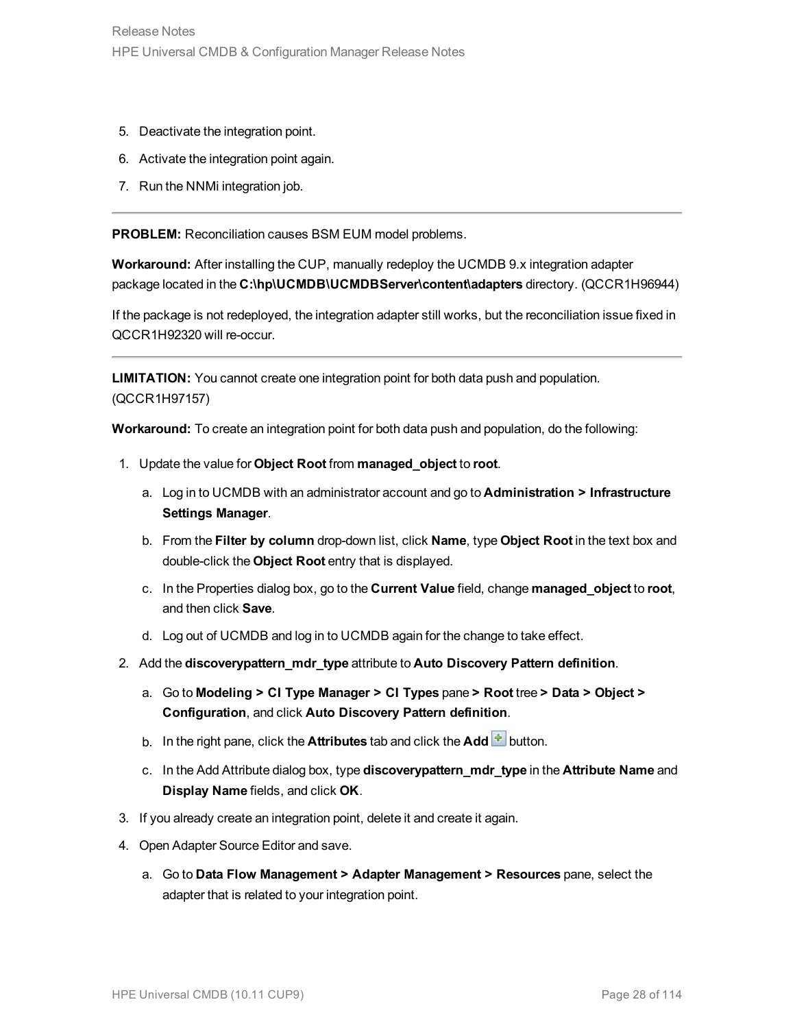5. Deactivate the integration point.
6. Activate the integration point again.
7. Run the NNMi integration job.

---

**PROBLEM:** Reconciliation causes BSM EUM model problems.

**Workaround:** After installing the CUP, manually redeploy the UCMDB 9.x integration adapter package located in the **C:\hp\UCMDB\UCMDBServer\content\adapters** directory. (QCCR1H96944)

If the package is not redeployed, the integration adapter still works, but the reconciliation issue fixed in QCCR1H92320 will re-occur.

---

**LIMITATION:** You cannot create one integration point for both data push and population. (QCCR1H97157)

**Workaround:** To create an integration point for both data push and population, do the following:

1. Update the value for **Object Root** from **managed_object** to **root**.
   a. Log in to UCMDB with an administrator account and go to **Administration > Infrastructure Settings Manager**.
   b. From the **Filter by column** drop-down list, click **Name**, type **Object Root** in the text box and double-click the **Object Root** entry that is displayed.
   c. In the Properties dialog box, go to the **Current Value** field, change **managed_object** to **root**, and then click **Save**.
   d. Log out of UCMDB and log in to UCMDB again for the change to take effect.
2. Add the **discoverypattern_mdr_type** attribute to **Auto Discovery Pattern definition**.
   a. Go to **Modeling > CI Type Manager > CI Types** pane **> Root** tree **> Data > Object > Configuration**, and click **Auto Discovery Pattern definition**.
   b. In the right pane, click the **Attributes** tab and click the **Add** button.
   c. In the Add Attribute dialog box, type **discoverypattern_mdr_type** in the **Attribute Name** and **Display Name** fields, and click **OK**.
3. If you already create an integration point, delete it and create it again.
4. Open Adapter Source Editor and save.
   a. Go to **Data Flow Management > Adapter Management > Resources** pane, select the adapter that is related to your integration point.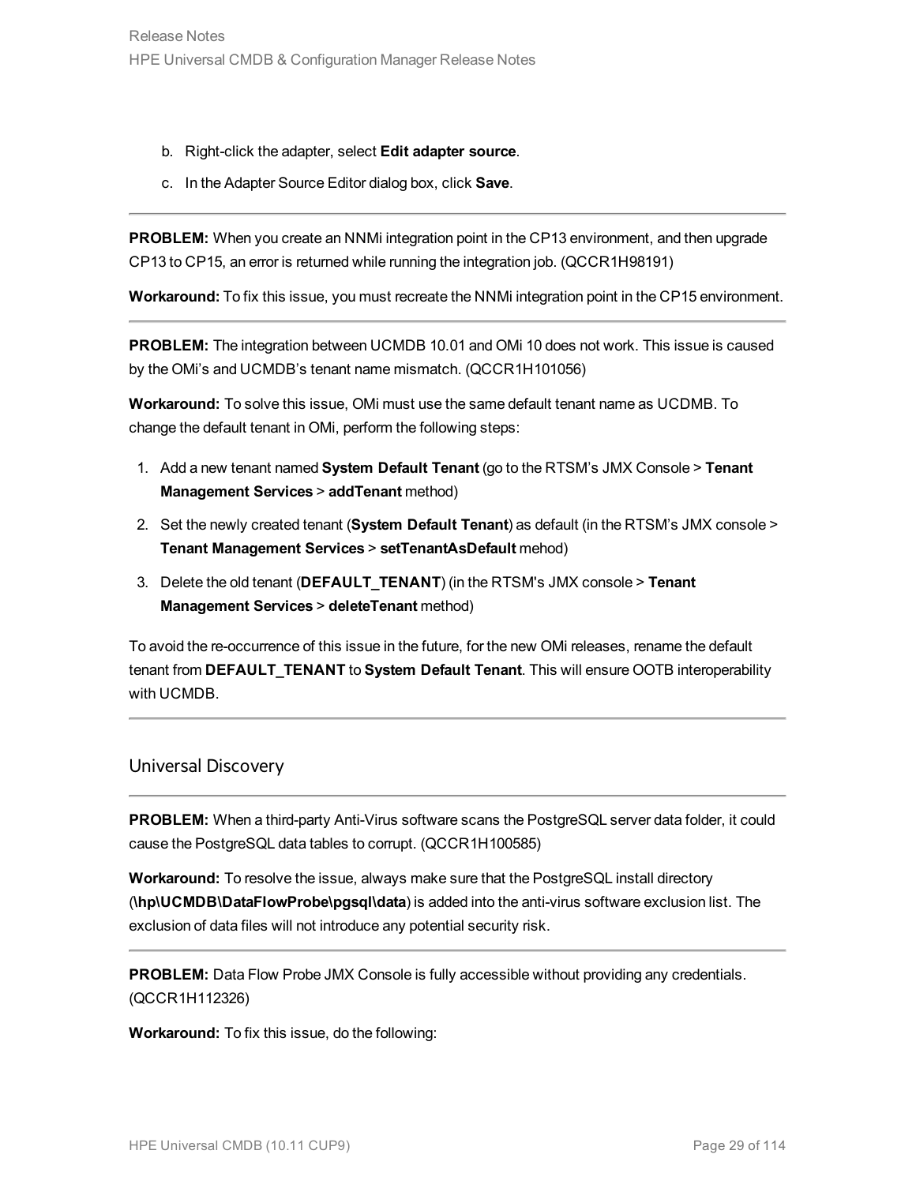b. Right-click the adapter, select **Edit adapter source**.

c. In the Adapter Source Editor dialog box, click **Save**.

---

**PROBLEM:** When you create an NNMi integration point in the CP13 environment, and then upgrade CP13 to CP15, an error is returned while running the integration job. (QCCR1H98191)

**Workaround:** To fix this issue, you must recreate the NNMi integration point in the CP15 environment.

---

**PROBLEM:** The integration between UCMDB 10.01 and OMi 10 does not work. This issue is caused by the OMi's and UCMDB's tenant name mismatch. (QCCR1H101056)

**Workaround:** To solve this issue, OMi must use the same default tenant name as UCDMB. To change the default tenant in OMi, perform the following steps:

1. Add a new tenant named **System Default Tenant** (go to the RTSM's JMX Console > **Tenant Management Services** > **addTenant** method)
2. Set the newly created tenant (**System Default Tenant**) as default (in the RTSM's JMX console > **Tenant Management Services** > **setTenantAsDefault** mehod)
3. Delete the old tenant (**DEFAULT_TENANT**) (in the RTSM's JMX console > **Tenant Management Services** > **deleteTenant** method)

To avoid the re-occurrence of this issue in the future, for the new OMi releases, rename the default tenant from **DEFAULT_TENANT** to **System Default Tenant**. This will ensure OOTB interoperability with UCMDB.

---

## Universal Discovery

---

**PROBLEM:** When a third-party Anti-Virus software scans the PostgreSQL server data folder, it could cause the PostgreSQL data tables to corrupt. (QCCR1H100585)

**Workaround:** To resolve the issue, always make sure that the PostgreSQL install directory (**\hp\UCMDB\DataFlowProbe\pgsql\data**) is added into the anti-virus software exclusion list. The exclusion of data files will not introduce any potential security risk.

---

**PROBLEM:** Data Flow Probe JMX Console is fully accessible without providing any credentials. (QCCR1H112326)

**Workaround:** To fix this issue, do the following: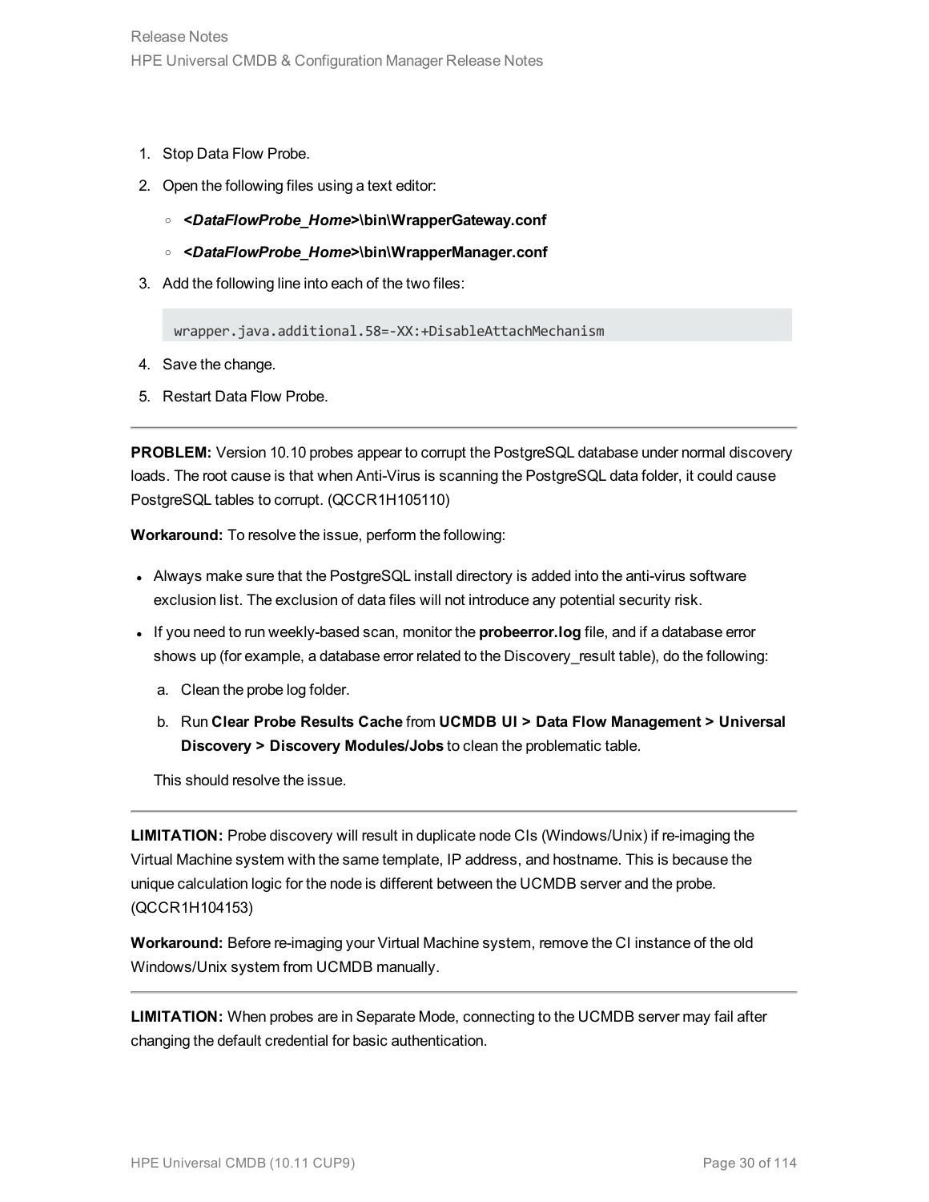1. Stop Data Flow Probe.
2. Open the following files using a text editor:
   - ***<DataFlowProbe_Home>*\bin\WrapperGateway.conf**
   - ***<DataFlowProbe_Home>*\bin\WrapperManager.conf**
3. Add the following line into each of the two files:

   ```
   wrapper.java.additional.58=-XX:+DisableAttachMechanism
   ```

4. Save the change.
5. Restart Data Flow Probe.

---

**PROBLEM:** Version 10.10 probes appear to corrupt the PostgreSQL database under normal discovery loads. The root cause is that when Anti-Virus is scanning the PostgreSQL data folder, it could cause PostgreSQL tables to corrupt. (QCCR1H105110)

**Workaround:** To resolve the issue, perform the following:

- Always make sure that the PostgreSQL install directory is added into the anti-virus software exclusion list. The exclusion of data files will not introduce any potential security risk.
- If you need to run weekly-based scan, monitor the **probeerror.log** file, and if a database error shows up (for example, a database error related to the Discovery_result table), do the following:
  a. Clean the probe log folder.
  b. Run **Clear Probe Results Cache** from **UCMDB UI > Data Flow Management > Universal Discovery > Discovery Modules/Jobs** to clean the problematic table.

  This should resolve the issue.

---

**LIMITATION:** Probe discovery will result in duplicate node CIs (Windows/Unix) if re-imaging the Virtual Machine system with the same template, IP address, and hostname. This is because the unique calculation logic for the node is different between the UCMDB server and the probe. (QCCR1H104153)

**Workaround:** Before re-imaging your Virtual Machine system, remove the CI instance of the old Windows/Unix system from UCMDB manually.

---

**LIMITATION:** When probes are in Separate Mode, connecting to the UCMDB server may fail after changing the default credential for basic authentication.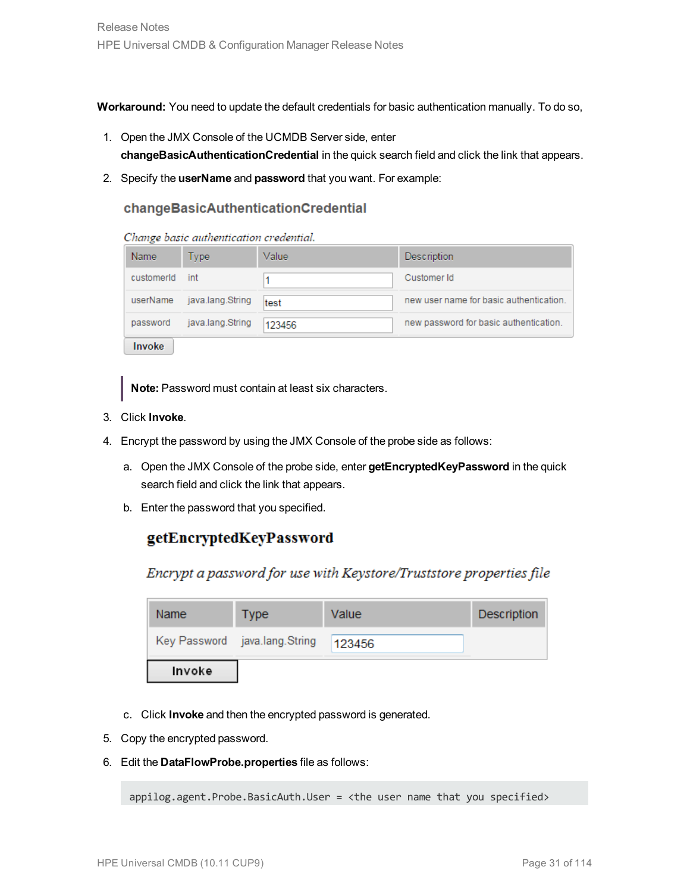**Workaround:** You need to update the default credentials for basic authentication manually. To do so,

1. Open the JMX Console of the UCMDB Server side, enter **changeBasicAuthenticationCredential** in the quick search field and click the link that appears.
2. Specify the **userName** and **password** that you want. For example:

   **changeBasicAuthenticationCredential**

   *Change basic authentication credential.*

   | Name | Type | Value | Description |
   |---|---|---|---|
   | customerId | int | 1 | Customer Id |
   | userName | java.lang.String | test | new user name for basic authentication. |
   | password | java.lang.String | 123456 | new password for basic authentication. |

   Invoke

   > **Note:** Password must contain at least six characters.

3. Click **Invoke**.
4. Encrypt the password by using the JMX Console of the probe side as follows:
   a. Open the JMX Console of the probe side, enter **getEncryptedKeyPassword** in the quick search field and click the link that appears.
   b. Enter the password that you specified.

      **getEncryptedKeyPassword**

      *Encrypt a password for use with Keystore/Truststore properties file*

      | Name | Type | Value | Description |
      |---|---|---|---|
      | Key Password | java.lang.String | 123456 | |

      Invoke

   c. Click **Invoke** and then the encrypted password is generated.
5. Copy the encrypted password.
6. Edit the **DataFlowProbe.properties** file as follows:

```
appilog.agent.Probe.BasicAuth.User = <the user name that you specified>
```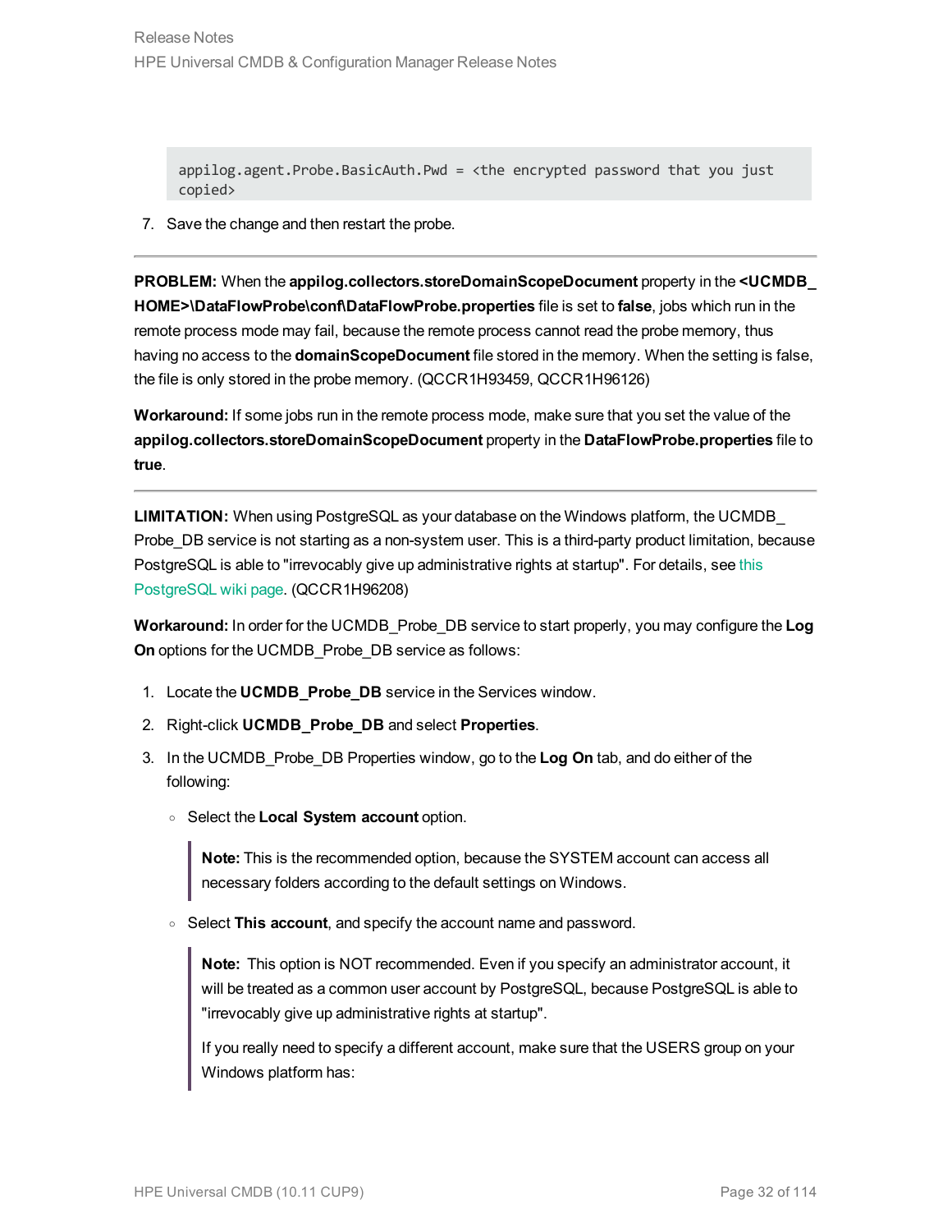```
appilog.agent.Probe.BasicAuth.Pwd = <the encrypted password that you just
copied>
```

7. Save the change and then restart the probe.

---

**PROBLEM:** When the **appilog.collectors.storeDomainScopeDocument** property in the **<UCMDB_HOME>\DataFlowProbe\conf\DataFlowProbe.properties** file is set to **false**, jobs which run in the remote process mode may fail, because the remote process cannot read the probe memory, thus having no access to the **domainScopeDocument** file stored in the memory. When the setting is false, the file is only stored in the probe memory. (QCCR1H93459, QCCR1H96126)

**Workaround:** If some jobs run in the remote process mode, make sure that you set the value of the **appilog.collectors.storeDomainScopeDocument** property in the **DataFlowProbe.properties** file to **true**.

---

**LIMITATION:** When using PostgreSQL as your database on the Windows platform, the UCMDB_Probe_DB service is not starting as a non-system user. This is a third-party product limitation, because PostgreSQL is able to "irrevocably give up administrative rights at startup". For details, see this PostgreSQL wiki page. (QCCR1H96208)

**Workaround:** In order for the UCMDB_Probe_DB service to start properly, you may configure the **Log On** options for the UCMDB_Probe_DB service as follows:

1. Locate the **UCMDB_Probe_DB** service in the Services window.
2. Right-click **UCMDB_Probe_DB** and select **Properties**.
3. In the UCMDB_Probe_DB Properties window, go to the **Log On** tab, and do either of the following:
   - Select the **Local System account** option.

     > **Note:** This is the recommended option, because the SYSTEM account can access all necessary folders according to the default settings on Windows.

   - Select **This account**, and specify the account name and password.

     > **Note:** This option is NOT recommended. Even if you specify an administrator account, it will be treated as a common user account by PostgreSQL, because PostgreSQL is able to "irrevocably give up administrative rights at startup".
     >
     > If you really need to specify a different account, make sure that the USERS group on your Windows platform has: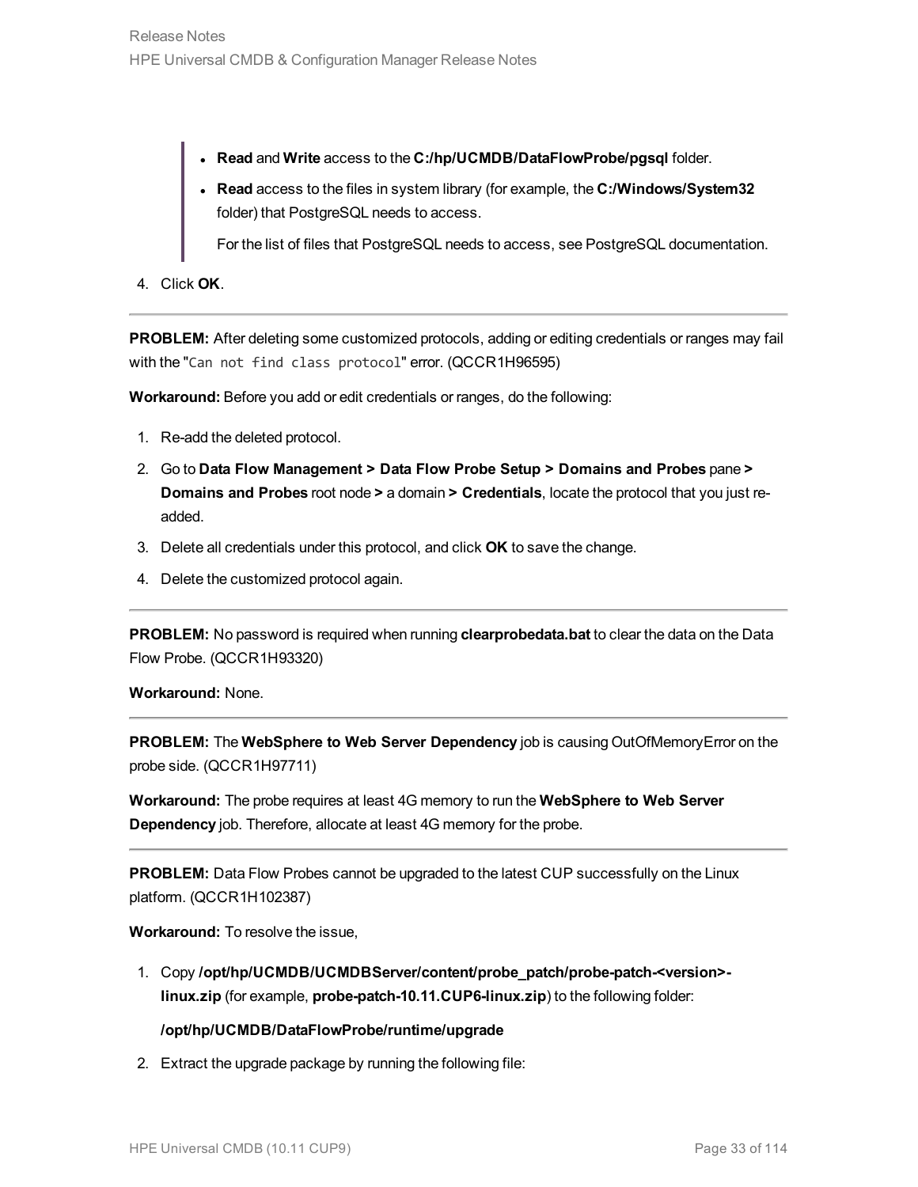- **Read** and **Write** access to the **C:/hp/UCMDB/DataFlowProbe/pgsql** folder.
- **Read** access to the files in system library (for example, the **C:/Windows/System32** folder) that PostgreSQL needs to access.

  For the list of files that PostgreSQL needs to access, see PostgreSQL documentation.

4. Click **OK**.

---

**PROBLEM:** After deleting some customized protocols, adding or editing credentials or ranges may fail with the "`Can not find class protocol`" error. (QCCR1H96595)

**Workaround:** Before you add or edit credentials or ranges, do the following:

1. Re-add the deleted protocol.
2. Go to **Data Flow Management > Data Flow Probe Setup > Domains and Probes** pane **> Domains and Probes** root node **>** a domain **> Credentials**, locate the protocol that you just re-added.
3. Delete all credentials under this protocol, and click **OK** to save the change.
4. Delete the customized protocol again.

---

**PROBLEM:** No password is required when running **clearprobedata.bat** to clear the data on the Data Flow Probe. (QCCR1H93320)

**Workaround:** None.

---

**PROBLEM:** The **WebSphere to Web Server Dependency** job is causing OutOfMemoryError on the probe side. (QCCR1H97711)

**Workaround:** The probe requires at least 4G memory to run the **WebSphere to Web Server Dependency** job. Therefore, allocate at least 4G memory for the probe.

---

**PROBLEM:** Data Flow Probes cannot be upgraded to the latest CUP successfully on the Linux platform. (QCCR1H102387)

**Workaround:** To resolve the issue,

1. Copy **/opt/hp/UCMDB/UCMDBServer/content/probe_patch/probe-patch-<version>-linux.zip** (for example, **probe-patch-10.11.CUP6-linux.zip**) to the following folder:

   **/opt/hp/UCMDB/DataFlowProbe/runtime/upgrade**

2. Extract the upgrade package by running the following file: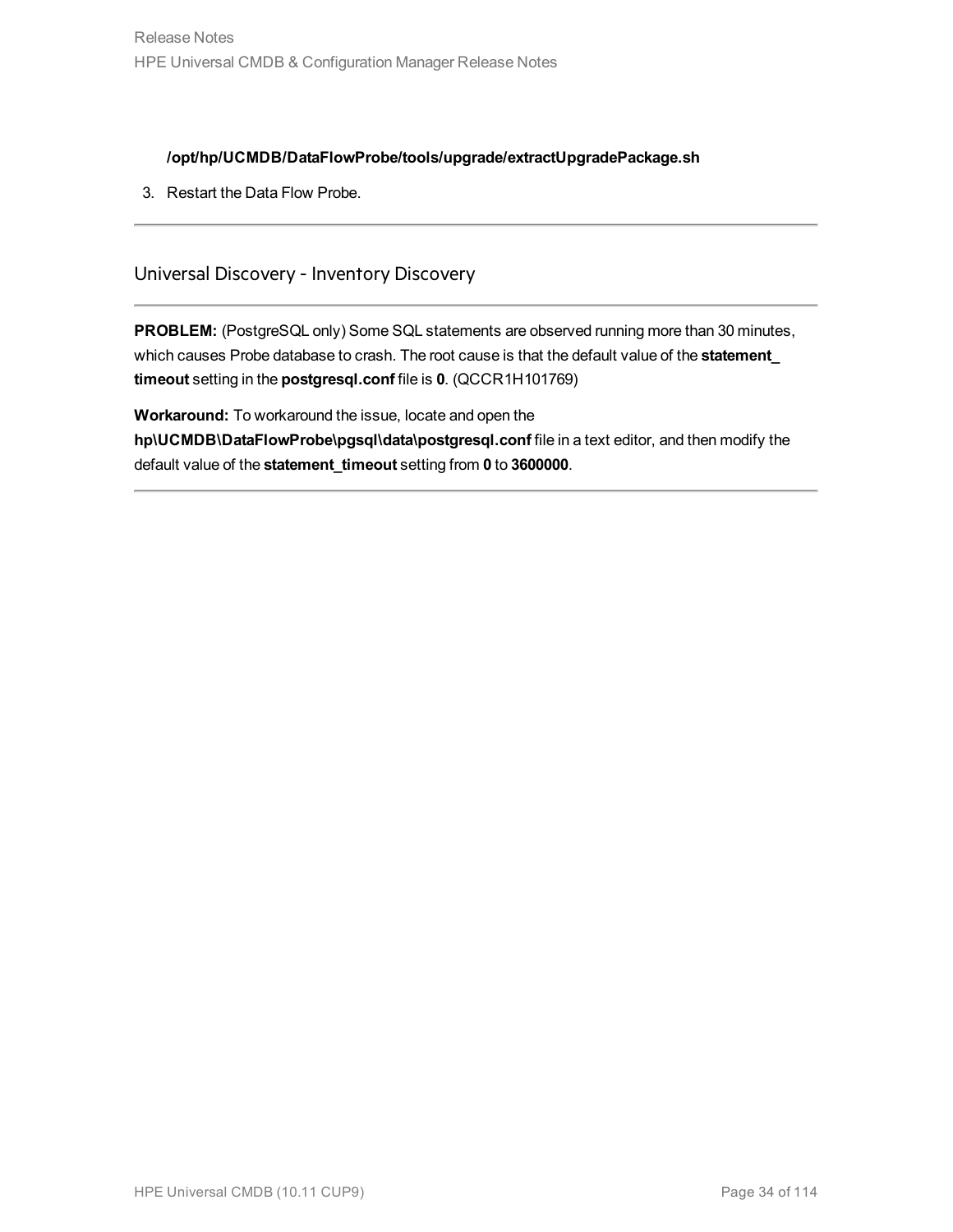**/opt/hp/UCMDB/DataFlowProbe/tools/upgrade/extractUpgradePackage.sh**

3. Restart the Data Flow Probe.

---

## Universal Discovery - Inventory Discovery

---

**PROBLEM:** (PostgreSQL only) Some SQL statements are observed running more than 30 minutes, which causes Probe database to crash. The root cause is that the default value of the **statement_timeout** setting in the **postgresql.conf** file is **0**. (QCCR1H101769)

**Workaround:** To workaround the issue, locate and open the **hp\UCMDB\DataFlowProbe\pgsql\data\postgresql.conf** file in a text editor, and then modify the default value of the **statement_timeout** setting from **0** to **3600000**.

---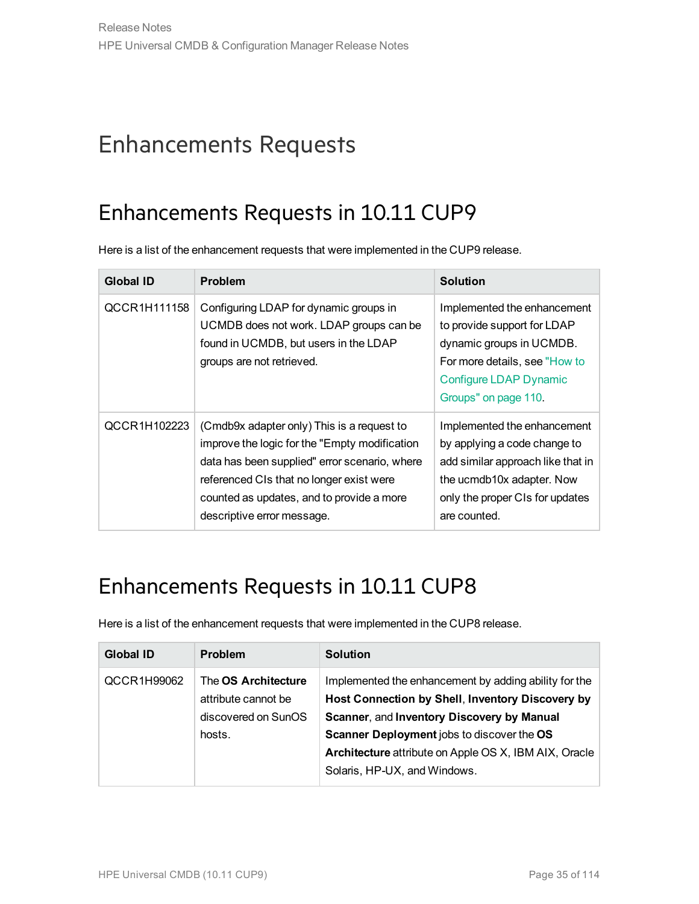# Enhancements Requests

## Enhancements Requests in 10.11 CUP9

Here is a list of the enhancement requests that were implemented in the CUP9 release.

| Global ID | Problem | Solution |
|---|---|---|
| QCCR1H111158 | Configuring LDAP for dynamic groups in UCMDB does not work. LDAP groups can be found in UCMDB, but users in the LDAP groups are not retrieved. | Implemented the enhancement to provide support for LDAP dynamic groups in UCMDB. For more details, see "How to Configure LDAP Dynamic Groups" on page 110. |
| QCCR1H102223 | (Cmdb9x adapter only) This is a request to improve the logic for the "Empty modification data has been supplied" error scenario, where referenced CIs that no longer exist were counted as updates, and to provide a more descriptive error message. | Implemented the enhancement by applying a code change to add similar approach like that in the ucmdb10x adapter. Now only the proper CIs for updates are counted. |

## Enhancements Requests in 10.11 CUP8

Here is a list of the enhancement requests that were implemented in the CUP8 release.

| Global ID | Problem | Solution |
|---|---|---|
| QCCR1H99062 | The **OS Architecture** attribute cannot be discovered on SunOS hosts. | Implemented the enhancement by adding ability for the **Host Connection by Shell**, **Inventory Discovery by Scanner**, and **Inventory Discovery by Manual Scanner Deployment** jobs to discover the **OS Architecture** attribute on Apple OS X, IBM AIX, Oracle Solaris, HP-UX, and Windows. |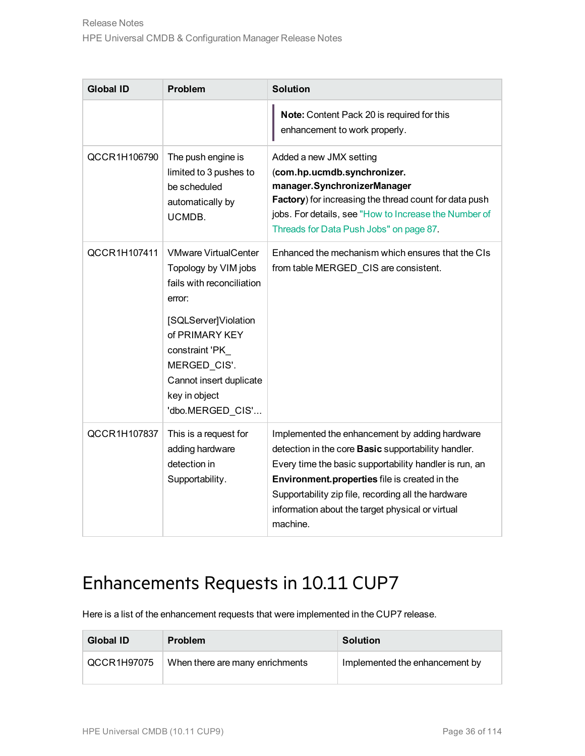| Global ID | Problem | Solution |
| --- | --- | --- |
| | | **Note:** Content Pack 20 is required for this enhancement to work properly. |
| QCCR1H106790 | The push engine is limited to 3 pushes to be scheduled automatically by UCMDB. | Added a new JMX setting (**com.hp.ucmdb.synchronizer.manager.SynchronizerManagerFactory**) for increasing the thread count for data push jobs. For details, see "How to Increase the Number of Threads for Data Push Jobs" on page 87. |
| QCCR1H107411 | VMware VirtualCenter Topology by VIM jobs fails with reconciliation error: [SQLServer]Violation of PRIMARY KEY constraint 'PK_MERGED_CIS'. Cannot insert duplicate key in object 'dbo.MERGED_CIS'... | Enhanced the mechanism which ensures that the CIs from table MERGED_CIS are consistent. |
| QCCR1H107837 | This is a request for adding hardware detection in Supportability. | Implemented the enhancement by adding hardware detection in the core **Basic** supportability handler. Every time the basic supportability handler is run, an **Environment.properties** file is created in the Supportability zip file, recording all the hardware information about the target physical or virtual machine. |

# Enhancements Requests in 10.11 CUP7

Here is a list of the enhancement requests that were implemented in the CUP7 release.

| Global ID | Problem | Solution |
| --- | --- | --- |
| QCCR1H97075 | When there are many enrichments | Implemented the enhancement by |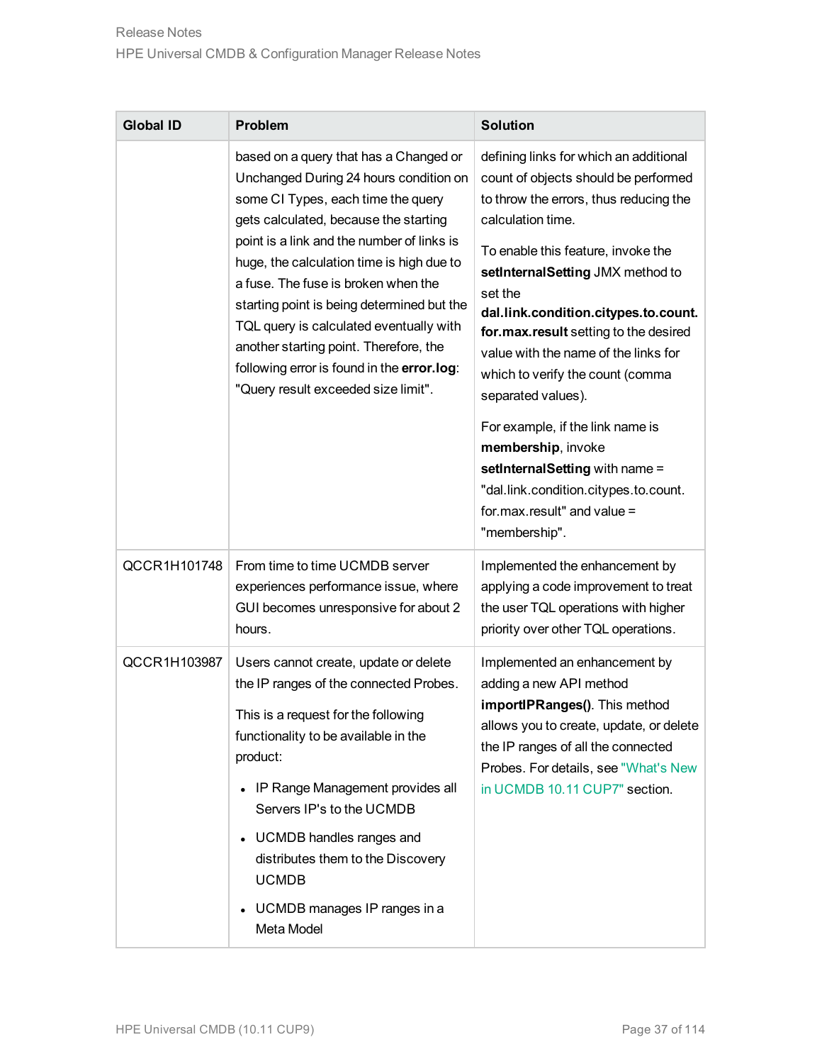| Global ID | Problem | Solution |
|---|---|---|
| | based on a query that has a Changed or Unchanged During 24 hours condition on some CI Types, each time the query gets calculated, because the starting point is a link and the number of links is huge, the calculation time is high due to a fuse. The fuse is broken when the starting point is being determined but the TQL query is calculated eventually with another starting point. Therefore, the following error is found in the **error.log**: "Query result exceeded size limit". | defining links for which an additional count of objects should be performed to throw the errors, thus reducing the calculation time.<br><br>To enable this feature, invoke the **setInternalSetting** JMX method to set the **dal.link.condition.citypes.to.count.for.max.result** setting to the desired value with the name of the links for which to verify the count (comma separated values).<br><br>For example, if the link name is **membership**, invoke **setInternalSetting** with name = "dal.link.condition.citypes.to.count.for.max.result" and value = "membership". |
| QCCR1H101748 | From time to time UCMDB server experiences performance issue, where GUI becomes unresponsive for about 2 hours. | Implemented the enhancement by applying a code improvement to treat the user TQL operations with higher priority over other TQL operations. |
| QCCR1H103987 | Users cannot create, update or delete the IP ranges of the connected Probes.<br><br>This is a request for the following functionality to be available in the product:<br><br>• IP Range Management provides all Servers IP's to the UCMDB<br>• UCMDB handles ranges and distributes them to the Discovery UCMDB<br>• UCMDB manages IP ranges in a Meta Model | Implemented an enhancement by adding a new API method **importIPRanges()**. This method allows you to create, update, or delete the IP ranges of all the connected Probes. For details, see "What's New in UCMDB 10.11 CUP7" section. |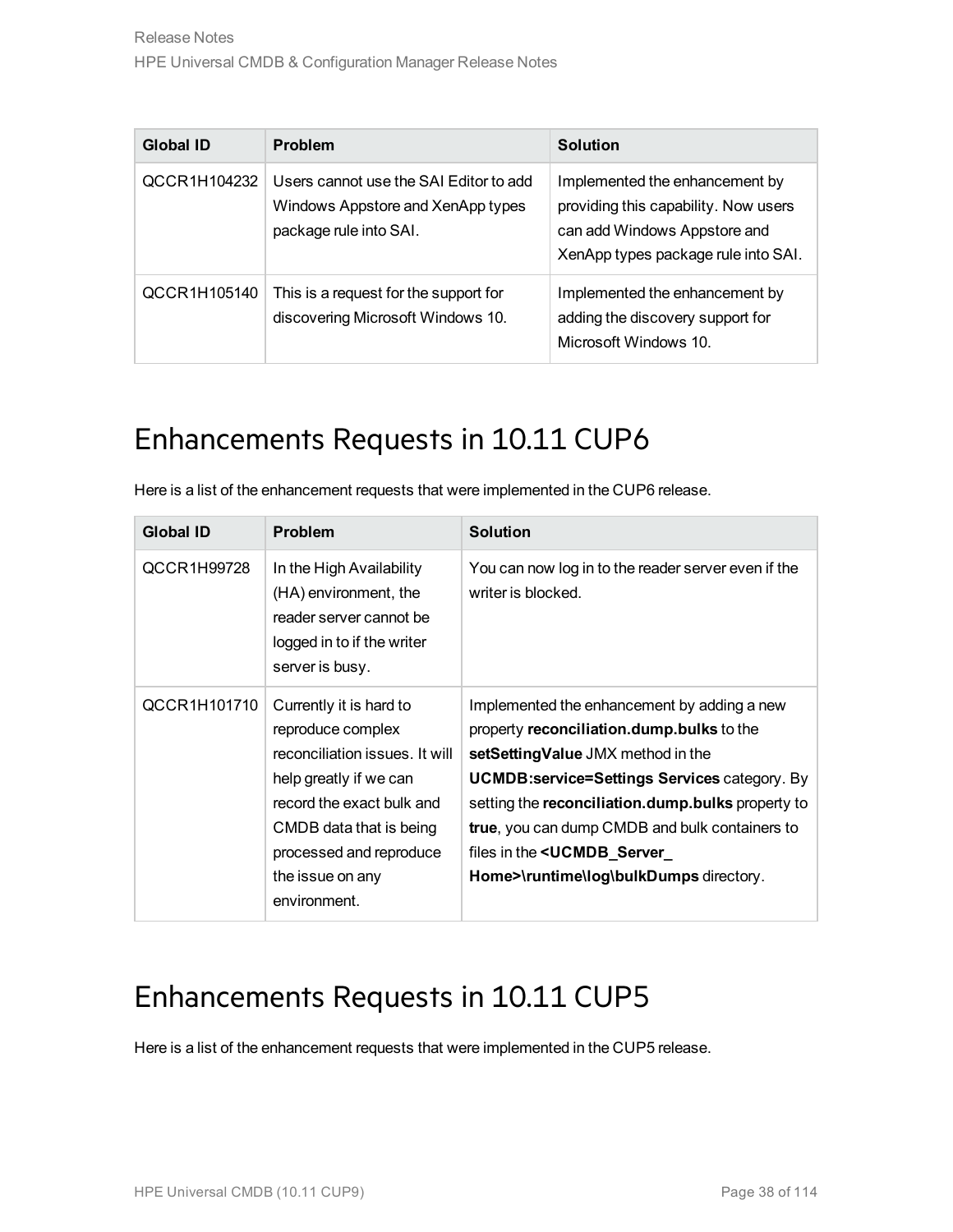| Global ID | Problem | Solution |
| --- | --- | --- |
| QCCR1H104232 | Users cannot use the SAI Editor to add Windows Appstore and XenApp types package rule into SAI. | Implemented the enhancement by providing this capability. Now users can add Windows Appstore and XenApp types package rule into SAI. |
| QCCR1H105140 | This is a request for the support for discovering Microsoft Windows 10. | Implemented the enhancement by adding the discovery support for Microsoft Windows 10. |

# Enhancements Requests in 10.11 CUP6

Here is a list of the enhancement requests that were implemented in the CUP6 release.

| Global ID | Problem | Solution |
| --- | --- | --- |
| QCCR1H99728 | In the High Availability (HA) environment, the reader server cannot be logged in to if the writer server is busy. | You can now log in to the reader server even if the writer is blocked. |
| QCCR1H101710 | Currently it is hard to reproduce complex reconciliation issues. It will help greatly if we can record the exact bulk and CMDB data that is being processed and reproduce the issue on any environment. | Implemented the enhancement by adding a new property **reconciliation.dump.bulks** to the **setSettingValue** JMX method in the **UCMDB:service=Settings Services** category. By setting the **reconciliation.dump.bulks** property to **true**, you can dump CMDB and bulk containers to files in the **<UCMDB_Server_Home>\runtime\log\bulkDumps** directory. |

# Enhancements Requests in 10.11 CUP5

Here is a list of the enhancement requests that were implemented in the CUP5 release.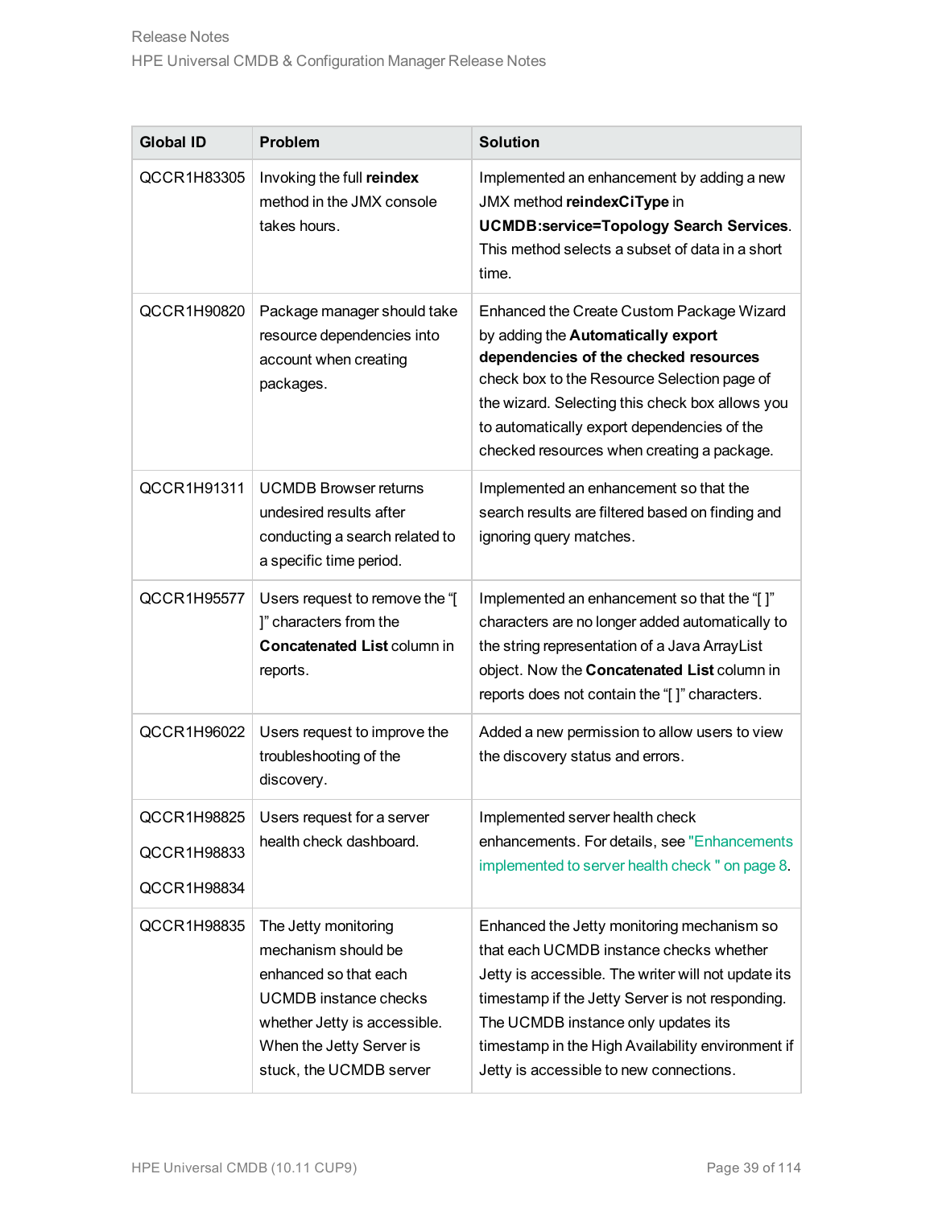| Global ID | Problem | Solution |
|---|---|---|
| QCCR1H83305 | Invoking the full **reindex** method in the JMX console takes hours. | Implemented an enhancement by adding a new JMX method **reindexCiType** in **UCMDB:service=Topology Search Services**. This method selects a subset of data in a short time. |
| QCCR1H90820 | Package manager should take resource dependencies into account when creating packages. | Enhanced the Create Custom Package Wizard by adding the **Automatically export dependencies of the checked resources** check box to the Resource Selection page of the wizard. Selecting this check box allows you to automatically export dependencies of the checked resources when creating a package. |
| QCCR1H91311 | UCMDB Browser returns undesired results after conducting a search related to a specific time period. | Implemented an enhancement so that the search results are filtered based on finding and ignoring query matches. |
| QCCR1H95577 | Users request to remove the "[ ]" characters from the **Concatenated List** column in reports. | Implemented an enhancement so that the "[ ]" characters are no longer added automatically to the string representation of a Java ArrayList object. Now the **Concatenated List** column in reports does not contain the "[ ]" characters. |
| QCCR1H96022 | Users request to improve the troubleshooting of the discovery. | Added a new permission to allow users to view the discovery status and errors. |
| QCCR1H98825<br>QCCR1H98833<br>QCCR1H98834 | Users request for a server health check dashboard. | Implemented server health check enhancements. For details, see "Enhancements implemented to server health check " on page 8. |
| QCCR1H98835 | The Jetty monitoring mechanism should be enhanced so that each UCMDB instance checks whether Jetty is accessible. When the Jetty Server is stuck, the UCMDB server | Enhanced the Jetty monitoring mechanism so that each UCMDB instance checks whether Jetty is accessible. The writer will not update its timestamp if the Jetty Server is not responding. The UCMDB instance only updates its timestamp in the High Availability environment if Jetty is accessible to new connections. |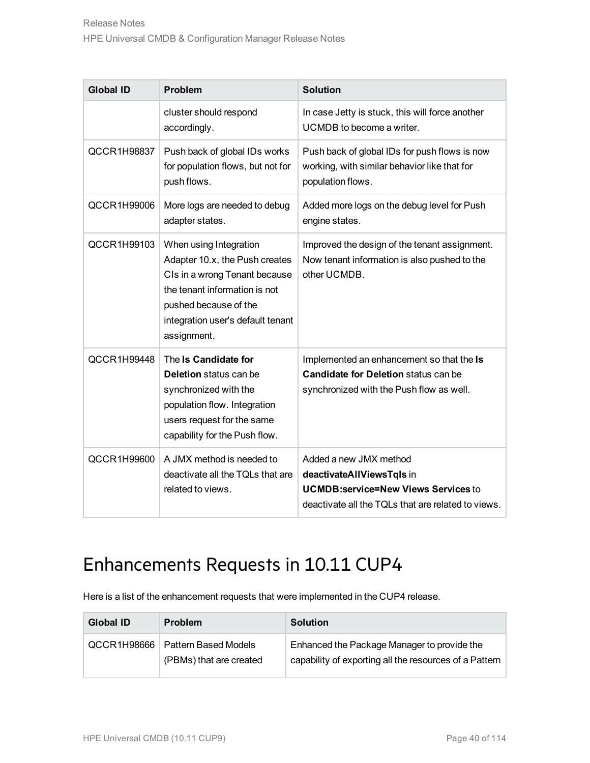| Global ID | Problem | Solution |
|---|---|---|
| | cluster should respond accordingly. | In case Jetty is stuck, this will force another UCMDB to become a writer. |
| QCCR1H98837 | Push back of global IDs works for population flows, but not for push flows. | Push back of global IDs for push flows is now working, with similar behavior like that for population flows. |
| QCCR1H99006 | More logs are needed to debug adapter states. | Added more logs on the debug level for Push engine states. |
| QCCR1H99103 | When using Integration Adapter 10.x, the Push creates CIs in a wrong Tenant because the tenant information is not pushed because of the integration user's default tenant assignment. | Improved the design of the tenant assignment. Now tenant information is also pushed to the other UCMDB. |
| QCCR1H99448 | The **Is Candidate for Deletion** status can be synchronized with the population flow. Integration users request for the same capability for the Push flow. | Implemented an enhancement so that the **Is Candidate for Deletion** status can be synchronized with the Push flow as well. |
| QCCR1H99600 | A JMX method is needed to deactivate all the TQLs that are related to views. | Added a new JMX method **deactivateAllViewsTqls** in **UCMDB:service=New Views Services** to deactivate all the TQLs that are related to views. |

# Enhancements Requests in 10.11 CUP4

Here is a list of the enhancement requests that were implemented in the CUP4 release.

| Global ID | Problem | Solution |
|---|---|---|
| QCCR1H98666 | Pattern Based Models (PBMs) that are created | Enhanced the Package Manager to provide the capability of exporting all the resources of a Pattern |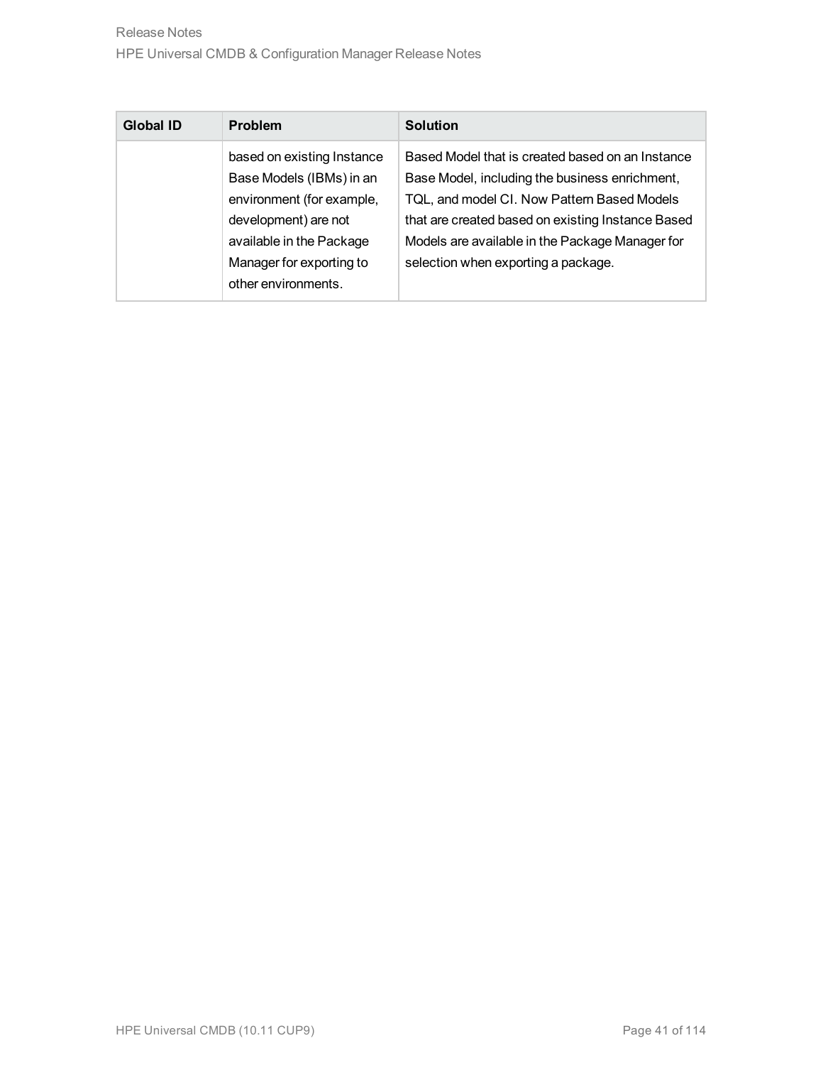| Global ID | Problem | Solution |
|---|---|---|
| | based on existing Instance Base Models (IBMs) in an environment (for example, development) are not available in the Package Manager for exporting to other environments. | Based Model that is created based on an Instance Base Model, including the business enrichment, TQL, and model CI. Now Pattern Based Models that are created based on existing Instance Based Models are available in the Package Manager for selection when exporting a package. |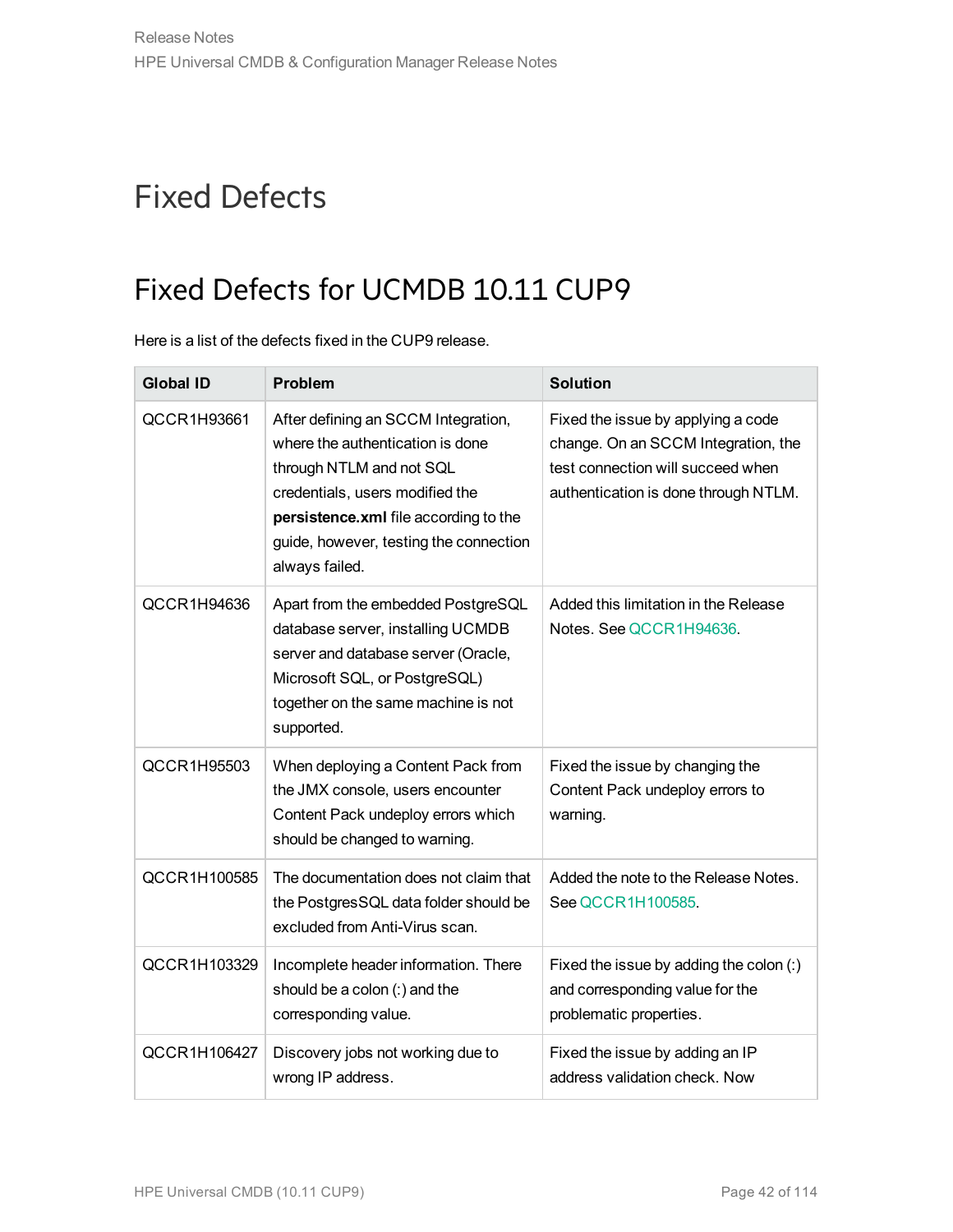# Fixed Defects

## Fixed Defects for UCMDB 10.11 CUP9

Here is a list of the defects fixed in the CUP9 release.

| Global ID | Problem | Solution |
|---|---|---|
| QCCR1H93661 | After defining an SCCM Integration, where the authentication is done through NTLM and not SQL credentials, users modified the **persistence.xml** file according to the guide, however, testing the connection always failed. | Fixed the issue by applying a code change. On an SCCM Integration, the test connection will succeed when authentication is done through NTLM. |
| QCCR1H94636 | Apart from the embedded PostgreSQL database server, installing UCMDB server and database server (Oracle, Microsoft SQL, or PostgreSQL) together on the same machine is not supported. | Added this limitation in the Release Notes. See QCCR1H94636. |
| QCCR1H95503 | When deploying a Content Pack from the JMX console, users encounter Content Pack undeploy errors which should be changed to warning. | Fixed the issue by changing the Content Pack undeploy errors to warning. |
| QCCR1H100585 | The documentation does not claim that the PostgresSQL data folder should be excluded from Anti-Virus scan. | Added the note to the Release Notes. See QCCR1H100585. |
| QCCR1H103329 | Incomplete header information. There should be a colon (:) and the corresponding value. | Fixed the issue by adding the colon (:) and corresponding value for the problematic properties. |
| QCCR1H106427 | Discovery jobs not working due to wrong IP address. | Fixed the issue by adding an IP address validation check. Now |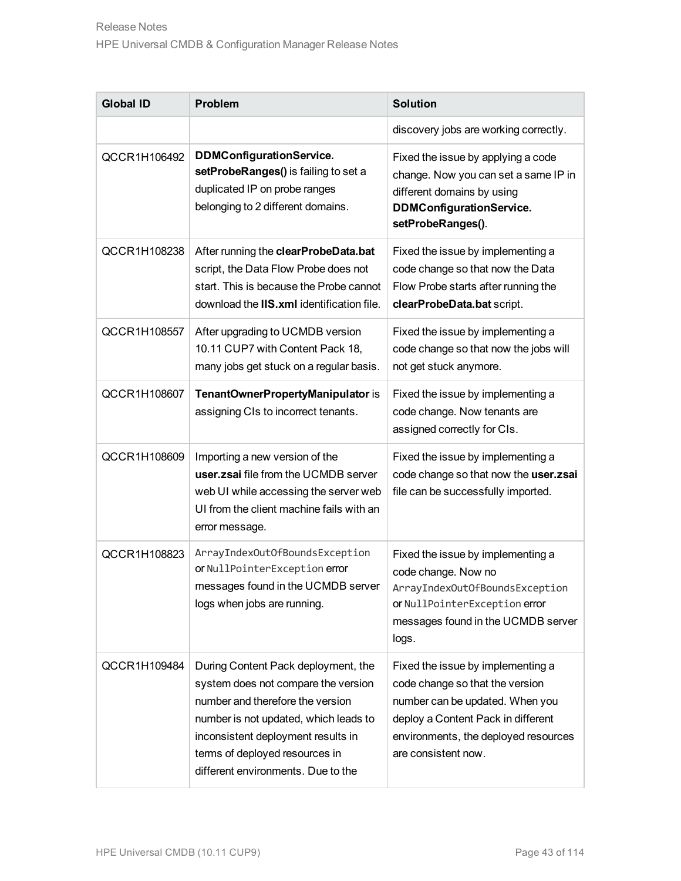| Global ID | Problem | Solution |
| --- | --- | --- |
| | | discovery jobs are working correctly. |
| QCCR1H106492 | **DDMConfigurationService. setProbeRanges()** is failing to set a duplicated IP on probe ranges belonging to 2 different domains. | Fixed the issue by applying a code change. Now you can set a same IP in different domains by using **DDMConfigurationService. setProbeRanges()**. |
| QCCR1H108238 | After running the **clearProbeData.bat** script, the Data Flow Probe does not start. This is because the Probe cannot download the **IIS.xml** identification file. | Fixed the issue by implementing a code change so that now the Data Flow Probe starts after running the **clearProbeData.bat** script. |
| QCCR1H108557 | After upgrading to UCMDB version 10.11 CUP7 with Content Pack 18, many jobs get stuck on a regular basis. | Fixed the issue by implementing a code change so that now the jobs will not get stuck anymore. |
| QCCR1H108607 | **TenantOwnerPropertyManipulator** is assigning CIs to incorrect tenants. | Fixed the issue by implementing a code change. Now tenants are assigned correctly for CIs. |
| QCCR1H108609 | Importing a new version of the **user.zsai** file from the UCMDB server web UI while accessing the server web UI from the client machine fails with an error message. | Fixed the issue by implementing a code change so that now the **user.zsai** file can be successfully imported. |
| QCCR1H108823 | `ArrayIndexOutOfBoundsException` or `NullPointerException` error messages found in the UCMDB server logs when jobs are running. | Fixed the issue by implementing a code change. Now no `ArrayIndexOutOfBoundsException` or `NullPointerException` error messages found in the UCMDB server logs. |
| QCCR1H109484 | During Content Pack deployment, the system does not compare the version number and therefore the version number is not updated, which leads to inconsistent deployment results in terms of deployed resources in different environments. Due to the | Fixed the issue by implementing a code change so that the version number can be updated. When you deploy a Content Pack in different environments, the deployed resources are consistent now. |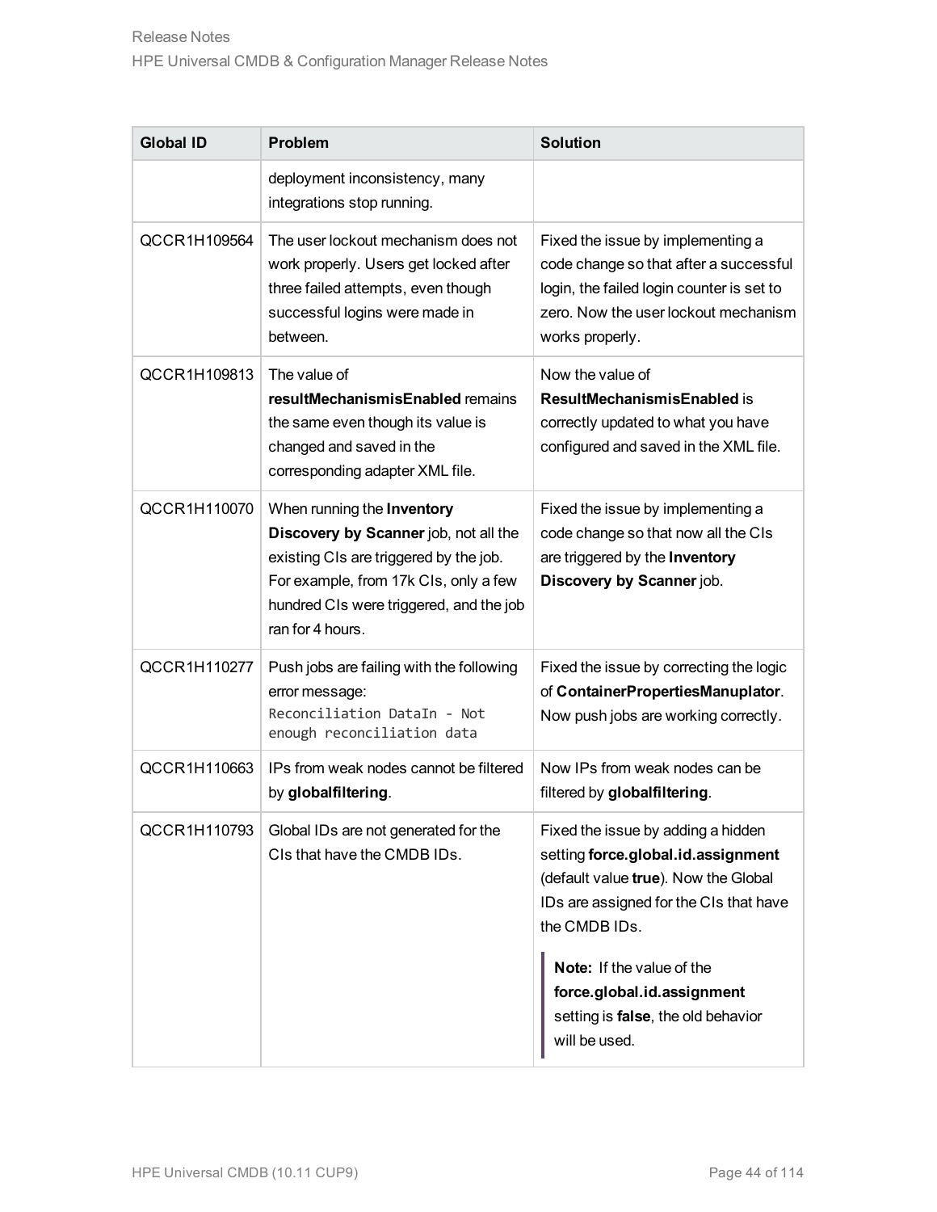| Global ID | Problem | Solution |
| --- | --- | --- |
| | deployment inconsistency, many integrations stop running. | |
| QCCR1H109564 | The user lockout mechanism does not work properly. Users get locked after three failed attempts, even though successful logins were made in between. | Fixed the issue by implementing a code change so that after a successful login, the failed login counter is set to zero. Now the user lockout mechanism works properly. |
| QCCR1H109813 | The value of **resultMechanismisEnabled** remains the same even though its value is changed and saved in the corresponding adapter XML file. | Now the value of **ResultMechanismisEnabled** is correctly updated to what you have configured and saved in the XML file. |
| QCCR1H110070 | When running the **Inventory Discovery by Scanner** job, not all the existing CIs are triggered by the job. For example, from 17k CIs, only a few hundred CIs were triggered, and the job ran for 4 hours. | Fixed the issue by implementing a code change so that now all the CIs are triggered by the **Inventory Discovery by Scanner** job. |
| QCCR1H110277 | Push jobs are failing with the following error message: `Reconciliation DataIn - Not enough reconciliation data` | Fixed the issue by correcting the logic of **ContainerPropertiesManuplator**. Now push jobs are working correctly. |
| QCCR1H110663 | IPs from weak nodes cannot be filtered by **globalfiltering**. | Now IPs from weak nodes can be filtered by **globalfiltering**. |
| QCCR1H110793 | Global IDs are not generated for the CIs that have the CMDB IDs. | Fixed the issue by adding a hidden setting **force.global.id.assignment** (default value **true**). Now the Global IDs are assigned for the CIs that have the CMDB IDs.<br><br>**Note:** If the value of the **force.global.id.assignment** setting is **false**, the old behavior will be used. |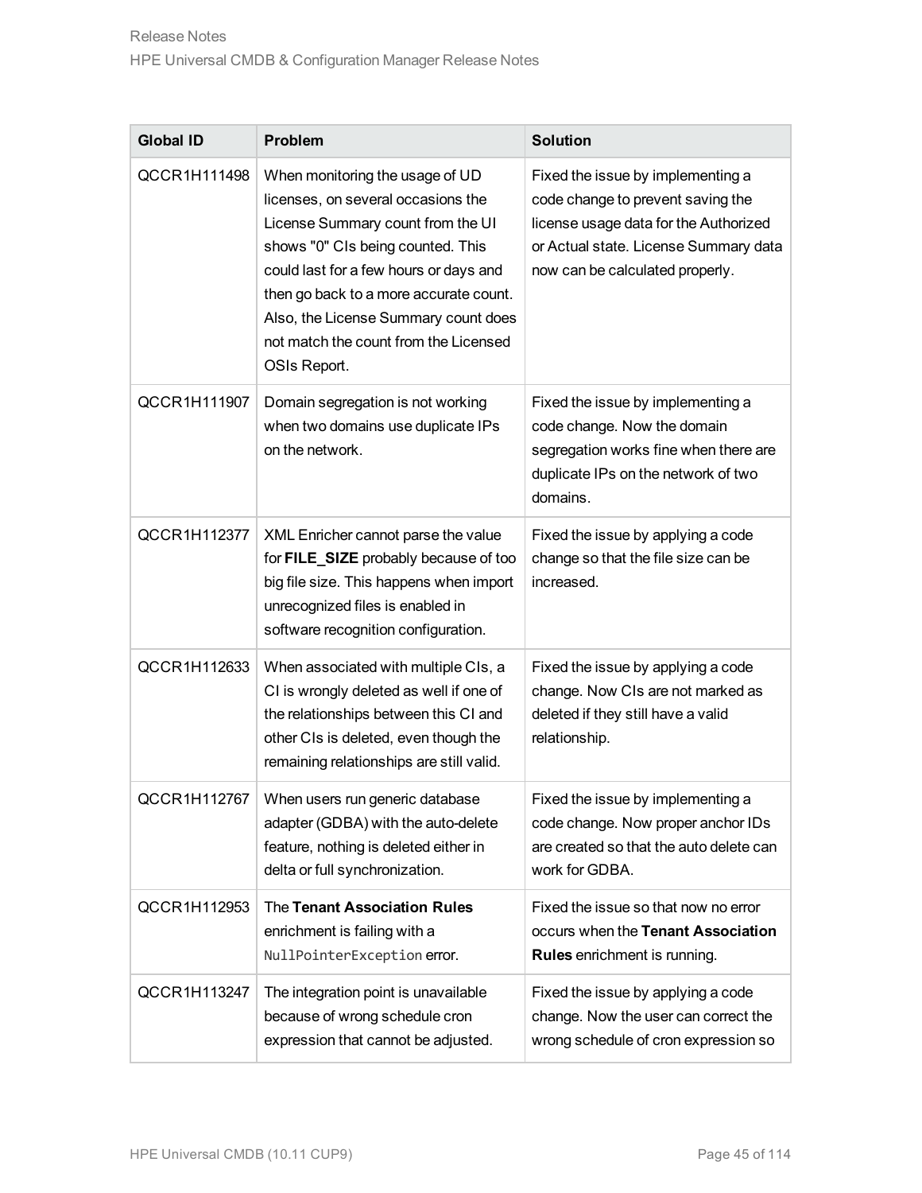| Global ID | Problem | Solution |
|---|---|---|
| QCCR1H111498 | When monitoring the usage of UD licenses, on several occasions the License Summary count from the UI shows "0" CIs being counted. This could last for a few hours or days and then go back to a more accurate count. Also, the License Summary count does not match the count from the Licensed OSIs Report. | Fixed the issue by implementing a code change to prevent saving the license usage data for the Authorized or Actual state. License Summary data now can be calculated properly. |
| QCCR1H111907 | Domain segregation is not working when two domains use duplicate IPs on the network. | Fixed the issue by implementing a code change. Now the domain segregation works fine when there are duplicate IPs on the network of two domains. |
| QCCR1H112377 | XML Enricher cannot parse the value for **FILE_SIZE** probably because of too big file size. This happens when import unrecognized files is enabled in software recognition configuration. | Fixed the issue by applying a code change so that the file size can be increased. |
| QCCR1H112633 | When associated with multiple CIs, a CI is wrongly deleted as well if one of the relationships between this CI and other CIs is deleted, even though the remaining relationships are still valid. | Fixed the issue by applying a code change. Now CIs are not marked as deleted if they still have a valid relationship. |
| QCCR1H112767 | When users run generic database adapter (GDBA) with the auto-delete feature, nothing is deleted either in delta or full synchronization. | Fixed the issue by implementing a code change. Now proper anchor IDs are created so that the auto delete can work for GDBA. |
| QCCR1H112953 | The **Tenant Association Rules** enrichment is failing with a `NullPointerException` error. | Fixed the issue so that now no error occurs when the **Tenant Association Rules** enrichment is running. |
| QCCR1H113247 | The integration point is unavailable because of wrong schedule cron expression that cannot be adjusted. | Fixed the issue by applying a code change. Now the user can correct the wrong schedule of cron expression so |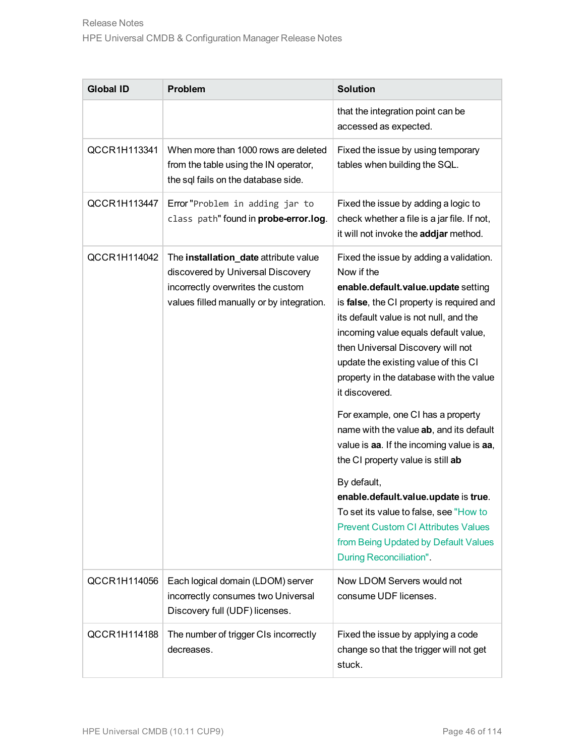| Global ID | Problem | Solution |
|---|---|---|
| | | that the integration point can be accessed as expected. |
| QCCR1H113341 | When more than 1000 rows are deleted from the table using the IN operator, the sql fails on the database side. | Fixed the issue by using temporary tables when building the SQL. |
| QCCR1H113447 | Error "`Problem in adding jar to class path`" found in **probe-error.log**. | Fixed the issue by adding a logic to check whether a file is a jar file. If not, it will not invoke the **addjar** method. |
| QCCR1H114042 | The **installation_date** attribute value discovered by Universal Discovery incorrectly overwrites the custom values filled manually or by integration. | Fixed the issue by adding a validation. Now if the **enable.default.value.update** setting is **false**, the CI property is required and its default value is not null, and the incoming value equals default value, then Universal Discovery will not update the existing value of this CI property in the database with the value it discovered.<br><br>For example, one CI has a property name with the value **ab**, and its default value is **aa**. If the incoming value is **aa**, the CI property value is still **ab**<br><br>By default, **enable.default.value.update** is **true**. To set its value to false, see "How to Prevent Custom CI Attributes Values from Being Updated by Default Values During Reconciliation". |
| QCCR1H114056 | Each logical domain (LDOM) server incorrectly consumes two Universal Discovery full (UDF) licenses. | Now LDOM Servers would not consume UDF licenses. |
| QCCR1H114188 | The number of trigger CIs incorrectly decreases. | Fixed the issue by applying a code change so that the trigger will not get stuck. |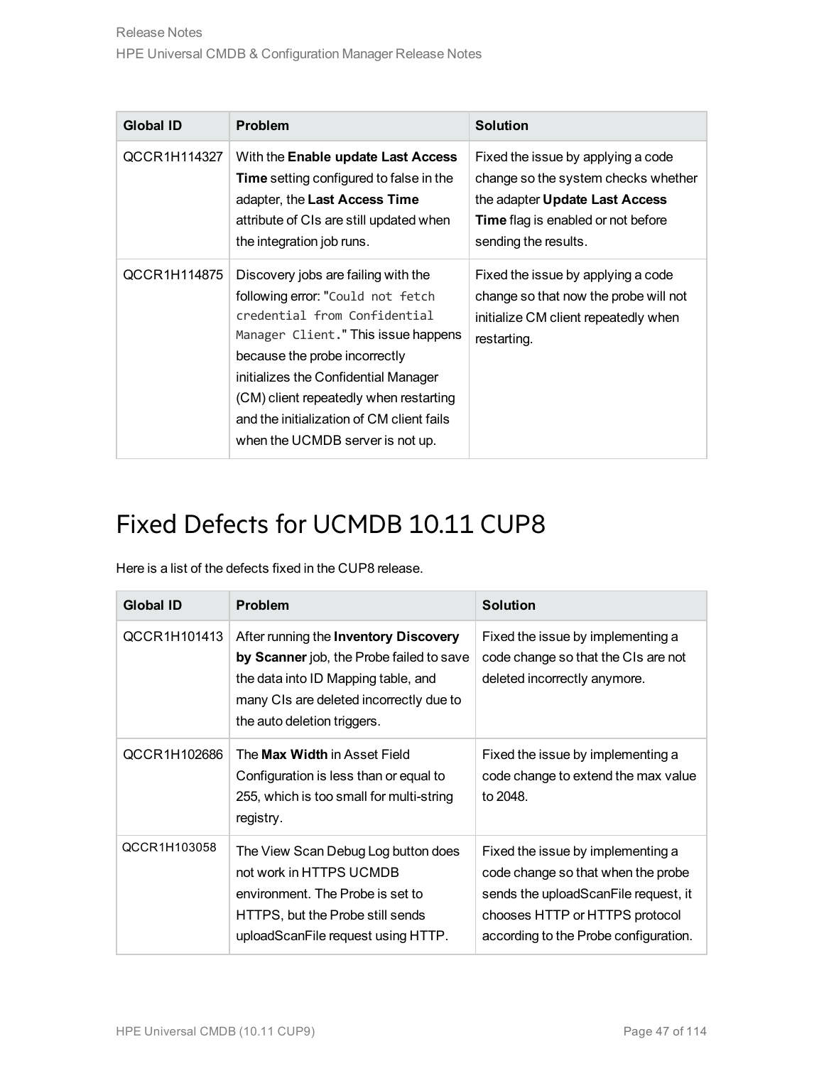| Global ID | Problem | Solution |
| --- | --- | --- |
| QCCR1H114327 | With the **Enable update Last Access Time** setting configured to false in the adapter, the **Last Access Time** attribute of CIs are still updated when the integration job runs. | Fixed the issue by applying a code change so the system checks whether the adapter **Update Last Access Time** flag is enabled or not before sending the results. |
| QCCR1H114875 | Discovery jobs are failing with the following error: "`Could not fetch credential from Confidential Manager Client`." This issue happens because the probe incorrectly initializes the Confidential Manager (CM) client repeatedly when restarting and the initialization of CM client fails when the UCMDB server is not up. | Fixed the issue by applying a code change so that now the probe will not initialize CM client repeatedly when restarting. |

# Fixed Defects for UCMDB 10.11 CUP8

Here is a list of the defects fixed in the CUP8 release.

| Global ID | Problem | Solution |
| --- | --- | --- |
| QCCR1H101413 | After running the **Inventory Discovery by Scanner** job, the Probe failed to save the data into ID Mapping table, and many CIs are deleted incorrectly due to the auto deletion triggers. | Fixed the issue by implementing a code change so that the CIs are not deleted incorrectly anymore. |
| QCCR1H102686 | The **Max Width** in Asset Field Configuration is less than or equal to 255, which is too small for multi-string registry. | Fixed the issue by implementing a code change to extend the max value to 2048. |
| QCCR1H103058 | The View Scan Debug Log button does not work in HTTPS UCMDB environment. The Probe is set to HTTPS, but the Probe still sends uploadScanFile request using HTTP. | Fixed the issue by implementing a code change so that when the probe sends the uploadScanFile request, it chooses HTTP or HTTPS protocol according to the Probe configuration. |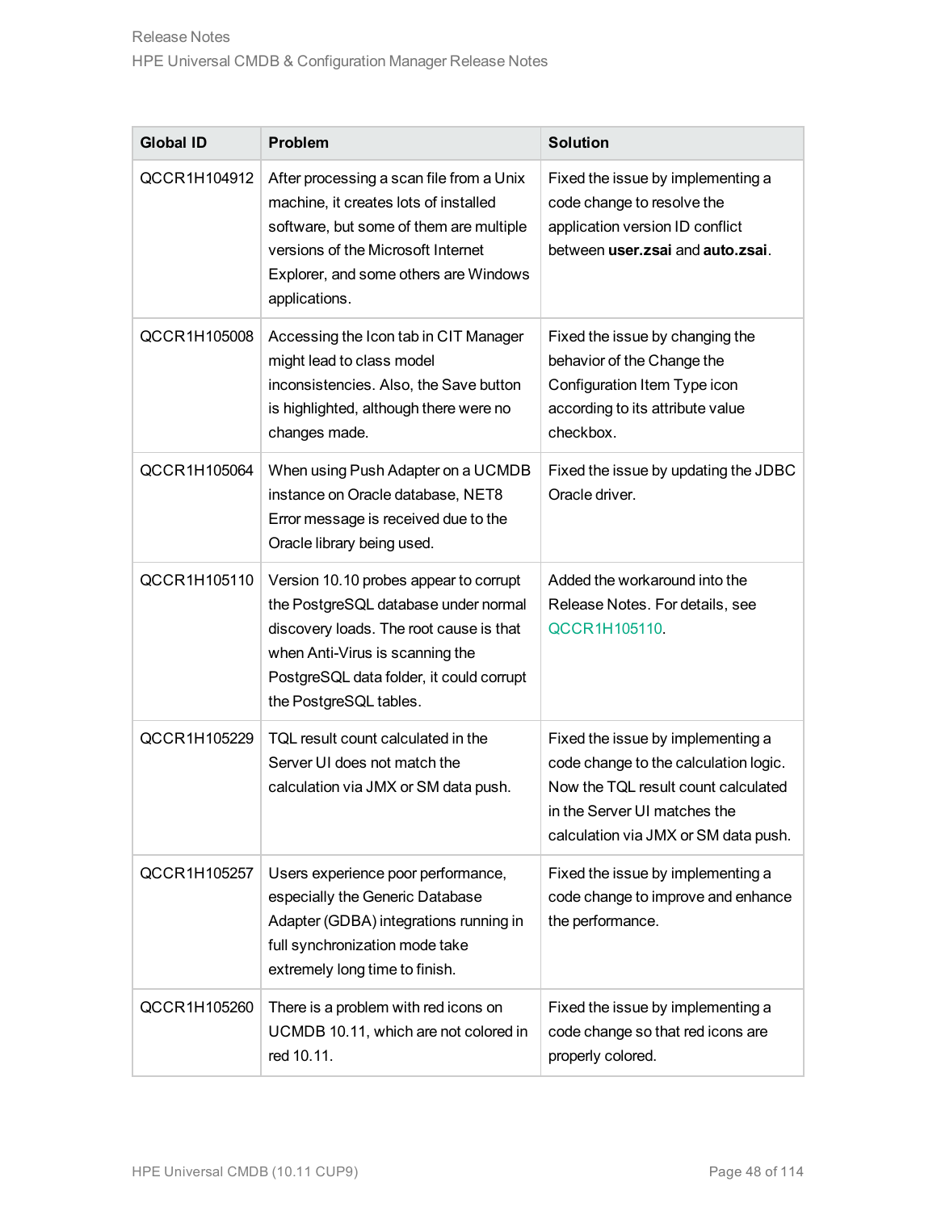| Global ID | Problem | Solution |
|---|---|---|
| QCCR1H104912 | After processing a scan file from a Unix machine, it creates lots of installed software, but some of them are multiple versions of the Microsoft Internet Explorer, and some others are Windows applications. | Fixed the issue by implementing a code change to resolve the application version ID conflict between **user.zsai** and **auto.zsai**. |
| QCCR1H105008 | Accessing the Icon tab in CIT Manager might lead to class model inconsistencies. Also, the Save button is highlighted, although there were no changes made. | Fixed the issue by changing the behavior of the Change the Configuration Item Type icon according to its attribute value checkbox. |
| QCCR1H105064 | When using Push Adapter on a UCMDB instance on Oracle database, NET8 Error message is received due to the Oracle library being used. | Fixed the issue by updating the JDBC Oracle driver. |
| QCCR1H105110 | Version 10.10 probes appear to corrupt the PostgreSQL database under normal discovery loads. The root cause is that when Anti-Virus is scanning the PostgreSQL data folder, it could corrupt the PostgreSQL tables. | Added the workaround into the Release Notes. For details, see QCCR1H105110. |
| QCCR1H105229 | TQL result count calculated in the Server UI does not match the calculation via JMX or SM data push. | Fixed the issue by implementing a code change to the calculation logic. Now the TQL result count calculated in the Server UI matches the calculation via JMX or SM data push. |
| QCCR1H105257 | Users experience poor performance, especially the Generic Database Adapter (GDBA) integrations running in full synchronization mode take extremely long time to finish. | Fixed the issue by implementing a code change to improve and enhance the performance. |
| QCCR1H105260 | There is a problem with red icons on UCMDB 10.11, which are not colored in red 10.11. | Fixed the issue by implementing a code change so that red icons are properly colored. |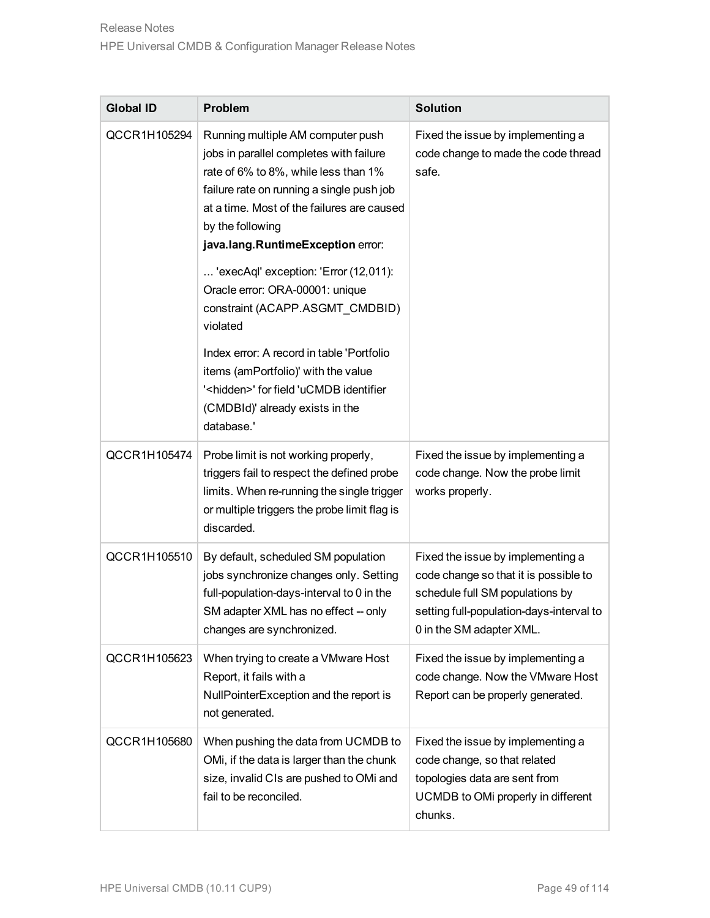| Global ID | Problem | Solution |
|---|---|---|
| QCCR1H105294 | Running multiple AM computer push jobs in parallel completes with failure rate of 6% to 8%, while less than 1% failure rate on running a single push job at a time. Most of the failures are caused by the following **java.lang.RuntimeException** error:<br><br>... 'execAql' exception: 'Error (12,011): Oracle error: ORA-00001: unique constraint (ACAPP.ASGMT_CMDBID) violated<br><br>Index error: A record in table 'Portfolio items (amPortfolio)' with the value '<hidden>' for field 'uCMDB identifier (CMDBId)' already exists in the database.' | Fixed the issue by implementing a code change to made the code thread safe. |
| QCCR1H105474 | Probe limit is not working properly, triggers fail to respect the defined probe limits. When re-running the single trigger or multiple triggers the probe limit flag is discarded. | Fixed the issue by implementing a code change. Now the probe limit works properly. |
| QCCR1H105510 | By default, scheduled SM population jobs synchronize changes only. Setting full-population-days-interval to 0 in the SM adapter XML has no effect -- only changes are synchronized. | Fixed the issue by implementing a code change so that it is possible to schedule full SM populations by setting full-population-days-interval to 0 in the SM adapter XML. |
| QCCR1H105623 | When trying to create a VMware Host Report, it fails with a NullPointerException and the report is not generated. | Fixed the issue by implementing a code change. Now the VMware Host Report can be properly generated. |
| QCCR1H105680 | When pushing the data from UCMDB to OMi, if the data is larger than the chunk size, invalid CIs are pushed to OMi and fail to be reconciled. | Fixed the issue by implementing a code change, so that related topologies data are sent from UCMDB to OMi properly in different chunks. |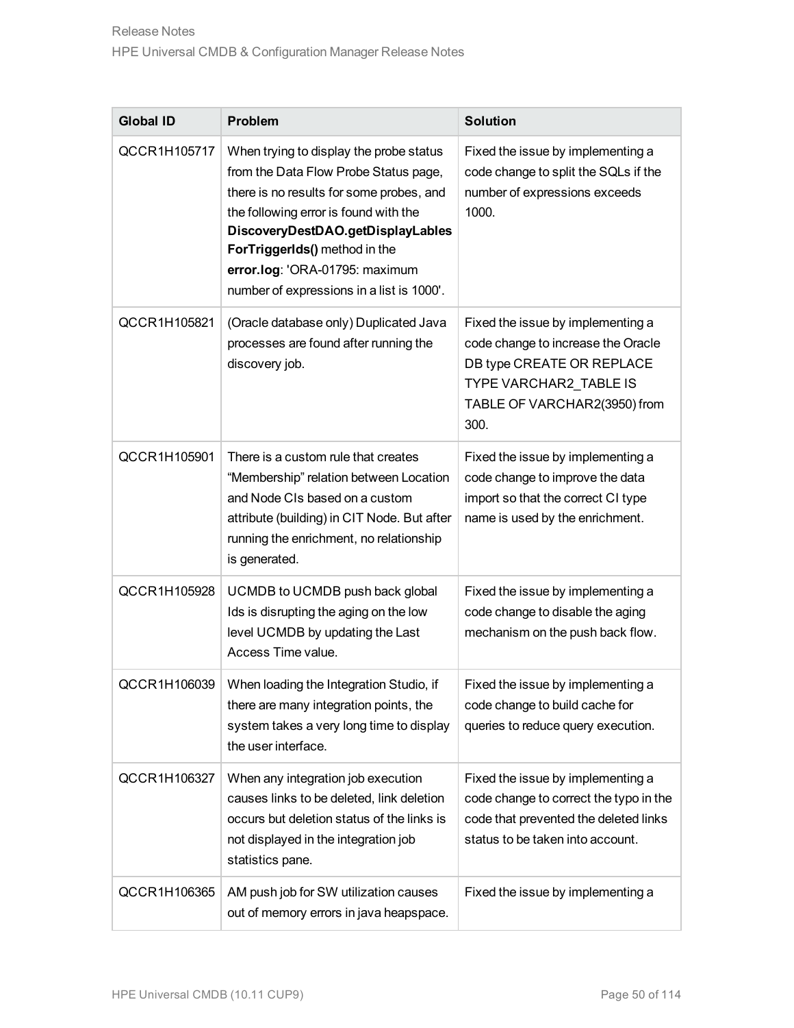| Global ID | Problem | Solution |
|---|---|---|
| QCCR1H105717 | When trying to display the probe status from the Data Flow Probe Status page, there is no results for some probes, and the following error is found with the **DiscoveryDestDAO.getDisplayLablesForTriggerIds()** method in the **error.log**: 'ORA-01795: maximum number of expressions in a list is 1000'. | Fixed the issue by implementing a code change to split the SQLs if the number of expressions exceeds 1000. |
| QCCR1H105821 | (Oracle database only) Duplicated Java processes are found after running the discovery job. | Fixed the issue by implementing a code change to increase the Oracle DB type CREATE OR REPLACE TYPE VARCHAR2_TABLE IS TABLE OF VARCHAR2(3950) from 300. |
| QCCR1H105901 | There is a custom rule that creates "Membership" relation between Location and Node CIs based on a custom attribute (building) in CIT Node. But after running the enrichment, no relationship is generated. | Fixed the issue by implementing a code change to improve the data import so that the correct CI type name is used by the enrichment. |
| QCCR1H105928 | UCMDB to UCMDB push back global Ids is disrupting the aging on the low level UCMDB by updating the Last Access Time value. | Fixed the issue by implementing a code change to disable the aging mechanism on the push back flow. |
| QCCR1H106039 | When loading the Integration Studio, if there are many integration points, the system takes a very long time to display the user interface. | Fixed the issue by implementing a code change to build cache for queries to reduce query execution. |
| QCCR1H106327 | When any integration job execution causes links to be deleted, link deletion occurs but deletion status of the links is not displayed in the integration job statistics pane. | Fixed the issue by implementing a code change to correct the typo in the code that prevented the deleted links status to be taken into account. |
| QCCR1H106365 | AM push job for SW utilization causes out of memory errors in java heapspace. | Fixed the issue by implementing a |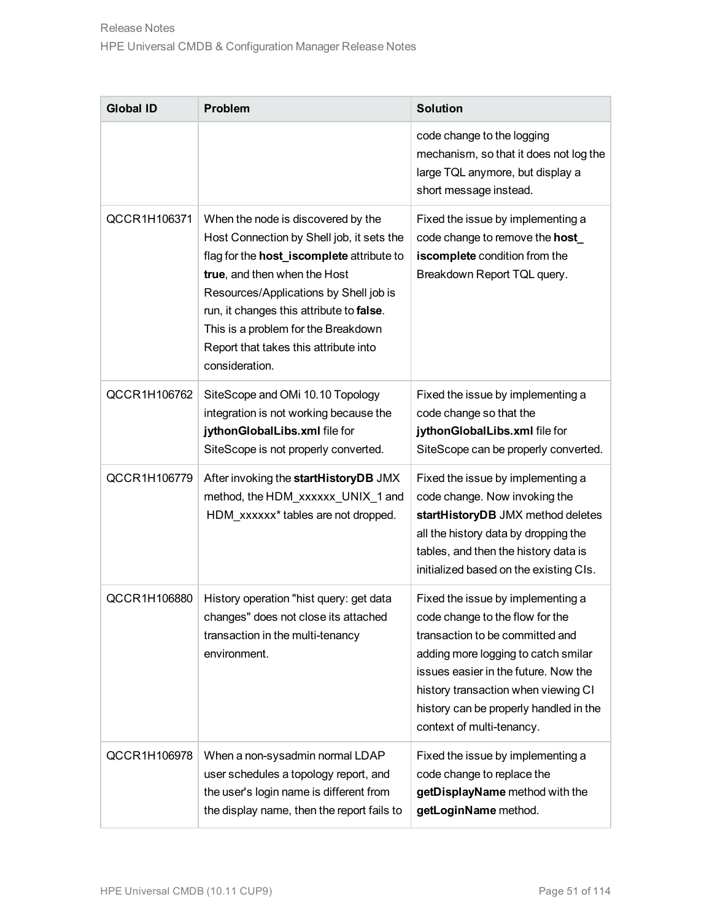| Global ID | Problem | Solution |
|---|---|---|
| | | code change to the logging mechanism, so that it does not log the large TQL anymore, but display a short message instead. |
| QCCR1H106371 | When the node is discovered by the Host Connection by Shell job, it sets the flag for the **host_iscomplete** attribute to **true**, and then when the Host Resources/Applications by Shell job is run, it changes this attribute to **false**. This is a problem for the Breakdown Report that takes this attribute into consideration. | Fixed the issue by implementing a code change to remove the **host_iscomplete** condition from the Breakdown Report TQL query. |
| QCCR1H106762 | SiteScope and OMi 10.10 Topology integration is not working because the **jythonGlobalLibs.xml** file for SiteScope is not properly converted. | Fixed the issue by implementing a code change so that the **jythonGlobalLibs.xml** file for SiteScope can be properly converted. |
| QCCR1H106779 | After invoking the **startHistoryDB** JMX method, the HDM_xxxxxx_UNIX_1 and HDM_xxxxxx* tables are not dropped. | Fixed the issue by implementing a code change. Now invoking the **startHistoryDB** JMX method deletes all the history data by dropping the tables, and then the history data is initialized based on the existing CIs. |
| QCCR1H106880 | History operation "hist query: get data changes" does not close its attached transaction in the multi-tenancy environment. | Fixed the issue by implementing a code change to the flow for the transaction to be committed and adding more logging to catch smilar issues easier in the future. Now the history transaction when viewing CI history can be properly handled in the context of multi-tenancy. |
| QCCR1H106978 | When a non-sysadmin normal LDAP user schedules a topology report, and the user's login name is different from the display name, then the report fails to | Fixed the issue by implementing a code change to replace the **getDisplayName** method with the **getLoginName** method. |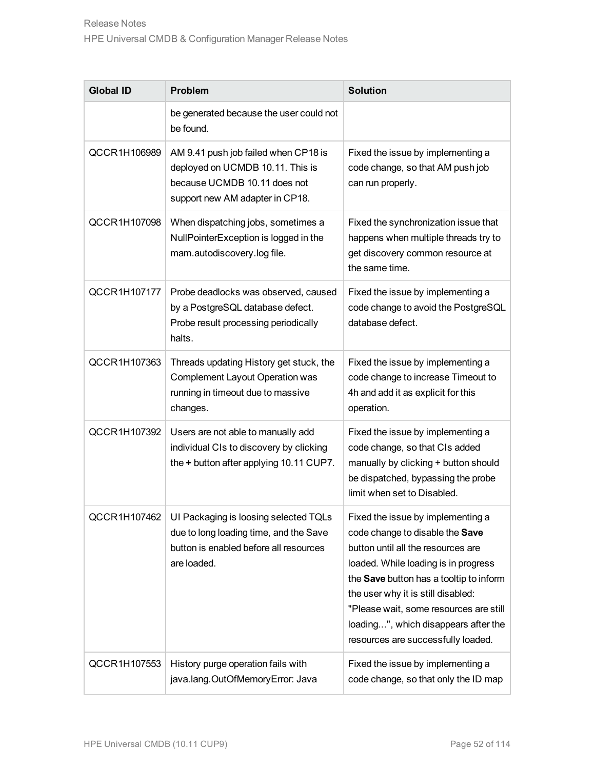| Global ID | Problem | Solution |
| --- | --- | --- |
| | be generated because the user could not be found. | |
| QCCR1H106989 | AM 9.41 push job failed when CP18 is deployed on UCMDB 10.11. This is because UCMDB 10.11 does not support new AM adapter in CP18. | Fixed the issue by implementing a code change, so that AM push job can run properly. |
| QCCR1H107098 | When dispatching jobs, sometimes a NullPointerException is logged in the mam.autodiscovery.log file. | Fixed the synchronization issue that happens when multiple threads try to get discovery common resource at the same time. |
| QCCR1H107177 | Probe deadlocks was observed, caused by a PostgreSQL database defect. Probe result processing periodically halts. | Fixed the issue by implementing a code change to avoid the PostgreSQL database defect. |
| QCCR1H107363 | Threads updating History get stuck, the Complement Layout Operation was running in timeout due to massive changes. | Fixed the issue by implementing a code change to increase Timeout to 4h and add it as explicit for this operation. |
| QCCR1H107392 | Users are not able to manually add individual CIs to discovery by clicking the **+** button after applying 10.11 CUP7. | Fixed the issue by implementing a code change, so that CIs added manually by clicking + button should be dispatched, bypassing the probe limit when set to Disabled. |
| QCCR1H107462 | UI Packaging is loosing selected TQLs due to long loading time, and the Save button is enabled before all resources are loaded. | Fixed the issue by implementing a code change to disable the **Save** button until all the resources are loaded. While loading is in progress the **Save** button has a tooltip to inform the user why it is still disabled: "Please wait, some resources are still loading...", which disappears after the resources are successfully loaded. |
| QCCR1H107553 | History purge operation fails with java.lang.OutOfMemoryError: Java | Fixed the issue by implementing a code change, so that only the ID map |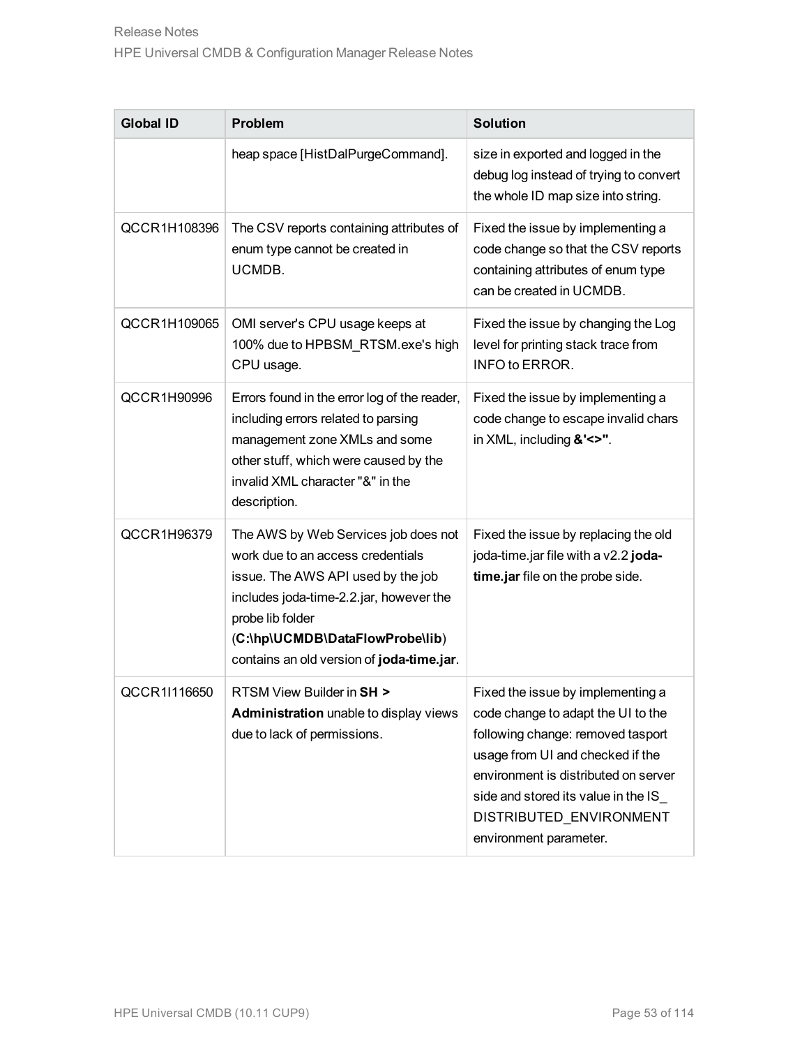| Global ID | Problem | Solution |
|---|---|---|
| | heap space [HistDalPurgeCommand]. | size in exported and logged in the debug log instead of trying to convert the whole ID map size into string. |
| QCCR1H108396 | The CSV reports containing attributes of enum type cannot be created in UCMDB. | Fixed the issue by implementing a code change so that the CSV reports containing attributes of enum type can be created in UCMDB. |
| QCCR1H109065 | OMI server's CPU usage keeps at 100% due to HPBSM_RTSM.exe's high CPU usage. | Fixed the issue by changing the Log level for printing stack trace from INFO to ERROR. |
| QCCR1H90996 | Errors found in the error log of the reader, including errors related to parsing management zone XMLs and some other stuff, which were caused by the invalid XML character "&" in the description. | Fixed the issue by implementing a code change to escape invalid chars in XML, including **&'<>"**. |
| QCCR1H96379 | The AWS by Web Services job does not work due to an access credentials issue. The AWS API used by the job includes joda-time-2.2.jar, however the probe lib folder (**C:\hp\UCMDB\DataFlowProbe\lib**) contains an old version of **joda-time.jar**. | Fixed the issue by replacing the old joda-time.jar file with a v2.2 **joda-time.jar** file on the probe side. |
| QCCR1I116650 | RTSM View Builder in **SH > Administration** unable to display views due to lack of permissions. | Fixed the issue by implementing a code change to adapt the UI to the following change: removed tasport usage from UI and checked if the environment is distributed on server side and stored its value in the IS_DISTRIBUTED_ENVIRONMENT environment parameter. |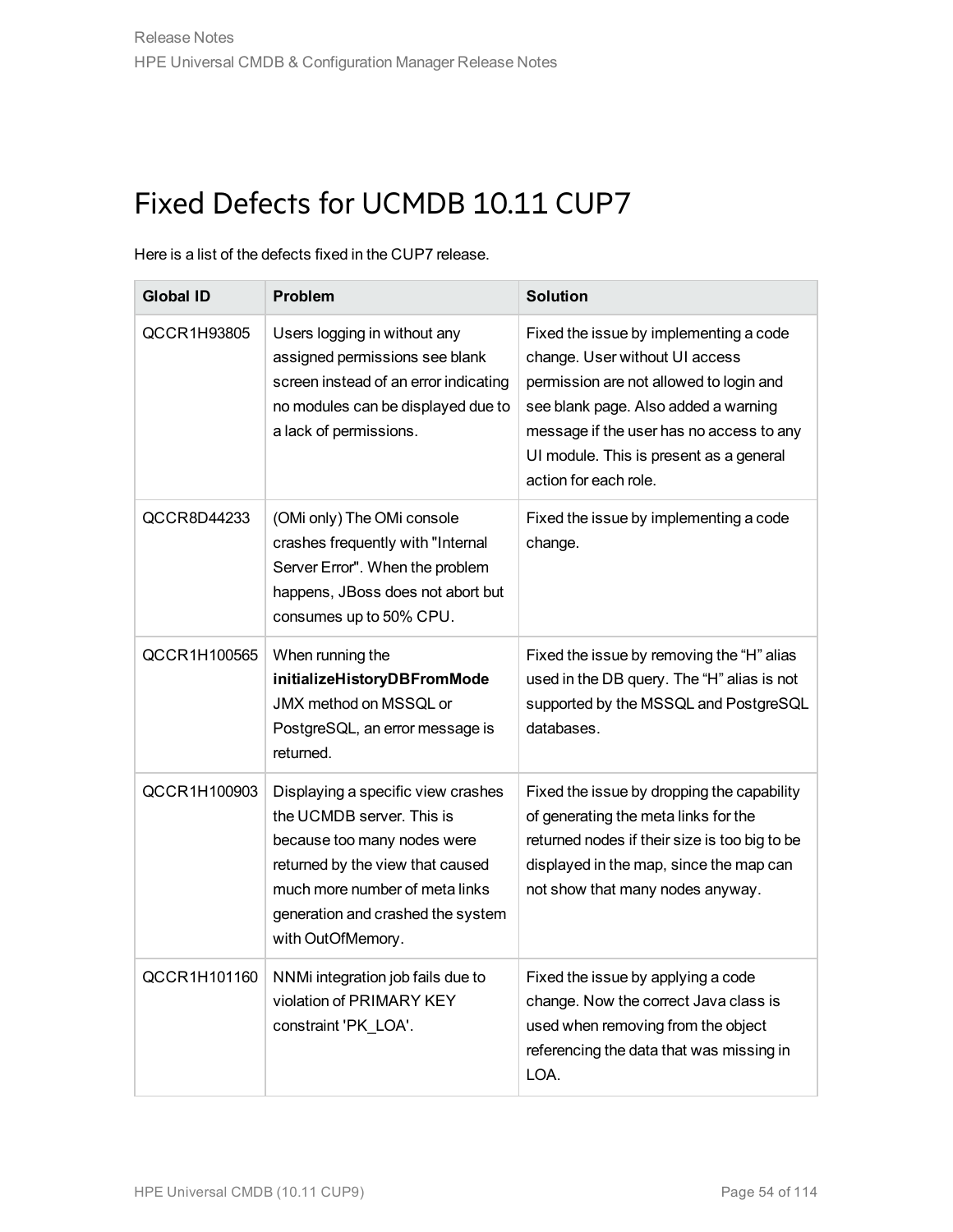# Fixed Defects for UCMDB 10.11 CUP7

Here is a list of the defects fixed in the CUP7 release.

| Global ID | Problem | Solution |
|---|---|---|
| QCCR1H93805 | Users logging in without any assigned permissions see blank screen instead of an error indicating no modules can be displayed due to a lack of permissions. | Fixed the issue by implementing a code change. User without UI access permission are not allowed to login and see blank page. Also added a warning message if the user has no access to any UI module. This is present as a general action for each role. |
| QCCR8D44233 | (OMi only) The OMi console crashes frequently with "Internal Server Error". When the problem happens, JBoss does not abort but consumes up to 50% CPU. | Fixed the issue by implementing a code change. |
| QCCR1H100565 | When running the **initializeHistoryDBFromMode** JMX method on MSSQL or PostgreSQL, an error message is returned. | Fixed the issue by removing the "H" alias used in the DB query. The "H" alias is not supported by the MSSQL and PostgreSQL databases. |
| QCCR1H100903 | Displaying a specific view crashes the UCMDB server. This is because too many nodes were returned by the view that caused much more number of meta links generation and crashed the system with OutOfMemory. | Fixed the issue by dropping the capability of generating the meta links for the returned nodes if their size is too big to be displayed in the map, since the map can not show that many nodes anyway. |
| QCCR1H101160 | NNMi integration job fails due to violation of PRIMARY KEY constraint 'PK_LOA'. | Fixed the issue by applying a code change. Now the correct Java class is used when removing from the object referencing the data that was missing in LOA. |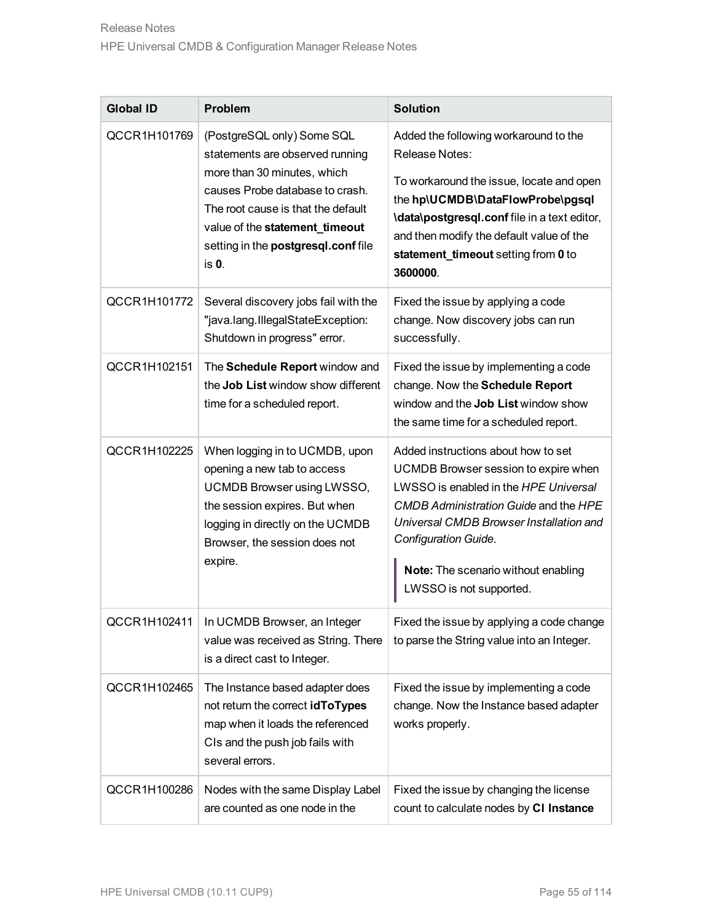| Global ID | Problem | Solution |
|---|---|---|
| QCCR1H101769 | (PostgreSQL only) Some SQL statements are observed running more than 30 minutes, which causes Probe database to crash. The root cause is that the default value of the **statement_timeout** setting in the **postgresql.conf** file is **0**. | Added the following workaround to the Release Notes:<br><br>To workaround the issue, locate and open the **hp\UCMDB\DataFlowProbe\pgsql\data\postgresql.conf** file in a text editor, and then modify the default value of the **statement_timeout** setting from **0** to **3600000**. |
| QCCR1H101772 | Several discovery jobs fail with the "java.lang.IllegalStateException: Shutdown in progress" error. | Fixed the issue by applying a code change. Now discovery jobs can run successfully. |
| QCCR1H102151 | The **Schedule Report** window and the **Job List** window show different time for a scheduled report. | Fixed the issue by implementing a code change. Now the **Schedule Report** window and the **Job List** window show the same time for a scheduled report. |
| QCCR1H102225 | When logging in to UCMDB, upon opening a new tab to access UCMDB Browser using LWSSO, the session expires. But when logging in directly on the UCMDB Browser, the session does not expire. | Added instructions about how to set UCMDB Browser session to expire when LWSSO is enabled in the *HPE Universal CMDB Administration Guide* and the *HPE Universal CMDB Browser Installation and Configuration Guide*.<br><br>**Note:** The scenario without enabling LWSSO is not supported. |
| QCCR1H102411 | In UCMDB Browser, an Integer value was received as String. There is a direct cast to Integer. | Fixed the issue by applying a code change to parse the String value into an Integer. |
| QCCR1H102465 | The Instance based adapter does not return the correct **idToTypes** map when it loads the referenced CIs and the push job fails with several errors. | Fixed the issue by implementing a code change. Now the Instance based adapter works properly. |
| QCCR1H100286 | Nodes with the same Display Label are counted as one node in the | Fixed the issue by changing the license count to calculate nodes by **CI Instance** |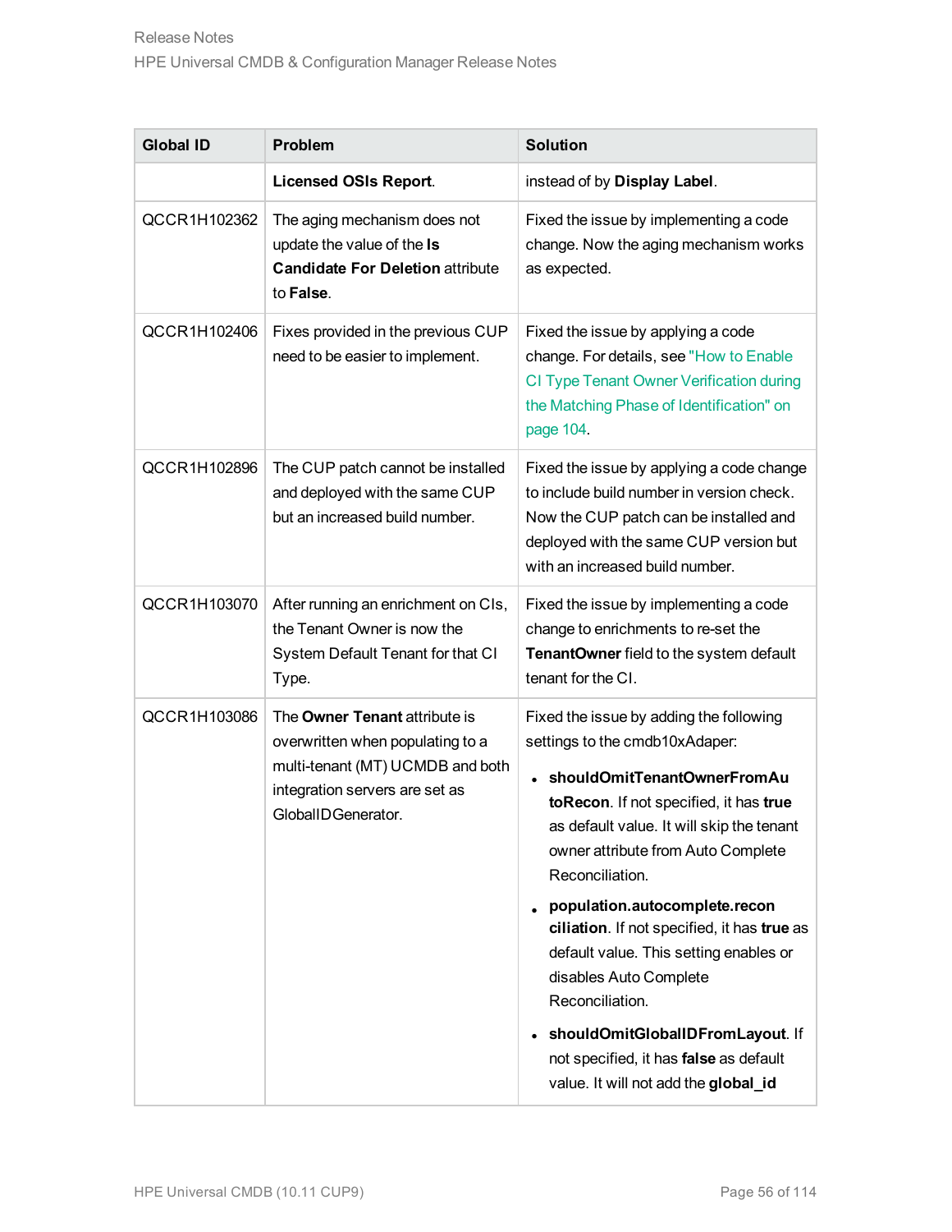| Global ID | Problem | Solution |
|---|---|---|
| | **Licensed OSIs Report**. | instead of by **Display Label**. |
| QCCR1H102362 | The aging mechanism does not update the value of the **Is Candidate For Deletion** attribute to **False**. | Fixed the issue by implementing a code change. Now the aging mechanism works as expected. |
| QCCR1H102406 | Fixes provided in the previous CUP need to be easier to implement. | Fixed the issue by applying a code change. For details, see "How to Enable CI Type Tenant Owner Verification during the Matching Phase of Identification" on page 104. |
| QCCR1H102896 | The CUP patch cannot be installed and deployed with the same CUP but an increased build number. | Fixed the issue by applying a code change to include build number in version check. Now the CUP patch can be installed and deployed with the same CUP version but with an increased build number. |
| QCCR1H103070 | After running an enrichment on CIs, the Tenant Owner is now the System Default Tenant for that CI Type. | Fixed the issue by implementing a code change to enrichments to re-set the **TenantOwner** field to the system default tenant for the CI. |
| QCCR1H103086 | The **Owner Tenant** attribute is overwritten when populating to a multi-tenant (MT) UCMDB and both integration servers are set as GlobalIDGenerator. | Fixed the issue by adding the following settings to the cmdb10xAdaper:<br>• **shouldOmitTenantOwnerFromAutoRecon**. If not specified, it has **true** as default value. It will skip the tenant owner attribute from Auto Complete Reconciliation.<br>• **population.autocomplete.reconciliation**. If not specified, it has **true** as default value. This setting enables or disables Auto Complete Reconciliation.<br>• **shouldOmitGlobalIDFromLayout**. If not specified, it has **false** as default value. It will not add the **global_id** |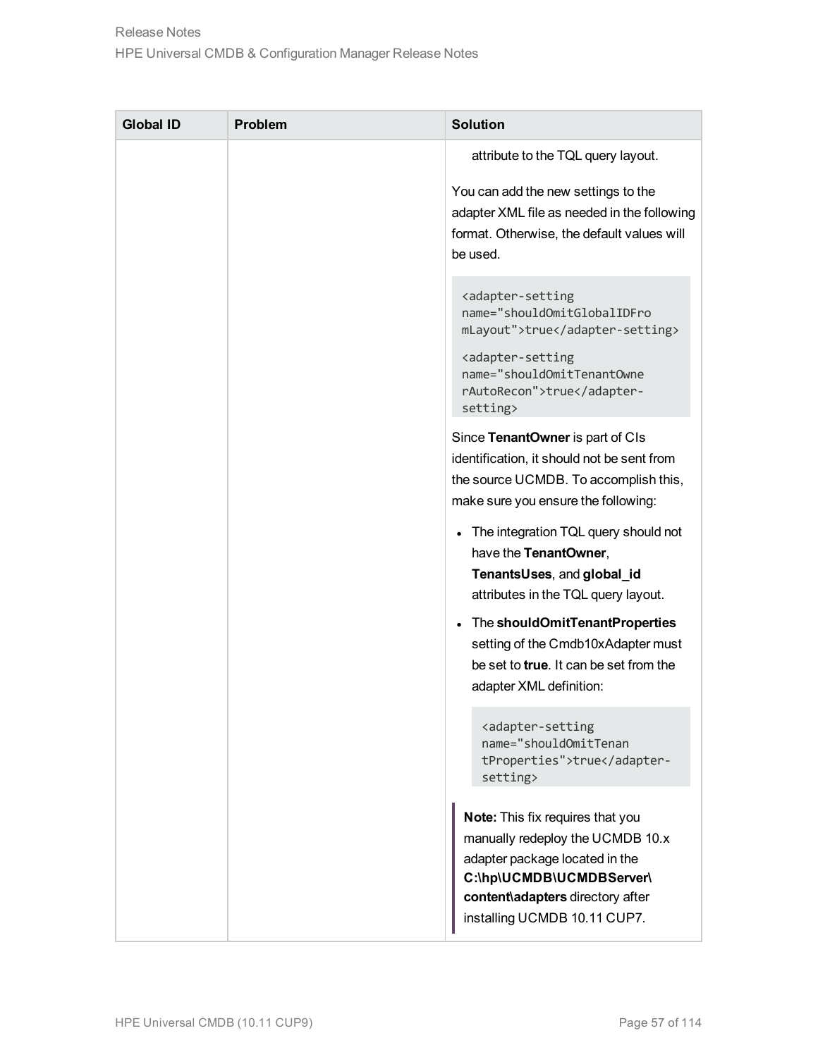| Global ID | Problem | Solution |
| --- | --- | --- |
| | | attribute to the TQL query layout.<br><br>You can add the new settings to the adapter XML file as needed in the following format. Otherwise, the default values will be used.<br><br>`<adapter-setting name="shouldOmitGlobalIDFromLayout">true</adapter-setting>`<br><br>`<adapter-setting name="shouldOmitTenantOwnerAutoRecon">true</adapter-setting>`<br><br>Since **TenantOwner** is part of CIs identification, it should not be sent from the source UCMDB. To accomplish this, make sure you ensure the following:<br><br>• The integration TQL query should not have the **TenantOwner**, **TenantsUses**, and **global_id** attributes in the TQL query layout.<br><br>• The **shouldOmitTenantProperties** setting of the Cmdb10xAdapter must be set to **true**. It can be set from the adapter XML definition:<br><br>`<adapter-setting name="shouldOmitTenantProperties">true</adapter-setting>`<br><br>**Note:** This fix requires that you manually redeploy the UCMDB 10.x adapter package located in the **C:\hp\UCMDB\UCMDBServer\content\adapters** directory after installing UCMDB 10.11 CUP7. |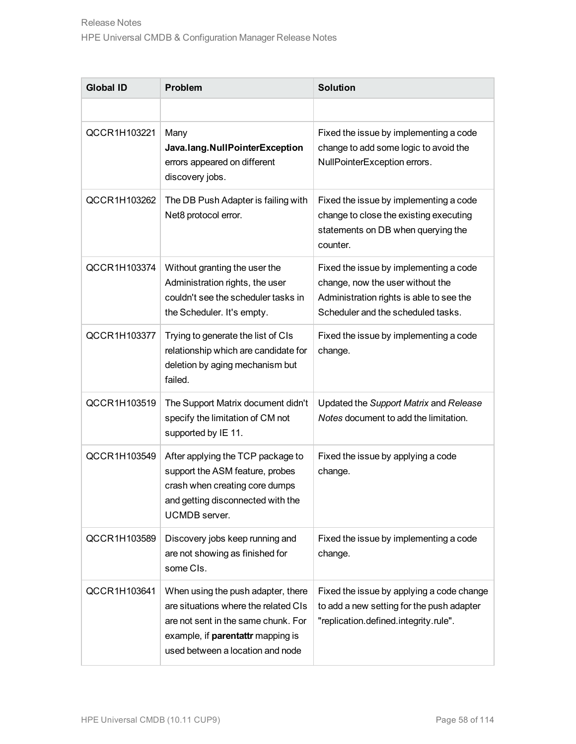| Global ID | Problem | Solution |
|---|---|---|
| | | |
| QCCR1H103221 | Many **Java.lang.NullPointerException** errors appeared on different discovery jobs. | Fixed the issue by implementing a code change to add some logic to avoid the NullPointerException errors. |
| QCCR1H103262 | The DB Push Adapter is failing with Net8 protocol error. | Fixed the issue by implementing a code change to close the existing executing statements on DB when querying the counter. |
| QCCR1H103374 | Without granting the user the Administration rights, the user couldn't see the scheduler tasks in the Scheduler. It's empty. | Fixed the issue by implementing a code change, now the user without the Administration rights is able to see the Scheduler and the scheduled tasks. |
| QCCR1H103377 | Trying to generate the list of CIs relationship which are candidate for deletion by aging mechanism but failed. | Fixed the issue by implementing a code change. |
| QCCR1H103519 | The Support Matrix document didn't specify the limitation of CM not supported by IE 11. | Updated the *Support Matrix* and *Release Notes* document to add the limitation. |
| QCCR1H103549 | After applying the TCP package to support the ASM feature, probes crash when creating core dumps and getting disconnected with the UCMDB server. | Fixed the issue by applying a code change. |
| QCCR1H103589 | Discovery jobs keep running and are not showing as finished for some CIs. | Fixed the issue by implementing a code change. |
| QCCR1H103641 | When using the push adapter, there are situations where the related CIs are not sent in the same chunk. For example, if **parentattr** mapping is used between a location and node | Fixed the issue by applying a code change to add a new setting for the push adapter "replication.defined.integrity.rule". |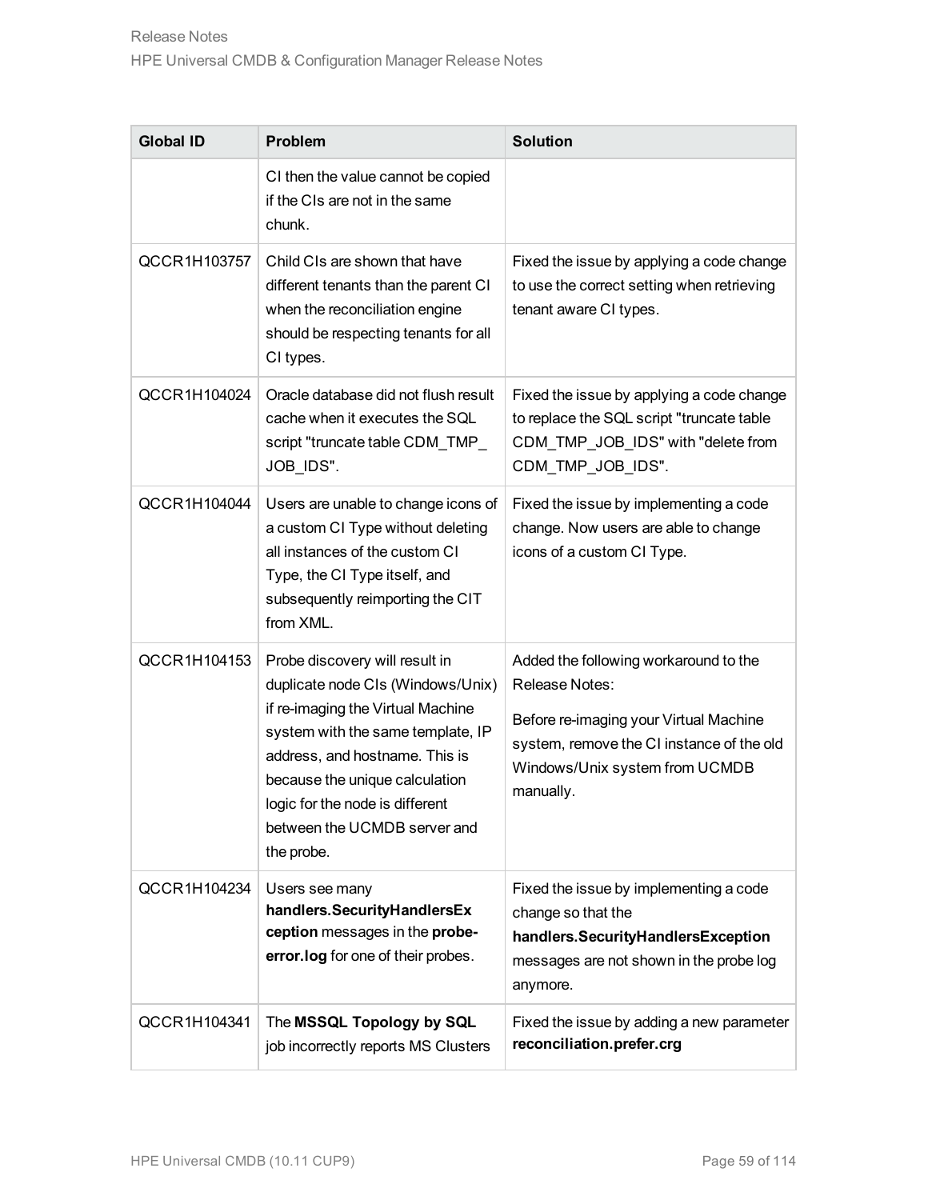| Global ID | Problem | Solution |
|---|---|---|
| | CI then the value cannot be copied if the CIs are not in the same chunk. | |
| QCCR1H103757 | Child CIs are shown that have different tenants than the parent CI when the reconciliation engine should be respecting tenants for all CI types. | Fixed the issue by applying a code change to use the correct setting when retrieving tenant aware CI types. |
| QCCR1H104024 | Oracle database did not flush result cache when it executes the SQL script "truncate table CDM_TMP_JOB_IDS". | Fixed the issue by applying a code change to replace the SQL script "truncate table CDM_TMP_JOB_IDS" with "delete from CDM_TMP_JOB_IDS". |
| QCCR1H104044 | Users are unable to change icons of a custom CI Type without deleting all instances of the custom CI Type, the CI Type itself, and subsequently reimporting the CIT from XML. | Fixed the issue by implementing a code change. Now users are able to change icons of a custom CI Type. |
| QCCR1H104153 | Probe discovery will result in duplicate node CIs (Windows/Unix) if re-imaging the Virtual Machine system with the same template, IP address, and hostname. This is because the unique calculation logic for the node is different between the UCMDB server and the probe. | Added the following workaround to the Release Notes:<br><br>Before re-imaging your Virtual Machine system, remove the CI instance of the old Windows/Unix system from UCMDB manually. |
| QCCR1H104234 | Users see many **handlers.SecurityHandlersException** messages in the **probe-error.log** for one of their probes. | Fixed the issue by implementing a code change so that the **handlers.SecurityHandlersException** messages are not shown in the probe log anymore. |
| QCCR1H104341 | The **MSSQL Topology by SQL** job incorrectly reports MS Clusters | Fixed the issue by adding a new parameter **reconciliation.prefer.crg** |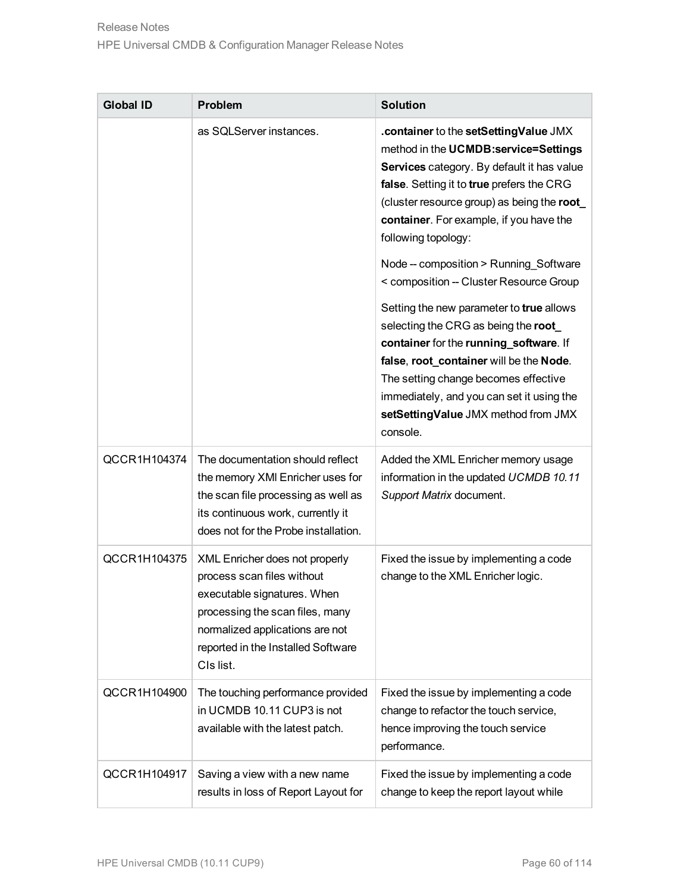| Global ID | Problem | Solution |
| --- | --- | --- |
| | as SQLServer instances. | **.container** to the **setSettingValue** JMX method in the **UCMDB:service=Settings Services** category. By default it has value **false**. Setting it to **true** prefers the CRG (cluster resource group) as being the **root_ container**. For example, if you have the following topology:<br><br>Node -- composition > Running_Software < composition -- Cluster Resource Group<br><br>Setting the new parameter to **true** allows selecting the CRG as being the **root_ container** for the **running_software**. If **false**, **root_container** will be the **Node**. The setting change becomes effective immediately, and you can set it using the **setSettingValue** JMX method from JMX console. |
| QCCR1H104374 | The documentation should reflect the memory XMl Enricher uses for the scan file processing as well as its continuous work, currently it does not for the Probe installation. | Added the XML Enricher memory usage information in the updated *UCMDB 10.11 Support Matrix* document. |
| QCCR1H104375 | XML Enricher does not properly process scan files without executable signatures. When processing the scan files, many normalized applications are not reported in the Installed Software CIs list. | Fixed the issue by implementing a code change to the XML Enricher logic. |
| QCCR1H104900 | The touching performance provided in UCMDB 10.11 CUP3 is not available with the latest patch. | Fixed the issue by implementing a code change to refactor the touch service, hence improving the touch service performance. |
| QCCR1H104917 | Saving a view with a new name results in loss of Report Layout for | Fixed the issue by implementing a code change to keep the report layout while |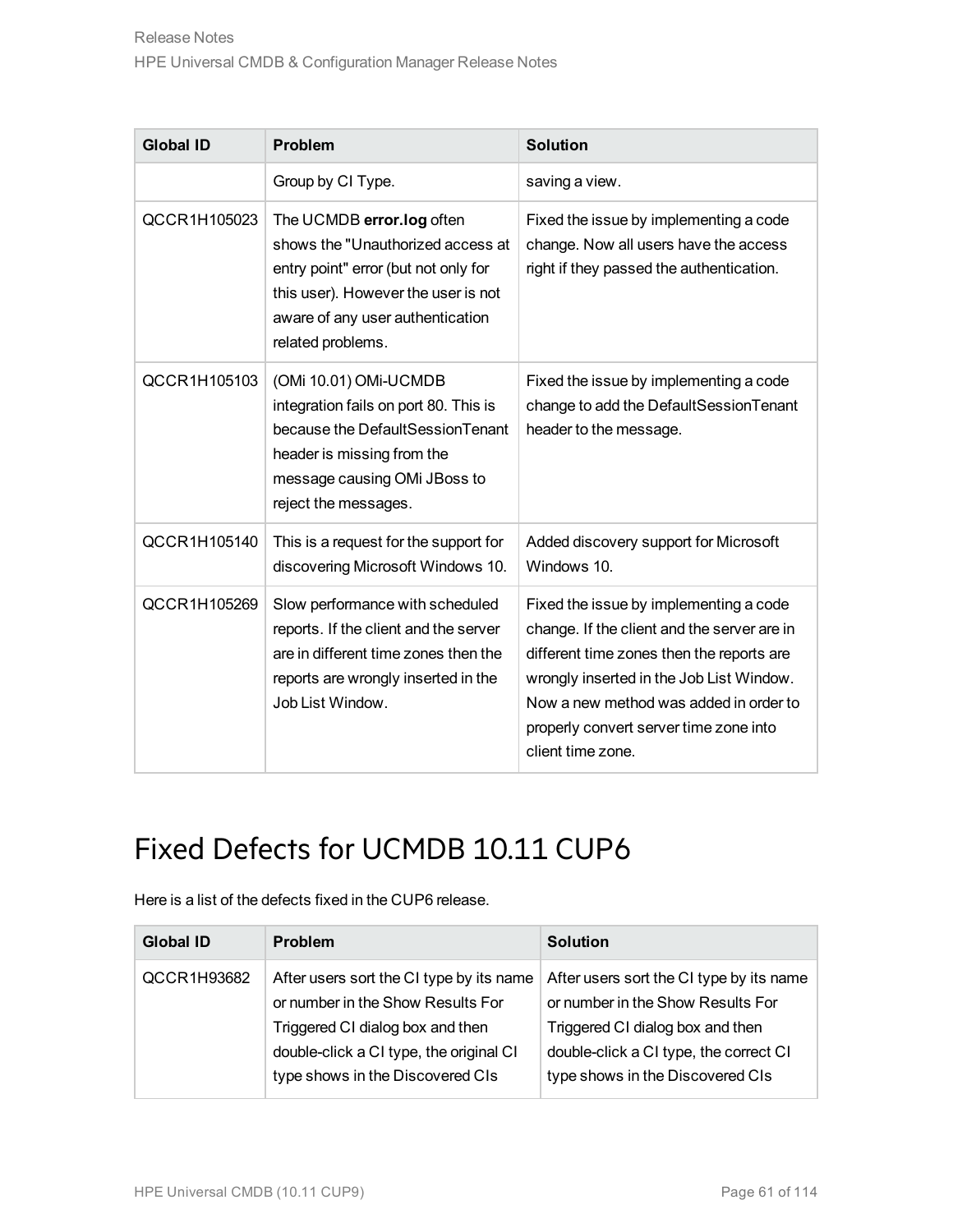| Global ID | Problem | Solution |
|---|---|---|
| | Group by CI Type. | saving a view. |
| QCCR1H105023 | The UCMDB **error.log** often shows the "Unauthorized access at entry point" error (but not only for this user). However the user is not aware of any user authentication related problems. | Fixed the issue by implementing a code change. Now all users have the access right if they passed the authentication. |
| QCCR1H105103 | (OMi 10.01) OMi-UCMDB integration fails on port 80. This is because the DefaultSessionTenant header is missing from the message causing OMi JBoss to reject the messages. | Fixed the issue by implementing a code change to add the DefaultSessionTenant header to the message. |
| QCCR1H105140 | This is a request for the support for discovering Microsoft Windows 10. | Added discovery support for Microsoft Windows 10. |
| QCCR1H105269 | Slow performance with scheduled reports. If the client and the server are in different time zones then the reports are wrongly inserted in the Job List Window. | Fixed the issue by implementing a code change. If the client and the server are in different time zones then the reports are wrongly inserted in the Job List Window. Now a new method was added in order to properly convert server time zone into client time zone. |

# Fixed Defects for UCMDB 10.11 CUP6

Here is a list of the defects fixed in the CUP6 release.

| Global ID | Problem | Solution |
|---|---|---|
| QCCR1H93682 | After users sort the CI type by its name or number in the Show Results For Triggered CI dialog box and then double-click a CI type, the original CI type shows in the Discovered CIs | After users sort the CI type by its name or number in the Show Results For Triggered CI dialog box and then double-click a CI type, the correct CI type shows in the Discovered CIs |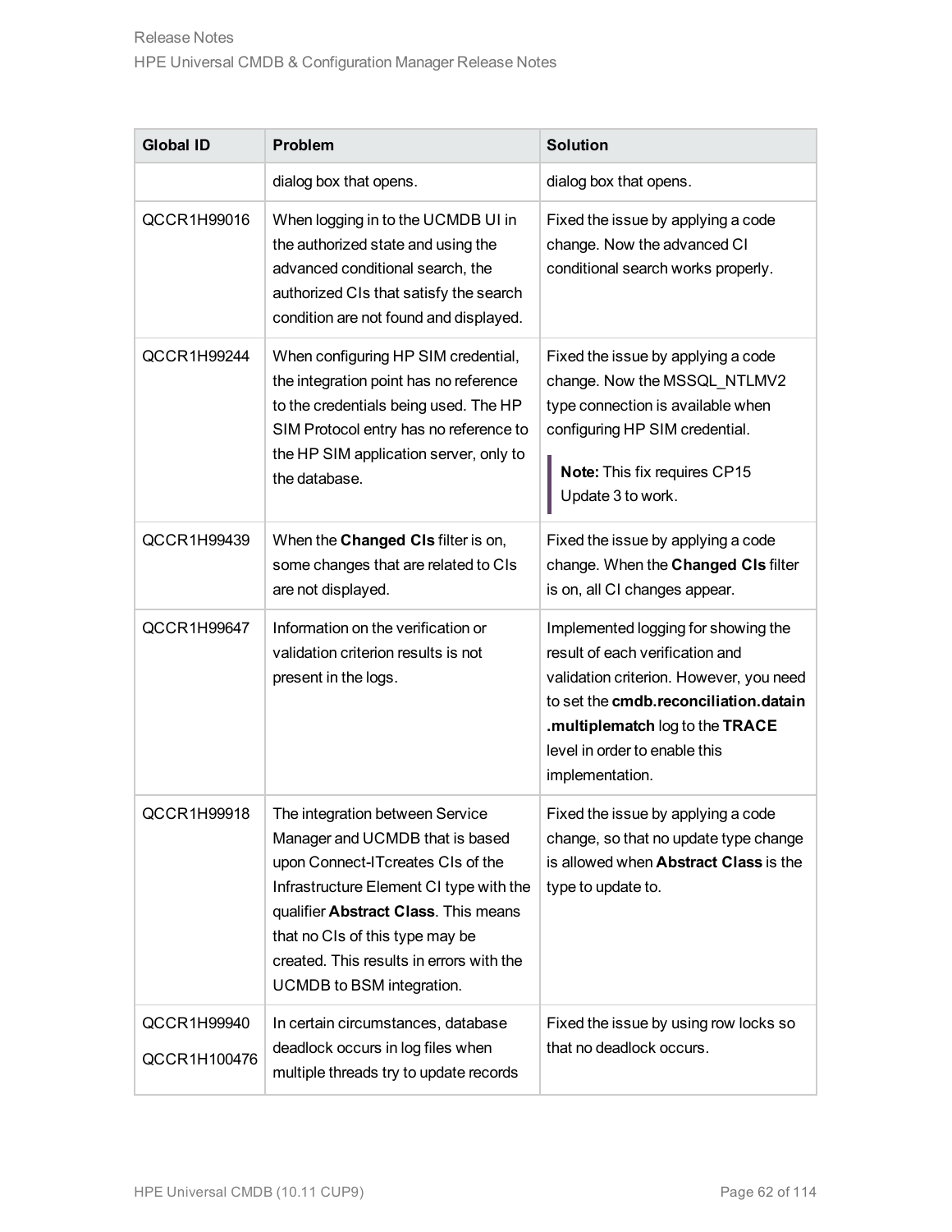| Global ID | Problem | Solution |
|---|---|---|
| | dialog box that opens. | dialog box that opens. |
| QCCR1H99016 | When logging in to the UCMDB UI in the authorized state and using the advanced conditional search, the authorized CIs that satisfy the search condition are not found and displayed. | Fixed the issue by applying a code change. Now the advanced CI conditional search works properly. |
| QCCR1H99244 | When configuring HP SIM credential, the integration point has no reference to the credentials being used. The HP SIM Protocol entry has no reference to the HP SIM application server, only to the database. | Fixed the issue by applying a code change. Now the MSSQL_NTLMV2 type connection is available when configuring HP SIM credential. **Note:** This fix requires CP15 Update 3 to work. |
| QCCR1H99439 | When the **Changed CIs** filter is on, some changes that are related to CIs are not displayed. | Fixed the issue by applying a code change. When the **Changed CIs** filter is on, all CI changes appear. |
| QCCR1H99647 | Information on the verification or validation criterion results is not present in the logs. | Implemented logging for showing the result of each verification and validation criterion. However, you need to set the **cmdb.reconciliation.datain.multiplematch** log to the **TRACE** level in order to enable this implementation. |
| QCCR1H99918 | The integration between Service Manager and UCMDB that is based upon Connect-ITcreates CIs of the Infrastructure Element CI type with the qualifier **Abstract Class**. This means that no CIs of this type may be created. This results in errors with the UCMDB to BSM integration. | Fixed the issue by applying a code change, so that no update type change is allowed when **Abstract Class** is the type to update to. |
| QCCR1H99940<br>QCCR1H100476 | In certain circumstances, database deadlock occurs in log files when multiple threads try to update records | Fixed the issue by using row locks so that no deadlock occurs. |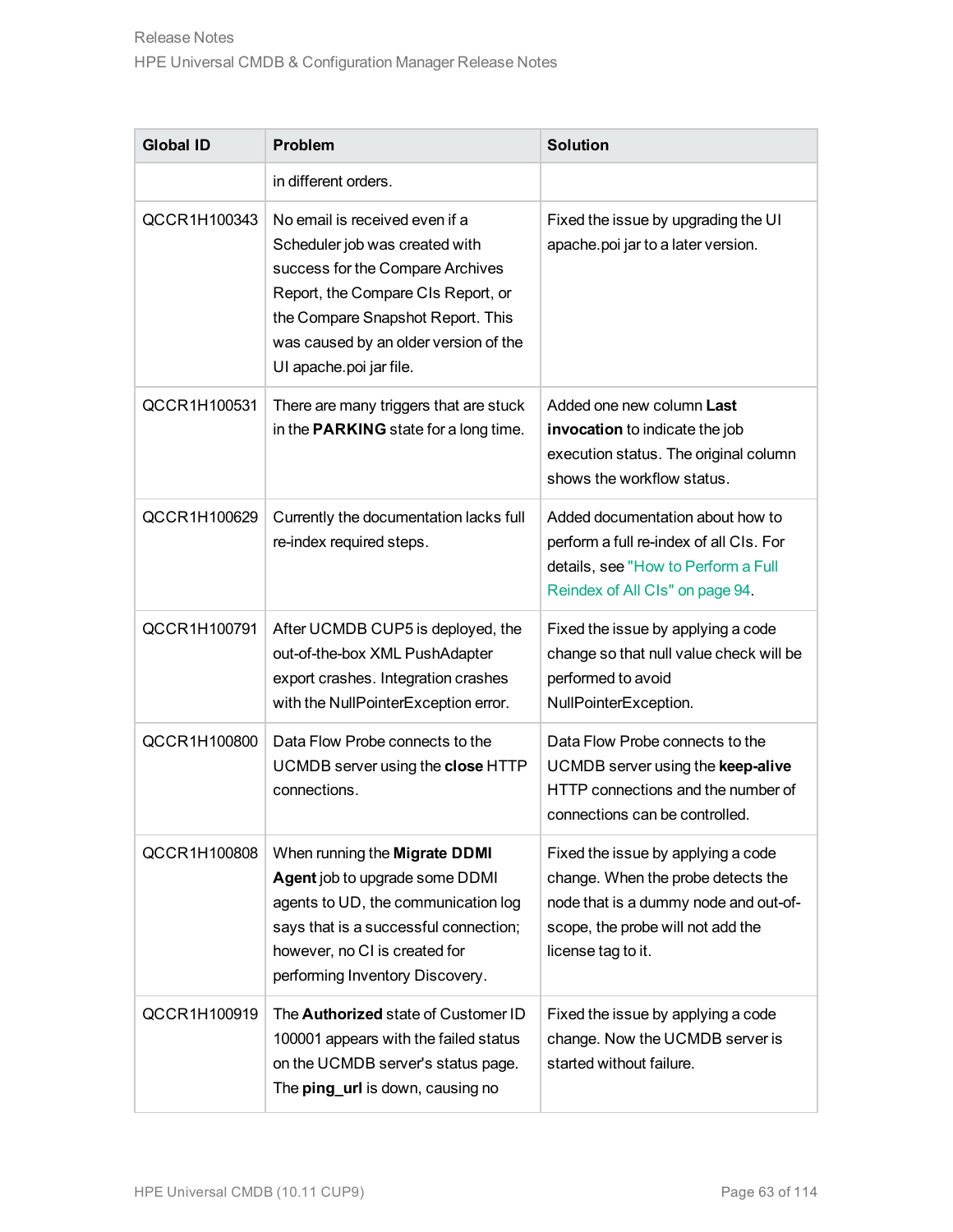| Global ID | Problem | Solution |
| --- | --- | --- |
| | in different orders. | |
| QCCR1H100343 | No email is received even if a Scheduler job was created with success for the Compare Archives Report, the Compare CIs Report, or the Compare Snapshot Report. This was caused by an older version of the UI apache.poi jar file. | Fixed the issue by upgrading the UI apache.poi jar to a later version. |
| QCCR1H100531 | There are many triggers that are stuck in the **PARKING** state for a long time. | Added one new column **Last invocation** to indicate the job execution status. The original column shows the workflow status. |
| QCCR1H100629 | Currently the documentation lacks full re-index required steps. | Added documentation about how to perform a full re-index of all CIs. For details, see "How to Perform a Full Reindex of All CIs" on page 94. |
| QCCR1H100791 | After UCMDB CUP5 is deployed, the out-of-the-box XML PushAdapter export crashes. Integration crashes with the NullPointerException error. | Fixed the issue by applying a code change so that null value check will be performed to avoid NullPointerException. |
| QCCR1H100800 | Data Flow Probe connects to the UCMDB server using the **close** HTTP connections. | Data Flow Probe connects to the UCMDB server using the **keep-alive** HTTP connections and the number of connections can be controlled. |
| QCCR1H100808 | When running the **Migrate DDMI Agent** job to upgrade some DDMI agents to UD, the communication log says that is a successful connection; however, no CI is created for performing Inventory Discovery. | Fixed the issue by applying a code change. When the probe detects the node that is a dummy node and out-of-scope, the probe will not add the license tag to it. |
| QCCR1H100919 | The **Authorized** state of Customer ID 100001 appears with the failed status on the UCMDB server's status page. The **ping_url** is down, causing no | Fixed the issue by applying a code change. Now the UCMDB server is started without failure. |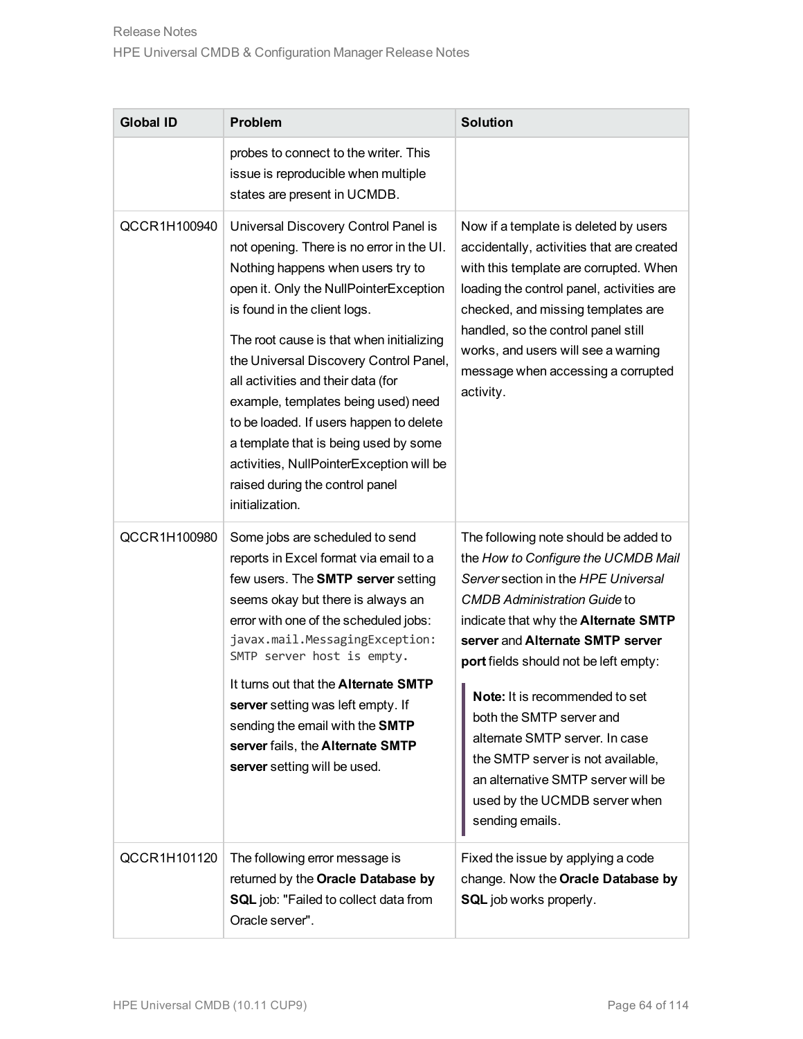| Global ID | Problem | Solution |
|---|---|---|
| | probes to connect to the writer. This issue is reproducible when multiple states are present in UCMDB. | |
| QCCR1H100940 | Universal Discovery Control Panel is not opening. There is no error in the UI. Nothing happens when users try to open it. Only the NullPointerException is found in the client logs.<br><br>The root cause is that when initializing the Universal Discovery Control Panel, all activities and their data (for example, templates being used) need to be loaded. If users happen to delete a template that is being used by some activities, NullPointerException will be raised during the control panel initialization. | Now if a template is deleted by users accidentally, activities that are created with this template are corrupted. When loading the control panel, activities are checked, and missing templates are handled, so the control panel still works, and users will see a warning message when accessing a corrupted activity. |
| QCCR1H100980 | Some jobs are scheduled to send reports in Excel format via email to a few users. The **SMTP server** setting seems okay but there is always an error with one of the scheduled jobs: `javax.mail.MessagingException: SMTP server host is empty.`<br><br>It turns out that the **Alternate SMTP server** setting was left empty. If sending the email with the **SMTP server** fails, the **Alternate SMTP server** setting will be used. | The following note should be added to the *How to Configure the UCMDB Mail Server* section in the *HPE Universal CMDB Administration Guide* to indicate that why the **Alternate SMTP server** and **Alternate SMTP server port** fields should not be left empty:<br><br>**Note:** It is recommended to set both the SMTP server and alternate SMTP server. In case the SMTP server is not available, an alternative SMTP server will be used by the UCMDB server when sending emails. |
| QCCR1H101120 | The following error message is returned by the **Oracle Database by SQL** job: "Failed to collect data from Oracle server". | Fixed the issue by applying a code change. Now the **Oracle Database by SQL** job works properly. |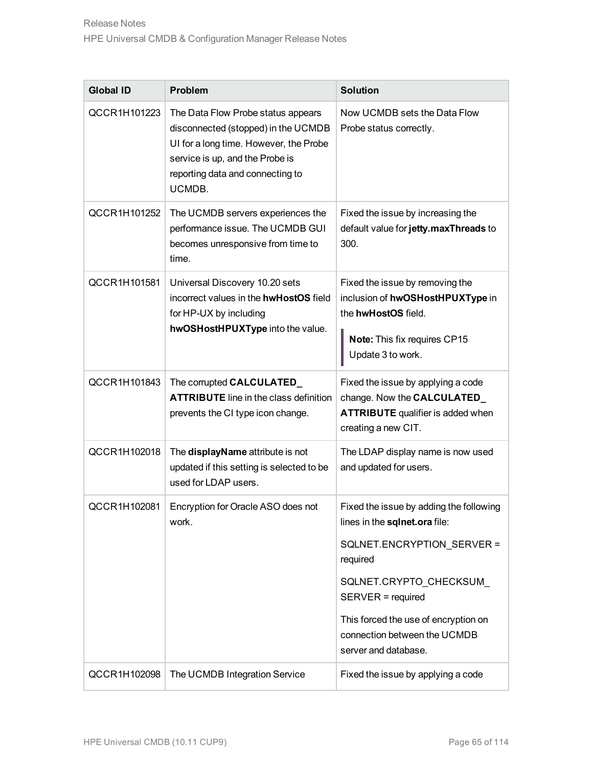| Global ID | Problem | Solution |
|---|---|---|
| QCCR1H101223 | The Data Flow Probe status appears disconnected (stopped) in the UCMDB UI for a long time. However, the Probe service is up, and the Probe is reporting data and connecting to UCMDB. | Now UCMDB sets the Data Flow Probe status correctly. |
| QCCR1H101252 | The UCMDB servers experiences the performance issue. The UCMDB GUI becomes unresponsive from time to time. | Fixed the issue by increasing the default value for **jetty.maxThreads** to 300. |
| QCCR1H101581 | Universal Discovery 10.20 sets incorrect values in the **hwHostOS** field for HP-UX by including **hwOSHostHPUXType** into the value. | Fixed the issue by removing the inclusion of **hwOSHostHPUXType** in the **hwHostOS** field.<br><br>**Note:** This fix requires CP15 Update 3 to work. |
| QCCR1H101843 | The corrupted **CALCULATED_ ATTRIBUTE** line in the class definition prevents the CI type icon change. | Fixed the issue by applying a code change. Now the **CALCULATED_ ATTRIBUTE** qualifier is added when creating a new CIT. |
| QCCR1H102018 | The **displayName** attribute is not updated if this setting is selected to be used for LDAP users. | The LDAP display name is now used and updated for users. |
| QCCR1H102081 | Encryption for Oracle ASO does not work. | Fixed the issue by adding the following lines in the **sqlnet.ora** file:<br><br>SQLNET.ENCRYPTION_SERVER = required<br><br>SQLNET.CRYPTO_CHECKSUM_ SERVER = required<br><br>This forced the use of encryption on connection between the UCMDB server and database. |
| QCCR1H102098 | The UCMDB Integration Service | Fixed the issue by applying a code |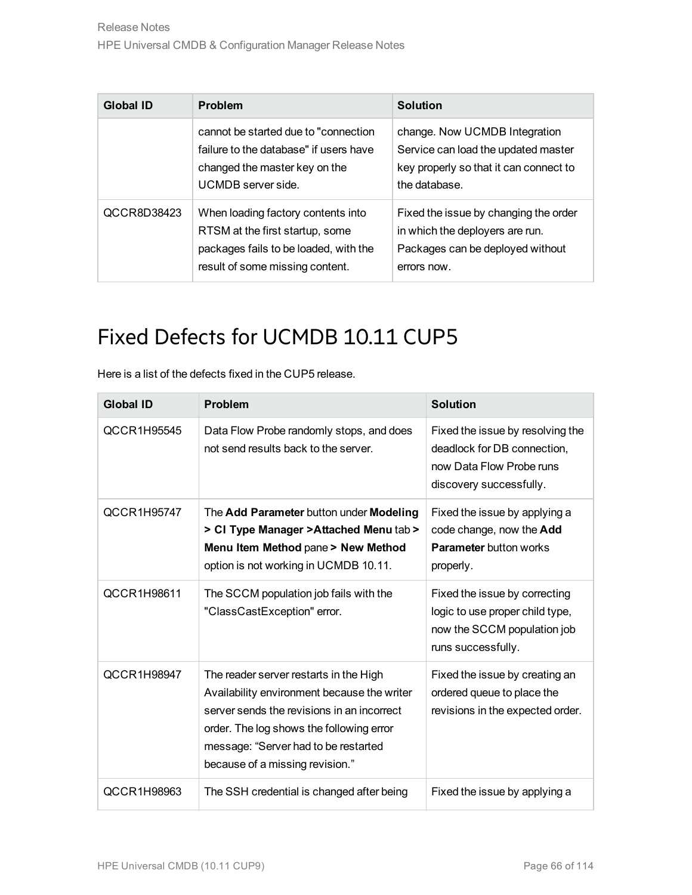| Global ID | Problem | Solution |
|---|---|---|
| | cannot be started due to "connection failure to the database" if users have changed the master key on the UCMDB server side. | change. Now UCMDB Integration Service can load the updated master key properly so that it can connect to the database. |
| QCCR8D38423 | When loading factory contents into RTSM at the first startup, some packages fails to be loaded, with the result of some missing content. | Fixed the issue by changing the order in which the deployers are run. Packages can be deployed without errors now. |

# Fixed Defects for UCMDB 10.11 CUP5

Here is a list of the defects fixed in the CUP5 release.

| Global ID | Problem | Solution |
|---|---|---|
| QCCR1H95545 | Data Flow Probe randomly stops, and does not send results back to the server. | Fixed the issue by resolving the deadlock for DB connection, now Data Flow Probe runs discovery successfully. |
| QCCR1H95747 | The **Add Parameter** button under **Modeling > CI Type Manager >Attached Menu** tab **> Menu Item Method** pane **> New Method** option is not working in UCMDB 10.11. | Fixed the issue by applying a code change, now the **Add Parameter** button works properly. |
| QCCR1H98611 | The SCCM population job fails with the "ClassCastException" error. | Fixed the issue by correcting logic to use proper child type, now the SCCM population job runs successfully. |
| QCCR1H98947 | The reader server restarts in the High Availability environment because the writer server sends the revisions in an incorrect order. The log shows the following error message: “Server had to be restarted because of a missing revision.” | Fixed the issue by creating an ordered queue to place the revisions in the expected order. |
| QCCR1H98963 | The SSH credential is changed after being | Fixed the issue by applying a |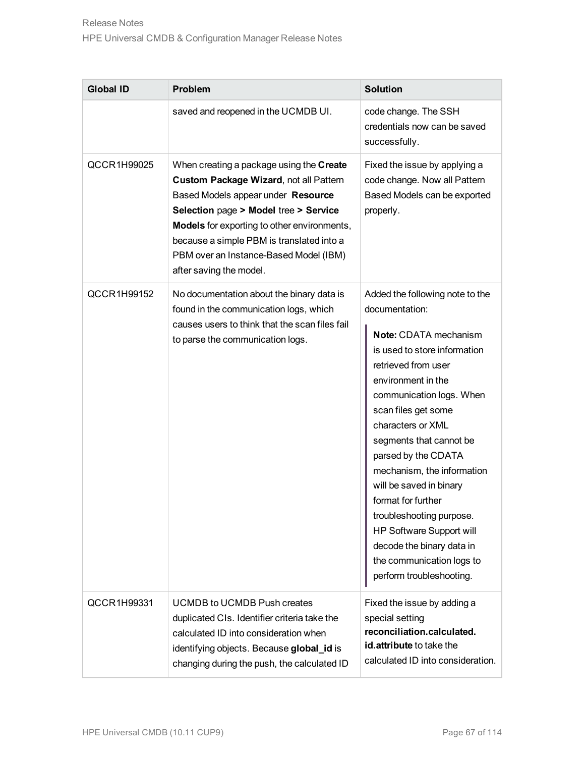| Global ID | Problem | Solution |
|---|---|---|
| | saved and reopened in the UCMDB UI. | code change. The SSH credentials now can be saved successfully. |
| QCCR1H99025 | When creating a package using the **Create Custom Package Wizard**, not all Pattern Based Models appear under **Resource Selection** page **> Model** tree **> Service Models** for exporting to other environments, because a simple PBM is translated into a PBM over an Instance-Based Model (IBM) after saving the model. | Fixed the issue by applying a code change. Now all Pattern Based Models can be exported properly. |
| QCCR1H99152 | No documentation about the binary data is found in the communication logs, which causes users to think that the scan files fail to parse the communication logs. | Added the following note to the documentation: <br><br> **Note:** CDATA mechanism is used to store information retrieved from user environment in the communication logs. When scan files get some characters or XML segments that cannot be parsed by the CDATA mechanism, the information will be saved in binary format for further troubleshooting purpose. HP Software Support will decode the binary data in the communication logs to perform troubleshooting. |
| QCCR1H99331 | UCMDB to UCMDB Push creates duplicated CIs. Identifier criteria take the calculated ID into consideration when identifying objects. Because **global_id** is changing during the push, the calculated ID | Fixed the issue by adding a special setting **reconciliation.calculated.id.attribute** to take the calculated ID into consideration. |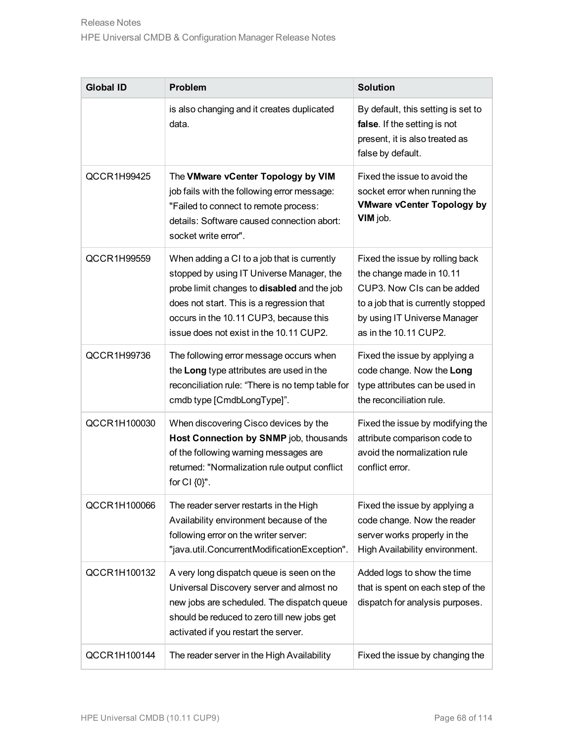| Global ID | Problem | Solution |
| --- | --- | --- |
| | is also changing and it creates duplicated data. | By default, this setting is set to **false**. If the setting is not present, it is also treated as false by default. |
| QCCR1H99425 | The **VMware vCenter Topology by VIM** job fails with the following error message: "Failed to connect to remote process: details: Software caused connection abort: socket write error". | Fixed the issue to avoid the socket error when running the **VMware vCenter Topology by VIM** job. |
| QCCR1H99559 | When adding a CI to a job that is currently stopped by using IT Universe Manager, the probe limit changes to **disabled** and the job does not start. This is a regression that occurs in the 10.11 CUP3, because this issue does not exist in the 10.11 CUP2. | Fixed the issue by rolling back the change made in 10.11 CUP3. Now CIs can be added to a job that is currently stopped by using IT Universe Manager as in the 10.11 CUP2. |
| QCCR1H99736 | The following error message occurs when the **Long** type attributes are used in the reconciliation rule: “There is no temp table for cmdb type [CmdbLongType]”. | Fixed the issue by applying a code change. Now the **Long** type attributes can be used in the reconciliation rule. |
| QCCR1H100030 | When discovering Cisco devices by the **Host Connection by SNMP** job, thousands of the following warning messages are returned: "Normalization rule output conflict for CI {0}". | Fixed the issue by modifying the attribute comparison code to avoid the normalization rule conflict error. |
| QCCR1H100066 | The reader server restarts in the High Availability environment because of the following error on the writer server: "java.util.ConcurrentModificationException". | Fixed the issue by applying a code change. Now the reader server works properly in the High Availability environment. |
| QCCR1H100132 | A very long dispatch queue is seen on the Universal Discovery server and almost no new jobs are scheduled. The dispatch queue should be reduced to zero till new jobs get activated if you restart the server. | Added logs to show the time that is spent on each step of the dispatch for analysis purposes. |
| QCCR1H100144 | The reader server in the High Availability | Fixed the issue by changing the |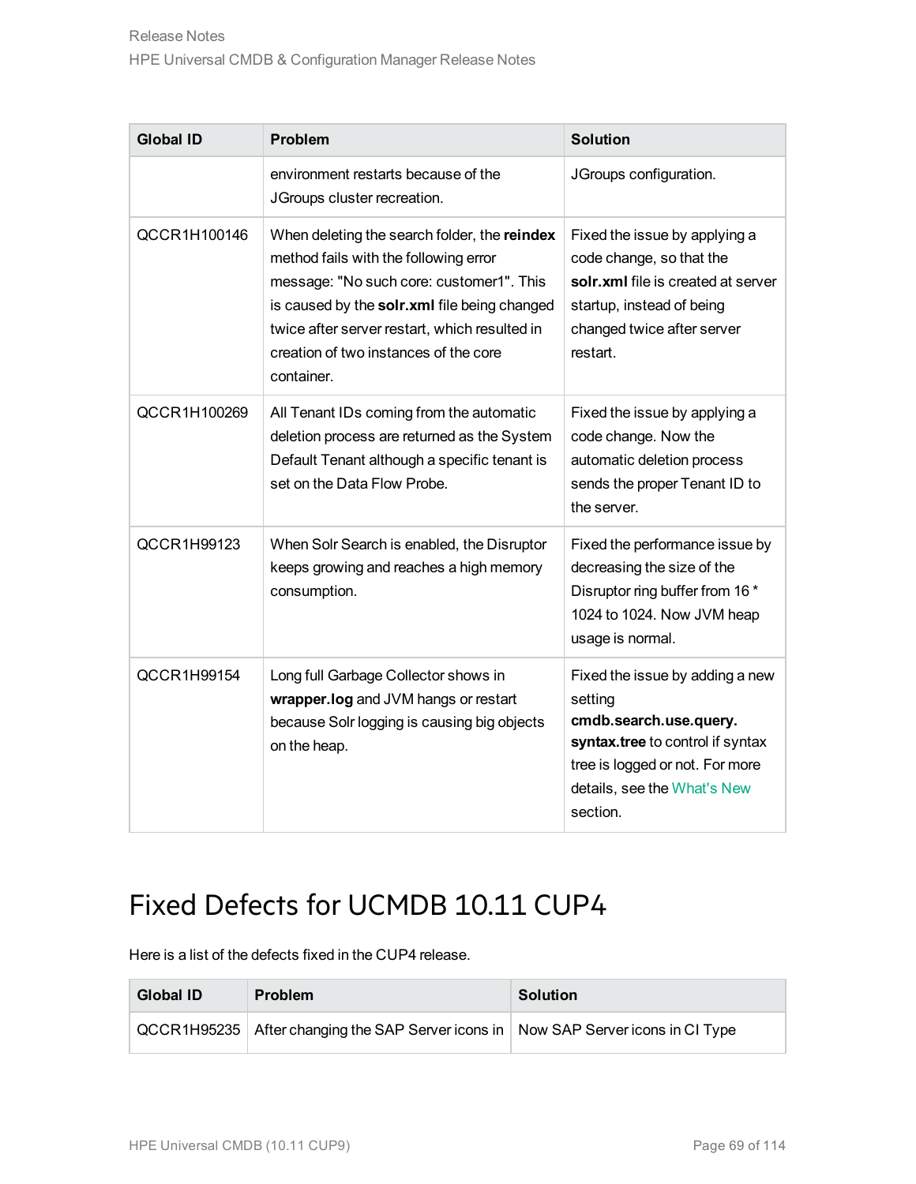| Global ID | Problem | Solution |
| --- | --- | --- |
| | environment restarts because of the JGroups cluster recreation. | JGroups configuration. |
| QCCR1H100146 | When deleting the search folder, the **reindex** method fails with the following error message: "No such core: customer1". This is caused by the **solr.xml** file being changed twice after server restart, which resulted in creation of two instances of the core container. | Fixed the issue by applying a code change, so that the **solr.xml** file is created at server startup, instead of being changed twice after server restart. |
| QCCR1H100269 | All Tenant IDs coming from the automatic deletion process are returned as the System Default Tenant although a specific tenant is set on the Data Flow Probe. | Fixed the issue by applying a code change. Now the automatic deletion process sends the proper Tenant ID to the server. |
| QCCR1H99123 | When Solr Search is enabled, the Disruptor keeps growing and reaches a high memory consumption. | Fixed the performance issue by decreasing the size of the Disruptor ring buffer from 16 * 1024 to 1024. Now JVM heap usage is normal. |
| QCCR1H99154 | Long full Garbage Collector shows in **wrapper.log** and JVM hangs or restart because Solr logging is causing big objects on the heap. | Fixed the issue by adding a new setting **cmdb.search.use.query.syntax.tree** to control if syntax tree is logged or not. For more details, see the What's New section. |

# Fixed Defects for UCMDB 10.11 CUP4

Here is a list of the defects fixed in the CUP4 release.

| Global ID | Problem | Solution |
| --- | --- | --- |
| QCCR1H95235 | After changing the SAP Server icons in | Now SAP Server icons in CI Type |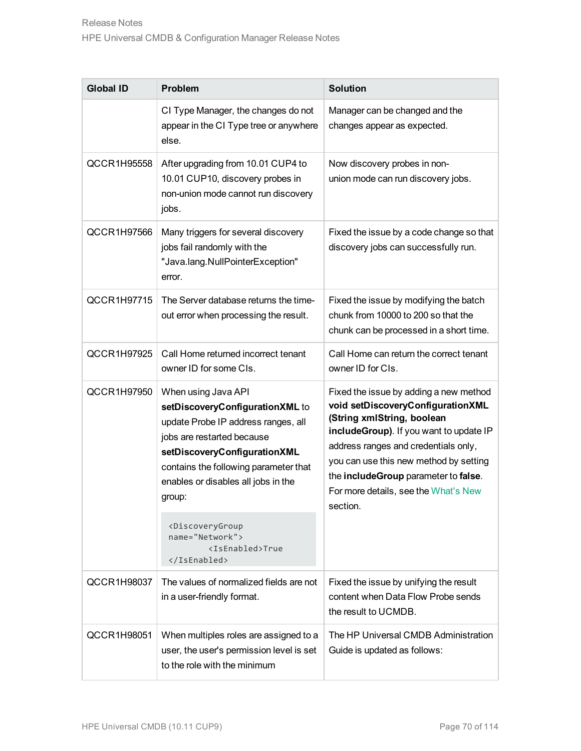| Global ID | Problem | Solution |
| --- | --- | --- |
| | CI Type Manager, the changes do not appear in the CI Type tree or anywhere else. | Manager can be changed and the changes appear as expected. |
| QCCR1H95558 | After upgrading from 10.01 CUP4 to 10.01 CUP10, discovery probes in non-union mode cannot run discovery jobs. | Now discovery probes in non-union mode can run discovery jobs. |
| QCCR1H97566 | Many triggers for several discovery jobs fail randomly with the "Java.lang.NullPointerException" error. | Fixed the issue by a code change so that discovery jobs can successfully run. |
| QCCR1H97715 | The Server database returns the time-out error when processing the result. | Fixed the issue by modifying the batch chunk from 10000 to 200 so that the chunk can be processed in a short time. |
| QCCR1H97925 | Call Home returned incorrect tenant owner ID for some CIs. | Call Home can return the correct tenant owner ID for CIs. |
| QCCR1H97950 | When using Java API **setDiscoveryConfigurationXML** to update Probe IP address ranges, all jobs are restarted because **setDiscoveryConfigurationXML** contains the following parameter that enables or disables all jobs in the group:<br>`<DiscoveryGroup name="Network"> <IsEnabled>True </IsEnabled>` | Fixed the issue by adding a new method **void setDiscoveryConfigurationXML (String xmlString, boolean includeGroup)**. If you want to update IP address ranges and credentials only, you can use this new method by setting the **includeGroup** parameter to **false**. For more details, see the What's New section. |
| QCCR1H98037 | The values of normalized fields are not in a user-friendly format. | Fixed the issue by unifying the result content when Data Flow Probe sends the result to UCMDB. |
| QCCR1H98051 | When multiples roles are assigned to a user, the user's permission level is set to the role with the minimum | The HP Universal CMDB Administration Guide is updated as follows: |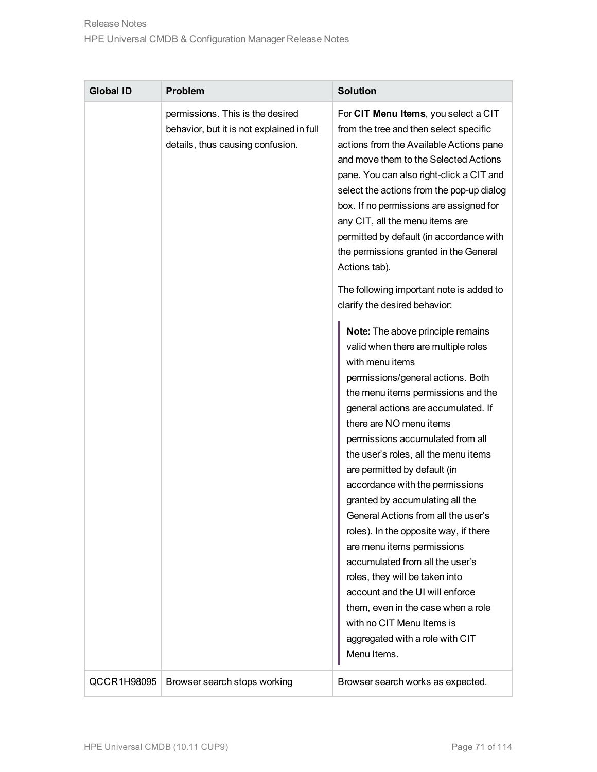| Global ID | Problem | Solution |
|---|---|---|
| | permissions. This is the desired behavior, but it is not explained in full details, thus causing confusion. | For **CIT Menu Items**, you select a CIT from the tree and then select specific actions from the Available Actions pane and move them to the Selected Actions pane. You can also right-click a CIT and select the actions from the pop-up dialog box. If no permissions are assigned for any CIT, all the menu items are permitted by default (in accordance with the permissions granted in the General Actions tab).<br><br>The following important note is added to clarify the desired behavior:<br><br>**Note:** The above principle remains valid when there are multiple roles with menu items permissions/general actions. Both the menu items permissions and the general actions are accumulated. If there are NO menu items permissions accumulated from all the user's roles, all the menu items are permitted by default (in accordance with the permissions granted by accumulating all the General Actions from all the user's roles). In the opposite way, if there are menu items permissions accumulated from all the user's roles, they will be taken into account and the UI will enforce them, even in the case when a role with no CIT Menu Items is aggregated with a role with CIT Menu Items. |
| QCCR1H98095 | Browser search stops working | Browser search works as expected. |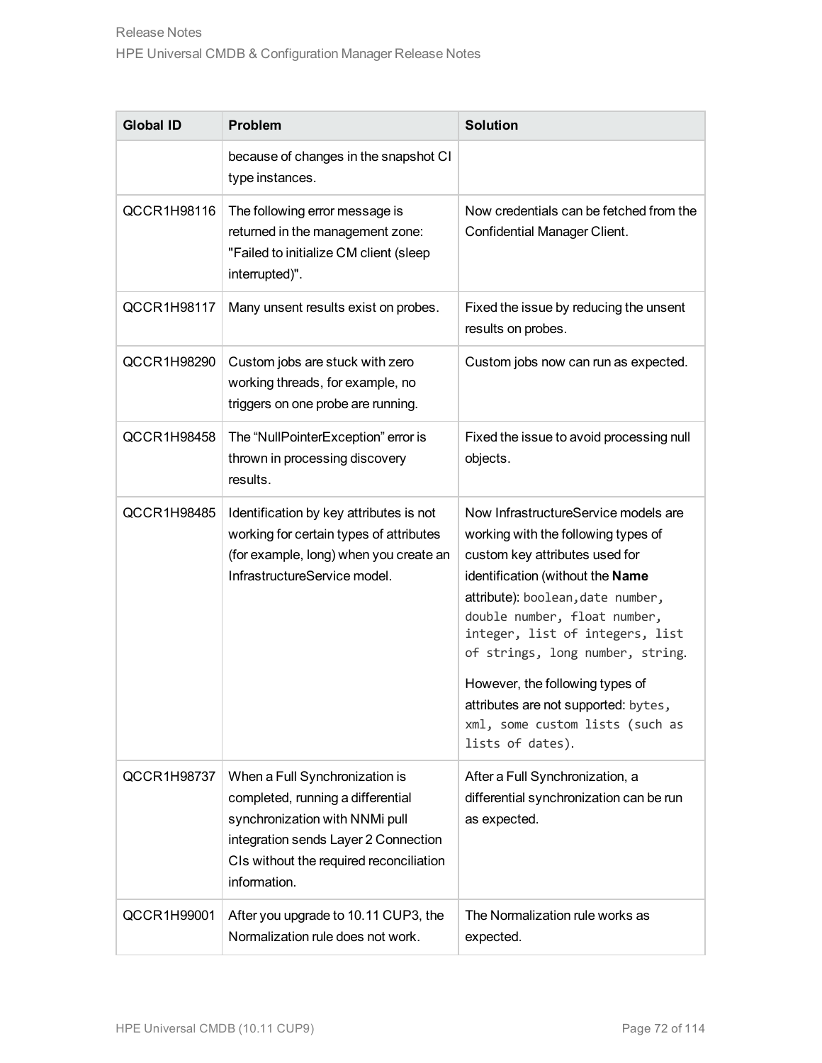| Global ID | Problem | Solution |
|---|---|---|
| | because of changes in the snapshot CI type instances. | |
| QCCR1H98116 | The following error message is returned in the management zone: "Failed to initialize CM client (sleep interrupted)". | Now credentials can be fetched from the Confidential Manager Client. |
| QCCR1H98117 | Many unsent results exist on probes. | Fixed the issue by reducing the unsent results on probes. |
| QCCR1H98290 | Custom jobs are stuck with zero working threads, for example, no triggers on one probe are running. | Custom jobs now can run as expected. |
| QCCR1H98458 | The "NullPointerException" error is thrown in processing discovery results. | Fixed the issue to avoid processing null objects. |
| QCCR1H98485 | Identification by key attributes is not working for certain types of attributes (for example, long) when you create an InfrastructureService model. | Now InfrastructureService models are working with the following types of custom key attributes used for identification (without the **Name** attribute): `boolean,date number, double number, float number, integer, list of integers, list of strings, long number, string`.<br><br>However, the following types of attributes are not supported: `bytes, xml, some custom lists (such as lists of dates)`. |
| QCCR1H98737 | When a Full Synchronization is completed, running a differential synchronization with NNMi pull integration sends Layer 2 Connection CIs without the required reconciliation information. | After a Full Synchronization, a differential synchronization can be run as expected. |
| QCCR1H99001 | After you upgrade to 10.11 CUP3, the Normalization rule does not work. | The Normalization rule works as expected. |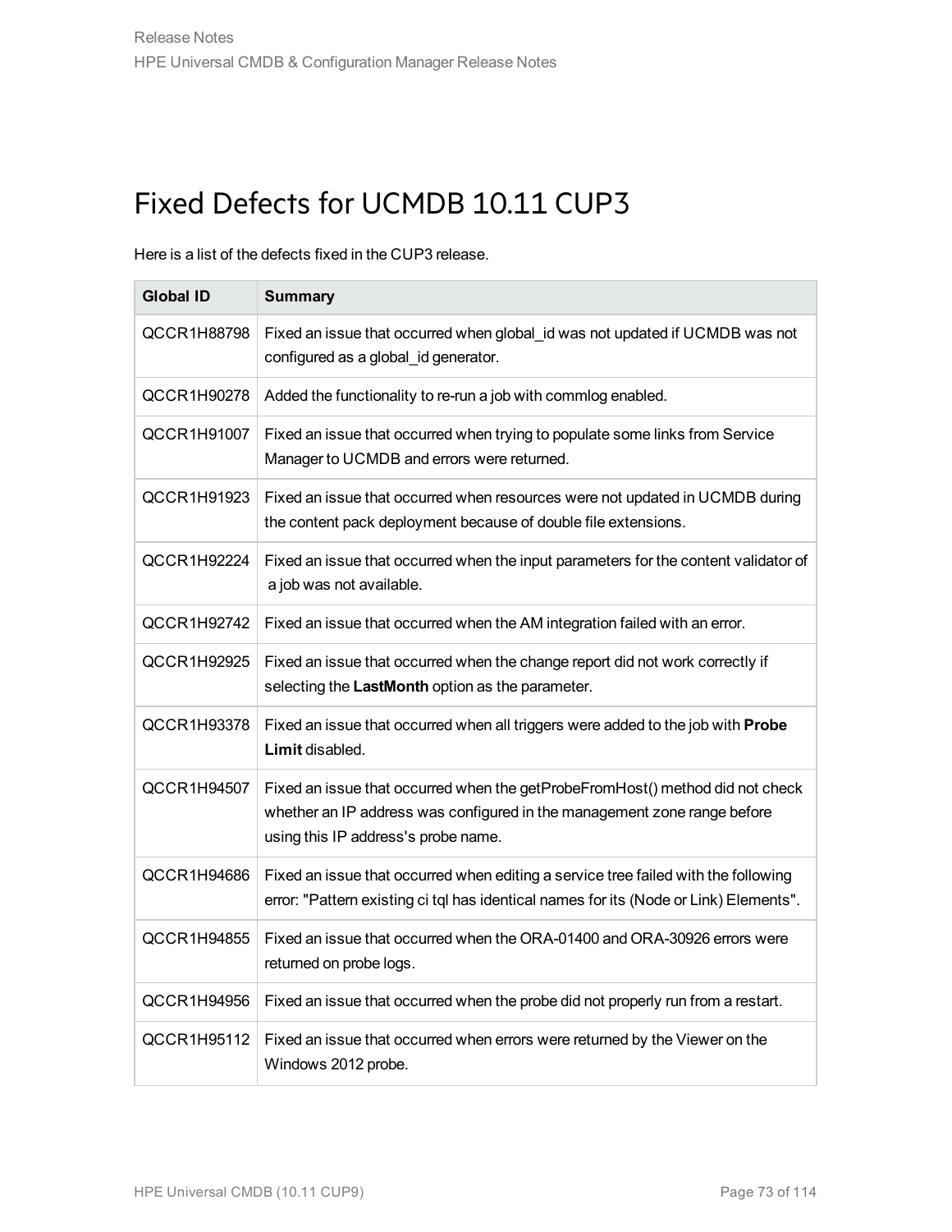# Fixed Defects for UCMDB 10.11 CUP3

Here is a list of the defects fixed in the CUP3 release.

| Global ID | Summary |
|---|---|
| QCCR1H88798 | Fixed an issue that occurred when global_id was not updated if UCMDB was not configured as a global_id generator. |
| QCCR1H90278 | Added the functionality to re-run a job with commlog enabled. |
| QCCR1H91007 | Fixed an issue that occurred when trying to populate some links from Service Manager to UCMDB and errors were returned. |
| QCCR1H91923 | Fixed an issue that occurred when resources were not updated in UCMDB during the content pack deployment because of double file extensions. |
| QCCR1H92224 | Fixed an issue that occurred when the input parameters for the content validator of a job was not available. |
| QCCR1H92742 | Fixed an issue that occurred when the AM integration failed with an error. |
| QCCR1H92925 | Fixed an issue that occurred when the change report did not work correctly if selecting the **LastMonth** option as the parameter. |
| QCCR1H93378 | Fixed an issue that occurred when all triggers were added to the job with **Probe Limit** disabled. |
| QCCR1H94507 | Fixed an issue that occurred when the getProbeFromHost() method did not check whether an IP address was configured in the management zone range before using this IP address's probe name. |
| QCCR1H94686 | Fixed an issue that occurred when editing a service tree failed with the following error: "Pattern existing ci tql has identical names for its (Node or Link) Elements". |
| QCCR1H94855 | Fixed an issue that occurred when the ORA-01400 and ORA-30926 errors were returned on probe logs. |
| QCCR1H94956 | Fixed an issue that occurred when the probe did not properly run from a restart. |
| QCCR1H95112 | Fixed an issue that occurred when errors were returned by the Viewer on the Windows 2012 probe. |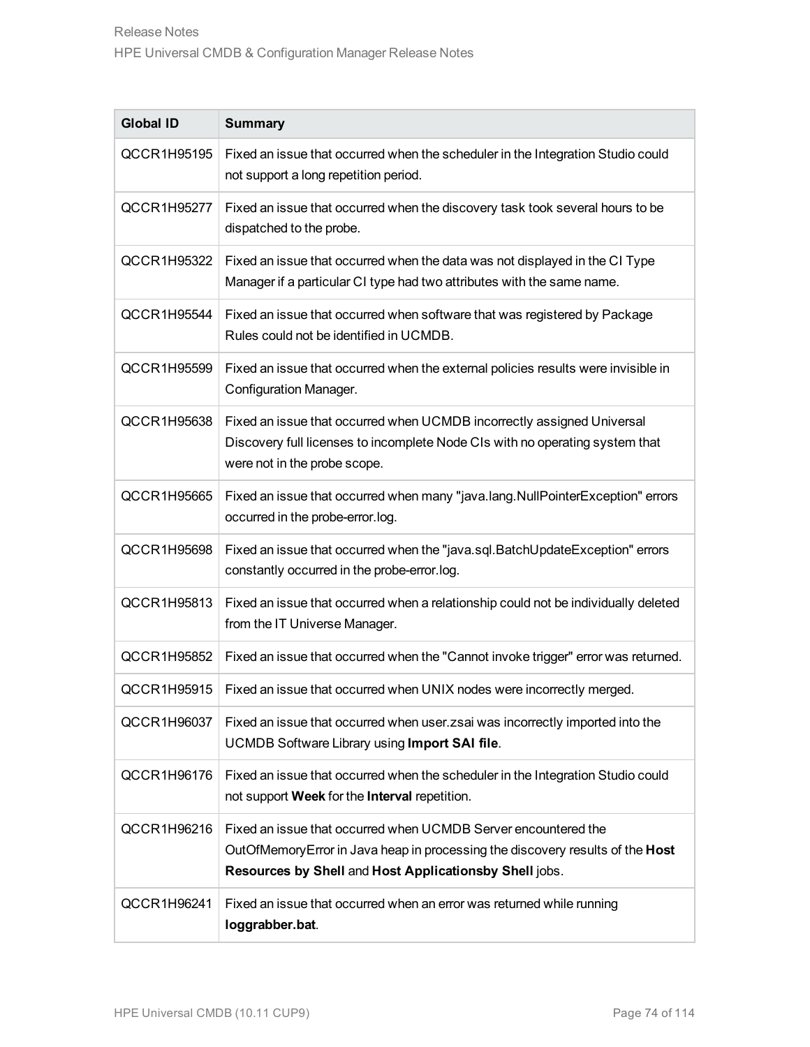| Global ID | Summary |
| --- | --- |
| QCCR1H95195 | Fixed an issue that occurred when the scheduler in the Integration Studio could not support a long repetition period. |
| QCCR1H95277 | Fixed an issue that occurred when the discovery task took several hours to be dispatched to the probe. |
| QCCR1H95322 | Fixed an issue that occurred when the data was not displayed in the CI Type Manager if a particular CI type had two attributes with the same name. |
| QCCR1H95544 | Fixed an issue that occurred when software that was registered by Package Rules could not be identified in UCMDB. |
| QCCR1H95599 | Fixed an issue that occurred when the external policies results were invisible in Configuration Manager. |
| QCCR1H95638 | Fixed an issue that occurred when UCMDB incorrectly assigned Universal Discovery full licenses to incomplete Node CIs with no operating system that were not in the probe scope. |
| QCCR1H95665 | Fixed an issue that occurred when many "java.lang.NullPointerException" errors occurred in the probe-error.log. |
| QCCR1H95698 | Fixed an issue that occurred when the "java.sql.BatchUpdateException" errors constantly occurred in the probe-error.log. |
| QCCR1H95813 | Fixed an issue that occurred when a relationship could not be individually deleted from the IT Universe Manager. |
| QCCR1H95852 | Fixed an issue that occurred when the "Cannot invoke trigger" error was returned. |
| QCCR1H95915 | Fixed an issue that occurred when UNIX nodes were incorrectly merged. |
| QCCR1H96037 | Fixed an issue that occurred when user.zsai was incorrectly imported into the UCMDB Software Library using **Import SAI file**. |
| QCCR1H96176 | Fixed an issue that occurred when the scheduler in the Integration Studio could not support **Week** for the **Interval** repetition. |
| QCCR1H96216 | Fixed an issue that occurred when UCMDB Server encountered the OutOfMemoryError in Java heap in processing the discovery results of the **Host Resources by Shell** and **Host Applicationsby Shell** jobs. |
| QCCR1H96241 | Fixed an issue that occurred when an error was returned while running **loggrabber.bat**. |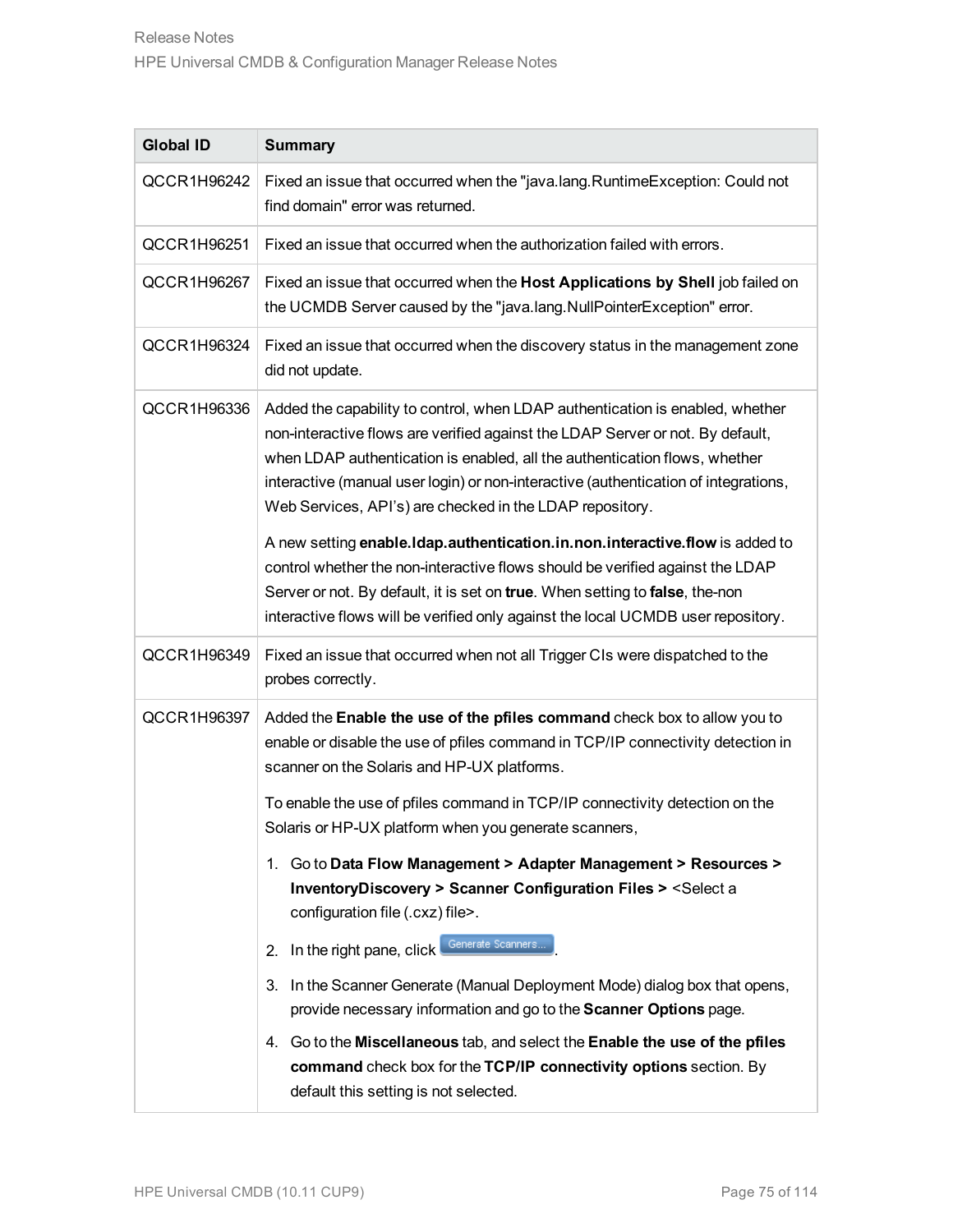| Global ID | Summary |
|---|---|
| QCCR1H96242 | Fixed an issue that occurred when the "java.lang.RuntimeException: Could not find domain" error was returned. |
| QCCR1H96251 | Fixed an issue that occurred when the authorization failed with errors. |
| QCCR1H96267 | Fixed an issue that occurred when the **Host Applications by Shell** job failed on the UCMDB Server caused by the "java.lang.NullPointerException" error. |
| QCCR1H96324 | Fixed an issue that occurred when the discovery status in the management zone did not update. |
| QCCR1H96336 | Added the capability to control, when LDAP authentication is enabled, whether non-interactive flows are verified against the LDAP Server or not. By default, when LDAP authentication is enabled, all the authentication flows, whether interactive (manual user login) or non-interactive (authentication of integrations, Web Services, API's) are checked in the LDAP repository.<br><br>A new setting **enable.ldap.authentication.in.non.interactive.flow** is added to control whether the non-interactive flows should be verified against the LDAP Server or not. By default, it is set on **true**. When setting to **false**, the-non interactive flows will be verified only against the local UCMDB user repository. |
| QCCR1H96349 | Fixed an issue that occurred when not all Trigger CIs were dispatched to the probes correctly. |
| QCCR1H96397 | Added the **Enable the use of the pfiles command** check box to allow you to enable or disable the use of pfiles command in TCP/IP connectivity detection in scanner on the Solaris and HP-UX platforms.<br><br>To enable the use of pfiles command in TCP/IP connectivity detection on the Solaris or HP-UX platform when you generate scanners,<br><br>1. Go to **Data Flow Management > Adapter Management > Resources > InventoryDiscovery > Scanner Configuration Files >** <Select a configuration file (.cxz) file>.<br>2. In the right pane, click Generate Scanners... .<br>3. In the Scanner Generate (Manual Deployment Mode) dialog box that opens, provide necessary information and go to the **Scanner Options** page.<br>4. Go to the **Miscellaneous** tab, and select the **Enable the use of the pfiles command** check box for the **TCP/IP connectivity options** section. By default this setting is not selected. |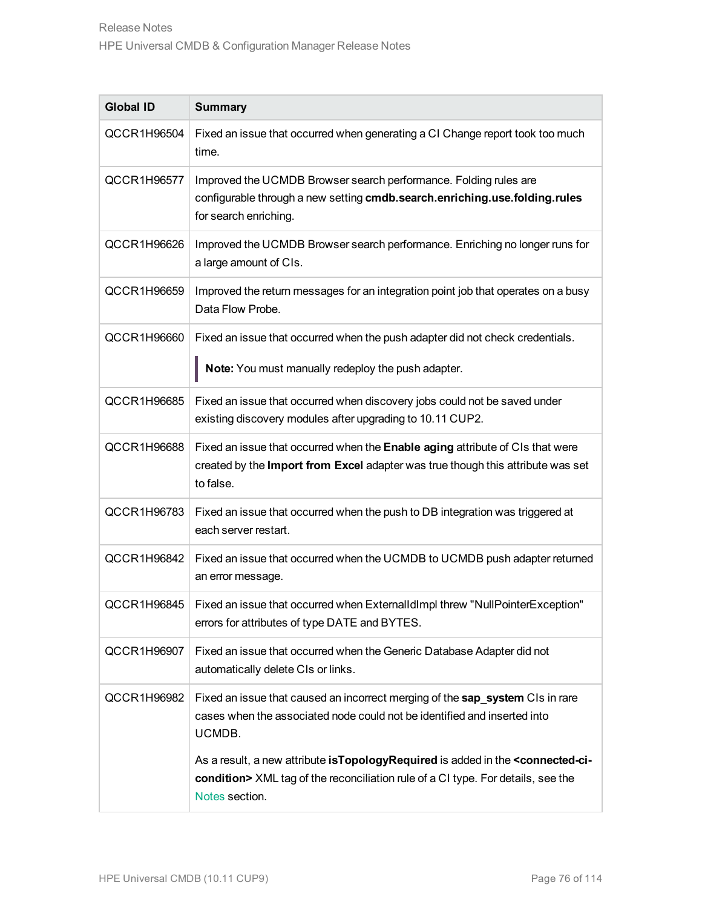| Global ID | Summary |
| --- | --- |
| QCCR1H96504 | Fixed an issue that occurred when generating a CI Change report took too much time. |
| QCCR1H96577 | Improved the UCMDB Browser search performance. Folding rules are configurable through a new setting **cmdb.search.enriching.use.folding.rules** for search enriching. |
| QCCR1H96626 | Improved the UCMDB Browser search performance. Enriching no longer runs for a large amount of CIs. |
| QCCR1H96659 | Improved the return messages for an integration point job that operates on a busy Data Flow Probe. |
| QCCR1H96660 | Fixed an issue that occurred when the push adapter did not check credentials.<br><br>**Note:** You must manually redeploy the push adapter. |
| QCCR1H96685 | Fixed an issue that occurred when discovery jobs could not be saved under existing discovery modules after upgrading to 10.11 CUP2. |
| QCCR1H96688 | Fixed an issue that occurred when the **Enable aging** attribute of CIs that were created by the **Import from Excel** adapter was true though this attribute was set to false. |
| QCCR1H96783 | Fixed an issue that occurred when the push to DB integration was triggered at each server restart. |
| QCCR1H96842 | Fixed an issue that occurred when the UCMDB to UCMDB push adapter returned an error message. |
| QCCR1H96845 | Fixed an issue that occurred when ExternalIdImpl threw "NullPointerException" errors for attributes of type DATE and BYTES. |
| QCCR1H96907 | Fixed an issue that occurred when the Generic Database Adapter did not automatically delete CIs or links. |
| QCCR1H96982 | Fixed an issue that caused an incorrect merging of the **sap_system** CIs in rare cases when the associated node could not be identified and inserted into UCMDB.<br><br>As a result, a new attribute **isTopologyRequired** is added in the **<connected-ci-condition>** XML tag of the reconciliation rule of a CI type. For details, see the Notes section. |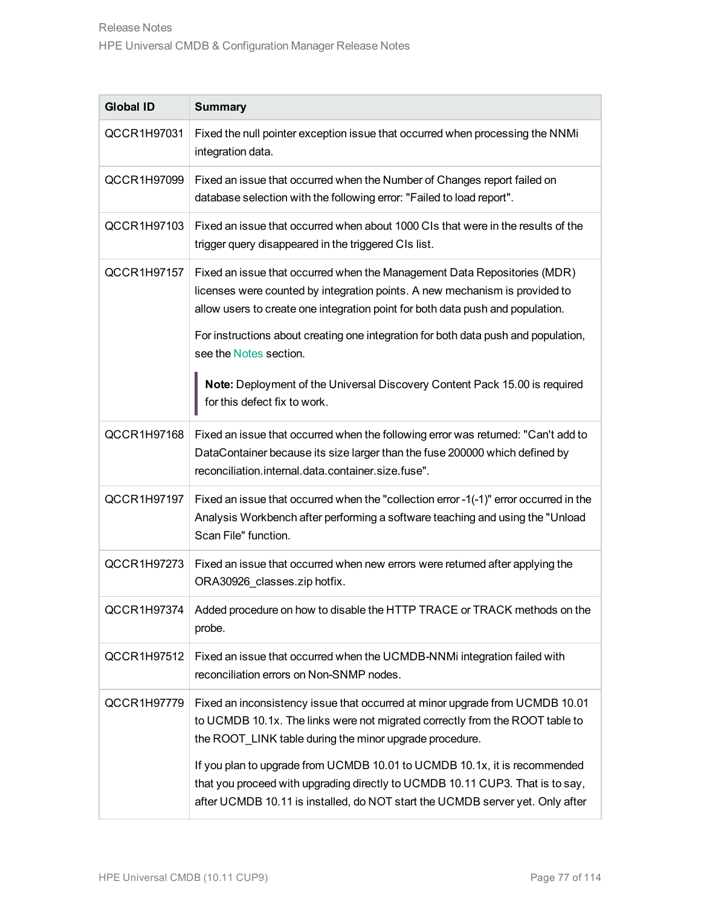| Global ID | Summary |
|---|---|
| QCCR1H97031 | Fixed the null pointer exception issue that occurred when processing the NNMi integration data. |
| QCCR1H97099 | Fixed an issue that occurred when the Number of Changes report failed on database selection with the following error: "Failed to load report". |
| QCCR1H97103 | Fixed an issue that occurred when about 1000 CIs that were in the results of the trigger query disappeared in the triggered CIs list. |
| QCCR1H97157 | Fixed an issue that occurred when the Management Data Repositories (MDR) licenses were counted by integration points. A new mechanism is provided to allow users to create one integration point for both data push and population.<br><br>For instructions about creating one integration for both data push and population, see the Notes section.<br><br>**Note:** Deployment of the Universal Discovery Content Pack 15.00 is required for this defect fix to work. |
| QCCR1H97168 | Fixed an issue that occurred when the following error was returned: "Can't add to DataContainer because its size larger than the fuse 200000 which defined by reconciliation.internal.data.container.size.fuse". |
| QCCR1H97197 | Fixed an issue that occurred when the "collection error -1(-1)" error occurred in the Analysis Workbench after performing a software teaching and using the "Unload Scan File" function. |
| QCCR1H97273 | Fixed an issue that occurred when new errors were returned after applying the ORA30926_classes.zip hotfix. |
| QCCR1H97374 | Added procedure on how to disable the HTTP TRACE or TRACK methods on the probe. |
| QCCR1H97512 | Fixed an issue that occurred when the UCMDB-NNMi integration failed with reconciliation errors on Non-SNMP nodes. |
| QCCR1H97779 | Fixed an inconsistency issue that occurred at minor upgrade from UCMDB 10.01 to UCMDB 10.1x. The links were not migrated correctly from the ROOT table to the ROOT_LINK table during the minor upgrade procedure.<br><br>If you plan to upgrade from UCMDB 10.01 to UCMDB 10.1x, it is recommended that you proceed with upgrading directly to UCMDB 10.11 CUP3. That is to say, after UCMDB 10.11 is installed, do NOT start the UCMDB server yet. Only after |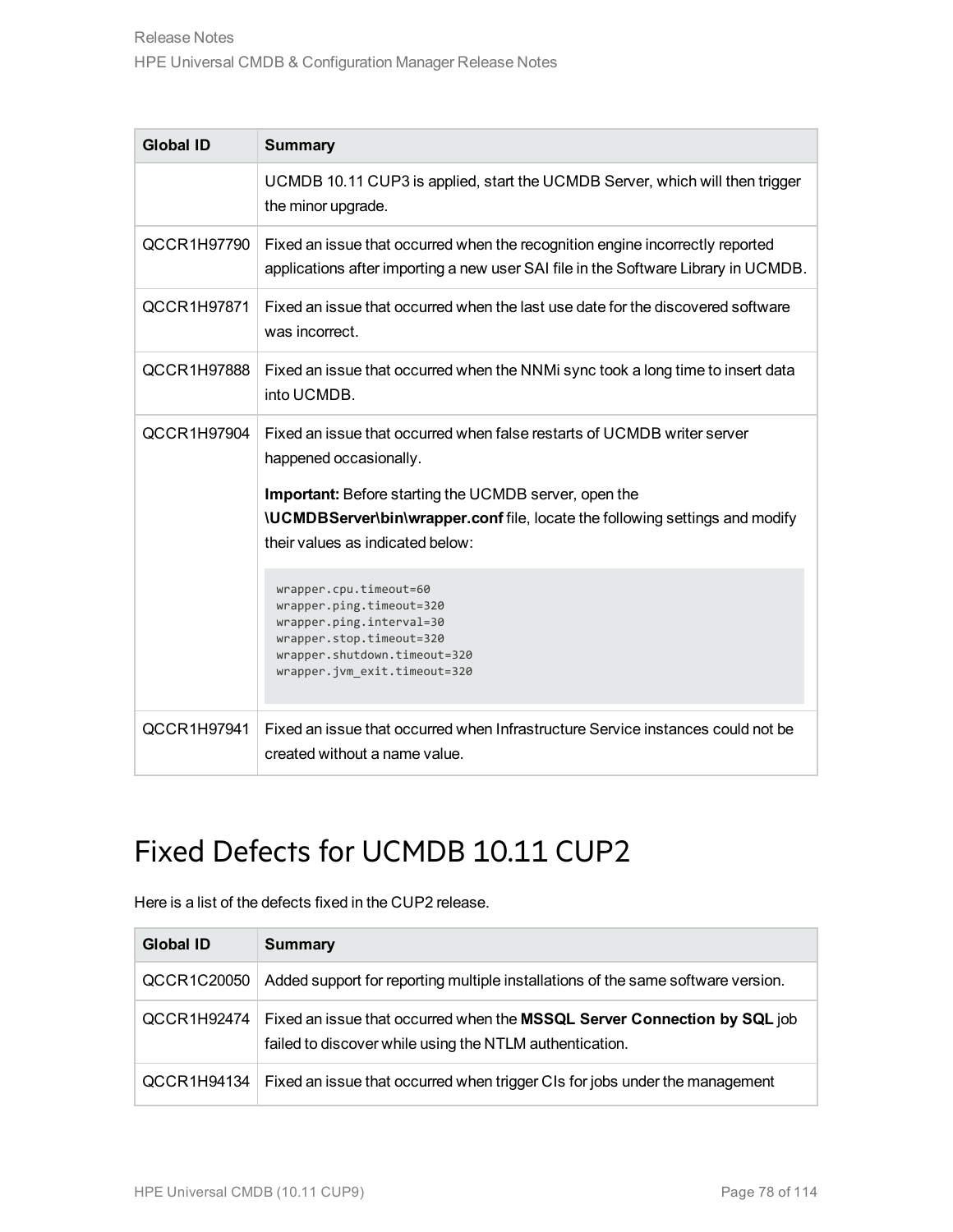| Global ID | Summary |
| --- | --- |
| | UCMDB 10.11 CUP3 is applied, start the UCMDB Server, which will then trigger the minor upgrade. |
| QCCR1H97790 | Fixed an issue that occurred when the recognition engine incorrectly reported applications after importing a new user SAI file in the Software Library in UCMDB. |
| QCCR1H97871 | Fixed an issue that occurred when the last use date for the discovered software was incorrect. |
| QCCR1H97888 | Fixed an issue that occurred when the NNMi sync took a long time to insert data into UCMDB. |
| QCCR1H97904 | Fixed an issue that occurred when false restarts of UCMDB writer server happened occasionally.<br><br>**Important:** Before starting the UCMDB server, open the **\UCMDBServer\bin\wrapper.conf** file, locate the following settings and modify their values as indicated below:<br><br>`wrapper.cpu.timeout=60`<br>`wrapper.ping.timeout=320`<br>`wrapper.ping.interval=30`<br>`wrapper.stop.timeout=320`<br>`wrapper.shutdown.timeout=320`<br>`wrapper.jvm_exit.timeout=320` |
| QCCR1H97941 | Fixed an issue that occurred when Infrastructure Service instances could not be created without a name value. |

# Fixed Defects for UCMDB 10.11 CUP2

Here is a list of the defects fixed in the CUP2 release.

| Global ID | Summary |
| --- | --- |
| QCCR1C20050 | Added support for reporting multiple installations of the same software version. |
| QCCR1H92474 | Fixed an issue that occurred when the **MSSQL Server Connection by SQL** job failed to discover while using the NTLM authentication. |
| QCCR1H94134 | Fixed an issue that occurred when trigger CIs for jobs under the management |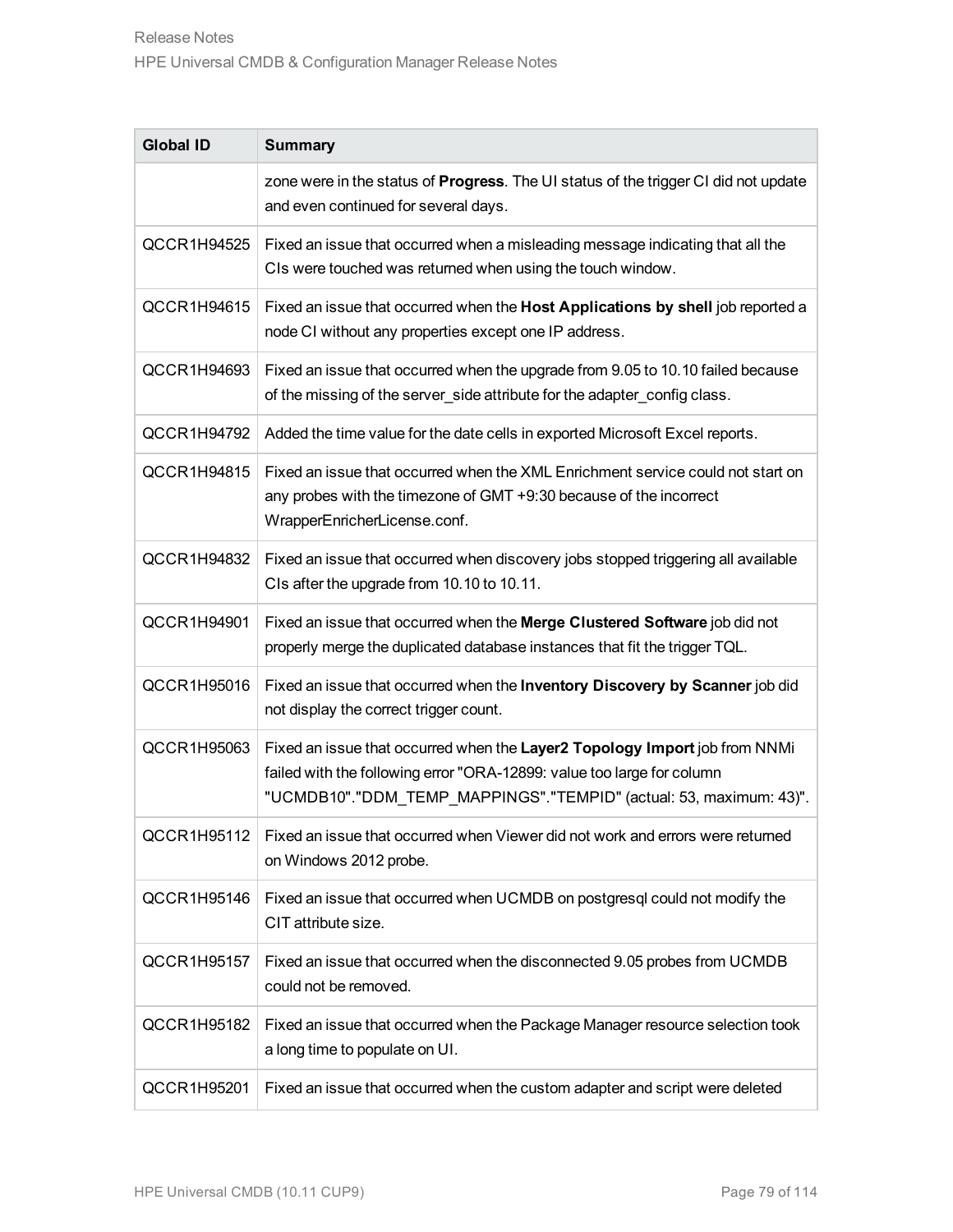| Global ID | Summary |
| --- | --- |
| | zone were in the status of **Progress**. The UI status of the trigger CI did not update and even continued for several days. |
| QCCR1H94525 | Fixed an issue that occurred when a misleading message indicating that all the CIs were touched was returned when using the touch window. |
| QCCR1H94615 | Fixed an issue that occurred when the **Host Applications by shell** job reported a node CI without any properties except one IP address. |
| QCCR1H94693 | Fixed an issue that occurred when the upgrade from 9.05 to 10.10 failed because of the missing of the server_side attribute for the adapter_config class. |
| QCCR1H94792 | Added the time value for the date cells in exported Microsoft Excel reports. |
| QCCR1H94815 | Fixed an issue that occurred when the XML Enrichment service could not start on any probes with the timezone of GMT +9:30 because of the incorrect WrapperEnricherLicense.conf. |
| QCCR1H94832 | Fixed an issue that occurred when discovery jobs stopped triggering all available CIs after the upgrade from 10.10 to 10.11. |
| QCCR1H94901 | Fixed an issue that occurred when the **Merge Clustered Software** job did not properly merge the duplicated database instances that fit the trigger TQL. |
| QCCR1H95016 | Fixed an issue that occurred when the **Inventory Discovery by Scanner** job did not display the correct trigger count. |
| QCCR1H95063 | Fixed an issue that occurred when the **Layer2 Topology Import** job from NNMi failed with the following error "ORA-12899: value too large for column "UCMDB10"."DDM_TEMP_MAPPINGS"."TEMPID" (actual: 53, maximum: 43)". |
| QCCR1H95112 | Fixed an issue that occurred when Viewer did not work and errors were returned on Windows 2012 probe. |
| QCCR1H95146 | Fixed an issue that occurred when UCMDB on postgresql could not modify the CIT attribute size. |
| QCCR1H95157 | Fixed an issue that occurred when the disconnected 9.05 probes from UCMDB could not be removed. |
| QCCR1H95182 | Fixed an issue that occurred when the Package Manager resource selection took a long time to populate on UI. |
| QCCR1H95201 | Fixed an issue that occurred when the custom adapter and script were deleted |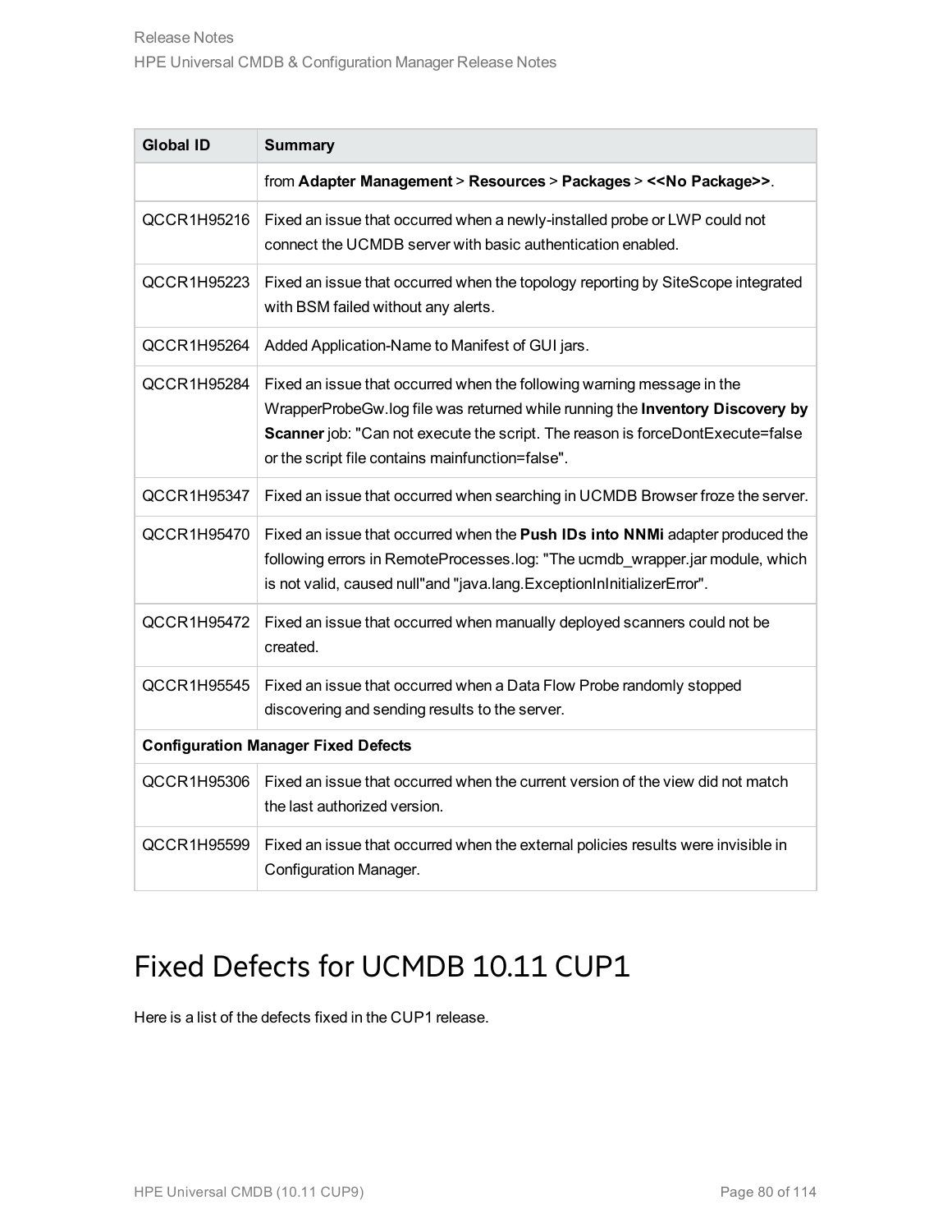| Global ID | Summary |
| --- | --- |
| | from **Adapter Management** > **Resources** > **Packages** > **<<No Package>>**. |
| QCCR1H95216 | Fixed an issue that occurred when a newly-installed probe or LWP could not connect the UCMDB server with basic authentication enabled. |
| QCCR1H95223 | Fixed an issue that occurred when the topology reporting by SiteScope integrated with BSM failed without any alerts. |
| QCCR1H95264 | Added Application-Name to Manifest of GUI jars. |
| QCCR1H95284 | Fixed an issue that occurred when the following warning message in the WrapperProbeGw.log file was returned while running the **Inventory Discovery by Scanner** job: "Can not execute the script. The reason is forceDontExecute=false or the script file contains mainfunction=false". |
| QCCR1H95347 | Fixed an issue that occurred when searching in UCMDB Browser froze the server. |
| QCCR1H95470 | Fixed an issue that occurred when the **Push IDs into NNMi** adapter produced the following errors in RemoteProcesses.log: "The ucmdb_wrapper.jar module, which is not valid, caused null"and "java.lang.ExceptionInInitializerError". |
| QCCR1H95472 | Fixed an issue that occurred when manually deployed scanners could not be created. |
| QCCR1H95545 | Fixed an issue that occurred when a Data Flow Probe randomly stopped discovering and sending results to the server. |
| **Configuration Manager Fixed Defects** | |
| QCCR1H95306 | Fixed an issue that occurred when the current version of the view did not match the last authorized version. |
| QCCR1H95599 | Fixed an issue that occurred when the external policies results were invisible in Configuration Manager. |

# Fixed Defects for UCMDB 10.11 CUP1

Here is a list of the defects fixed in the CUP1 release.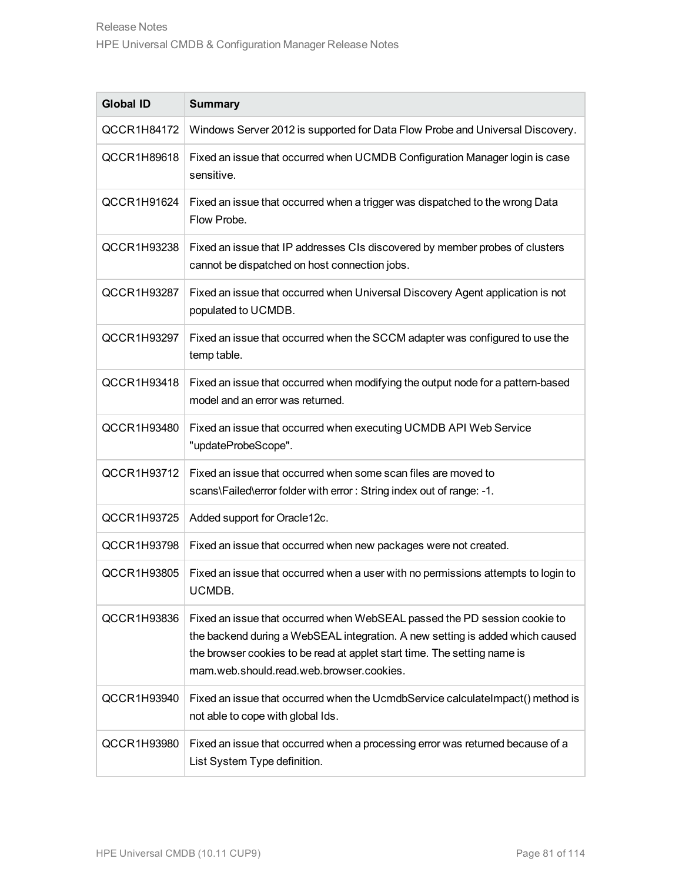| Global ID | Summary |
|---|---|
| QCCR1H84172 | Windows Server 2012 is supported for Data Flow Probe and Universal Discovery. |
| QCCR1H89618 | Fixed an issue that occurred when UCMDB Configuration Manager login is case sensitive. |
| QCCR1H91624 | Fixed an issue that occurred when a trigger was dispatched to the wrong Data Flow Probe. |
| QCCR1H93238 | Fixed an issue that IP addresses CIs discovered by member probes of clusters cannot be dispatched on host connection jobs. |
| QCCR1H93287 | Fixed an issue that occurred when Universal Discovery Agent application is not populated to UCMDB. |
| QCCR1H93297 | Fixed an issue that occurred when the SCCM adapter was configured to use the temp table. |
| QCCR1H93418 | Fixed an issue that occurred when modifying the output node for a pattern-based model and an error was returned. |
| QCCR1H93480 | Fixed an issue that occurred when executing UCMDB API Web Service "updateProbeScope". |
| QCCR1H93712 | Fixed an issue that occurred when some scan files are moved to scans\Failed\error folder with error : String index out of range: -1. |
| QCCR1H93725 | Added support for Oracle12c. |
| QCCR1H93798 | Fixed an issue that occurred when new packages were not created. |
| QCCR1H93805 | Fixed an issue that occurred when a user with no permissions attempts to login to UCMDB. |
| QCCR1H93836 | Fixed an issue that occurred when WebSEAL passed the PD session cookie to the backend during a WebSEAL integration. A new setting is added which caused the browser cookies to be read at applet start time. The setting name is mam.web.should.read.web.browser.cookies. |
| QCCR1H93940 | Fixed an issue that occurred when the UcmdbService calculateImpact() method is not able to cope with global Ids. |
| QCCR1H93980 | Fixed an issue that occurred when a processing error was returned because of a List System Type definition. |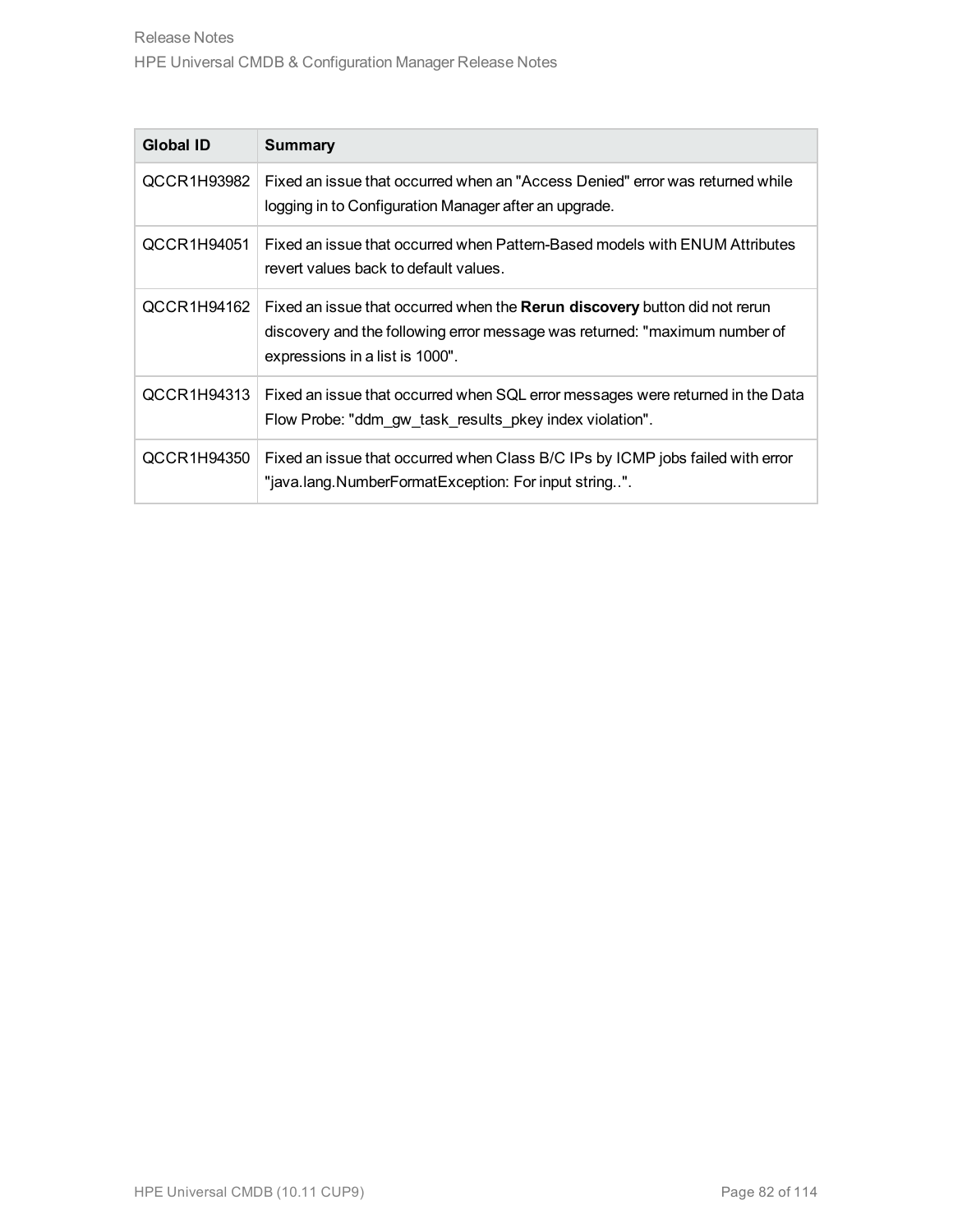| Global ID | Summary |
| --- | --- |
| QCCR1H93982 | Fixed an issue that occurred when an "Access Denied" error was returned while logging in to Configuration Manager after an upgrade. |
| QCCR1H94051 | Fixed an issue that occurred when Pattern-Based models with ENUM Attributes revert values back to default values. |
| QCCR1H94162 | Fixed an issue that occurred when the **Rerun discovery** button did not rerun discovery and the following error message was returned: "maximum number of expressions in a list is 1000". |
| QCCR1H94313 | Fixed an issue that occurred when SQL error messages were returned in the Data Flow Probe: "ddm_gw_task_results_pkey index violation". |
| QCCR1H94350 | Fixed an issue that occurred when Class B/C IPs by ICMP jobs failed with error "java.lang.NumberFormatException: For input string..". |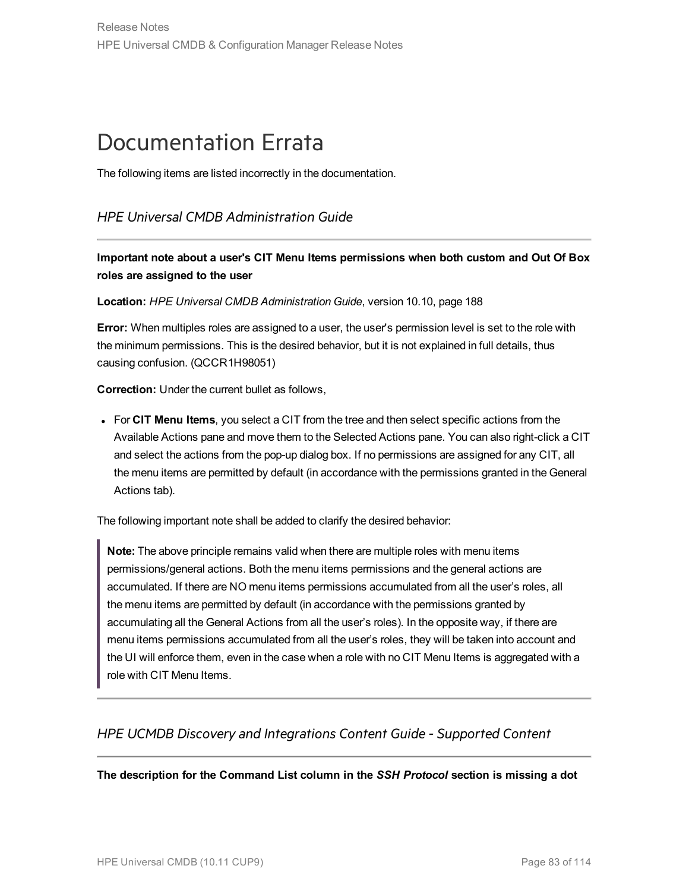# Documentation Errata

The following items are listed incorrectly in the documentation.

## *HPE Universal CMDB Administration Guide*

---

**Important note about a user's CIT Menu Items permissions when both custom and Out Of Box roles are assigned to the user**

**Location:** *HPE Universal CMDB Administration Guide*, version 10.10, page 188

**Error:** When multiples roles are assigned to a user, the user's permission level is set to the role with the minimum permissions. This is the desired behavior, but it is not explained in full details, thus causing confusion. (QCCR1H98051)

**Correction:** Under the current bullet as follows,

- For **CIT Menu Items**, you select a CIT from the tree and then select specific actions from the Available Actions pane and move them to the Selected Actions pane. You can also right-click a CIT and select the actions from the pop-up dialog box. If no permissions are assigned for any CIT, all the menu items are permitted by default (in accordance with the permissions granted in the General Actions tab).

The following important note shall be added to clarify the desired behavior:

> **Note:** The above principle remains valid when there are multiple roles with menu items permissions/general actions. Both the menu items permissions and the general actions are accumulated. If there are NO menu items permissions accumulated from all the user’s roles, all the menu items are permitted by default (in accordance with the permissions granted by accumulating all the General Actions from all the user’s roles). In the opposite way, if there are menu items permissions accumulated from all the user’s roles, they will be taken into account and the UI will enforce them, even in the case when a role with no CIT Menu Items is aggregated with a role with CIT Menu Items.

---

## *HPE UCMDB Discovery and Integrations Content Guide - Supported Content*

---

**The description for the Command List column in the *SSH Protocol* section is missing a dot**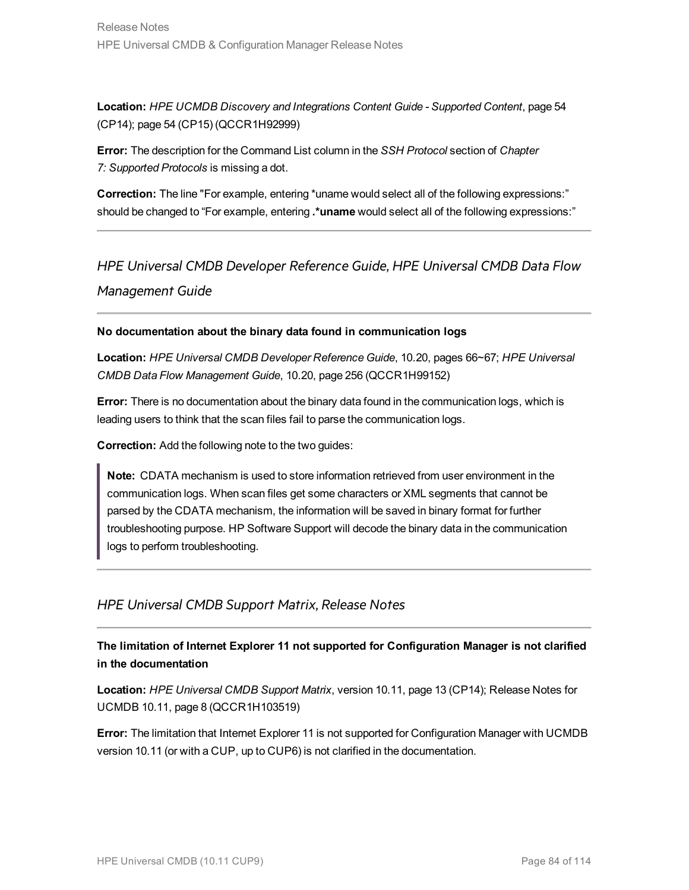**Location:** *HPE UCMDB Discovery and Integrations Content Guide - Supported Content*, page 54 (CP14); page 54 (CP15) (QCCR1H92999)

**Error:** The description for the Command List column in the *SSH Protocol* section of *Chapter 7: Supported Protocols* is missing a dot.

**Correction:** The line "For example, entering *uname would select all of the following expressions:" should be changed to "For example, entering **.*uname** would select all of the following expressions:"

---

## *HPE Universal CMDB Developer Reference Guide, HPE Universal CMDB Data Flow Management Guide*

---

**No documentation about the binary data found in communication logs**

**Location:** *HPE Universal CMDB Developer Reference Guide*, 10.20, pages 66~67; *HPE Universal CMDB Data Flow Management Guide*, 10.20, page 256 (QCCR1H99152)

**Error:** There is no documentation about the binary data found in the communication logs, which is leading users to think that the scan files fail to parse the communication logs.

**Correction:** Add the following note to the two guides:

> **Note:** CDATA mechanism is used to store information retrieved from user environment in the communication logs. When scan files get some characters or XML segments that cannot be parsed by the CDATA mechanism, the information will be saved in binary format for further troubleshooting purpose. HP Software Support will decode the binary data in the communication logs to perform troubleshooting.

---

## *HPE Universal CMDB Support Matrix, Release Notes*

---

**The limitation of Internet Explorer 11 not supported for Configuration Manager is not clarified in the documentation**

**Location:** *HPE Universal CMDB Support Matrix*, version 10.11, page 13 (CP14); Release Notes for UCMDB 10.11, page 8 (QCCR1H103519)

**Error:** The limitation that Internet Explorer 11 is not supported for Configuration Manager with UCMDB version 10.11 (or with a CUP, up to CUP6) is not clarified in the documentation.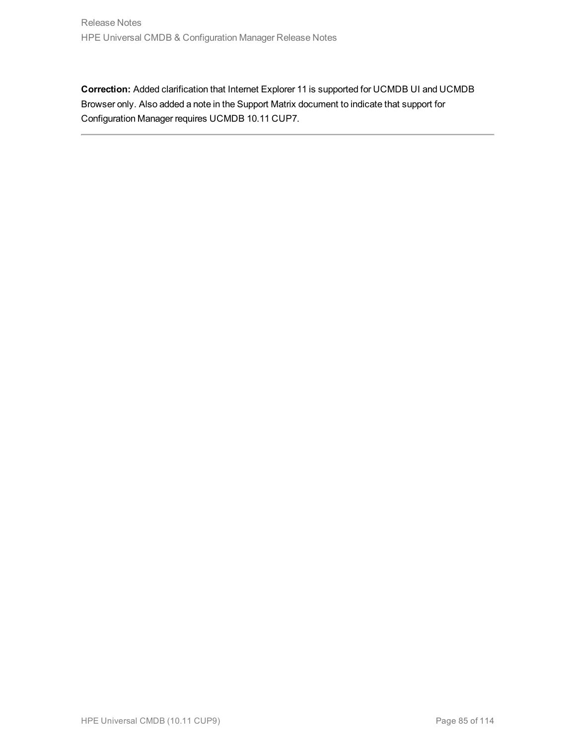**Correction:** Added clarification that Internet Explorer 11 is supported for UCMDB UI and UCMDB Browser only. Also added a note in the Support Matrix document to indicate that support for Configuration Manager requires UCMDB 10.11 CUP7.

---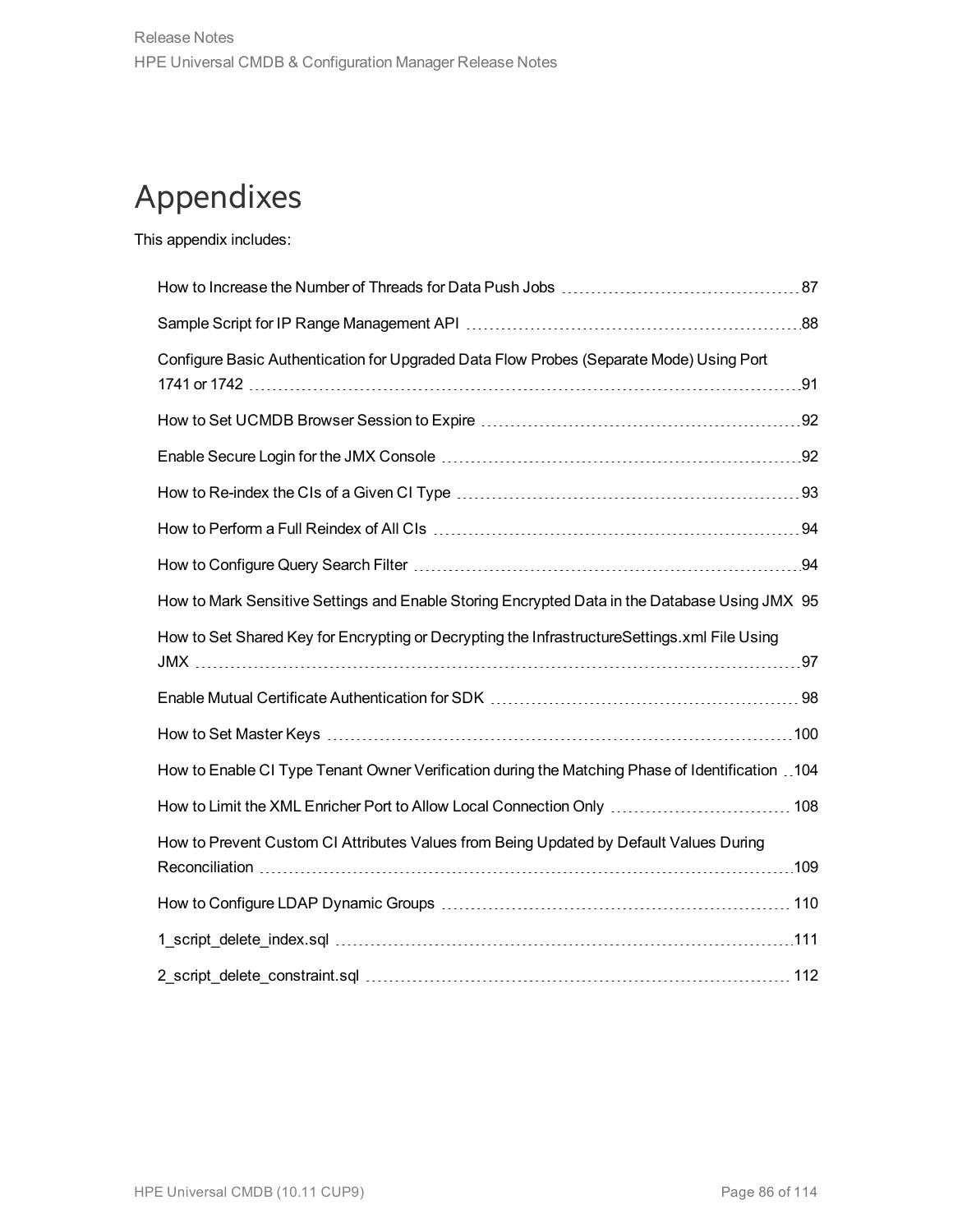# Appendixes

This appendix includes:

- How to Increase the Number of Threads for Data Push Jobs 87
- Sample Script for IP Range Management API 88
- Configure Basic Authentication for Upgraded Data Flow Probes (Separate Mode) Using Port 1741 or 1742 91
- How to Set UCMDB Browser Session to Expire 92
- Enable Secure Login for the JMX Console 92
- How to Re-index the CIs of a Given CI Type 93
- How to Perform a Full Reindex of All CIs 94
- How to Configure Query Search Filter 94
- How to Mark Sensitive Settings and Enable Storing Encrypted Data in the Database Using JMX 95
- How to Set Shared Key for Encrypting or Decrypting the InfrastructureSettings.xml File Using JMX 97
- Enable Mutual Certificate Authentication for SDK 98
- How to Set Master Keys 100
- How to Enable CI Type Tenant Owner Verification during the Matching Phase of Identification 104
- How to Limit the XML Enricher Port to Allow Local Connection Only 108
- How to Prevent Custom CI Attributes Values from Being Updated by Default Values During Reconciliation 109
- How to Configure LDAP Dynamic Groups 110
- 1_script_delete_index.sql 111
- 2_script_delete_constraint.sql 112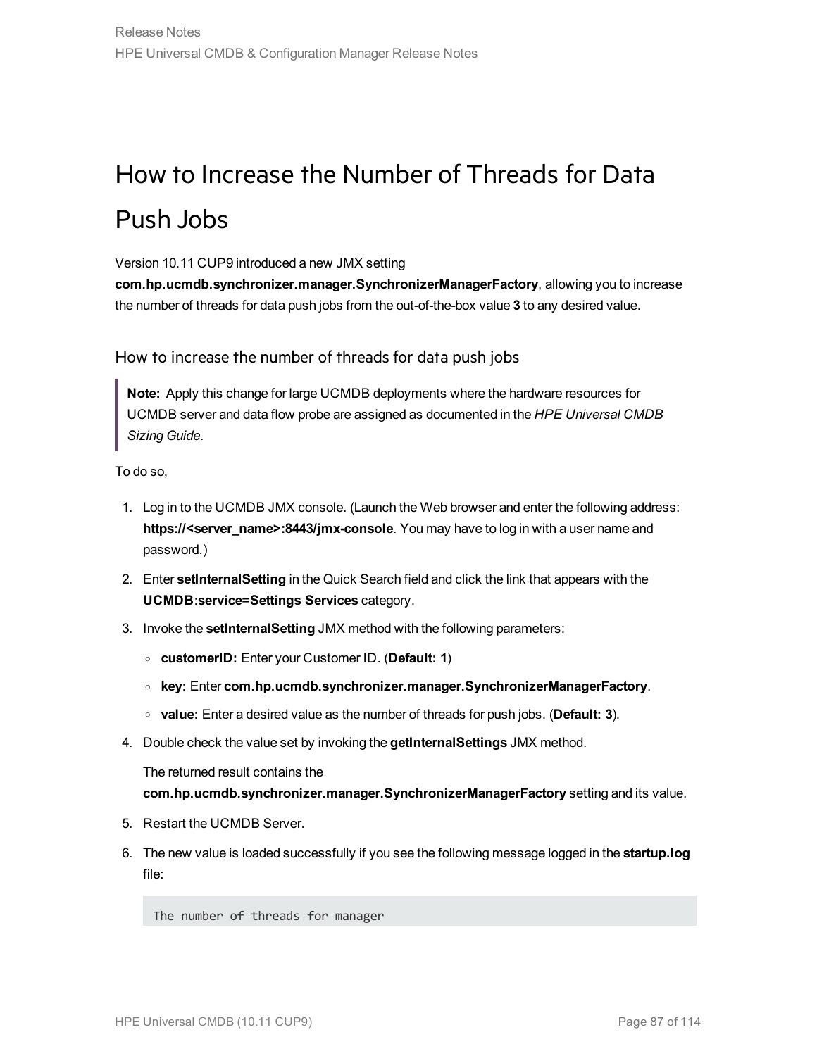# How to Increase the Number of Threads for Data Push Jobs

Version 10.11 CUP9 introduced a new JMX setting **com.hp.ucmdb.synchronizer.manager.SynchronizerManagerFactory**, allowing you to increase the number of threads for data push jobs from the out-of-the-box value **3** to any desired value.

## How to increase the number of threads for data push jobs

> **Note:** Apply this change for large UCMDB deployments where the hardware resources for UCMDB server and data flow probe are assigned as documented in the *HPE Universal CMDB Sizing Guide*.

To do so,

1. Log in to the UCMDB JMX console. (Launch the Web browser and enter the following address: **https://<server_name>:8443/jmx-console**. You may have to log in with a user name and password.)
2. Enter **setInternalSetting** in the Quick Search field and click the link that appears with the **UCMDB:service=Settings Services** category.
3. Invoke the **setInternalSetting** JMX method with the following parameters:
   - **customerID:** Enter your Customer ID. (**Default: 1**)
   - **key:** Enter **com.hp.ucmdb.synchronizer.manager.SynchronizerManagerFactory**.
   - **value:** Enter a desired value as the number of threads for push jobs. (**Default: 3**).
4. Double check the value set by invoking the **getInternalSettings** JMX method.

   The returned result contains the **com.hp.ucmdb.synchronizer.manager.SynchronizerManagerFactory** setting and its value.
5. Restart the UCMDB Server.
6. The new value is loaded successfully if you see the following message logged in the **startup.log** file:

   ```
   The number of threads for manager
   ```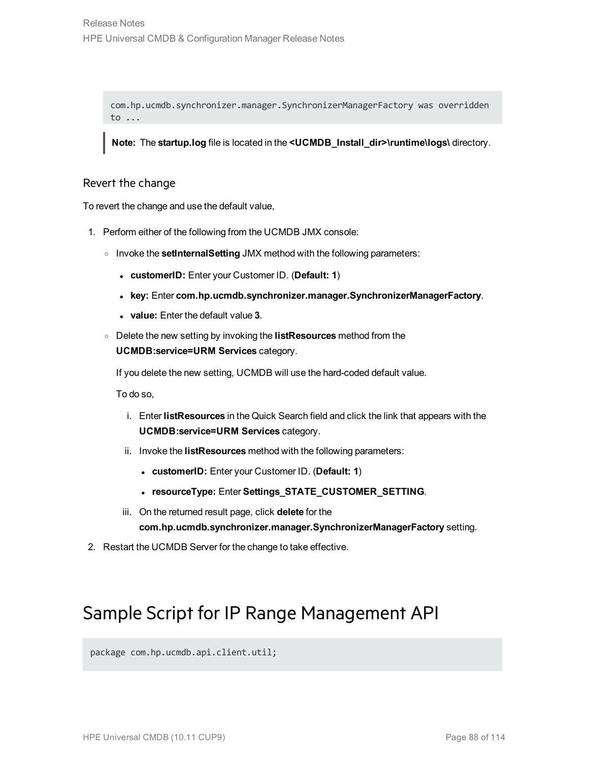```
com.hp.ucmdb.synchronizer.manager.SynchronizerManagerFactory was overridden to ...
```

> **Note:** The **startup.log** file is located in the **<UCMDB_Install_dir>\runtime\logs\** directory.

### Revert the change

To revert the change and use the default value,

1. Perform either of the following from the UCMDB JMX console:
   - Invoke the **setInternalSetting** JMX method with the following parameters:
     - **customerID:** Enter your Customer ID. (**Default: 1**)
     - **key:** Enter **com.hp.ucmdb.synchronizer.manager.SynchronizerManagerFactory**.
     - **value:** Enter the default value **3**.
   - Delete the new setting by invoking the **listResources** method from the **UCMDB:service=URM Services** category.

     If you delete the new setting, UCMDB will use the hard-coded default value.

     To do so,

     i. Enter **listResources** in the Quick Search field and click the link that appears with the **UCMDB:service=URM Services** category.

     ii. Invoke the **listResources** method with the following parameters:
        - **customerID:** Enter your Customer ID. (**Default: 1**)
        - **resourceType:** Enter **Settings_STATE_CUSTOMER_SETTING**.

     iii. On the returned result page, click **delete** for the **com.hp.ucmdb.synchronizer.manager.SynchronizerManagerFactory** setting.
2. Restart the UCMDB Server for the change to take effective.

# Sample Script for IP Range Management API

```
package com.hp.ucmdb.api.client.util;
```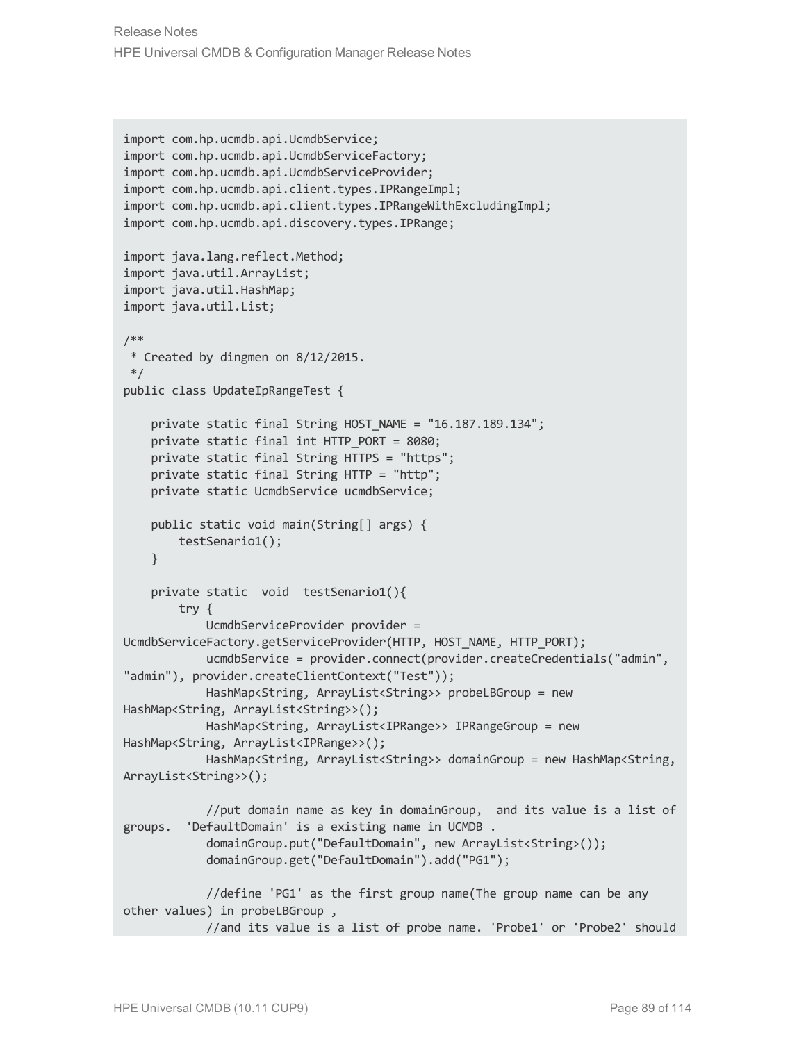```
import com.hp.ucmdb.api.UcmdbService;
import com.hp.ucmdb.api.UcmdbServiceFactory;
import com.hp.ucmdb.api.UcmdbServiceProvider;
import com.hp.ucmdb.api.client.types.IPRangeImpl;
import com.hp.ucmdb.api.client.types.IPRangeWithExcludingImpl;
import com.hp.ucmdb.api.discovery.types.IPRange;

import java.lang.reflect.Method;
import java.util.ArrayList;
import java.util.HashMap;
import java.util.List;

/**
 * Created by dingmen on 8/12/2015.
 */
public class UpdateIpRangeTest {

    private static final String HOST_NAME = "16.187.189.134";
    private static final int HTTP_PORT = 8080;
    private static final String HTTPS = "https";
    private static final String HTTP = "http";
    private static UcmdbService ucmdbService;

    public static void main(String[] args) {
        testSenario1();
    }

    private static  void  testSenario1(){
        try {
            UcmdbServiceProvider provider =
UcmdbServiceFactory.getServiceProvider(HTTP, HOST_NAME, HTTP_PORT);
            ucmdbService = provider.connect(provider.createCredentials("admin",
"admin"), provider.createClientContext("Test"));
            HashMap<String, ArrayList<String>> probeLBGroup = new
HashMap<String, ArrayList<String>>();
            HashMap<String, ArrayList<IPRange>> IPRangeGroup = new
HashMap<String, ArrayList<IPRange>>();
            HashMap<String, ArrayList<String>> domainGroup = new HashMap<String,
ArrayList<String>>();

            //put domain name as key in domainGroup,  and its value is a list of
groups.  'DefaultDomain' is a existing name in UCMDB .
            domainGroup.put("DefaultDomain", new ArrayList<String>());
            domainGroup.get("DefaultDomain").add("PG1");

            //define 'PG1' as the first group name(The group name can be any
other values) in probeLBGroup ,
            //and its value is a list of probe name. 'Probe1' or 'Probe2' should
```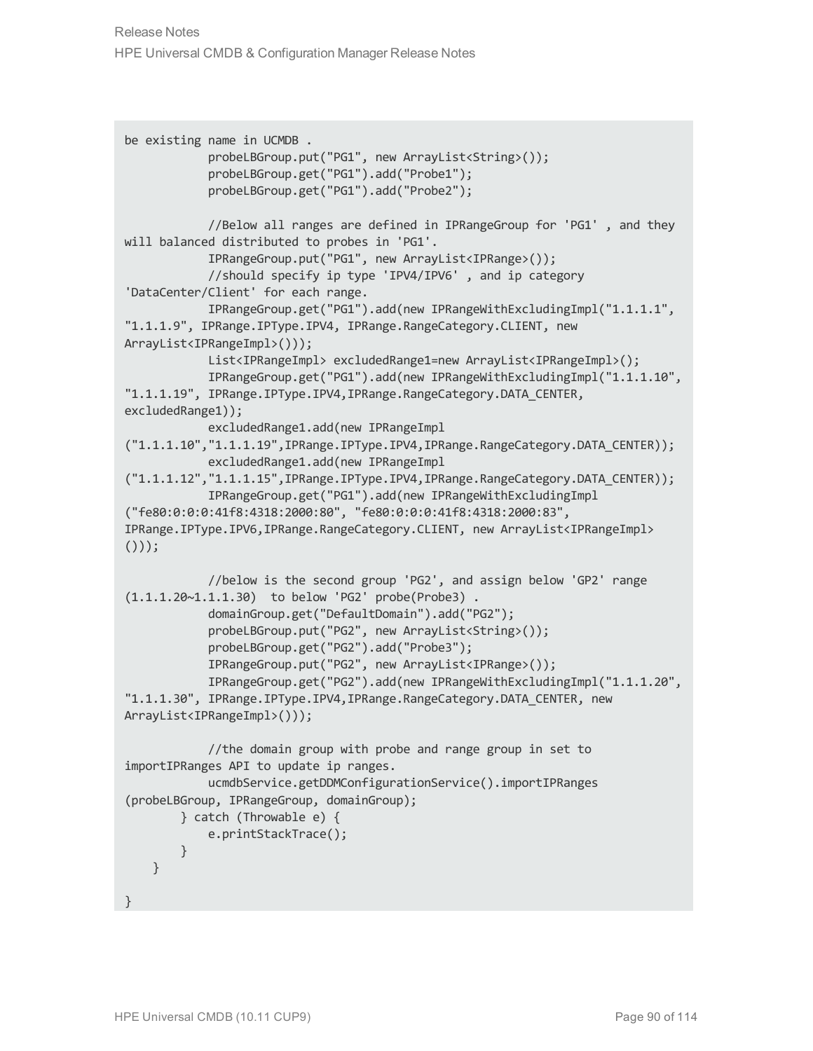```
be existing name in UCMDB .
            probeLBGroup.put("PG1", new ArrayList<String>());
            probeLBGroup.get("PG1").add("Probe1");
            probeLBGroup.get("PG1").add("Probe2");

            //Below all ranges are defined in IPRangeGroup for 'PG1' , and they
will balanced distributed to probes in 'PG1'.
            IPRangeGroup.put("PG1", new ArrayList<IPRange>());
            //should specify ip type 'IPV4/IPV6' , and ip category
'DataCenter/Client' for each range.
            IPRangeGroup.get("PG1").add(new IPRangeWithExcludingImpl("1.1.1.1",
"1.1.1.9", IPRange.IPType.IPV4, IPRange.RangeCategory.CLIENT, new
ArrayList<IPRangeImpl>()));
            List<IPRangeImpl> excludedRange1=new ArrayList<IPRangeImpl>();
            IPRangeGroup.get("PG1").add(new IPRangeWithExcludingImpl("1.1.1.10",
"1.1.1.19", IPRange.IPType.IPV4,IPRange.RangeCategory.DATA_CENTER,
excludedRange1));
            excludedRange1.add(new IPRangeImpl
("1.1.1.10","1.1.1.19",IPRange.IPType.IPV4,IPRange.RangeCategory.DATA_CENTER));
            excludedRange1.add(new IPRangeImpl
("1.1.1.12","1.1.1.15",IPRange.IPType.IPV4,IPRange.RangeCategory.DATA_CENTER));
            IPRangeGroup.get("PG1").add(new IPRangeWithExcludingImpl
("fe80:0:0:0:41f8:4318:2000:80", "fe80:0:0:0:41f8:4318:2000:83",
IPRange.IPType.IPV6,IPRange.RangeCategory.CLIENT, new ArrayList<IPRangeImpl>
()));

            //below is the second group 'PG2', and assign below 'GP2' range
(1.1.1.20~1.1.1.30)  to below 'PG2' probe(Probe3) .
            domainGroup.get("DefaultDomain").add("PG2");
            probeLBGroup.put("PG2", new ArrayList<String>());
            probeLBGroup.get("PG2").add("Probe3");
            IPRangeGroup.put("PG2", new ArrayList<IPRange>());
            IPRangeGroup.get("PG2").add(new IPRangeWithExcludingImpl("1.1.1.20",
"1.1.1.30", IPRange.IPType.IPV4,IPRange.RangeCategory.DATA_CENTER, new
ArrayList<IPRangeImpl>()));

            //the domain group with probe and range group in set to
importIPRanges API to update ip ranges.
            ucmdbService.getDDMConfigurationService().importIPRanges
(probeLBGroup, IPRangeGroup, domainGroup);
        } catch (Throwable e) {
            e.printStackTrace();
        }
    }

}
```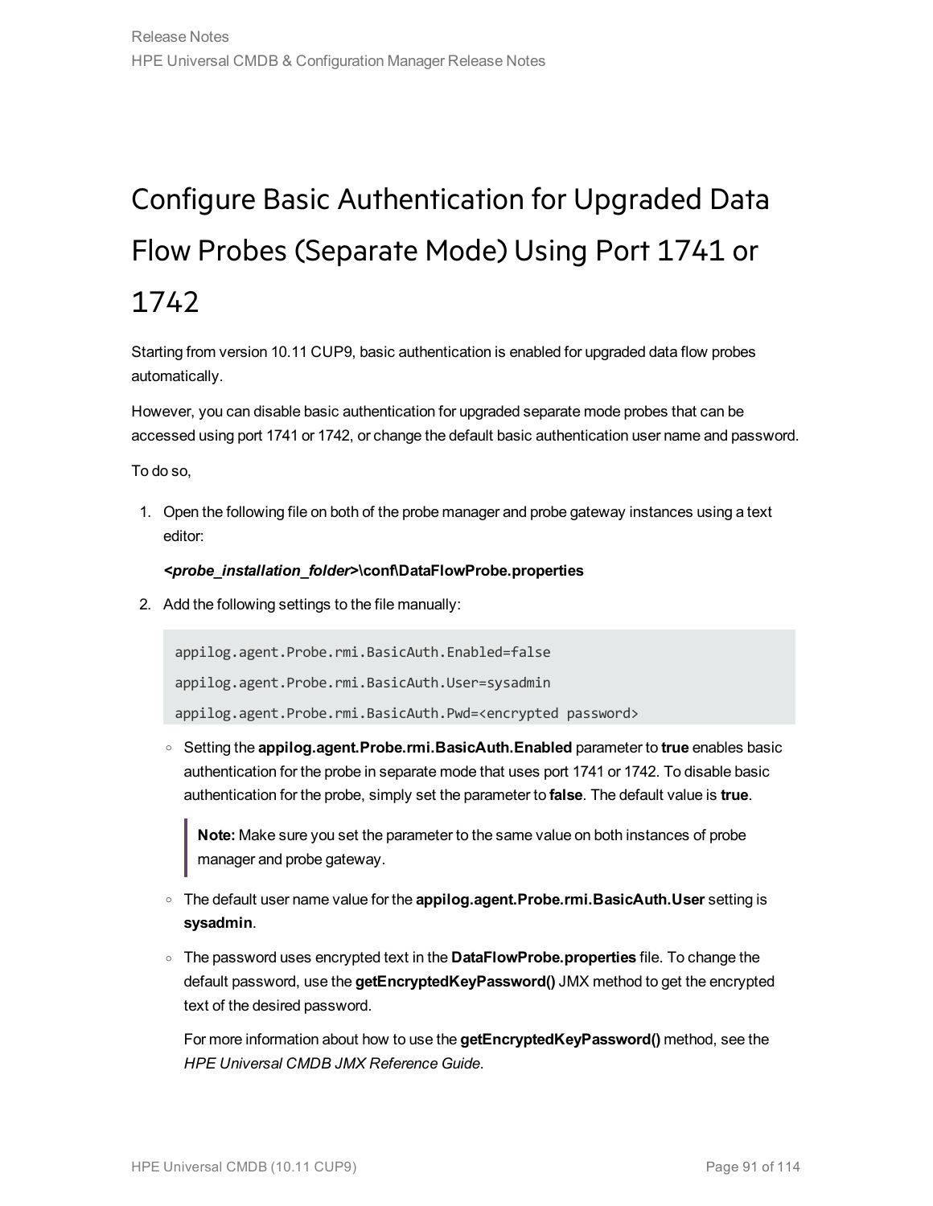# Configure Basic Authentication for Upgraded Data Flow Probes (Separate Mode) Using Port 1741 or 1742

Starting from version 10.11 CUP9, basic authentication is enabled for upgraded data flow probes automatically.

However, you can disable basic authentication for upgraded separate mode probes that can be accessed using port 1741 or 1742, or change the default basic authentication user name and password.

To do so,

1. Open the following file on both of the probe manager and probe gateway instances using a text editor:

   ***<probe_installation_folder>*\conf\DataFlowProbe.properties**

2. Add the following settings to the file manually:

   ```
   appilog.agent.Probe.rmi.BasicAuth.Enabled=false
   appilog.agent.Probe.rmi.BasicAuth.User=sysadmin
   appilog.agent.Probe.rmi.BasicAuth.Pwd=<encrypted password>
   ```

   - Setting the **appilog.agent.Probe.rmi.BasicAuth.Enabled** parameter to **true** enables basic authentication for the probe in separate mode that uses port 1741 or 1742. To disable basic authentication for the probe, simply set the parameter to **false**. The default value is **true**.

     > **Note:** Make sure you set the parameter to the same value on both instances of probe manager and probe gateway.

   - The default user name value for the **appilog.agent.Probe.rmi.BasicAuth.User** setting is **sysadmin**.

   - The password uses encrypted text in the **DataFlowProbe.properties** file. To change the default password, use the **getEncryptedKeyPassword()** JMX method to get the encrypted text of the desired password.

     For more information about how to use the **getEncryptedKeyPassword()** method, see the *HPE Universal CMDB JMX Reference Guide*.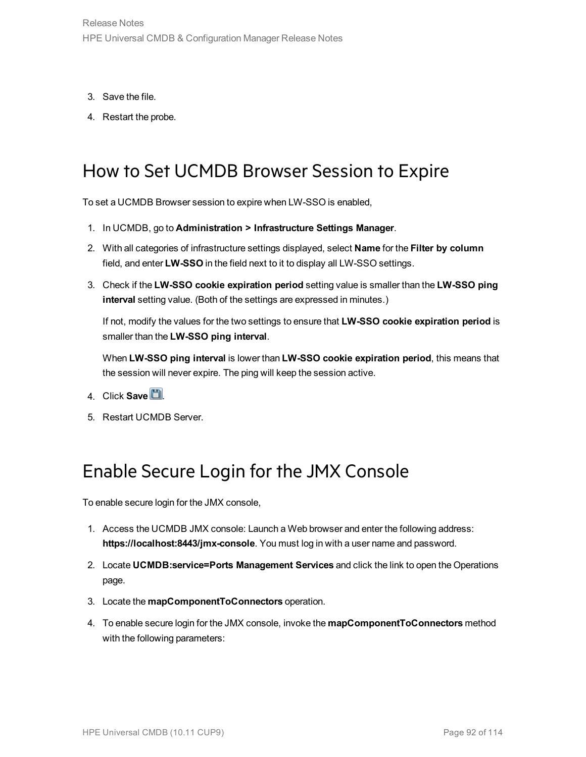3. Save the file.
4. Restart the probe.

## How to Set UCMDB Browser Session to Expire

To set a UCMDB Browser session to expire when LW-SSO is enabled,

1. In UCMDB, go to **Administration > Infrastructure Settings Manager**.
2. With all categories of infrastructure settings displayed, select **Name** for the **Filter by column** field, and enter **LW-SSO** in the field next to it to display all LW-SSO settings.
3. Check if the **LW-SSO cookie expiration period** setting value is smaller than the **LW-SSO ping interval** setting value. (Both of the settings are expressed in minutes.)

   If not, modify the values for the two settings to ensure that **LW-SSO cookie expiration period** is smaller than the **LW-SSO ping interval**.

   When **LW-SSO ping interval** is lower than **LW-SSO cookie expiration period**, this means that the session will never expire. The ping will keep the session active.
4. Click **Save**.
5. Restart UCMDB Server.

## Enable Secure Login for the JMX Console

To enable secure login for the JMX console,

1. Access the UCMDB JMX console: Launch a Web browser and enter the following address: **https://localhost:8443/jmx-console**. You must log in with a user name and password.
2. Locate **UCMDB:service=Ports Management Services** and click the link to open the Operations page.
3. Locate the **mapComponentToConnectors** operation.
4. To enable secure login for the JMX console, invoke the **mapComponentToConnectors** method with the following parameters: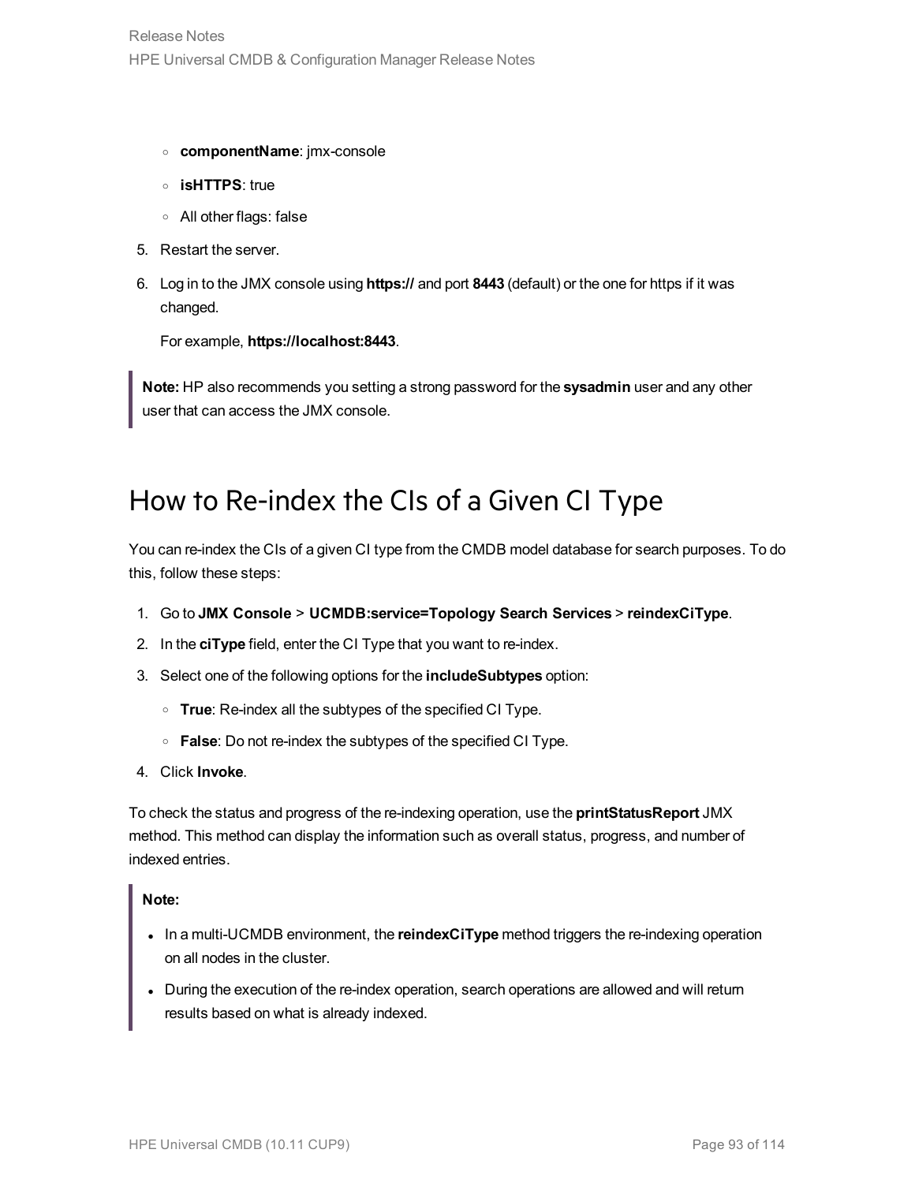- **componentName**: jmx-console
- **isHTTPS**: true
- All other flags: false

5. Restart the server.
6. Log in to the JMX console using **https://** and port **8443** (default) or the one for https if it was changed.

   For example, **https://localhost:8443**.

> **Note:** HP also recommends you setting a strong password for the **sysadmin** user and any other user that can access the JMX console.

## How to Re-index the CIs of a Given CI Type

You can re-index the CIs of a given CI type from the CMDB model database for search purposes. To do this, follow these steps:

1. Go to **JMX Console** > **UCMDB:service=Topology Search Services** > **reindexCiType**.
2. In the **ciType** field, enter the CI Type that you want to re-index.
3. Select one of the following options for the **includeSubtypes** option:
   - **True**: Re-index all the subtypes of the specified CI Type.
   - **False**: Do not re-index the subtypes of the specified CI Type.
4. Click **Invoke**.

To check the status and progress of the re-indexing operation, use the **printStatusReport** JMX method. This method can display the information such as overall status, progress, and number of indexed entries.

> **Note:**
>
> - In a multi-UCMDB environment, the **reindexCiType** method triggers the re-indexing operation on all nodes in the cluster.
> - During the execution of the re-index operation, search operations are allowed and will return results based on what is already indexed.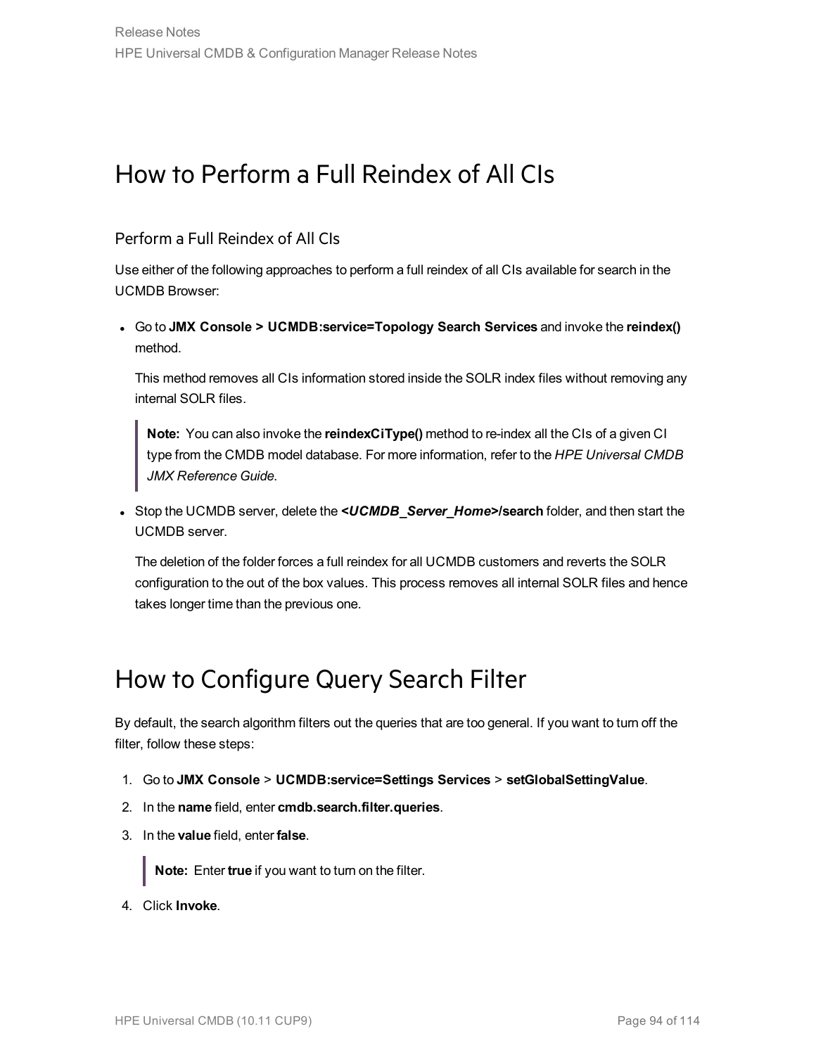# How to Perform a Full Reindex of All CIs

## Perform a Full Reindex of All CIs

Use either of the following approaches to perform a full reindex of all CIs available for search in the UCMDB Browser:

- Go to **JMX Console > UCMDB:service=Topology Search Services** and invoke the **reindex()** method.

  This method removes all CIs information stored inside the SOLR index files without removing any internal SOLR files.

  > **Note:** You can also invoke the **reindexCiType()** method to re-index all the CIs of a given CI type from the CMDB model database. For more information, refer to the *HPE Universal CMDB JMX Reference Guide*.

- Stop the UCMDB server, delete the ***<UCMDB_Server_Home>*/search** folder, and then start the UCMDB server.

  The deletion of the folder forces a full reindex for all UCMDB customers and reverts the SOLR configuration to the out of the box values. This process removes all internal SOLR files and hence takes longer time than the previous one.

# How to Configure Query Search Filter

By default, the search algorithm filters out the queries that are too general. If you want to turn off the filter, follow these steps:

1. Go to **JMX Console** > **UCMDB:service=Settings Services** > **setGlobalSettingValue**.
2. In the **name** field, enter **cmdb.search.filter.queries**.
3. In the **value** field, enter **false**.

   > **Note:** Enter **true** if you want to turn on the filter.

4. Click **Invoke**.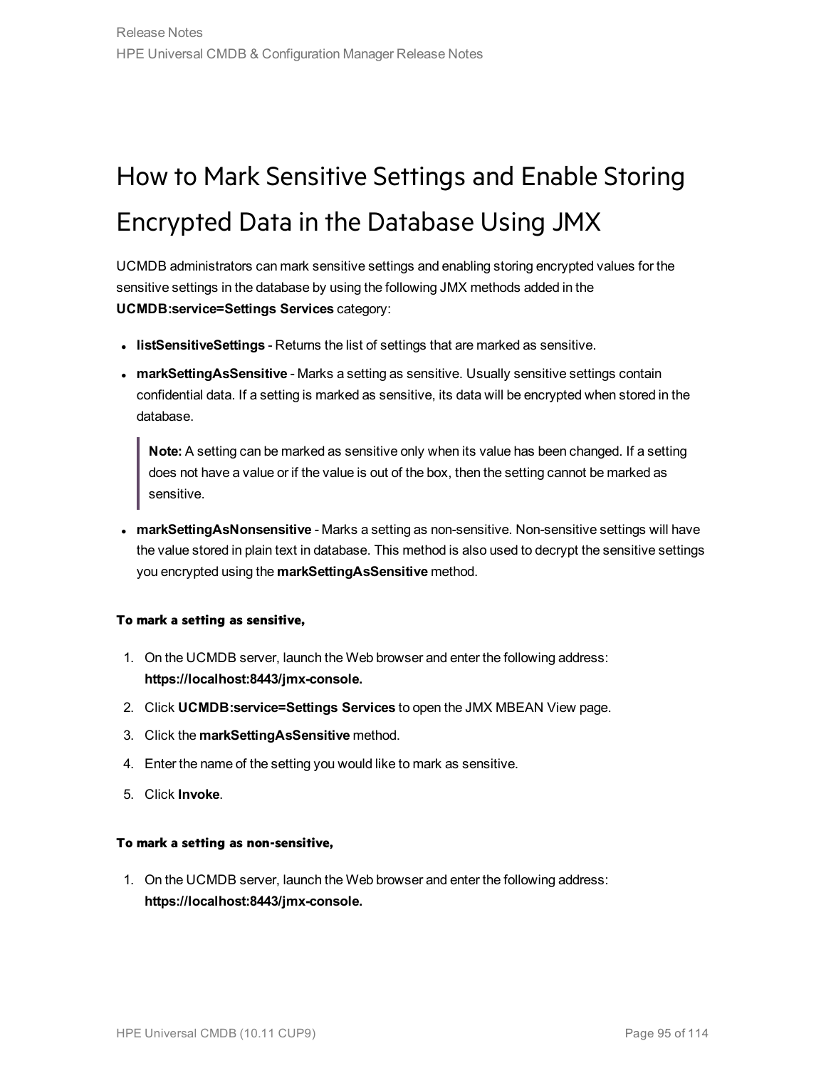# How to Mark Sensitive Settings and Enable Storing Encrypted Data in the Database Using JMX

UCMDB administrators can mark sensitive settings and enabling storing encrypted values for the sensitive settings in the database by using the following JMX methods added in the **UCMDB:service=Settings Services** category:

- **listSensitiveSettings** - Returns the list of settings that are marked as sensitive.
- **markSettingAsSensitive** - Marks a setting as sensitive. Usually sensitive settings contain confidential data. If a setting is marked as sensitive, its data will be encrypted when stored in the database.

  > **Note:** A setting can be marked as sensitive only when its value has been changed. If a setting does not have a value or if the value is out of the box, then the setting cannot be marked as sensitive.

- **markSettingAsNonsensitive** - Marks a setting as non-sensitive. Non-sensitive settings will have the value stored in plain text in database. This method is also used to decrypt the sensitive settings you encrypted using the **markSettingAsSensitive** method.

#### To mark a setting as sensitive,

1. On the UCMDB server, launch the Web browser and enter the following address: **https://localhost:8443/jmx-console.**
2. Click **UCMDB:service=Settings Services** to open the JMX MBEAN View page.
3. Click the **markSettingAsSensitive** method.
4. Enter the name of the setting you would like to mark as sensitive.
5. Click **Invoke**.

#### To mark a setting as non-sensitive,

1. On the UCMDB server, launch the Web browser and enter the following address: **https://localhost:8443/jmx-console.**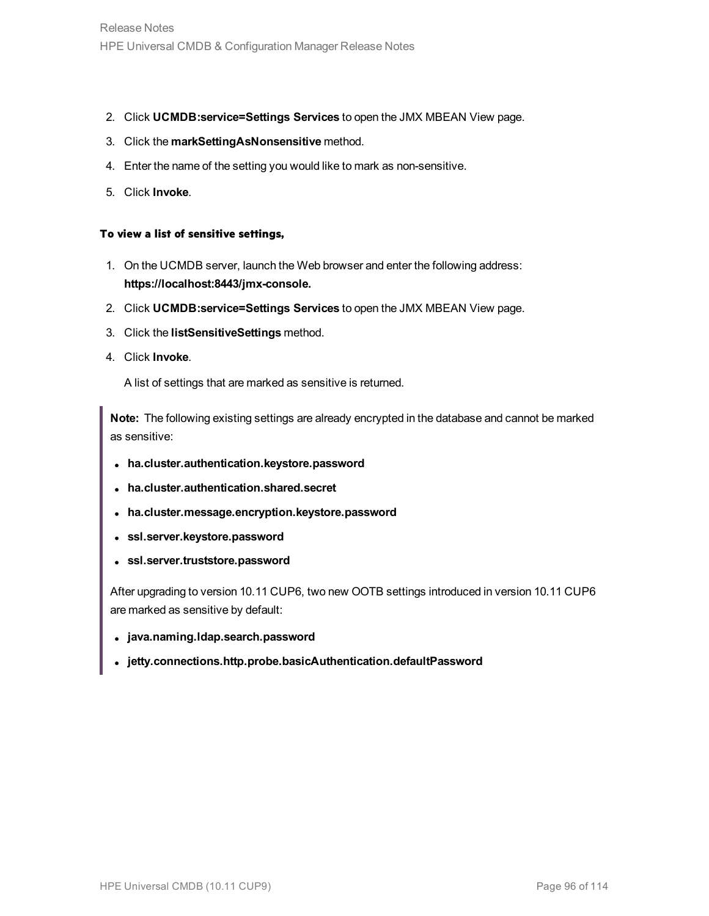2. Click **UCMDB:service=Settings Services** to open the JMX MBEAN View page.
3. Click the **markSettingAsNonsensitive** method.
4. Enter the name of the setting you would like to mark as non-sensitive.
5. Click **Invoke**.

#### To view a list of sensitive settings,

1. On the UCMDB server, launch the Web browser and enter the following address: **https://localhost:8443/jmx-console.**
2. Click **UCMDB:service=Settings Services** to open the JMX MBEAN View page.
3. Click the **listSensitiveSettings** method.
4. Click **Invoke**.

   A list of settings that are marked as sensitive is returned.

> **Note:** The following existing settings are already encrypted in the database and cannot be marked as sensitive:
>
> - **ha.cluster.authentication.keystore.password**
> - **ha.cluster.authentication.shared.secret**
> - **ha.cluster.message.encryption.keystore.password**
> - **ssl.server.keystore.password**
> - **ssl.server.truststore.password**
>
> After upgrading to version 10.11 CUP6, two new OOTB settings introduced in version 10.11 CUP6 are marked as sensitive by default:
>
> - **java.naming.ldap.search.password**
> - **jetty.connections.http.probe.basicAuthentication.defaultPassword**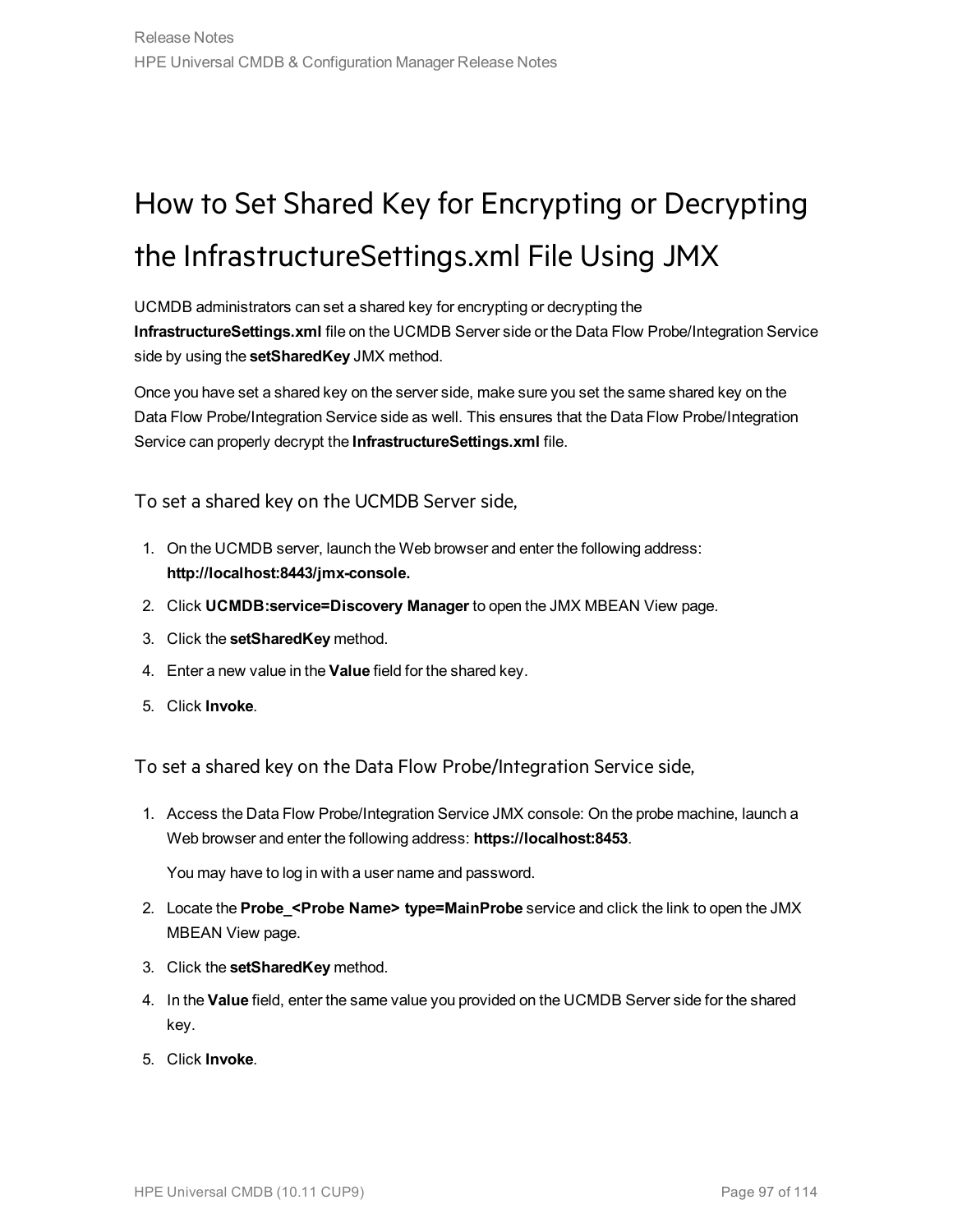# How to Set Shared Key for Encrypting or Decrypting the InfrastructureSettings.xml File Using JMX

UCMDB administrators can set a shared key for encrypting or decrypting the **InfrastructureSettings.xml** file on the UCMDB Server side or the Data Flow Probe/Integration Service side by using the **setSharedKey** JMX method.

Once you have set a shared key on the server side, make sure you set the same shared key on the Data Flow Probe/Integration Service side as well. This ensures that the Data Flow Probe/Integration Service can properly decrypt the **InfrastructureSettings.xml** file.

## To set a shared key on the UCMDB Server side,

1. On the UCMDB server, launch the Web browser and enter the following address: **http://localhost:8443/jmx-console.**
2. Click **UCMDB:service=Discovery Manager** to open the JMX MBEAN View page.
3. Click the **setSharedKey** method.
4. Enter a new value in the **Value** field for the shared key.
5. Click **Invoke**.

## To set a shared key on the Data Flow Probe/Integration Service side,

1. Access the Data Flow Probe/Integration Service JMX console: On the probe machine, launch a Web browser and enter the following address: **https://localhost:8453**.

   You may have to log in with a user name and password.

2. Locate the **Probe_<Probe Name> type=MainProbe** service and click the link to open the JMX MBEAN View page.
3. Click the **setSharedKey** method.
4. In the **Value** field, enter the same value you provided on the UCMDB Server side for the shared key.
5. Click **Invoke**.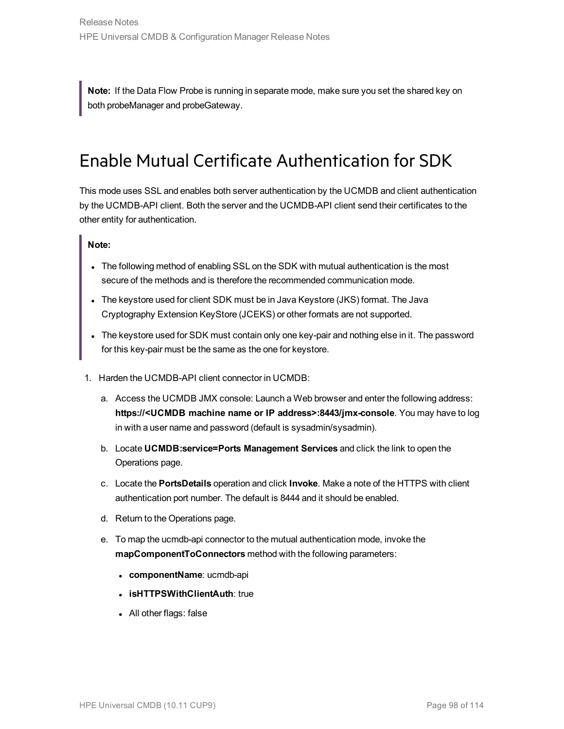> **Note:** If the Data Flow Probe is running in separate mode, make sure you set the shared key on both probeManager and probeGateway.

# Enable Mutual Certificate Authentication for SDK

This mode uses SSL and enables both server authentication by the UCMDB and client authentication by the UCMDB-API client. Both the server and the UCMDB-API client send their certificates to the other entity for authentication.

> **Note:**
>
> - The following method of enabling SSL on the SDK with mutual authentication is the most secure of the methods and is therefore the recommended communication mode.
> - The keystore used for client SDK must be in Java Keystore (JKS) format. The Java Cryptography Extension KeyStore (JCEKS) or other formats are not supported.
> - The keystore used for SDK must contain only one key-pair and nothing else in it. The password for this key-pair must be the same as the one for keystore.

1. Harden the UCMDB-API client connector in UCMDB:
   a. Access the UCMDB JMX console: Launch a Web browser and enter the following address: **https://<UCMDB machine name or IP address>:8443/jmx-console**. You may have to log in with a user name and password (default is sysadmin/sysadmin).
   b. Locate **UCMDB:service=Ports Management Services** and click the link to open the Operations page.
   c. Locate the **PortsDetails** operation and click **Invoke**. Make a note of the HTTPS with client authentication port number. The default is 8444 and it should be enabled.
   d. Return to the Operations page.
   e. To map the ucmdb-api connector to the mutual authentication mode, invoke the **mapComponentToConnectors** method with the following parameters:
      - **componentName**: ucmdb-api
      - **isHTTPSWithClientAuth**: true
      - All other flags: false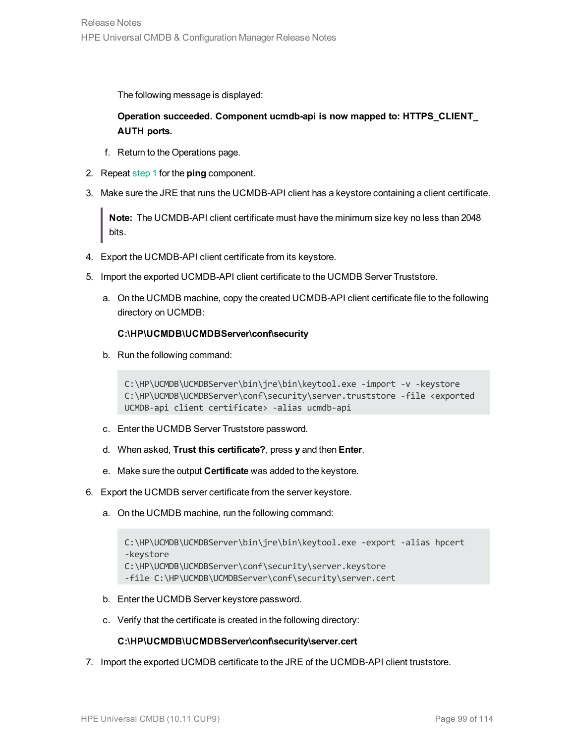The following message is displayed:

**Operation succeeded. Component ucmdb-api is now mapped to: HTTPS_CLIENT_AUTH ports.**

f. Return to the Operations page.

2. Repeat step 1 for the **ping** component.
3. Make sure the JRE that runs the UCMDB-API client has a keystore containing a client certificate.

> **Note:** The UCMDB-API client certificate must have the minimum size key no less than 2048 bits.

4. Export the UCMDB-API client certificate from its keystore.
5. Import the exported UCMDB-API client certificate to the UCMDB Server Truststore.

   a. On the UCMDB machine, copy the created UCMDB-API client certificate file to the following directory on UCMDB:

      **C:\HP\UCMDB\UCMDBServer\conf\security**

   b. Run the following command:

      ```
      C:\HP\UCMDB\UCMDBServer\bin\jre\bin\keytool.exe -import -v -keystore
      C:\HP\UCMDB\UCMDBServer\conf\security\server.truststore -file <exported
      UCMDB-api client certificate> -alias ucmdb-api
      ```

   c. Enter the UCMDB Server Truststore password.

   d. When asked, **Trust this certificate?**, press **y** and then **Enter**.

   e. Make sure the output **Certificate** was added to the keystore.

6. Export the UCMDB server certificate from the server keystore.

   a. On the UCMDB machine, run the following command:

      ```
      C:\HP\UCMDB\UCMDBServer\bin\jre\bin\keytool.exe -export -alias hpcert
      -keystore
      C:\HP\UCMDB\UCMDBServer\conf\security\server.keystore
      -file C:\HP\UCMDB\UCMDBServer\conf\security\server.cert
      ```

   b. Enter the UCMDB Server keystore password.

   c. Verify that the certificate is created in the following directory:

      **C:\HP\UCMDB\UCMDBServer\conf\security\server.cert**

7. Import the exported UCMDB certificate to the JRE of the UCMDB-API client truststore.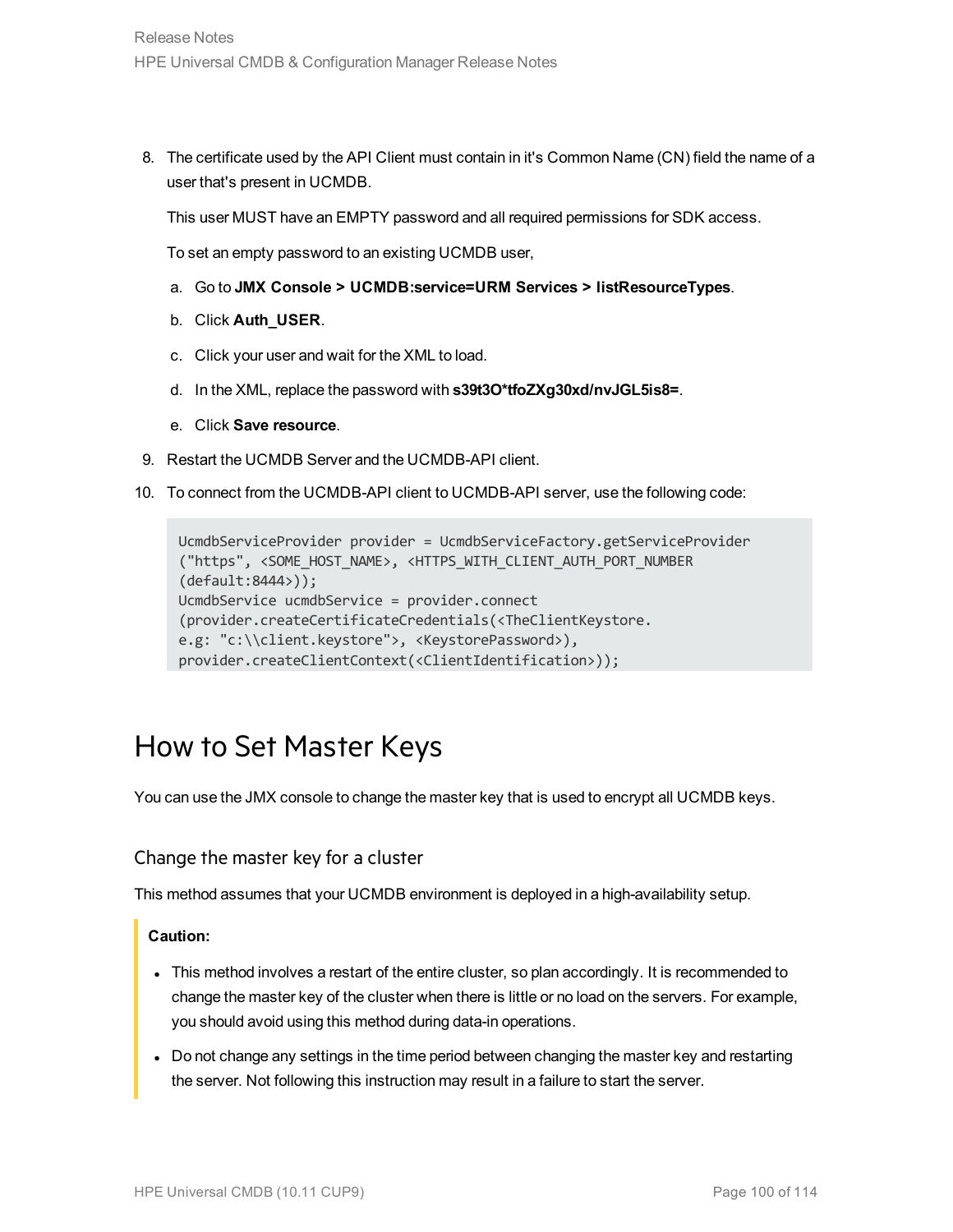8. The certificate used by the API Client must contain in it's Common Name (CN) field the name of a user that's present in UCMDB.

   This user MUST have an EMPTY password and all required permissions for SDK access.

   To set an empty password to an existing UCMDB user,

   a. Go to **JMX Console > UCMDB:service=URM Services > listResourceTypes**.
   b. Click **Auth_USER**.
   c. Click your user and wait for the XML to load.
   d. In the XML, replace the password with **s39t3O*tfoZXg30xd/nvJGL5is8=**.
   e. Click **Save resource**.

9. Restart the UCMDB Server and the UCMDB-API client.

10. To connect from the UCMDB-API client to UCMDB-API server, use the following code:

```
UcmdbServiceProvider provider = UcmdbServiceFactory.getServiceProvider
("https", <SOME_HOST_NAME>, <HTTPS_WITH_CLIENT_AUTH_PORT_NUMBER
(default:8444>));
UcmdbService ucmdbService = provider.connect
(provider.createCertificateCredentials(<TheClientKeystore.
e.g: "c:\\client.keystore">, <KeystorePassword>),
provider.createClientContext(<ClientIdentification>));
```

# How to Set Master Keys

You can use the JMX console to change the master key that is used to encrypt all UCMDB keys.

## Change the master key for a cluster

This method assumes that your UCMDB environment is deployed in a high-availability setup.

**Caution:**

- This method involves a restart of the entire cluster, so plan accordingly. It is recommended to change the master key of the cluster when there is little or no load on the servers. For example, you should avoid using this method during data-in operations.
- Do not change any settings in the time period between changing the master key and restarting the server. Not following this instruction may result in a failure to start the server.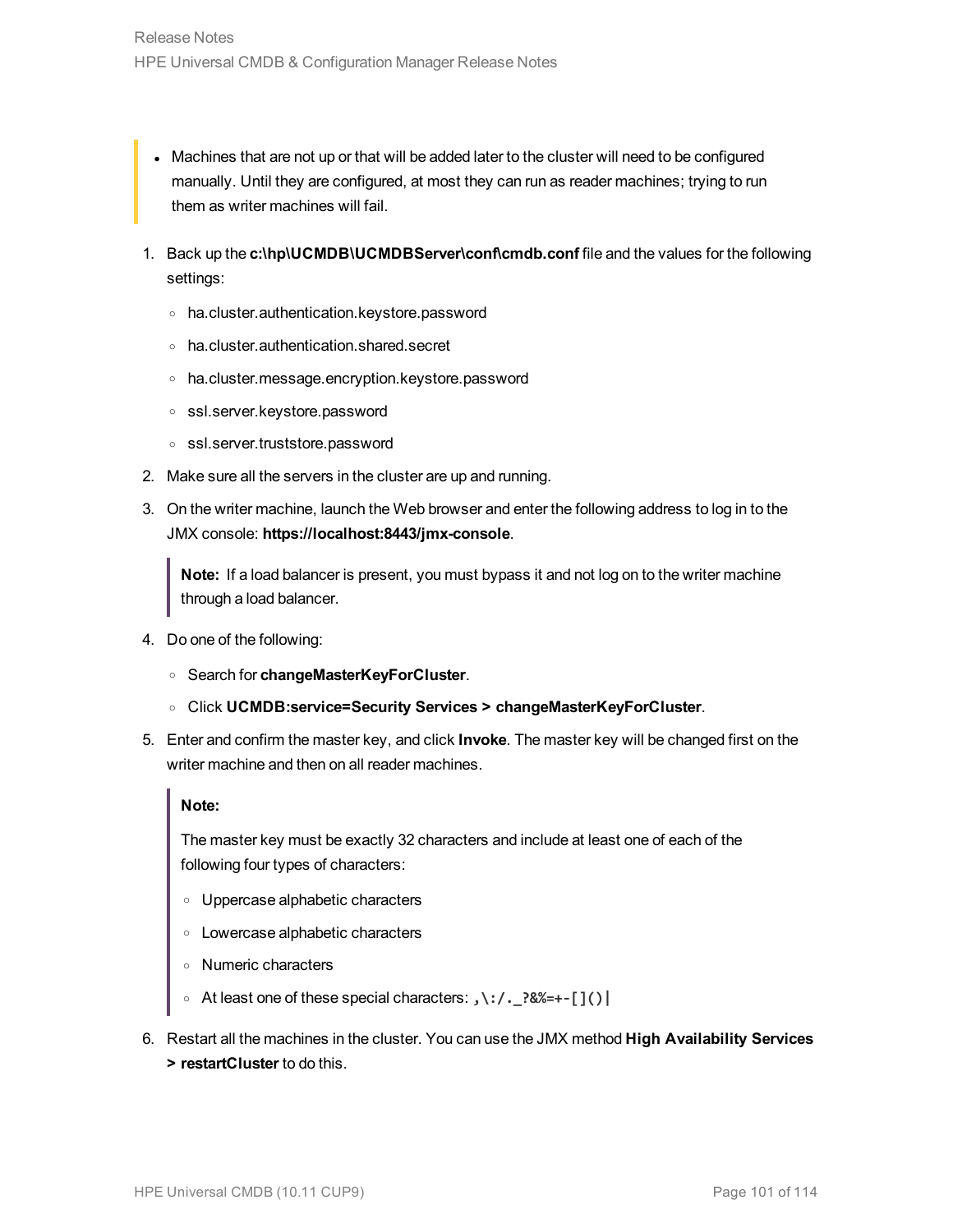- Machines that are not up or that will be added later to the cluster will need to be configured manually. Until they are configured, at most they can run as reader machines; trying to run them as writer machines will fail.

1. Back up the **c:\hp\UCMDB\UCMDBServer\conf\cmdb.conf** file and the values for the following settings:
   - ha.cluster.authentication.keystore.password
   - ha.cluster.authentication.shared.secret
   - ha.cluster.message.encryption.keystore.password
   - ssl.server.keystore.password
   - ssl.server.truststore.password
2. Make sure all the servers in the cluster are up and running.
3. On the writer machine, launch the Web browser and enter the following address to log in to the JMX console: **https://localhost:8443/jmx-console**.

   > **Note:** If a load balancer is present, you must bypass it and not log on to the writer machine through a load balancer.

4. Do one of the following:
   - Search for **changeMasterKeyForCluster**.
   - Click **UCMDB:service=Security Services > changeMasterKeyForCluster**.
5. Enter and confirm the master key, and click **Invoke**. The master key will be changed first on the writer machine and then on all reader machines.

   > **Note:**
   >
   > The master key must be exactly 32 characters and include at least one of each of the following four types of characters:
   >
   > - Uppercase alphabetic characters
   > - Lowercase alphabetic characters
   > - Numeric characters
   > - At least one of these special characters: `,\:/._?&%=+-[]()|`

6. Restart all the machines in the cluster. You can use the JMX method **High Availability Services > restartCluster** to do this.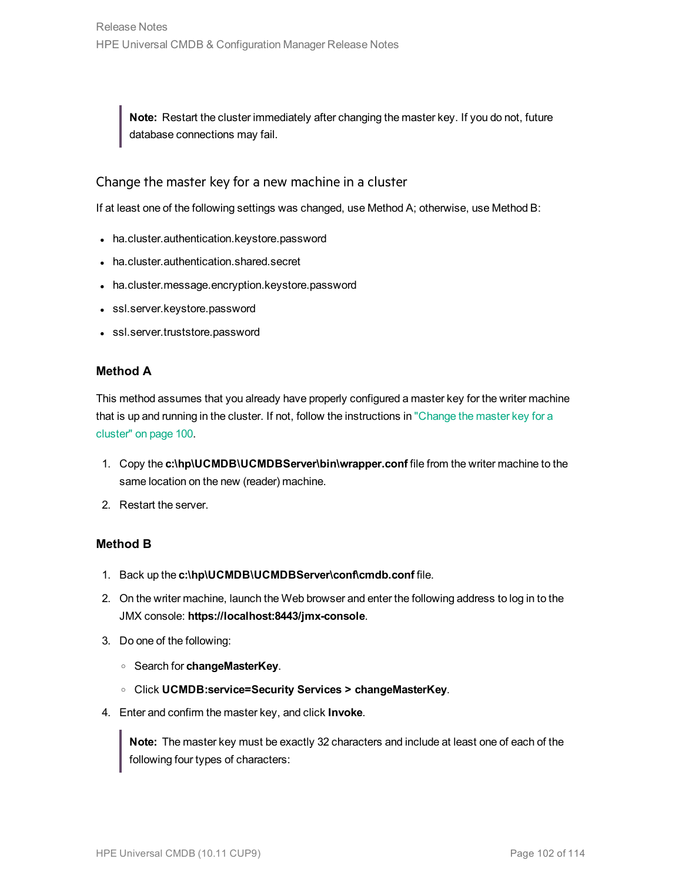> **Note:** Restart the cluster immediately after changing the master key. If you do not, future database connections may fail.

## Change the master key for a new machine in a cluster

If at least one of the following settings was changed, use Method A; otherwise, use Method B:

- ha.cluster.authentication.keystore.password
- ha.cluster.authentication.shared.secret
- ha.cluster.message.encryption.keystore.password
- ssl.server.keystore.password
- ssl.server.truststore.password

### Method A

This method assumes that you already have properly configured a master key for the writer machine that is up and running in the cluster. If not, follow the instructions in "Change the master key for a cluster" on page 100.

1. Copy the **c:\hp\UCMDB\UCMDBServer\bin\wrapper.conf** file from the writer machine to the same location on the new (reader) machine.
2. Restart the server.

### Method B

1. Back up the **c:\hp\UCMDB\UCMDBServer\conf\cmdb.conf** file.
2. On the writer machine, launch the Web browser and enter the following address to log in to the JMX console: **https://localhost:8443/jmx-console**.
3. Do one of the following:
   - Search for **changeMasterKey**.
   - Click **UCMDB:service=Security Services > changeMasterKey**.
4. Enter and confirm the master key, and click **Invoke**.

   > **Note:** The master key must be exactly 32 characters and include at least one of each of the following four types of characters: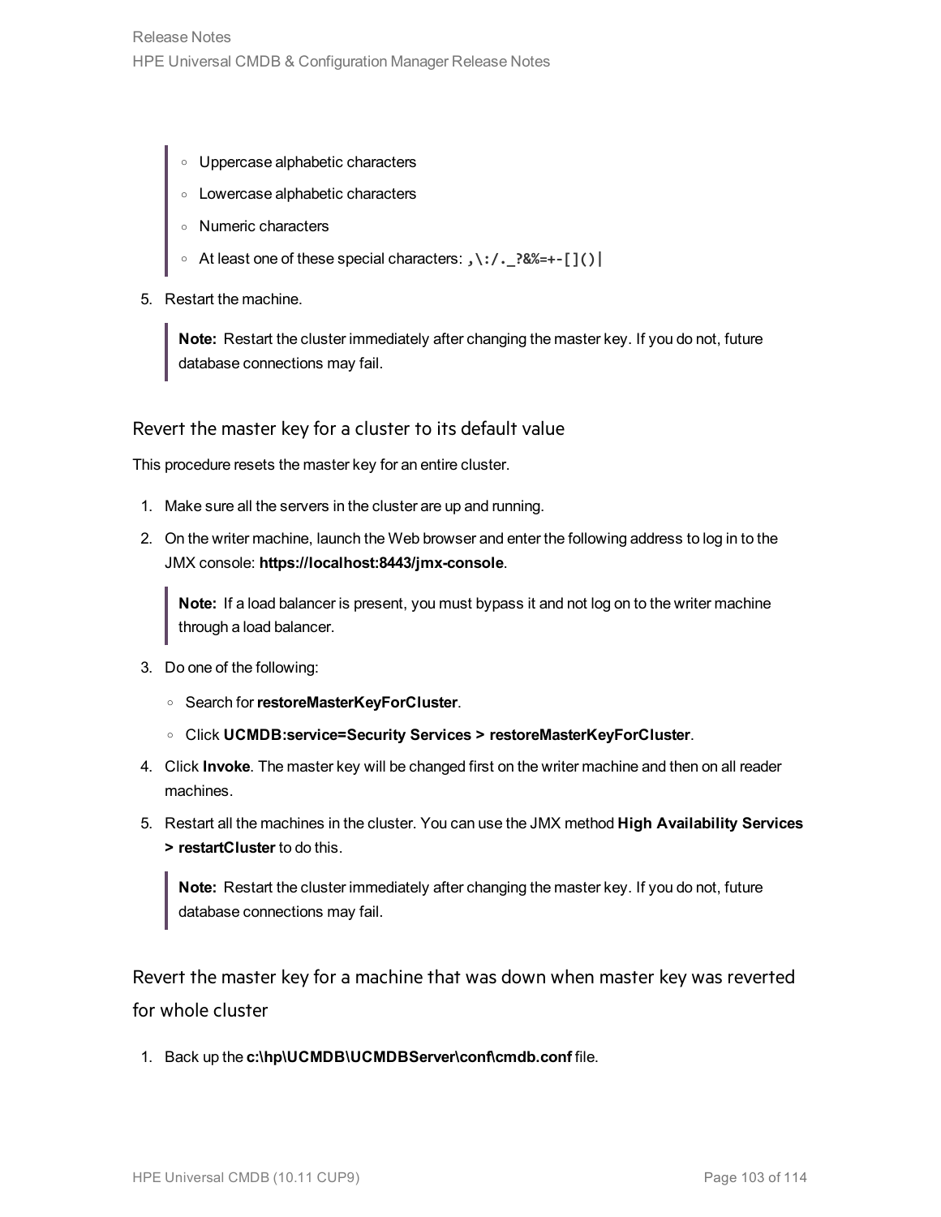- Uppercase alphabetic characters
   - Lowercase alphabetic characters
   - Numeric characters
   - At least one of these special characters: `,\:/._?&%=+-[]()|`

5. Restart the machine.

   > **Note:** Restart the cluster immediately after changing the master key. If you do not, future database connections may fail.

### Revert the master key for a cluster to its default value

This procedure resets the master key for an entire cluster.

1. Make sure all the servers in the cluster are up and running.
2. On the writer machine, launch the Web browser and enter the following address to log in to the JMX console: **https://localhost:8443/jmx-console**.

   > **Note:** If a load balancer is present, you must bypass it and not log on to the writer machine through a load balancer.

3. Do one of the following:
   - Search for **restoreMasterKeyForCluster**.
   - Click **UCMDB:service=Security Services > restoreMasterKeyForCluster**.
4. Click **Invoke**. The master key will be changed first on the writer machine and then on all reader machines.
5. Restart all the machines in the cluster. You can use the JMX method **High Availability Services > restartCluster** to do this.

   > **Note:** Restart the cluster immediately after changing the master key. If you do not, future database connections may fail.

### Revert the master key for a machine that was down when master key was reverted for whole cluster

1. Back up the **c:\hp\UCMDB\UCMDBServer\conf\cmdb.conf** file.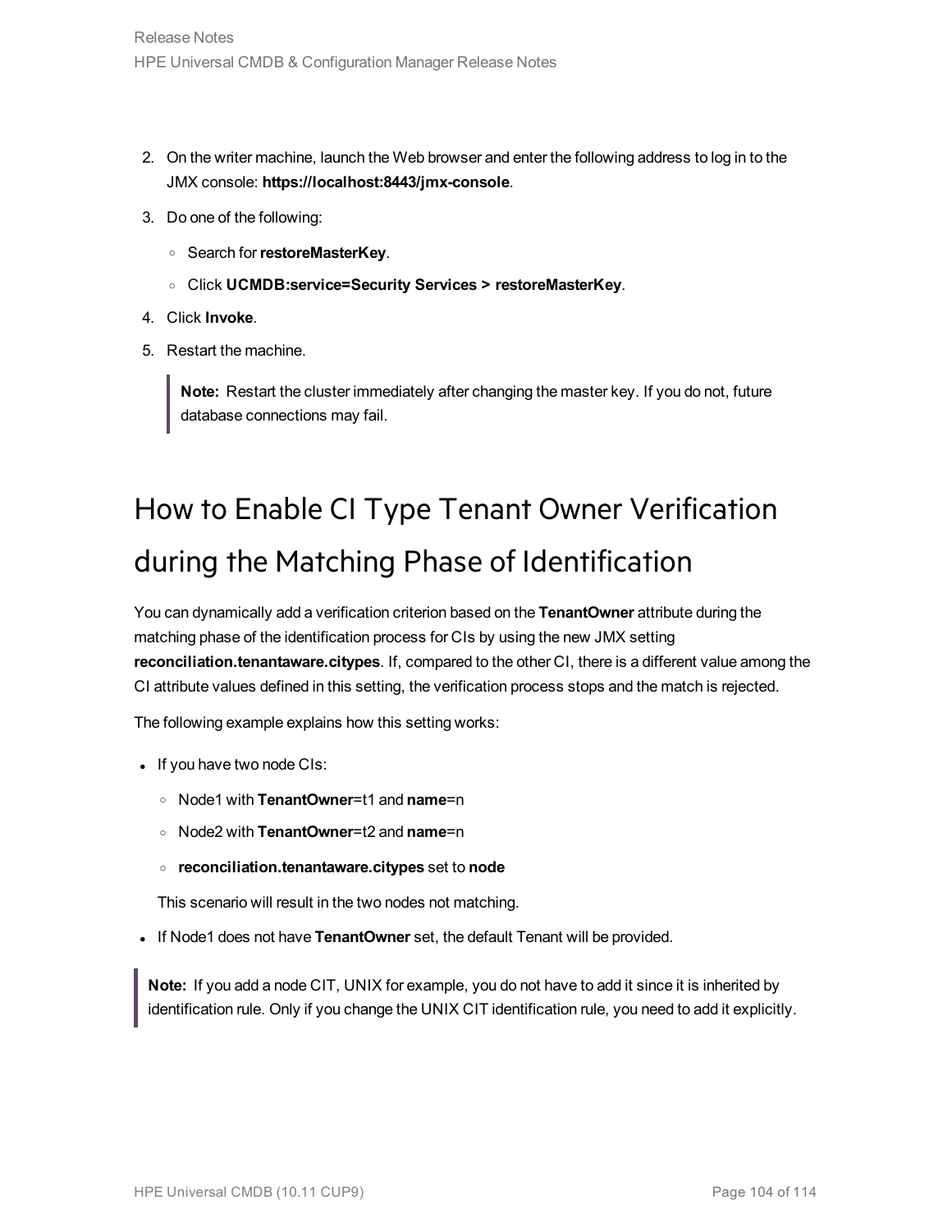2. On the writer machine, launch the Web browser and enter the following address to log in to the JMX console: **https://localhost:8443/jmx-console**.
3. Do one of the following:
   - Search for **restoreMasterKey**.
   - Click **UCMDB:service=Security Services > restoreMasterKey**.
4. Click **Invoke**.
5. Restart the machine.

   > **Note:** Restart the cluster immediately after changing the master key. If you do not, future database connections may fail.

# How to Enable CI Type Tenant Owner Verification during the Matching Phase of Identification

You can dynamically add a verification criterion based on the **TenantOwner** attribute during the matching phase of the identification process for CIs by using the new JMX setting **reconciliation.tenantaware.citypes**. If, compared to the other CI, there is a different value among the CI attribute values defined in this setting, the verification process stops and the match is rejected.

The following example explains how this setting works:

- If you have two node CIs:
  - Node1 with **TenantOwner**=t1 and **name**=n
  - Node2 with **TenantOwner**=t2 and **name**=n
  - **reconciliation.tenantaware.citypes** set to **node**

  This scenario will result in the two nodes not matching.
- If Node1 does not have **TenantOwner** set, the default Tenant will be provided.

> **Note:** If you add a node CIT, UNIX for example, you do not have to add it since it is inherited by identification rule. Only if you change the UNIX CIT identification rule, you need to add it explicitly.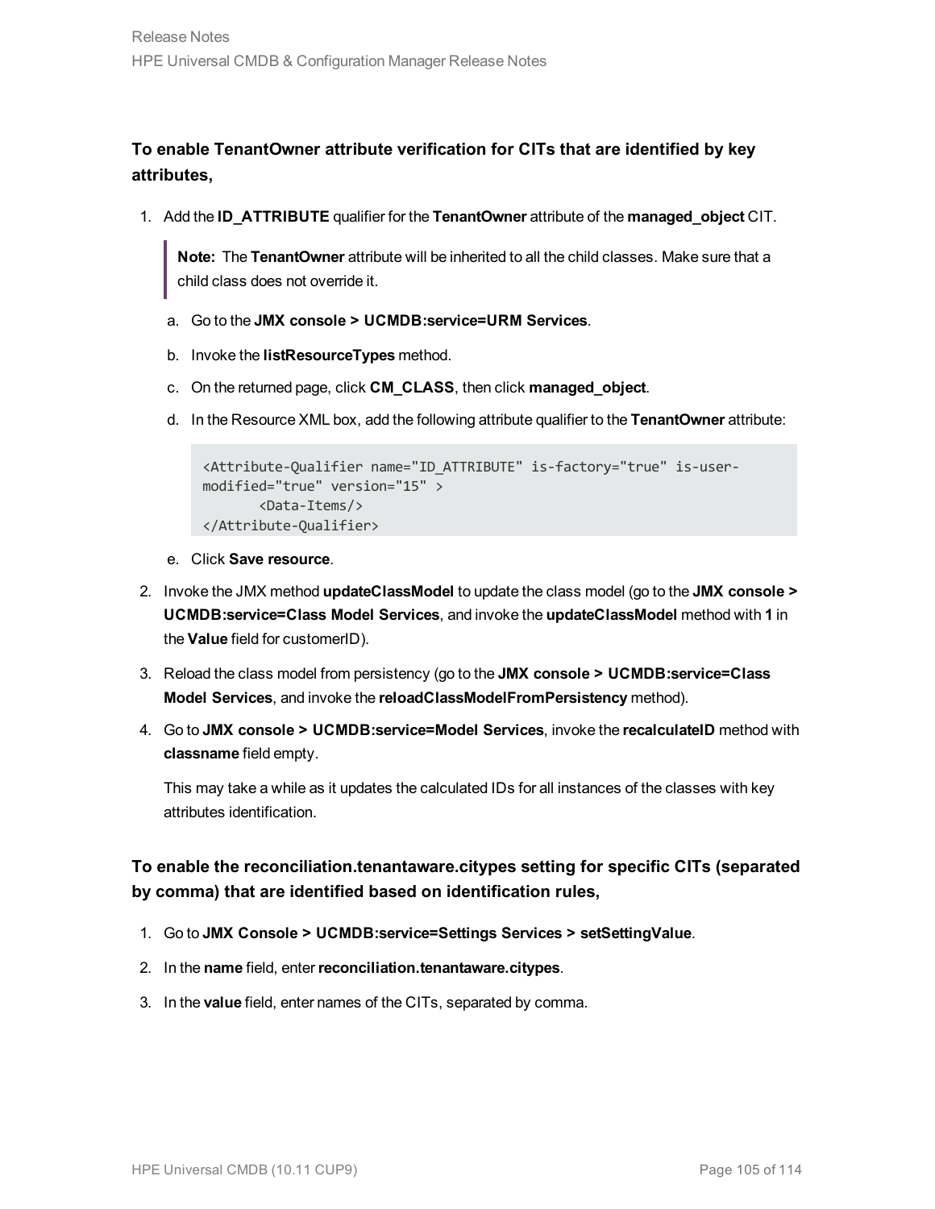### To enable TenantOwner attribute verification for CITs that are identified by key attributes,

1. Add the **ID_ATTRIBUTE** qualifier for the **TenantOwner** attribute of the **managed_object** CIT.

   > **Note:** The **TenantOwner** attribute will be inherited to all the child classes. Make sure that a child class does not override it.

   a. Go to the **JMX console > UCMDB:service=URM Services**.

   b. Invoke the **listResourceTypes** method.

   c. On the returned page, click **CM_CLASS**, then click **managed_object**.

   d. In the Resource XML box, add the following attribute qualifier to the **TenantOwner** attribute:

   ```
   <Attribute-Qualifier name="ID_ATTRIBUTE" is-factory="true" is-user-modified="true" version="15" >
          <Data-Items/>
   </Attribute-Qualifier>
   ```

   e. Click **Save resource**.

2. Invoke the JMX method **updateClassModel** to update the class model (go to the **JMX console > UCMDB:service=Class Model Services**, and invoke the **updateClassModel** method with **1** in the **Value** field for customerID).

3. Reload the class model from persistency (go to the **JMX console > UCMDB:service=Class Model Services**, and invoke the **reloadClassModelFromPersistency** method).

4. Go to **JMX console > UCMDB:service=Model Services**, invoke the **recalculateID** method with **classname** field empty.

   This may take a while as it updates the calculated IDs for all instances of the classes with key attributes identification.

### To enable the reconciliation.tenantaware.citypes setting for specific CITs (separated by comma) that are identified based on identification rules,

1. Go to **JMX Console > UCMDB:service=Settings Services > setSettingValue**.
2. In the **name** field, enter **reconciliation.tenantaware.citypes**.
3. In the **value** field, enter names of the CITs, separated by comma.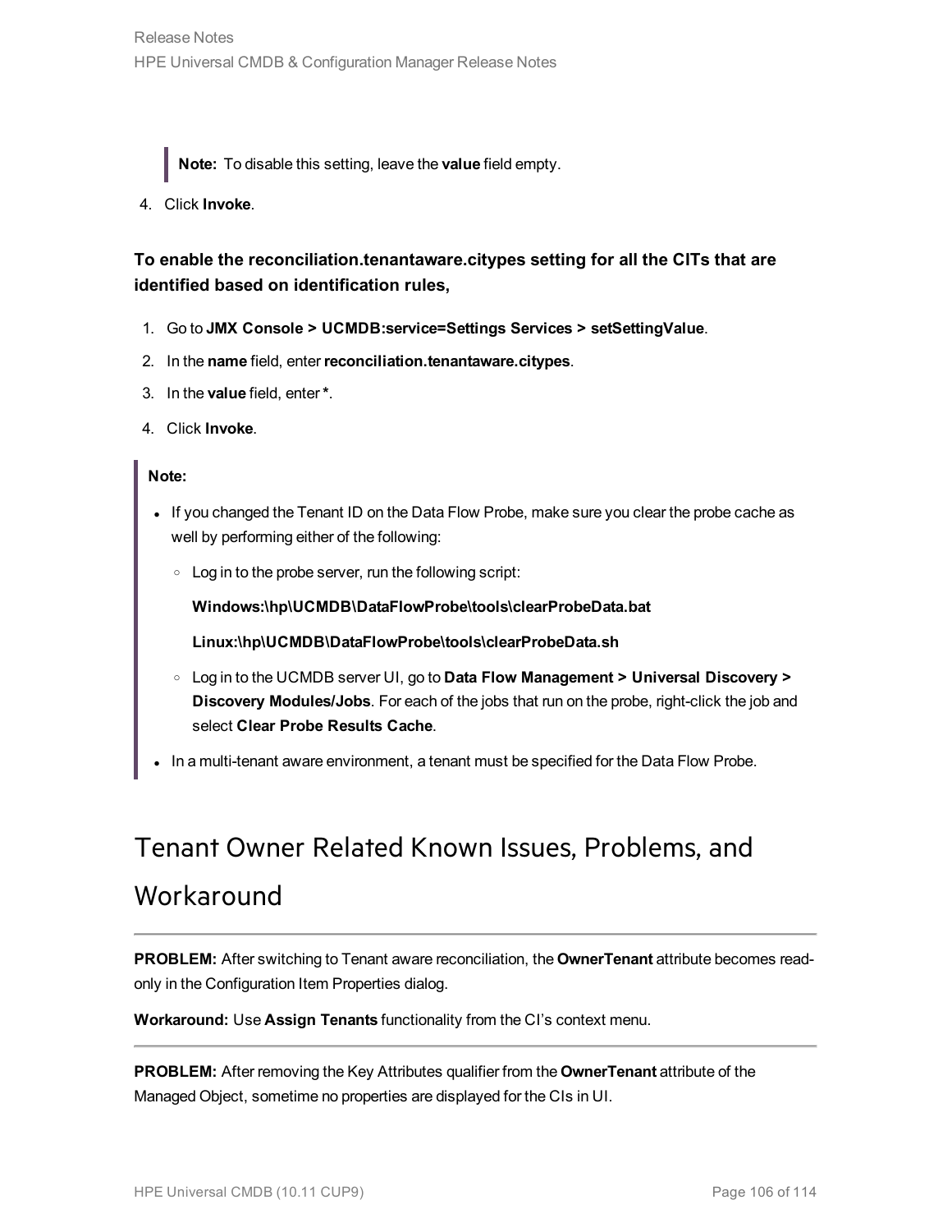> **Note:** To disable this setting, leave the **value** field empty.

4. Click **Invoke**.

**To enable the reconciliation.tenantaware.citypes setting for all the CITs that are identified based on identification rules,**

1. Go to **JMX Console > UCMDB:service=Settings Services > setSettingValue**.
2. In the **name** field, enter **reconciliation.tenantaware.citypes**.
3. In the **value** field, enter **\***.
4. Click **Invoke**.

> **Note:**
>
> - If you changed the Tenant ID on the Data Flow Probe, make sure you clear the probe cache as well by performing either of the following:
>    - Log in to the probe server, run the following script:
>
>      **Windows:\hp\UCMDB\DataFlowProbe\tools\clearProbeData.bat**
>
>      **Linux:\hp\UCMDB\DataFlowProbe\tools\clearProbeData.sh**
>    - Log in to the UCMDB server UI, go to **Data Flow Management > Universal Discovery > Discovery Modules/Jobs**. For each of the jobs that run on the probe, right-click the job and select **Clear Probe Results Cache**.
> - In a multi-tenant aware environment, a tenant must be specified for the Data Flow Probe.

# Tenant Owner Related Known Issues, Problems, and Workaround

---

**PROBLEM:** After switching to Tenant aware reconciliation, the **OwnerTenant** attribute becomes read-only in the Configuration Item Properties dialog.

**Workaround:** Use **Assign Tenants** functionality from the CI's context menu.

---

**PROBLEM:** After removing the Key Attributes qualifier from the **OwnerTenant** attribute of the Managed Object, sometime no properties are displayed for the CIs in UI.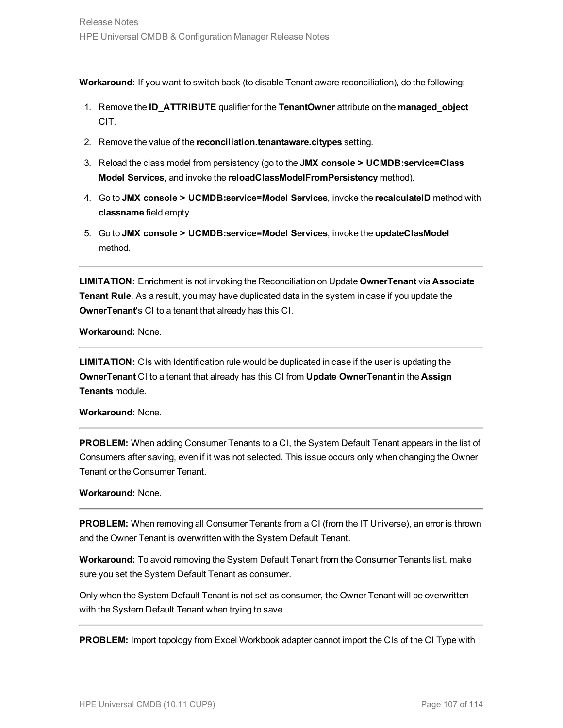**Workaround:** If you want to switch back (to disable Tenant aware reconciliation), do the following:

1. Remove the **ID_ATTRIBUTE** qualifier for the **TenantOwner** attribute on the **managed_object** CIT.
2. Remove the value of the **reconciliation.tenantaware.citypes** setting.
3. Reload the class model from persistency (go to the **JMX console > UCMDB:service=Class Model Services**, and invoke the **reloadClassModelFromPersistency** method).
4. Go to **JMX console > UCMDB:service=Model Services**, invoke the **recalculateID** method with **classname** field empty.
5. Go to **JMX console > UCMDB:service=Model Services**, invoke the **updateClasModel** method.

---

**LIMITATION:** Enrichment is not invoking the Reconciliation on Update **OwnerTenant** via **Associate Tenant Rule**. As a result, you may have duplicated data in the system in case if you update the **OwnerTenant**'s CI to a tenant that already has this CI.

**Workaround:** None.

---

**LIMITATION:** CIs with Identification rule would be duplicated in case if the user is updating the **OwnerTenant** CI to a tenant that already has this CI from **Update OwnerTenant** in the **Assign Tenants** module.

**Workaround:** None.

---

**PROBLEM:** When adding Consumer Tenants to a CI, the System Default Tenant appears in the list of Consumers after saving, even if it was not selected. This issue occurs only when changing the Owner Tenant or the Consumer Tenant.

**Workaround:** None.

---

**PROBLEM:** When removing all Consumer Tenants from a CI (from the IT Universe), an error is thrown and the Owner Tenant is overwritten with the System Default Tenant.

**Workaround:** To avoid removing the System Default Tenant from the Consumer Tenants list, make sure you set the System Default Tenant as consumer.

Only when the System Default Tenant is not set as consumer, the Owner Tenant will be overwritten with the System Default Tenant when trying to save.

---

**PROBLEM:** Import topology from Excel Workbook adapter cannot import the CIs of the CI Type with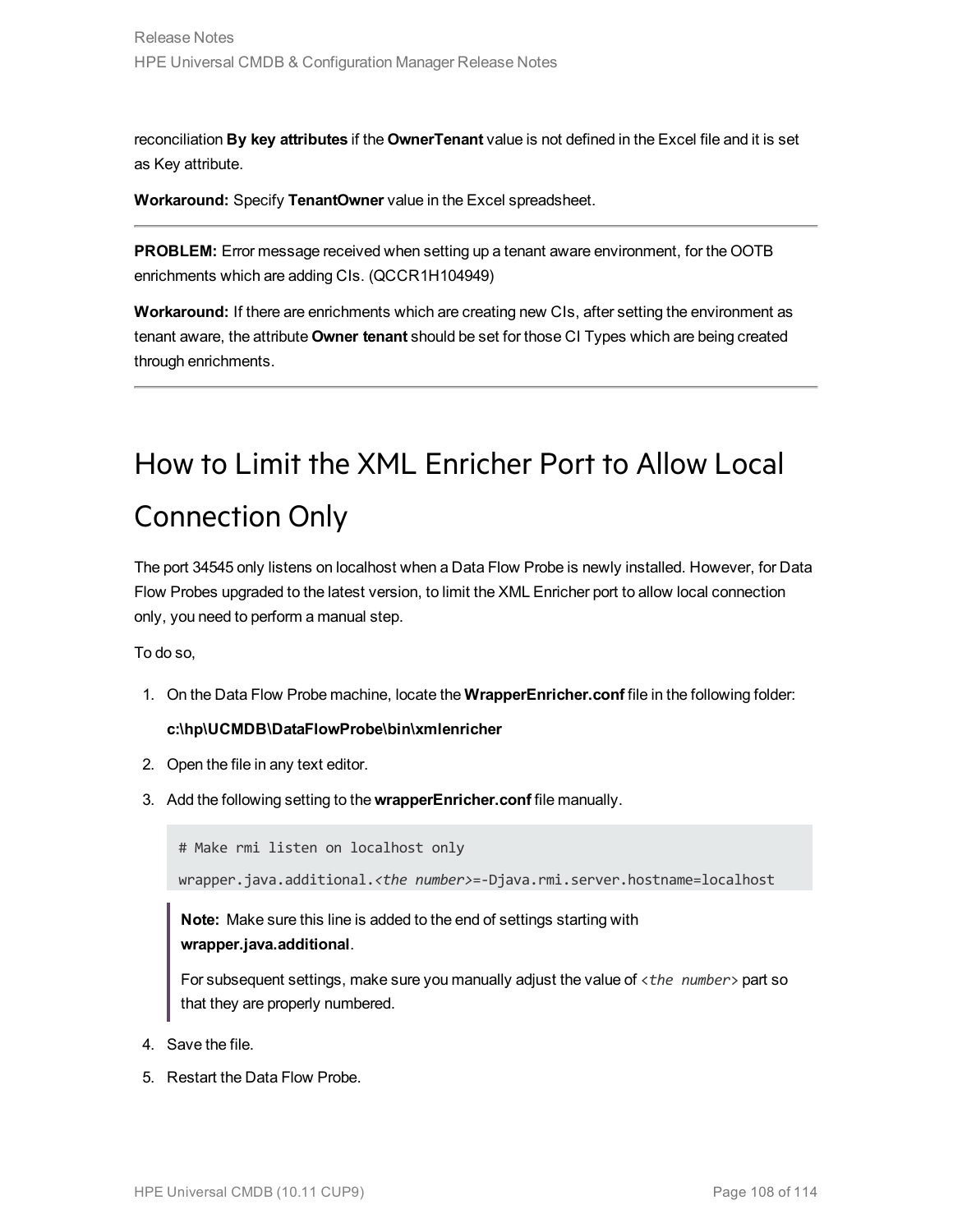reconciliation **By key attributes** if the **OwnerTenant** value is not defined in the Excel file and it is set as Key attribute.

**Workaround:** Specify **TenantOwner** value in the Excel spreadsheet.

---

**PROBLEM:** Error message received when setting up a tenant aware environment, for the OOTB enrichments which are adding CIs. (QCCR1H104949)

**Workaround:** If there are enrichments which are creating new CIs, after setting the environment as tenant aware, the attribute **Owner tenant** should be set for those CI Types which are being created through enrichments.

---

# How to Limit the XML Enricher Port to Allow Local Connection Only

The port 34545 only listens on localhost when a Data Flow Probe is newly installed. However, for Data Flow Probes upgraded to the latest version, to limit the XML Enricher port to allow local connection only, you need to perform a manual step.

To do so,

1. On the Data Flow Probe machine, locate the **WrapperEnricher.conf** file in the following folder:

   **c:\hp\UCMDB\DataFlowProbe\bin\xmlenricher**

2. Open the file in any text editor.

3. Add the following setting to the **wrapperEnricher.conf** file manually.

   ```
   # Make rmi listen on localhost only
   wrapper.java.additional.<the number>=-Djava.rmi.server.hostname=localhost
   ```

   > **Note:** Make sure this line is added to the end of settings starting with **wrapper.java.additional**.
   >
   > For subsequent settings, make sure you manually adjust the value of `<the number>` part so that they are properly numbered.

4. Save the file.

5. Restart the Data Flow Probe.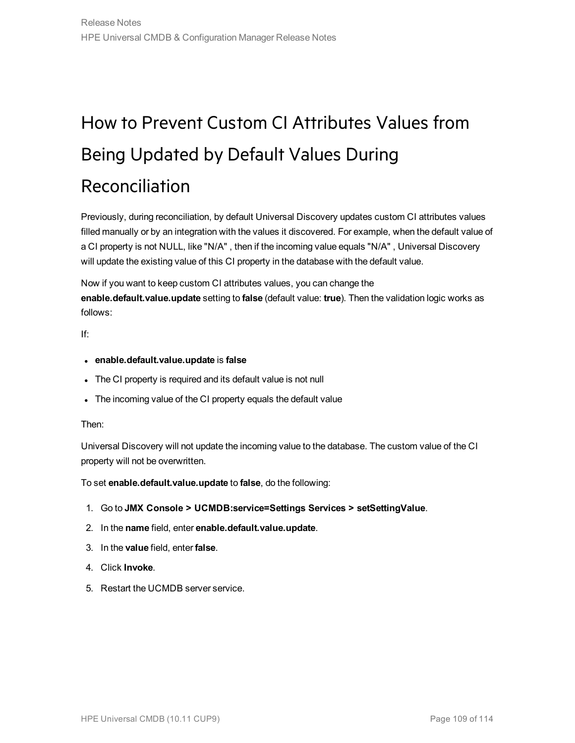# How to Prevent Custom CI Attributes Values from Being Updated by Default Values During Reconciliation

Previously, during reconciliation, by default Universal Discovery updates custom CI attributes values filled manually or by an integration with the values it discovered. For example, when the default value of a CI property is not NULL, like "N/A" , then if the incoming value equals "N/A" , Universal Discovery will update the existing value of this CI property in the database with the default value.

Now if you want to keep custom CI attributes values, you can change the **enable.default.value.update** setting to **false** (default value: **true**). Then the validation logic works as follows:

If:

- **enable.default.value.update** is **false**
- The CI property is required and its default value is not null
- The incoming value of the CI property equals the default value

Then:

Universal Discovery will not update the incoming value to the database. The custom value of the CI property will not be overwritten.

To set **enable.default.value.update** to **false**, do the following:

1. Go to **JMX Console > UCMDB:service=Settings Services > setSettingValue**.
2. In the **name** field, enter **enable.default.value.update**.
3. In the **value** field, enter **false**.
4. Click **Invoke**.
5. Restart the UCMDB server service.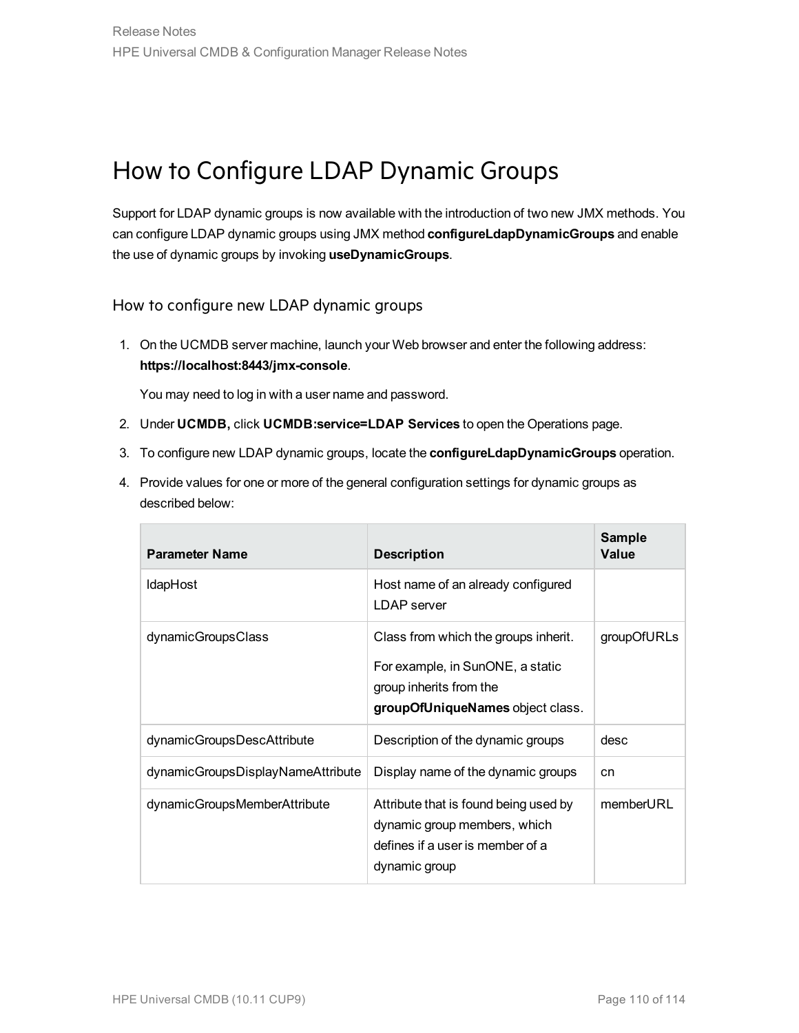# How to Configure LDAP Dynamic Groups

Support for LDAP dynamic groups is now available with the introduction of two new JMX methods. You can configure LDAP dynamic groups using JMX method **configureLdapDynamicGroups** and enable the use of dynamic groups by invoking **useDynamicGroups**.

## How to configure new LDAP dynamic groups

1. On the UCMDB server machine, launch your Web browser and enter the following address: **https://localhost:8443/jmx-console**.

   You may need to log in with a user name and password.

2. Under **UCMDB,** click **UCMDB:service=LDAP Services** to open the Operations page.
3. To configure new LDAP dynamic groups, locate the **configureLdapDynamicGroups** operation.
4. Provide values for one or more of the general configuration settings for dynamic groups as described below:

| Parameter Name | Description | Sample Value |
|---|---|---|
| ldapHost | Host name of an already configured LDAP server | |
| dynamicGroupsClass | Class from which the groups inherit.<br><br>For example, in SunONE, a static group inherits from the **groupOfUniqueNames** object class. | groupOfURLs |
| dynamicGroupsDescAttribute | Description of the dynamic groups | desc |
| dynamicGroupsDisplayNameAttribute | Display name of the dynamic groups | cn |
| dynamicGroupsMemberAttribute | Attribute that is found being used by dynamic group members, which defines if a user is member of a dynamic group | memberURL |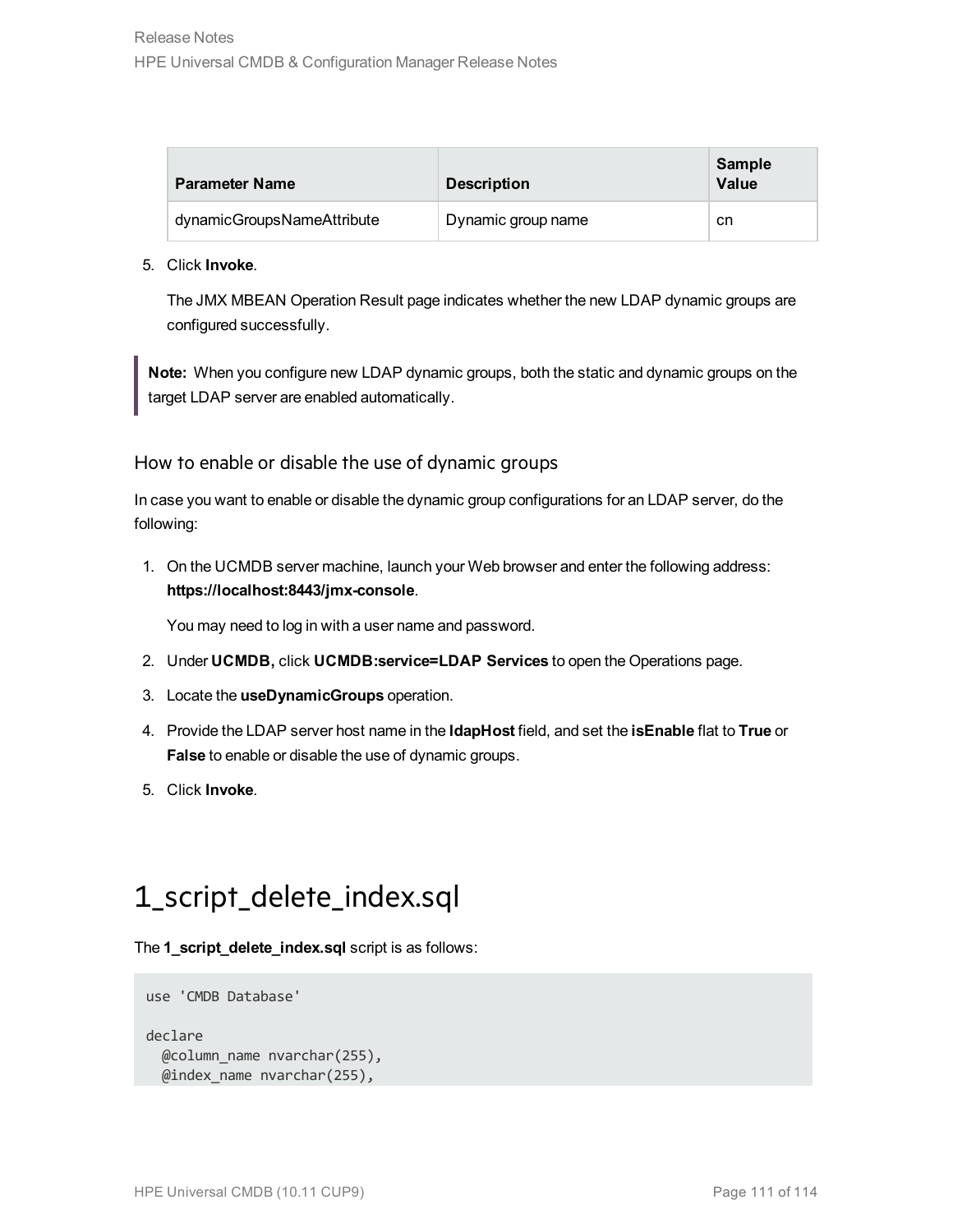| Parameter Name | Description | Sample Value |
| --- | --- | --- |
| dynamicGroupsNameAttribute | Dynamic group name | cn |

5. Click **Invoke**.

   The JMX MBEAN Operation Result page indicates whether the new LDAP dynamic groups are configured successfully.

> **Note:** When you configure new LDAP dynamic groups, both the static and dynamic groups on the target LDAP server are enabled automatically.

### How to enable or disable the use of dynamic groups

In case you want to enable or disable the dynamic group configurations for an LDAP server, do the following:

1. On the UCMDB server machine, launch your Web browser and enter the following address: **https://localhost:8443/jmx-console**.

   You may need to log in with a user name and password.

2. Under **UCMDB,** click **UCMDB:service=LDAP Services** to open the Operations page.
3. Locate the **useDynamicGroups** operation.
4. Provide the LDAP server host name in the **ldapHost** field, and set the **isEnable** flat to **True** or **False** to enable or disable the use of dynamic groups.
5. Click **Invoke**.

# 1_script_delete_index.sql

The **1_script_delete_index.sql** script is as follows:

```
use 'CMDB Database'

declare
  @column_name nvarchar(255),
  @index_name nvarchar(255),
```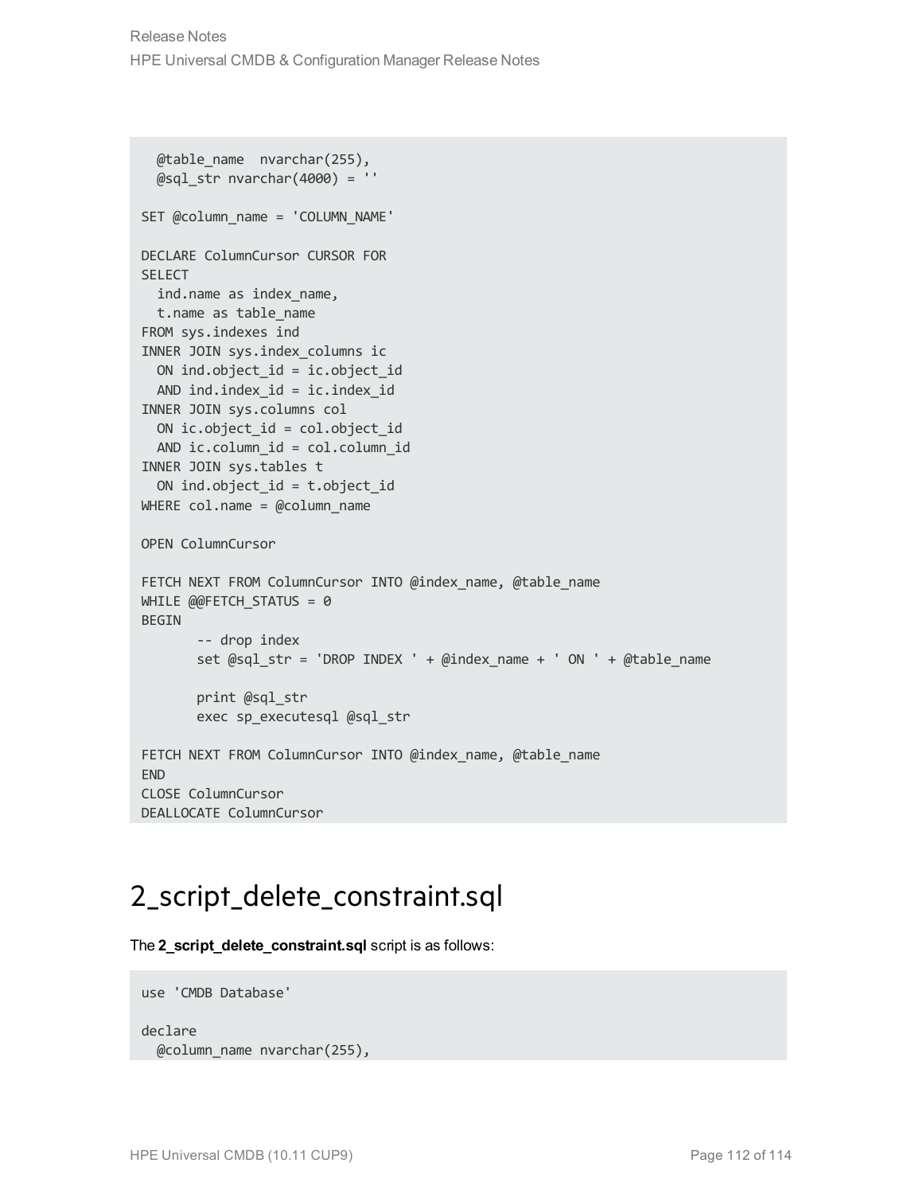```
  @table_name  nvarchar(255),
  @sql_str nvarchar(4000) = ''

SET @column_name = 'COLUMN_NAME'

DECLARE ColumnCursor CURSOR FOR
SELECT
  ind.name as index_name,
  t.name as table_name
FROM sys.indexes ind
INNER JOIN sys.index_columns ic
  ON ind.object_id = ic.object_id
  AND ind.index_id = ic.index_id
INNER JOIN sys.columns col
  ON ic.object_id = col.object_id
  AND ic.column_id = col.column_id
INNER JOIN sys.tables t
  ON ind.object_id = t.object_id
WHERE col.name = @column_name

OPEN ColumnCursor

FETCH NEXT FROM ColumnCursor INTO @index_name, @table_name
WHILE @@FETCH_STATUS = 0
BEGIN
       -- drop index
       set @sql_str = 'DROP INDEX ' + @index_name + ' ON ' + @table_name

       print @sql_str
       exec sp_executesql @sql_str

FETCH NEXT FROM ColumnCursor INTO @index_name, @table_name
END
CLOSE ColumnCursor
DEALLOCATE ColumnCursor
```

## 2_script_delete_constraint.sql

The **2_script_delete_constraint.sql** script is as follows:

```
use 'CMDB Database'

declare
  @column_name nvarchar(255),
```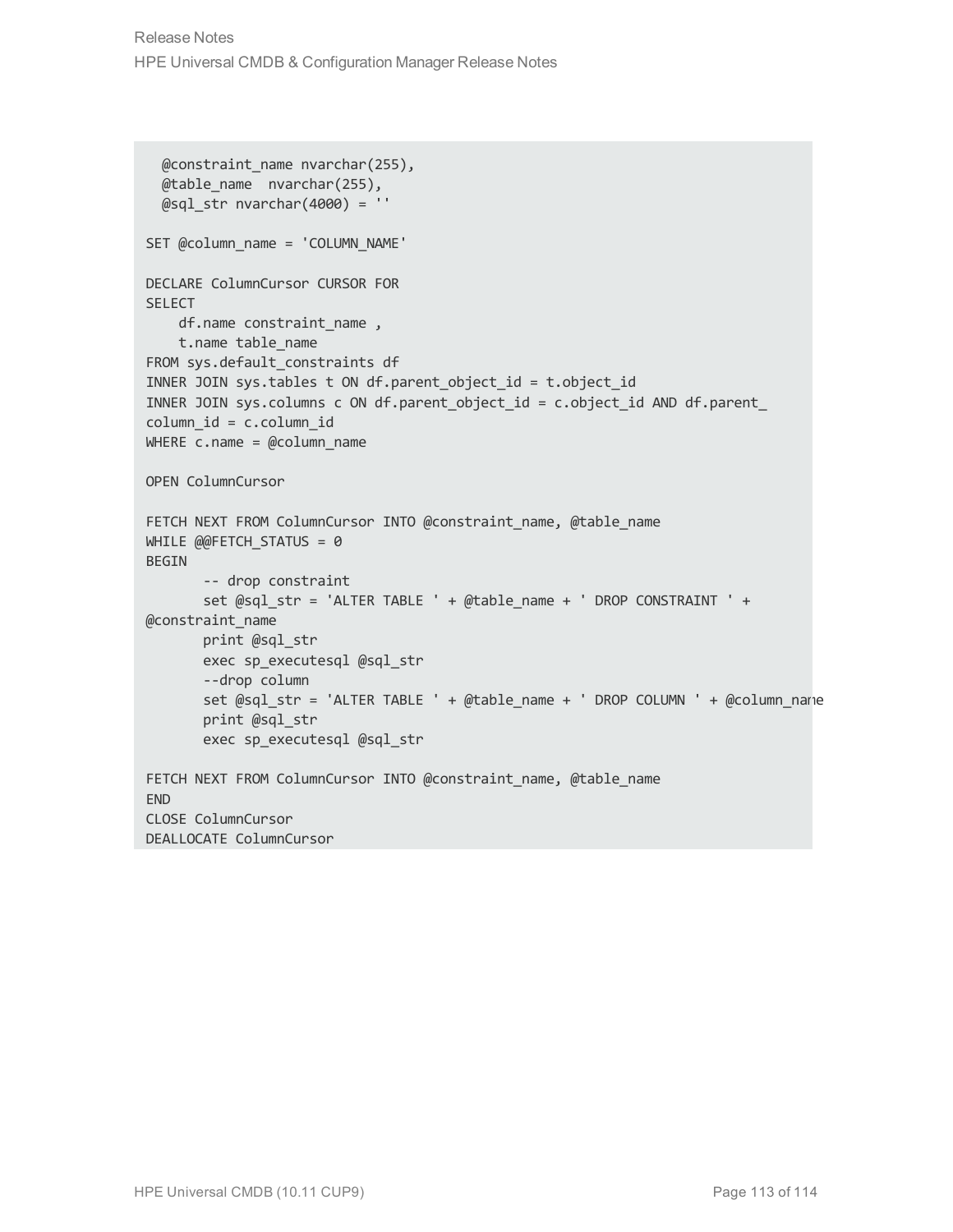```
  @constraint_name nvarchar(255),
  @table_name  nvarchar(255),
  @sql_str nvarchar(4000) = ''

SET @column_name = 'COLUMN_NAME'

DECLARE ColumnCursor CURSOR FOR
SELECT
    df.name constraint_name ,
    t.name table_name
FROM sys.default_constraints df
INNER JOIN sys.tables t ON df.parent_object_id = t.object_id
INNER JOIN sys.columns c ON df.parent_object_id = c.object_id AND df.parent_
column_id = c.column_id
WHERE c.name = @column_name

OPEN ColumnCursor

FETCH NEXT FROM ColumnCursor INTO @constraint_name, @table_name
WHILE @@FETCH_STATUS = 0
BEGIN
       -- drop constraint
       set @sql_str = 'ALTER TABLE ' + @table_name + ' DROP CONSTRAINT ' +
@constraint_name
       print @sql_str
       exec sp_executesql @sql_str
       --drop column
       set @sql_str = 'ALTER TABLE ' + @table_name + ' DROP COLUMN ' + @column_name
       print @sql_str
       exec sp_executesql @sql_str

FETCH NEXT FROM ColumnCursor INTO @constraint_name, @table_name
END
CLOSE ColumnCursor
DEALLOCATE ColumnCursor
```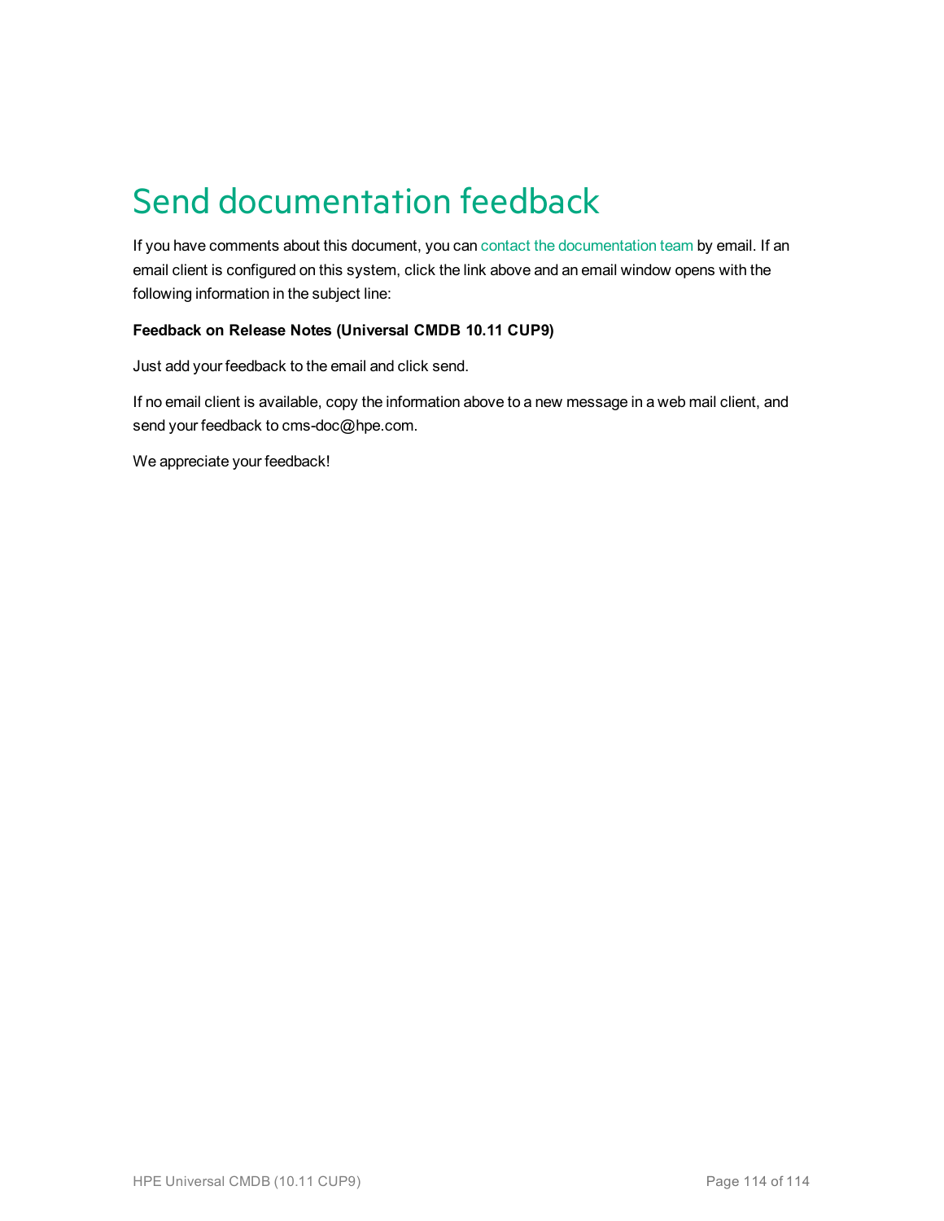# Send documentation feedback

If you have comments about this document, you can contact the documentation team by email. If an email client is configured on this system, click the link above and an email window opens with the following information in the subject line:

**Feedback on Release Notes (Universal CMDB 10.11 CUP9)**

Just add your feedback to the email and click send.

If no email client is available, copy the information above to a new message in a web mail client, and send your feedback to cms-doc@hpe.com.

We appreciate your feedback!